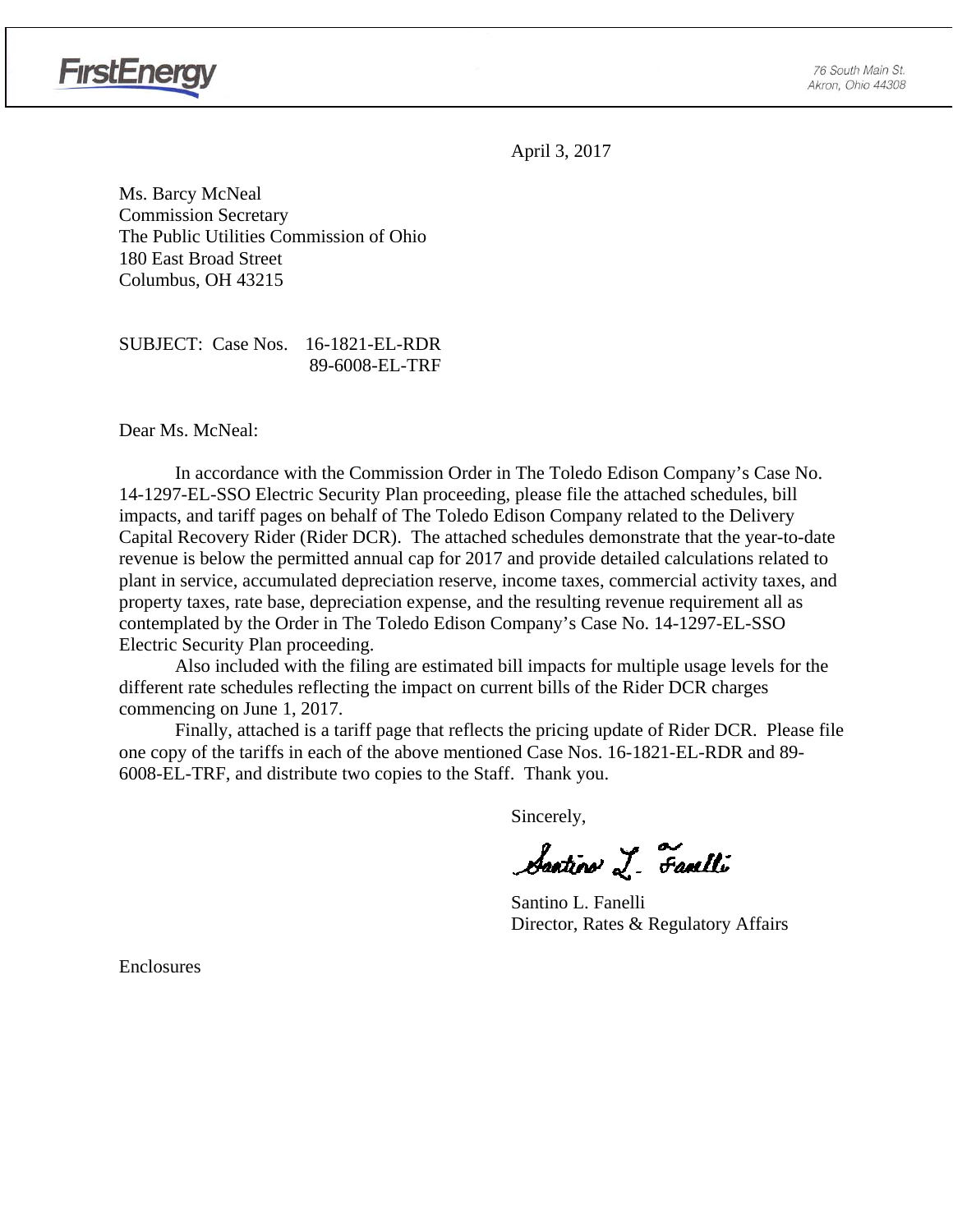FirstEnergy

76 South Main St.
Akron, Ohio 44308

April 3, 2017

Ms. Barcy McNeal
Commission Secretary
The Public Utilities Commission of Ohio
180 East Broad Street
Columbus, OH 43215

SUBJECT: Case Nos. 16-1821-EL-RDR
89-6008-EL-TRF

Dear Ms. McNeal:

In accordance with the Commission Order in The Toledo Edison Company's Case No. 14-1297-EL-SSO Electric Security Plan proceeding, please file the attached schedules, bill impacts, and tariff pages on behalf of The Toledo Edison Company related to the Delivery Capital Recovery Rider (Rider DCR). The attached schedules demonstrate that the year-to-date revenue is below the permitted annual cap for 2017 and provide detailed calculations related to plant in service, accumulated depreciation reserve, income taxes, commercial activity taxes, and property taxes, rate base, depreciation expense, and the resulting revenue requirement all as contemplated by the Order in The Toledo Edison Company's Case No. 14-1297-EL-SSO Electric Security Plan proceeding.

Also included with the filing are estimated bill impacts for multiple usage levels for the different rate schedules reflecting the impact on current bills of the Rider DCR charges commencing on June 1, 2017.

Finally, attached is a tariff page that reflects the pricing update of Rider DCR. Please file one copy of the tariffs in each of the above mentioned Case Nos. 16-1821-EL-RDR and 89-6008-EL-TRF, and distribute two copies to the Staff. Thank you.

Sincerely,

Santino L. Fanelli

Santino L. Fanelli
Director, Rates & Regulatory Affairs

Enclosures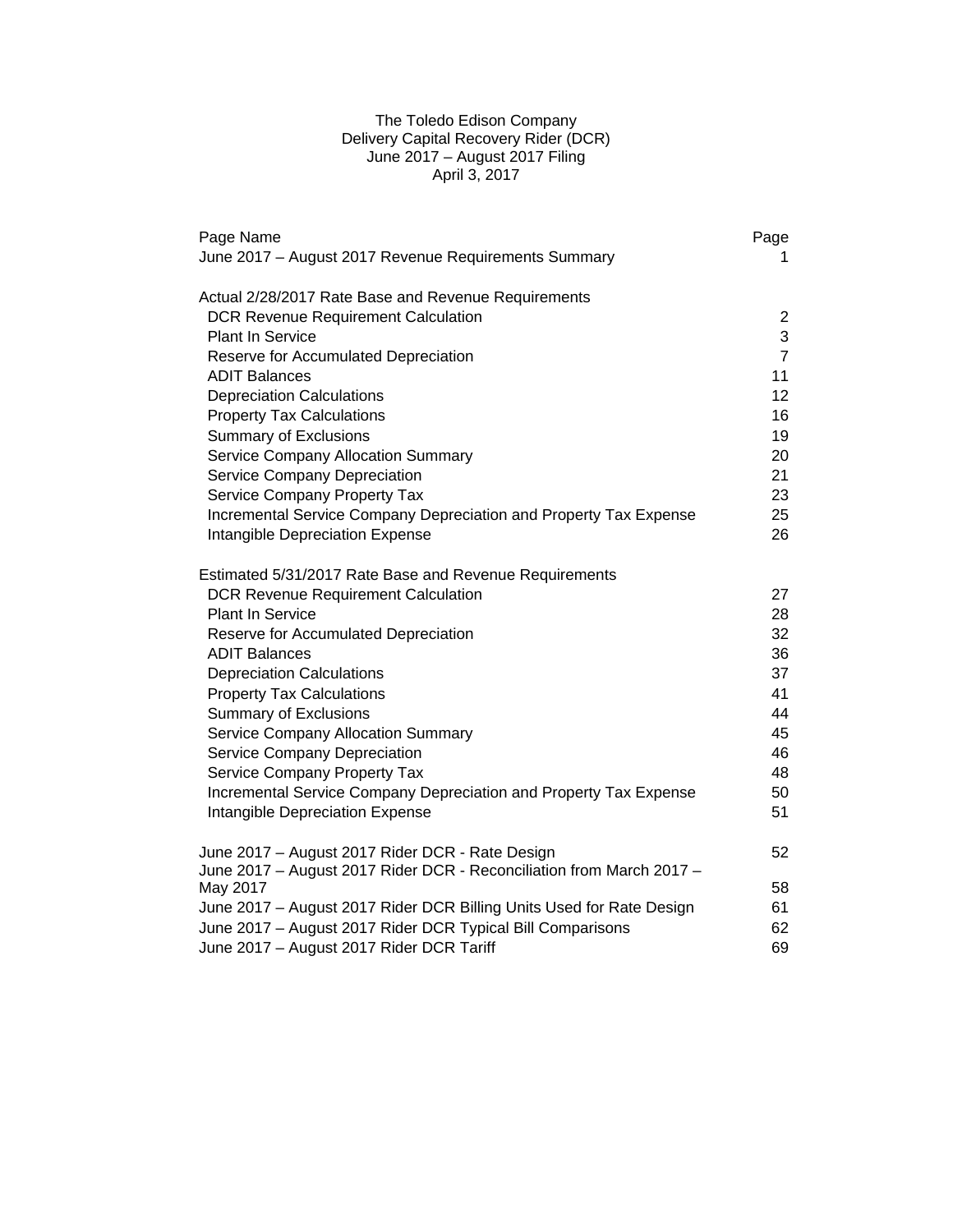# The Toledo Edison Company
## Delivery Capital Recovery Rider (DCR)
### June 2017 – August 2017 Filing
### April 3, 2017

| Page Name | Page |
|---|---|
| June 2017 – August 2017 Revenue Requirements Summary | 1 |
| | |
| **Actual 2/28/2017 Rate Base and Revenue Requirements** | |
| DCR Revenue Requirement Calculation | 2 |
| Plant In Service | 3 |
| Reserve for Accumulated Depreciation | 7 |
| ADIT Balances | 11 |
| Depreciation Calculations | 12 |
| Property Tax Calculations | 16 |
| Summary of Exclusions | 19 |
| Service Company Allocation Summary | 20 |
| Service Company Depreciation | 21 |
| Service Company Property Tax | 23 |
| Incremental Service Company Depreciation and Property Tax Expense | 25 |
| Intangible Depreciation Expense | 26 |
| | |
| **Estimated 5/31/2017 Rate Base and Revenue Requirements** | |
| DCR Revenue Requirement Calculation | 27 |
| Plant In Service | 28 |
| Reserve for Accumulated Depreciation | 32 |
| ADIT Balances | 36 |
| Depreciation Calculations | 37 |
| Property Tax Calculations | 41 |
| Summary of Exclusions | 44 |
| Service Company Allocation Summary | 45 |
| Service Company Depreciation | 46 |
| Service Company Property Tax | 48 |
| Incremental Service Company Depreciation and Property Tax Expense | 50 |
| Intangible Depreciation Expense | 51 |
| | |
| June 2017 – August 2017 Rider DCR - Rate Design | 52 |
| June 2017 – August 2017 Rider DCR - Reconciliation from March 2017 – May 2017 | 58 |
| June 2017 – August 2017 Rider DCR Billing Units Used for Rate Design | 61 |
| June 2017 – August 2017 Rider DCR Typical Bill Comparisons | 62 |
| June 2017 – August 2017 Rider DCR Tariff | 69 |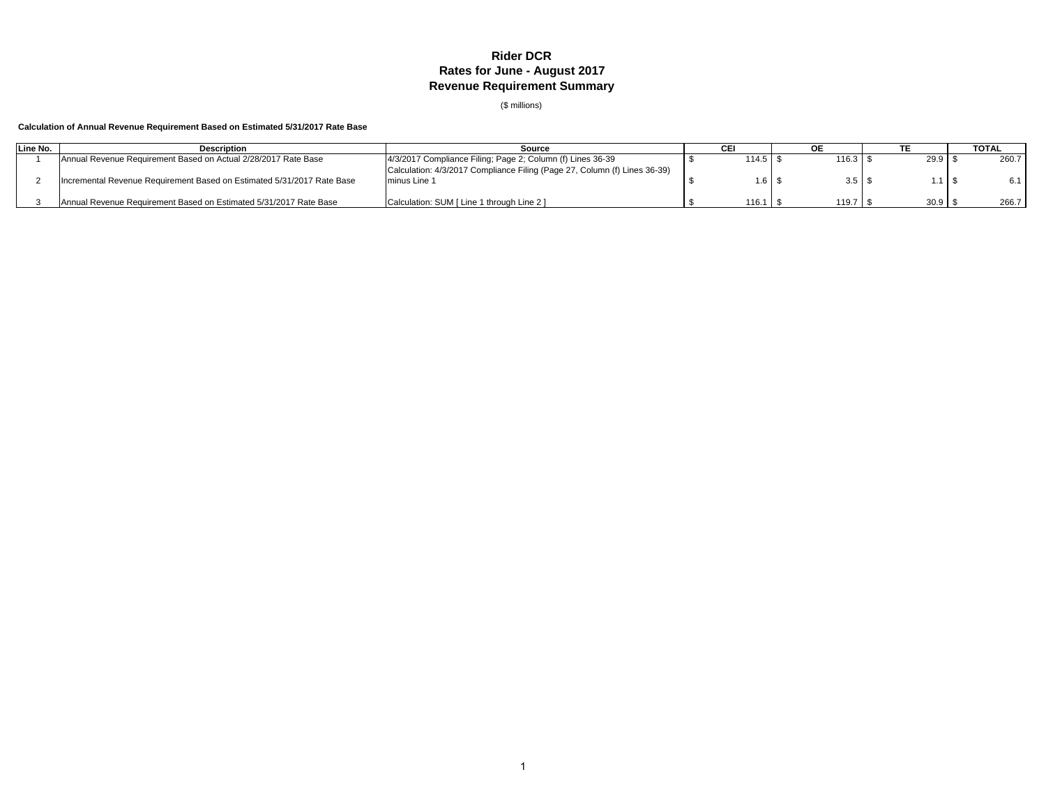# Rider DCR
## Rates for June - August 2017
## Revenue Requirement Summary

($ millions)

**Calculation of Annual Revenue Requirement Based on Estimated 5/31/2017 Rate Base**

| Line No. | Description | Source | CEI | OE | TE | TOTAL |
|---|---|---|---|---|---|---|
| 1 | Annual Revenue Requirement Based on Actual 2/28/2017 Rate Base | 4/3/2017 Compliance Filing; Page 2; Column (f) Lines 36-39 | $ 114.5 | $ 116.3 | $ 29.9 | $ 260.7 |
| 2 | Incremental Revenue Requirement Based on Estimated 5/31/2017 Rate Base | Calculation: 4/3/2017 Compliance Filing (Page 27, Column (f) Lines 36-39) minus Line 1 | $ 1.6 | $ 3.5 | $ 1.1 | $ 6.1 |
| 3 | Annual Revenue Requirement Based on Estimated 5/31/2017 Rate Base | Calculation: SUM [ Line 1 through Line 2 ] | $ 116.1 | $ 119.7 | $ 30.9 | $ 266.7 |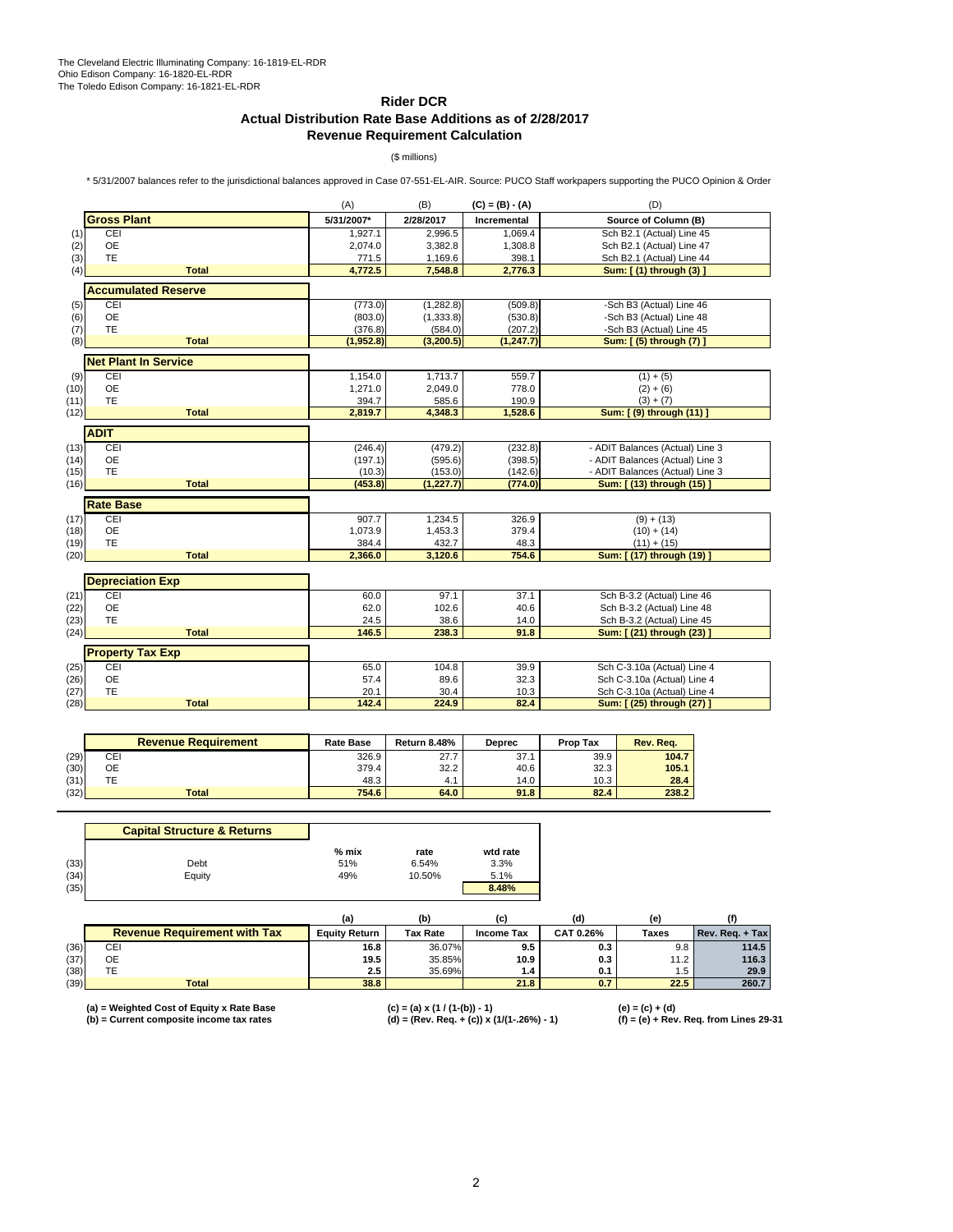The Cleveland Electric Illuminating Company: 16-1819-EL-RDR
Ohio Edison Company: 16-1820-EL-RDR
The Toledo Edison Company: 16-1821-EL-RDR

# Rider DCR
## Actual Distribution Rate Base Additions as of 2/28/2017
## Revenue Requirement Calculation

($ millions)

* 5/31/2007 balances refer to the jurisdictional balances approved in Case 07-551-EL-AIR. Source: PUCO Staff workpapers supporting the PUCO Opinion & Order

| | | (A) | (B) | (C) = (B) - (A) | (D) |
|---|---|---|---|---|---|
| | **Gross Plant** | **5/31/2007*** | **2/28/2017** | **Incremental** | **Source of Column (B)** |
| (1) | CEI | 1,927.1 | 2,996.5 | 1,069.4 | Sch B2.1 (Actual) Line 45 |
| (2) | OE | 2,074.0 | 3,382.8 | 1,308.8 | Sch B2.1 (Actual) Line 47 |
| (3) | TE | 771.5 | 1,169.6 | 398.1 | Sch B2.1 (Actual) Line 44 |
| (4) | **Total** | **4,772.5** | **7,548.8** | **2,776.3** | **Sum: [ (1) through (3) ]** |
| | **Accumulated Reserve** | | | | |
| (5) | CEI | (773.0) | (1,282.8) | (509.8) | -Sch B3 (Actual) Line 46 |
| (6) | OE | (803.0) | (1,333.8) | (530.8) | -Sch B3 (Actual) Line 48 |
| (7) | TE | (376.8) | (584.0) | (207.2) | -Sch B3 (Actual) Line 45 |
| (8) | **Total** | **(1,952.8)** | **(3,200.5)** | **(1,247.7)** | **Sum: [ (5) through (7) ]** |
| | **Net Plant In Service** | | | | |
| (9) | CEI | 1,154.0 | 1,713.7 | 559.7 | (1) + (5) |
| (10) | OE | 1,271.0 | 2,049.0 | 778.0 | (2) + (6) |
| (11) | TE | 394.7 | 585.6 | 190.9 | (3) + (7) |
| (12) | **Total** | **2,819.7** | **4,348.3** | **1,528.6** | **Sum: [ (9) through (11) ]** |
| | **ADIT** | | | | |
| (13) | CEI | (246.4) | (479.2) | (232.8) | - ADIT Balances (Actual) Line 3 |
| (14) | OE | (197.1) | (595.6) | (398.5) | - ADIT Balances (Actual) Line 3 |
| (15) | TE | (10.3) | (153.0) | (142.6) | - ADIT Balances (Actual) Line 3 |
| (16) | **Total** | **(453.8)** | **(1,227.7)** | **(774.0)** | **Sum: [ (13) through (15) ]** |
| | **Rate Base** | | | | |
| (17) | CEI | 907.7 | 1,234.5 | 326.9 | (9) + (13) |
| (18) | OE | 1,073.9 | 1,453.3 | 379.4 | (10) + (14) |
| (19) | TE | 384.4 | 432.7 | 48.3 | (11) + (15) |
| (20) | **Total** | **2,366.0** | **3,120.6** | **754.6** | **Sum: [ (17) through (19) ]** |
| | **Depreciation Exp** | | | | |
| (21) | CEI | 60.0 | 97.1 | 37.1 | Sch B-3.2 (Actual) Line 46 |
| (22) | OE | 62.0 | 102.6 | 40.6 | Sch B-3.2 (Actual) Line 48 |
| (23) | TE | 24.5 | 38.6 | 14.0 | Sch B-3.2 (Actual) Line 45 |
| (24) | **Total** | **146.5** | **238.3** | **91.8** | **Sum: [ (21) through (23) ]** |
| | **Property Tax Exp** | | | | |
| (25) | CEI | 65.0 | 104.8 | 39.9 | Sch C-3.10a (Actual) Line 4 |
| (26) | OE | 57.4 | 89.6 | 32.3 | Sch C-3.10a (Actual) Line 4 |
| (27) | TE | 20.1 | 30.4 | 10.3 | Sch C-3.10a (Actual) Line 4 |
| (28) | **Total** | **142.4** | **224.9** | **82.4** | **Sum: [ (25) through (27) ]** |

| | Revenue Requirement | Rate Base | Return 8.48% | Deprec | Prop Tax | Rev. Req. |
|---|---|---|---|---|---|---|
| (29) | CEI | 326.9 | 27.7 | 37.1 | 39.9 | **104.7** |
| (30) | OE | 379.4 | 32.2 | 40.6 | 32.3 | **105.1** |
| (31) | TE | 48.3 | 4.1 | 14.0 | 10.3 | **28.4** |
| (32) | **Total** | **754.6** | **64.0** | **91.8** | **82.4** | **238.2** |

| | Capital Structure & Returns | % mix | rate | wtd rate |
|---|---|---|---|---|
| (33) | Debt | 51% | 6.54% | 3.3% |
| (34) | Equity | 49% | 10.50% | 5.1% |
| (35) | | | | **8.48%** |

| | | (a) | (b) | (c) | (d) | (e) | (f) |
|---|---|---|---|---|---|---|---|
| | **Revenue Requirement with Tax** | **Equity Return** | **Tax Rate** | **Income Tax** | **CAT 0.26%** | **Taxes** | **Rev. Req. + Tax** |
| (36) | CEI | **16.8** | 36.07% | **9.5** | **0.3** | 9.8 | **114.5** |
| (37) | OE | **19.5** | 35.85% | **10.9** | **0.3** | 11.2 | **116.3** |
| (38) | TE | **2.5** | 35.69% | **1.4** | **0.1** | 1.5 | **29.9** |
| (39) | **Total** | **38.8** | | **21.8** | **0.7** | **22.5** | **260.7** |

**(a) = Weighted Cost of Equity x Rate Base**
**(b) = Current composite income tax rates**
**(c) = (a) x (1 / (1-(b)) - 1)**
**(d) = (Rev. Req. + (c)) x (1/(1-.26%) - 1)**
**(e) = (c) + (d)**
**(f) = (e) + Rev. Req. from Lines 29-31**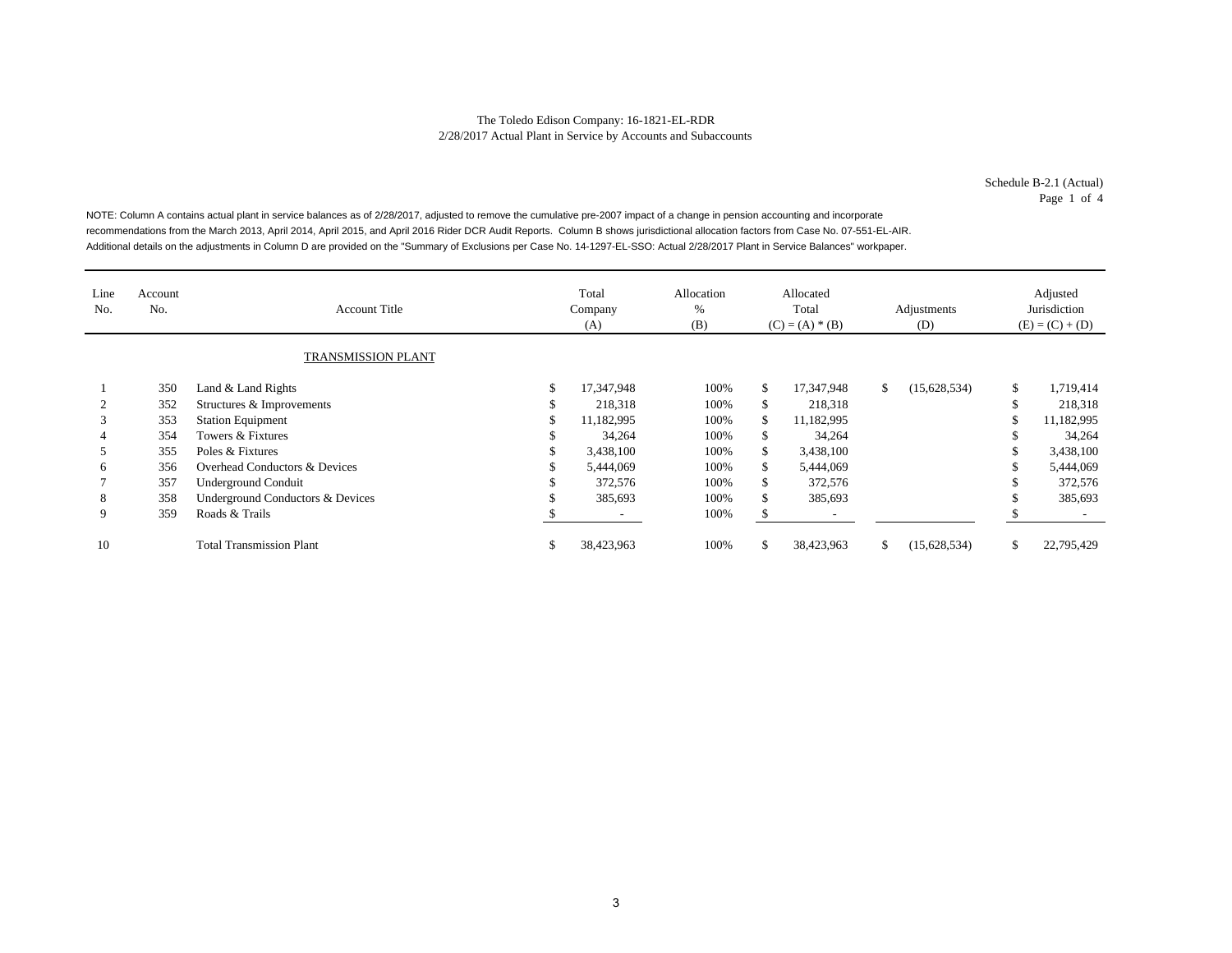The Toledo Edison Company: 16-1821-EL-RDR
2/28/2017 Actual Plant in Service by Accounts and Subaccounts

Schedule B-2.1 (Actual)
Page 1 of 4

NOTE: Column A contains actual plant in service balances as of 2/28/2017, adjusted to remove the cumulative pre-2007 impact of a change in pension accounting and incorporate recommendations from the March 2013, April 2014, April 2015, and April 2016 Rider DCR Audit Reports. Column B shows jurisdictional allocation factors from Case No. 07-551-EL-AIR. Additional details on the adjustments in Column D are provided on the "Summary of Exclusions per Case No. 14-1297-EL-SSO: Actual 2/28/2017 Plant in Service Balances" workpaper.

| Line No. | Account No. | Account Title | Total Company (A) | Allocation % (B) | Allocated Total (C) = (A) * (B) | Adjustments (D) | Adjusted Jurisdiction (E) = (C) + (D) |
|---|---|---|---|---|---|---|---|
| | | TRANSMISSION PLANT | | | | | |
| 1 | 350 | Land & Land Rights | $ 17,347,948 | 100% | $ 17,347,948 | $ (15,628,534) | $ 1,719,414 |
| 2 | 352 | Structures & Improvements | $ 218,318 | 100% | $ 218,318 | | $ 218,318 |
| 3 | 353 | Station Equipment | $ 11,182,995 | 100% | $ 11,182,995 | | $ 11,182,995 |
| 4 | 354 | Towers & Fixtures | $ 34,264 | 100% | $ 34,264 | | $ 34,264 |
| 5 | 355 | Poles & Fixtures | $ 3,438,100 | 100% | $ 3,438,100 | | $ 3,438,100 |
| 6 | 356 | Overhead Conductors & Devices | $ 5,444,069 | 100% | $ 5,444,069 | | $ 5,444,069 |
| 7 | 357 | Underground Conduit | $ 372,576 | 100% | $ 372,576 | | $ 372,576 |
| 8 | 358 | Underground Conductors & Devices | $ 385,693 | 100% | $ 385,693 | | $ 385,693 |
| 9 | 359 | Roads & Trails | $ - | 100% | $ - | | $ - |
| 10 | | Total Transmission Plant | $ 38,423,963 | 100% | $ 38,423,963 | $ (15,628,534) | $ 22,795,429 |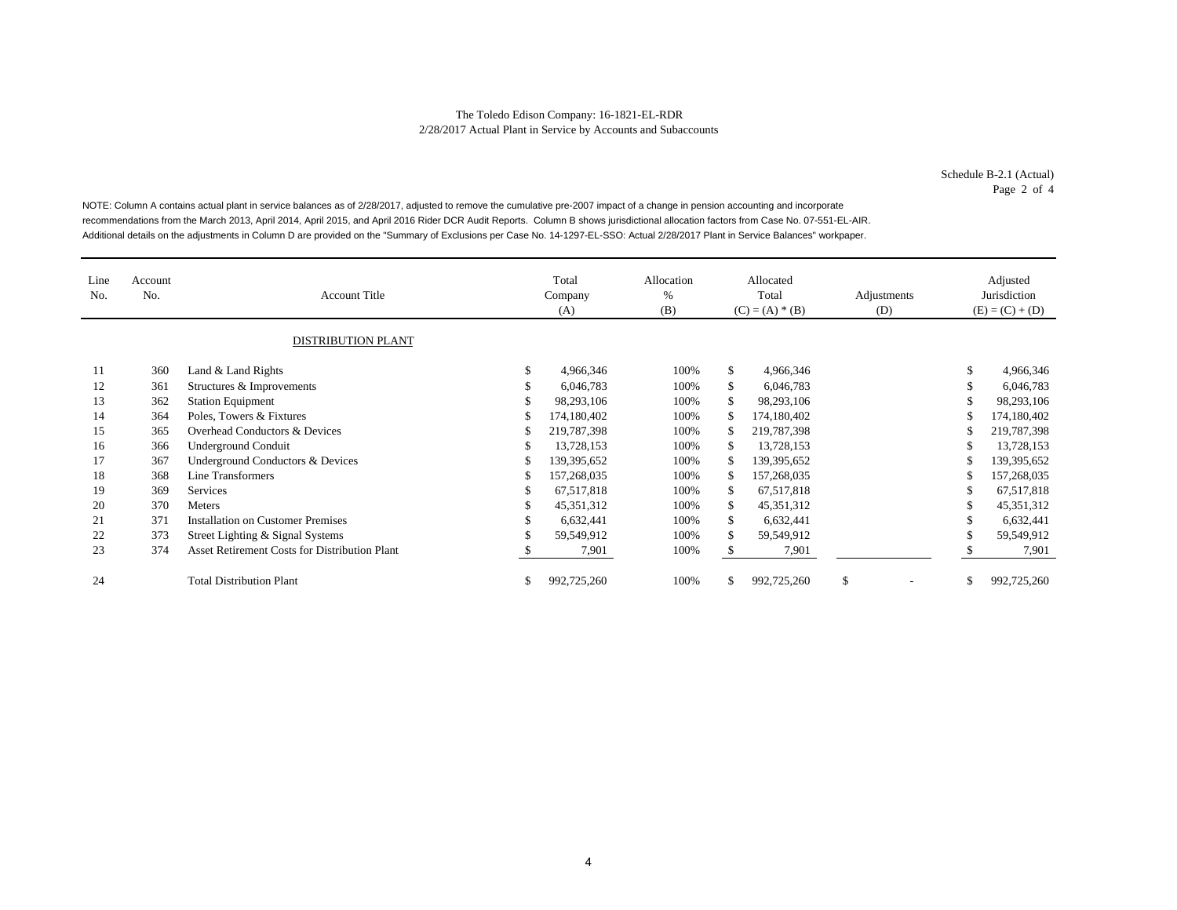The Toledo Edison Company: 16-1821-EL-RDR
2/28/2017 Actual Plant in Service by Accounts and Subaccounts

Schedule B-2.1 (Actual)
Page 2 of 4

NOTE: Column A contains actual plant in service balances as of 2/28/2017, adjusted to remove the cumulative pre-2007 impact of a change in pension accounting and incorporate recommendations from the March 2013, April 2014, April 2015, and April 2016 Rider DCR Audit Reports. Column B shows jurisdictional allocation factors from Case No. 07-551-EL-AIR. Additional details on the adjustments in Column D are provided on the "Summary of Exclusions per Case No. 14-1297-EL-SSO: Actual 2/28/2017 Plant in Service Balances" workpaper.

| Line No. | Account No. | Account Title | Total Company (A) | Allocation % (B) | Allocated Total (C) = (A) * (B) | Adjustments (D) | Adjusted Jurisdiction (E) = (C) + (D) |
|---|---|---|---|---|---|---|---|
| | | DISTRIBUTION PLANT | | | | | |
| 11 | 360 | Land & Land Rights | $ 4,966,346 | 100% | $ 4,966,346 | | $ 4,966,346 |
| 12 | 361 | Structures & Improvements | $ 6,046,783 | 100% | $ 6,046,783 | | $ 6,046,783 |
| 13 | 362 | Station Equipment | $ 98,293,106 | 100% | $ 98,293,106 | | $ 98,293,106 |
| 14 | 364 | Poles, Towers & Fixtures | $ 174,180,402 | 100% | $ 174,180,402 | | $ 174,180,402 |
| 15 | 365 | Overhead Conductors & Devices | $ 219,787,398 | 100% | $ 219,787,398 | | $ 219,787,398 |
| 16 | 366 | Underground Conduit | $ 13,728,153 | 100% | $ 13,728,153 | | $ 13,728,153 |
| 17 | 367 | Underground Conductors & Devices | $ 139,395,652 | 100% | $ 139,395,652 | | $ 139,395,652 |
| 18 | 368 | Line Transformers | $ 157,268,035 | 100% | $ 157,268,035 | | $ 157,268,035 |
| 19 | 369 | Services | $ 67,517,818 | 100% | $ 67,517,818 | | $ 67,517,818 |
| 20 | 370 | Meters | $ 45,351,312 | 100% | $ 45,351,312 | | $ 45,351,312 |
| 21 | 371 | Installation on Customer Premises | $ 6,632,441 | 100% | $ 6,632,441 | | $ 6,632,441 |
| 22 | 373 | Street Lighting & Signal Systems | $ 59,549,912 | 100% | $ 59,549,912 | | $ 59,549,912 |
| 23 | 374 | Asset Retirement Costs for Distribution Plant | $ 7,901 | 100% | $ 7,901 | | $ 7,901 |
| 24 | | Total Distribution Plant | $ 992,725,260 | 100% | $ 992,725,260 | $ - | $ 992,725,260 |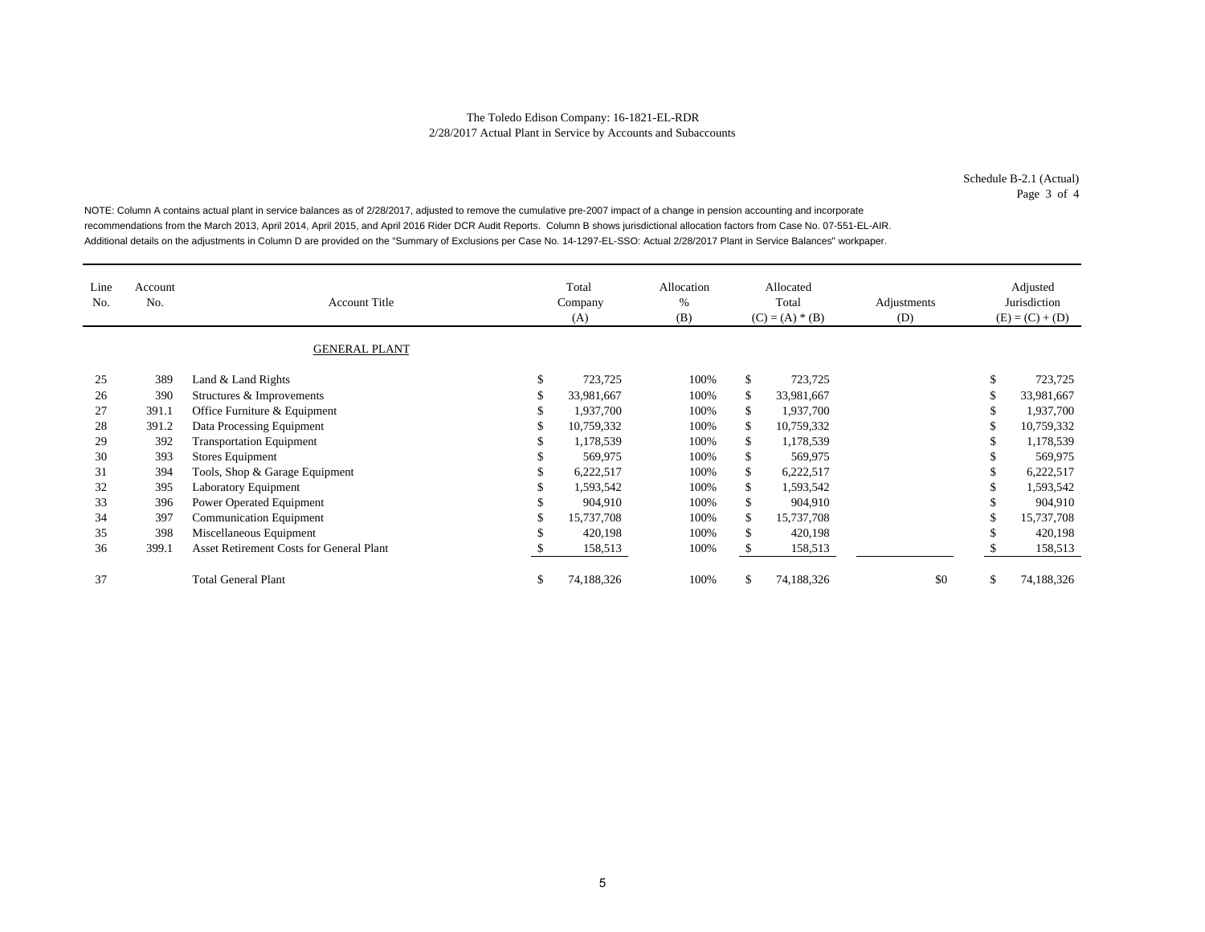The Toledo Edison Company: 16-1821-EL-RDR
2/28/2017 Actual Plant in Service by Accounts and Subaccounts

Schedule B-2.1 (Actual)
Page 3 of 4

NOTE: Column A contains actual plant in service balances as of 2/28/2017, adjusted to remove the cumulative pre-2007 impact of a change in pension accounting and incorporate recommendations from the March 2013, April 2014, April 2015, and April 2016 Rider DCR Audit Reports. Column B shows jurisdictional allocation factors from Case No. 07-551-EL-AIR. Additional details on the adjustments in Column D are provided on the "Summary of Exclusions per Case No. 14-1297-EL-SSO: Actual 2/28/2017 Plant in Service Balances" workpaper.

| Line No. | Account No. | Account Title | Total Company (A) | Allocation % (B) | Allocated Total (C) = (A) * (B) | Adjustments (D) | Adjusted Jurisdiction (E) = (C) + (D) |
|---|---|---|---|---|---|---|---|
| | | GENERAL PLANT | | | | | |
| 25 | 389 | Land & Land Rights | $ 723,725 | 100% | $ 723,725 | | $ 723,725 |
| 26 | 390 | Structures & Improvements | $ 33,981,667 | 100% | $ 33,981,667 | | $ 33,981,667 |
| 27 | 391.1 | Office Furniture & Equipment | $ 1,937,700 | 100% | $ 1,937,700 | | $ 1,937,700 |
| 28 | 391.2 | Data Processing Equipment | $ 10,759,332 | 100% | $ 10,759,332 | | $ 10,759,332 |
| 29 | 392 | Transportation Equipment | $ 1,178,539 | 100% | $ 1,178,539 | | $ 1,178,539 |
| 30 | 393 | Stores Equipment | $ 569,975 | 100% | $ 569,975 | | $ 569,975 |
| 31 | 394 | Tools, Shop & Garage Equipment | $ 6,222,517 | 100% | $ 6,222,517 | | $ 6,222,517 |
| 32 | 395 | Laboratory Equipment | $ 1,593,542 | 100% | $ 1,593,542 | | $ 1,593,542 |
| 33 | 396 | Power Operated Equipment | $ 904,910 | 100% | $ 904,910 | | $ 904,910 |
| 34 | 397 | Communication Equipment | $ 15,737,708 | 100% | $ 15,737,708 | | $ 15,737,708 |
| 35 | 398 | Miscellaneous Equipment | $ 420,198 | 100% | $ 420,198 | | $ 420,198 |
| 36 | 399.1 | Asset Retirement Costs for General Plant | $ 158,513 | 100% | $ 158,513 | | $ 158,513 |
| 37 | | Total General Plant | $ 74,188,326 | 100% | $ 74,188,326 | $0 | $ 74,188,326 |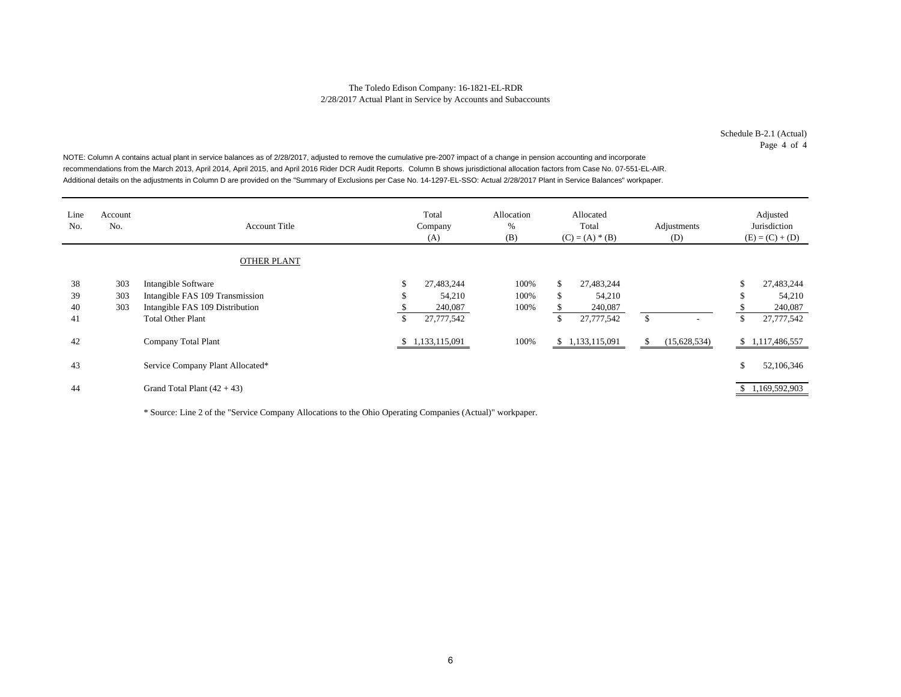The Toledo Edison Company: 16-1821-EL-RDR
2/28/2017 Actual Plant in Service by Accounts and Subaccounts

Schedule B-2.1 (Actual)
Page 4 of 4

NOTE: Column A contains actual plant in service balances as of 2/28/2017, adjusted to remove the cumulative pre-2007 impact of a change in pension accounting and incorporate recommendations from the March 2013, April 2014, April 2015, and April 2016 Rider DCR Audit Reports. Column B shows jurisdictional allocation factors from Case No. 07-551-EL-AIR. Additional details on the adjustments in Column D are provided on the "Summary of Exclusions per Case No. 14-1297-EL-SSO: Actual 2/28/2017 Plant in Service Balances" workpaper.

| Line No. | Account No. | Account Title | Total Company (A) | Allocation % (B) | Allocated Total (C) = (A) * (B) | Adjustments (D) | Adjusted Jurisdiction (E) = (C) + (D) |
|---|---|---|---|---|---|---|---|
| | | OTHER PLANT | | | | | |
| 38 | 303 | Intangible Software | $ 27,483,244 | 100% | $ 27,483,244 | | $ 27,483,244 |
| 39 | 303 | Intangible FAS 109 Transmission | $ 54,210 | 100% | $ 54,210 | | $ 54,210 |
| 40 | 303 | Intangible FAS 109 Distribution | $ 240,087 | 100% | $ 240,087 | | $ 240,087 |
| 41 | | Total Other Plant | $ 27,777,542 | | $ 27,777,542 | $ - | $ 27,777,542 |
| 42 | | Company Total Plant | $ 1,133,115,091 | 100% | $ 1,133,115,091 | $ (15,628,534) | $ 1,117,486,557 |
| 43 | | Service Company Plant Allocated* | | | | | $ 52,106,346 |
| 44 | | Grand Total Plant (42 + 43) | | | | | $ 1,169,592,903 |

* Source: Line 2 of the "Service Company Allocations to the Ohio Operating Companies (Actual)" workpaper.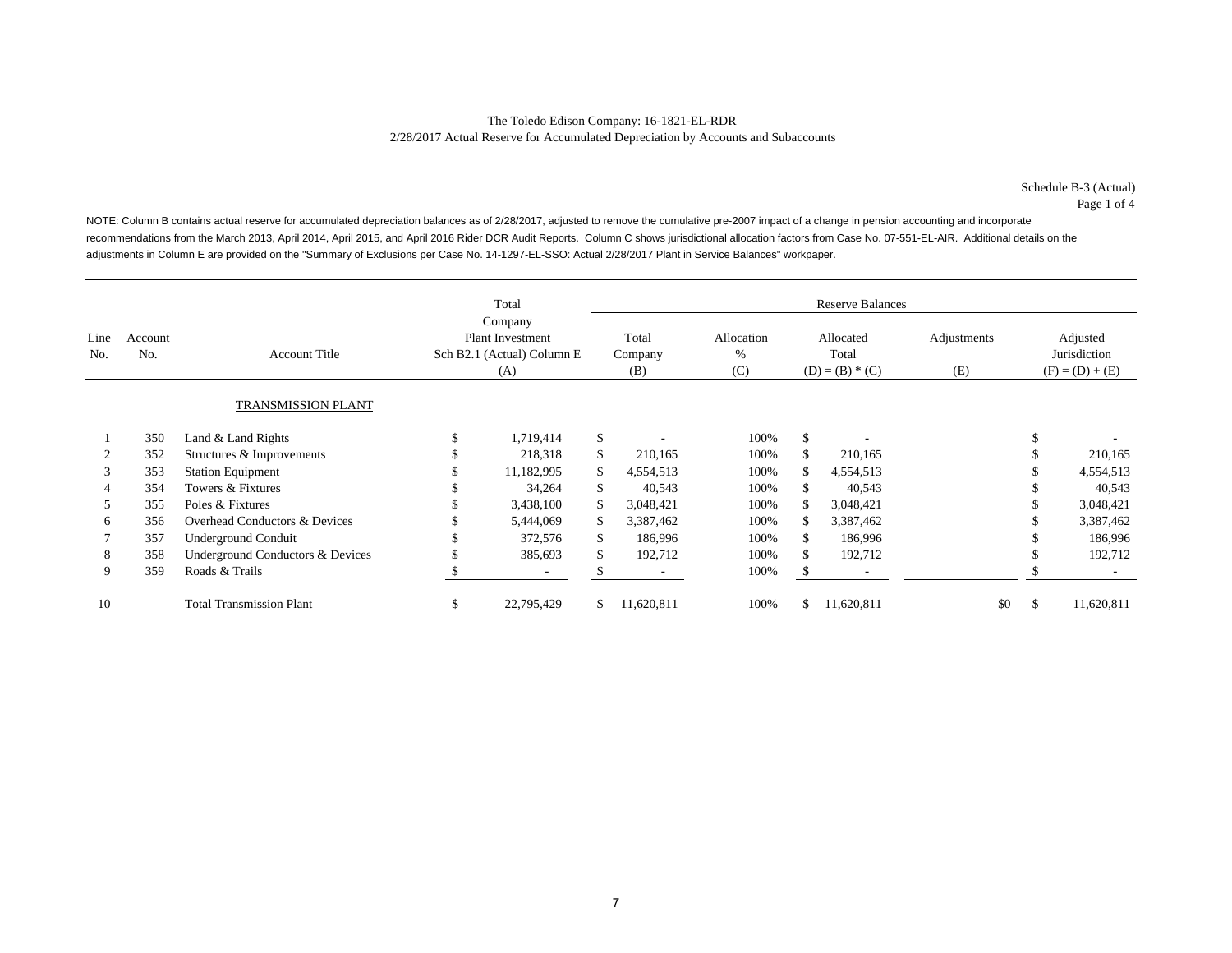The Toledo Edison Company: 16-1821-EL-RDR
2/28/2017 Actual Reserve for Accumulated Depreciation by Accounts and Subaccounts

Schedule B-3 (Actual)
Page 1 of 4

NOTE: Column B contains actual reserve for accumulated depreciation balances as of 2/28/2017, adjusted to remove the cumulative pre-2007 impact of a change in pension accounting and incorporate recommendations from the March 2013, April 2014, April 2015, and April 2016 Rider DCR Audit Reports. Column C shows jurisdictional allocation factors from Case No. 07-551-EL-AIR. Additional details on the adjustments in Column E are provided on the "Summary of Exclusions per Case No. 14-1297-EL-SSO: Actual 2/28/2017 Plant in Service Balances" workpaper.

| | | | | Reserve Balances | | | | |
|---|---|---|---|---|---|---|---|---|
| Line No. | Account No. | Account Title | Total Company Plant Investment Sch B2.1 (Actual) Column E (A) | Total Company (B) | Allocation % (C) | Allocated Total (D) = (B) * (C) | Adjustments (E) | Adjusted Jurisdiction (F) = (D) + (E) |
| | | TRANSMISSION PLANT | | | | | | |
| 1 | 350 | Land & Land Rights | $ 1,719,414 | $ - | 100% | $ - | | $ - |
| 2 | 352 | Structures & Improvements | $ 218,318 | $ 210,165 | 100% | $ 210,165 | | $ 210,165 |
| 3 | 353 | Station Equipment | $ 11,182,995 | $ 4,554,513 | 100% | $ 4,554,513 | | $ 4,554,513 |
| 4 | 354 | Towers & Fixtures | $ 34,264 | $ 40,543 | 100% | $ 40,543 | | $ 40,543 |
| 5 | 355 | Poles & Fixtures | $ 3,438,100 | $ 3,048,421 | 100% | $ 3,048,421 | | $ 3,048,421 |
| 6 | 356 | Overhead Conductors & Devices | $ 5,444,069 | $ 3,387,462 | 100% | $ 3,387,462 | | $ 3,387,462 |
| 7 | 357 | Underground Conduit | $ 372,576 | $ 186,996 | 100% | $ 186,996 | | $ 186,996 |
| 8 | 358 | Underground Conductors & Devices | $ 385,693 | $ 192,712 | 100% | $ 192,712 | | $ 192,712 |
| 9 | 359 | Roads & Trails | $ - | $ - | 100% | $ - | | $ - |
| 10 | | Total Transmission Plant | $ 22,795,429 | $ 11,620,811 | 100% | $ 11,620,811 | $0 | $ 11,620,811 |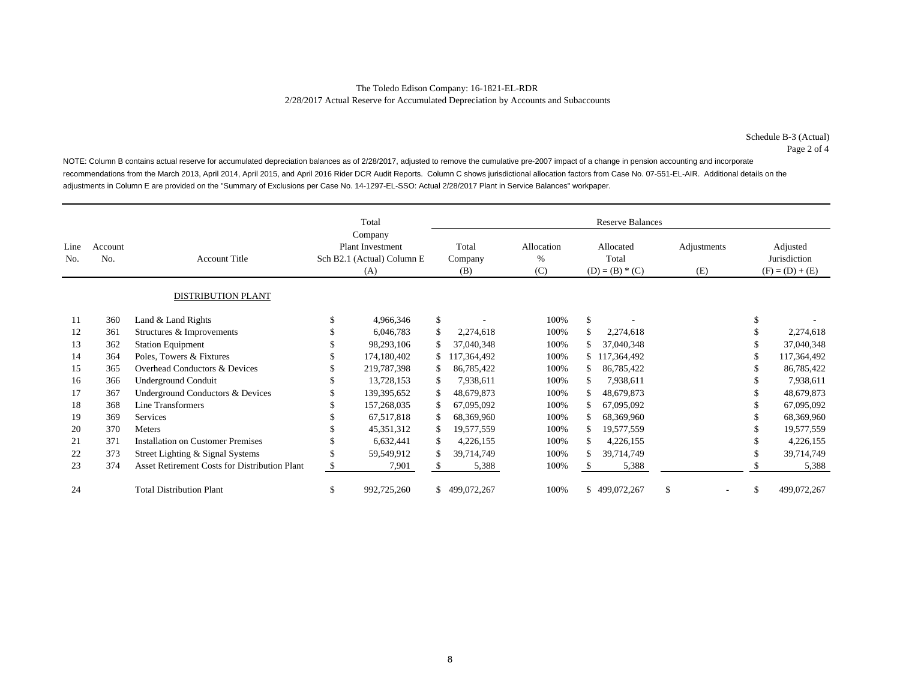The Toledo Edison Company: 16-1821-EL-RDR
2/28/2017 Actual Reserve for Accumulated Depreciation by Accounts and Subaccounts

Schedule B-3 (Actual)
Page 2 of 4

NOTE: Column B contains actual reserve for accumulated depreciation balances as of 2/28/2017, adjusted to remove the cumulative pre-2007 impact of a change in pension accounting and incorporate recommendations from the March 2013, April 2014, April 2015, and April 2016 Rider DCR Audit Reports. Column C shows jurisdictional allocation factors from Case No. 07-551-EL-AIR. Additional details on the adjustments in Column E are provided on the "Summary of Exclusions per Case No. 14-1297-EL-SSO: Actual 2/28/2017 Plant in Service Balances" workpaper.

| Line No. | Account No. | Account Title | Total Company Plant Investment Sch B2.1 (Actual) Column E (A) | Reserve Balances Total Company (B) | Allocation % (C) | Allocated Total (D) = (B) * (C) | Adjustments (E) | Adjusted Jurisdiction (F) = (D) + (E) |
|---|---|---|---|---|---|---|---|---|
| | | DISTRIBUTION PLANT | | | | | | |
| 11 | 360 | Land & Land Rights | $ 4,966,346 | $ - | 100% | $ - | | $ - |
| 12 | 361 | Structures & Improvements | $ 6,046,783 | $ 2,274,618 | 100% | $ 2,274,618 | | $ 2,274,618 |
| 13 | 362 | Station Equipment | $ 98,293,106 | $ 37,040,348 | 100% | $ 37,040,348 | | $ 37,040,348 |
| 14 | 364 | Poles, Towers & Fixtures | $ 174,180,402 | $ 117,364,492 | 100% | $ 117,364,492 | | $ 117,364,492 |
| 15 | 365 | Overhead Conductors & Devices | $ 219,787,398 | $ 86,785,422 | 100% | $ 86,785,422 | | $ 86,785,422 |
| 16 | 366 | Underground Conduit | $ 13,728,153 | $ 7,938,611 | 100% | $ 7,938,611 | | $ 7,938,611 |
| 17 | 367 | Underground Conductors & Devices | $ 139,395,652 | $ 48,679,873 | 100% | $ 48,679,873 | | $ 48,679,873 |
| 18 | 368 | Line Transformers | $ 157,268,035 | $ 67,095,092 | 100% | $ 67,095,092 | | $ 67,095,092 |
| 19 | 369 | Services | $ 67,517,818 | $ 68,369,960 | 100% | $ 68,369,960 | | $ 68,369,960 |
| 20 | 370 | Meters | $ 45,351,312 | $ 19,577,559 | 100% | $ 19,577,559 | | $ 19,577,559 |
| 21 | 371 | Installation on Customer Premises | $ 6,632,441 | $ 4,226,155 | 100% | $ 4,226,155 | | $ 4,226,155 |
| 22 | 373 | Street Lighting & Signal Systems | $ 59,549,912 | $ 39,714,749 | 100% | $ 39,714,749 | | $ 39,714,749 |
| 23 | 374 | Asset Retirement Costs for Distribution Plant | $ 7,901 | $ 5,388 | 100% | $ 5,388 | | $ 5,388 |
| 24 | | Total Distribution Plant | $ 992,725,260 | $ 499,072,267 | 100% | $ 499,072,267 | $ - | $ 499,072,267 |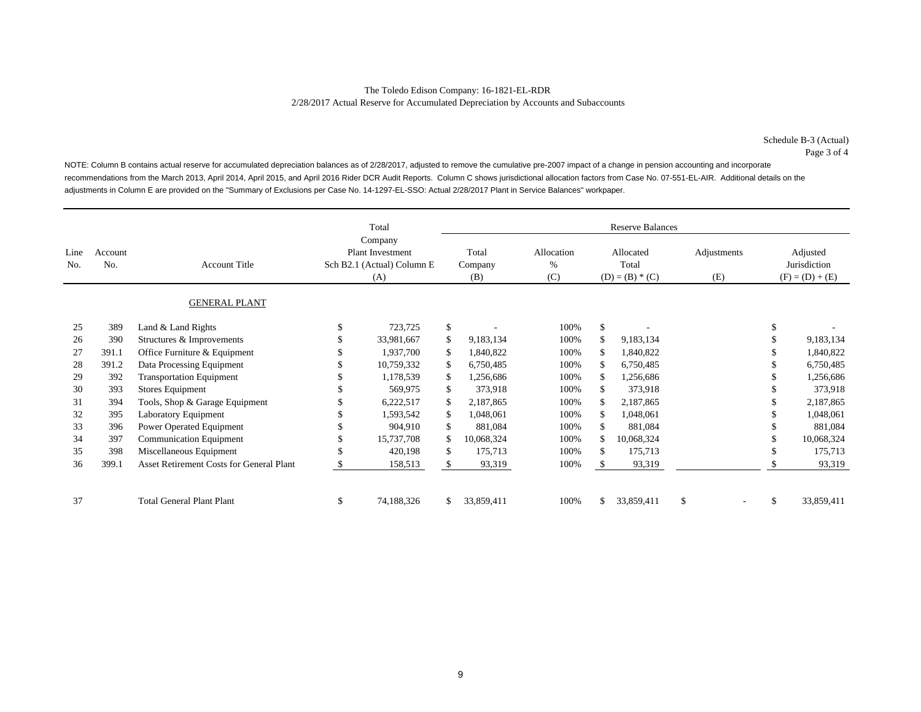The Toledo Edison Company: 16-1821-EL-RDR
2/28/2017 Actual Reserve for Accumulated Depreciation by Accounts and Subaccounts

Schedule B-3 (Actual)
Page 3 of 4

NOTE: Column B contains actual reserve for accumulated depreciation balances as of 2/28/2017, adjusted to remove the cumulative pre-2007 impact of a change in pension accounting and incorporate recommendations from the March 2013, April 2014, April 2015, and April 2016 Rider DCR Audit Reports. Column C shows jurisdictional allocation factors from Case No. 07-551-EL-AIR. Additional details on the adjustments in Column E are provided on the "Summary of Exclusions per Case No. 14-1297-EL-SSO: Actual 2/28/2017 Plant in Service Balances" workpaper.

| | | | Total Company Plant Investment | Reserve Balances | | | | |
|---|---|---|---|---|---|---|---|---|
| Line No. | Account No. | Account Title | Sch B2.1 (Actual) Column E (A) | Total Company (B) | Allocation % (C) | Allocated Total (D) = (B) * (C) | Adjustments (E) | Adjusted Jurisdiction (F) = (D) + (E) |
| | | GENERAL PLANT | | | | | | |
| 25 | 389 | Land & Land Rights | $ 723,725 | $ - | 100% | $ - | | $ - |
| 26 | 390 | Structures & Improvements | $ 33,981,667 | $ 9,183,134 | 100% | $ 9,183,134 | | $ 9,183,134 |
| 27 | 391.1 | Office Furniture & Equipment | $ 1,937,700 | $ 1,840,822 | 100% | $ 1,840,822 | | $ 1,840,822 |
| 28 | 391.2 | Data Processing Equipment | $ 10,759,332 | $ 6,750,485 | 100% | $ 6,750,485 | | $ 6,750,485 |
| 29 | 392 | Transportation Equipment | $ 1,178,539 | $ 1,256,686 | 100% | $ 1,256,686 | | $ 1,256,686 |
| 30 | 393 | Stores Equipment | $ 569,975 | $ 373,918 | 100% | $ 373,918 | | $ 373,918 |
| 31 | 394 | Tools, Shop & Garage Equipment | $ 6,222,517 | $ 2,187,865 | 100% | $ 2,187,865 | | $ 2,187,865 |
| 32 | 395 | Laboratory Equipment | $ 1,593,542 | $ 1,048,061 | 100% | $ 1,048,061 | | $ 1,048,061 |
| 33 | 396 | Power Operated Equipment | $ 904,910 | $ 881,084 | 100% | $ 881,084 | | $ 881,084 |
| 34 | 397 | Communication Equipment | $ 15,737,708 | $ 10,068,324 | 100% | $ 10,068,324 | | $ 10,068,324 |
| 35 | 398 | Miscellaneous Equipment | $ 420,198 | $ 175,713 | 100% | $ 175,713 | | $ 175,713 |
| 36 | 399.1 | Asset Retirement Costs for General Plant | $ 158,513 | $ 93,319 | 100% | $ 93,319 | | $ 93,319 |
| 37 | | Total General Plant Plant | $ 74,188,326 | $ 33,859,411 | 100% | $ 33,859,411 | $ - | $ 33,859,411 |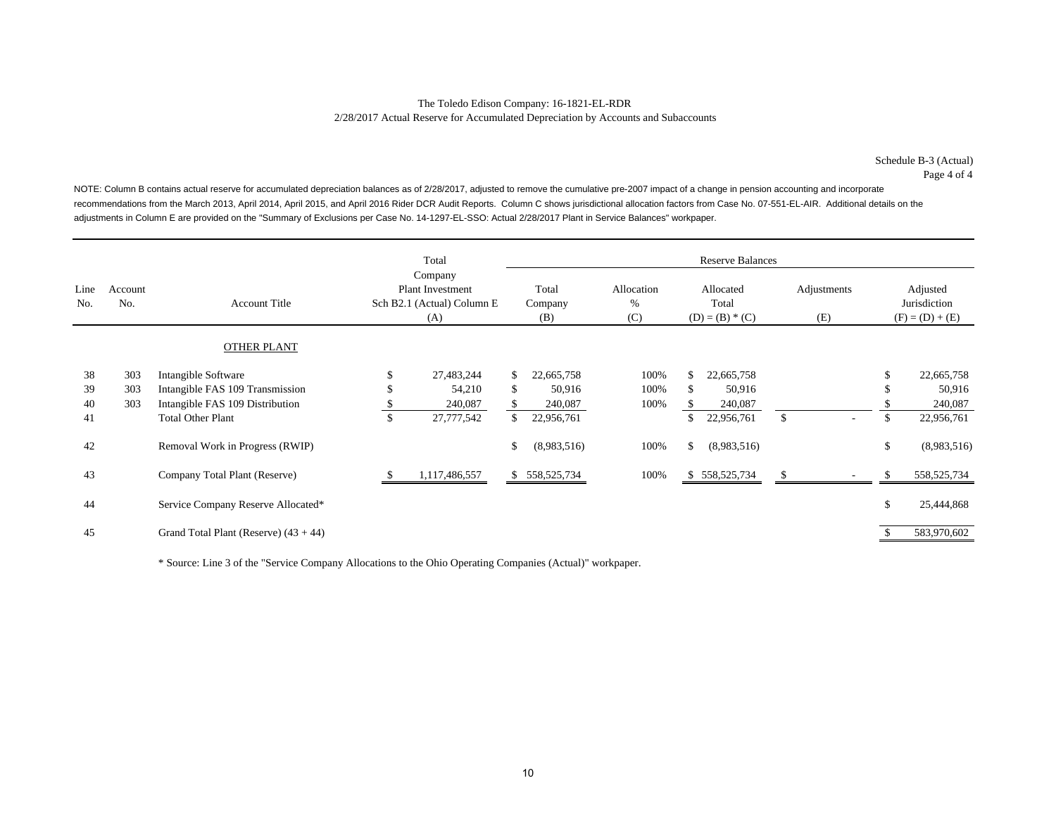The Toledo Edison Company: 16-1821-EL-RDR
2/28/2017 Actual Reserve for Accumulated Depreciation by Accounts and Subaccounts

Schedule B-3 (Actual)
Page 4 of 4

NOTE: Column B contains actual reserve for accumulated depreciation balances as of 2/28/2017, adjusted to remove the cumulative pre-2007 impact of a change in pension accounting and incorporate recommendations from the March 2013, April 2014, April 2015, and April 2016 Rider DCR Audit Reports. Column C shows jurisdictional allocation factors from Case No. 07-551-EL-AIR. Additional details on the adjustments in Column E are provided on the "Summary of Exclusions per Case No. 14-1297-EL-SSO: Actual 2/28/2017 Plant in Service Balances" workpaper.

| Line No. | Account No. | Account Title | Total Company Plant Investment Sch B2.1 (Actual) Column E (A) | Reserve Balances Total Company (B) | Allocation % (C) | Allocated Total (D) = (B) * (C) | Adjustments (E) | Adjusted Jurisdiction (F) = (D) + (E) |
|---|---|---|---|---|---|---|---|---|
| | | OTHER PLANT | | | | | | |
| 38 | 303 | Intangible Software | $ 27,483,244 | $ 22,665,758 | 100% | $ 22,665,758 | | $ 22,665,758 |
| 39 | 303 | Intangible FAS 109 Transmission | $ 54,210 | $ 50,916 | 100% | $ 50,916 | | $ 50,916 |
| 40 | 303 | Intangible FAS 109 Distribution | $ 240,087 | $ 240,087 | 100% | $ 240,087 | | $ 240,087 |
| 41 | | Total Other Plant | $ 27,777,542 | $ 22,956,761 | | $ 22,956,761 | $ - | $ 22,956,761 |
| 42 | | Removal Work in Progress (RWIP) | | $ (8,983,516) | 100% | $ (8,983,516) | | $ (8,983,516) |
| 43 | | Company Total Plant (Reserve) | $ 1,117,486,557 | $ 558,525,734 | 100% | $ 558,525,734 | $ - | $ 558,525,734 |
| 44 | | Service Company Reserve Allocated* | | | | | | $ 25,444,868 |
| 45 | | Grand Total Plant (Reserve) (43 + 44) | | | | | | $ 583,970,602 |

* Source: Line 3 of the "Service Company Allocations to the Ohio Operating Companies (Actual)" workpaper.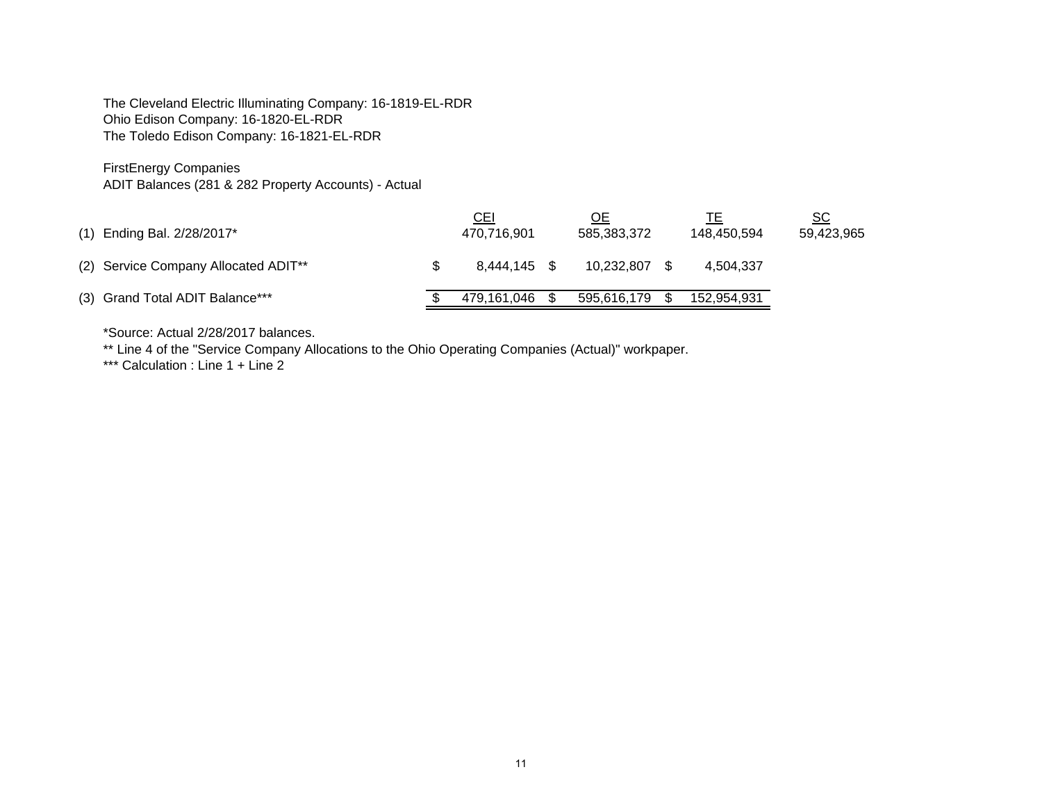The Cleveland Electric Illuminating Company: 16-1819-EL-RDR
Ohio Edison Company: 16-1820-EL-RDR
The Toledo Edison Company: 16-1821-EL-RDR

FirstEnergy Companies
ADIT Balances (281 & 282 Property Accounts) - Actual

| | | CEI | OE | TE | SC |
|---|---|---|---|---|---|
| (1) | Ending Bal. 2/28/2017* | 470,716,901 | 585,383,372 | 148,450,594 | 59,423,965 |
| (2) | Service Company Allocated ADIT** | $ 8,444,145 | $ 10,232,807 | $ 4,504,337 | |
| (3) | Grand Total ADIT Balance*** | $ 479,161,046 | $ 595,616,179 | $ 152,954,931 | |

*Source: Actual 2/28/2017 balances.

** Line 4 of the "Service Company Allocations to the Ohio Operating Companies (Actual)" workpaper.

*** Calculation : Line 1 + Line 2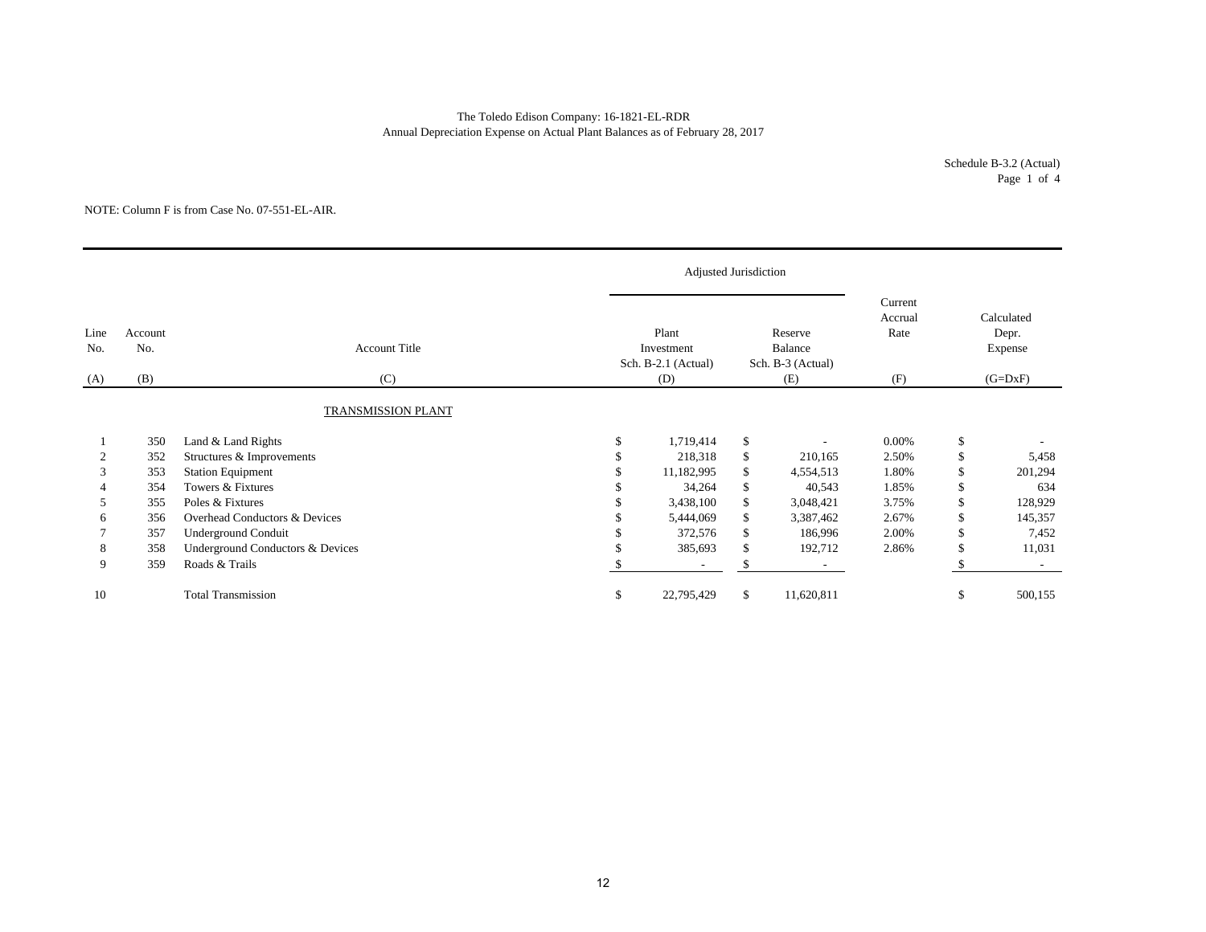The Toledo Edison Company: 16-1821-EL-RDR
Annual Depreciation Expense on Actual Plant Balances as of February 28, 2017

Schedule B-3.2 (Actual)
Page 1 of 4

NOTE: Column F is from Case No. 07-551-EL-AIR.

| | | | Adjusted Jurisdiction | | | |
|---|---|---|---|---|---|---|
| Line No. | Account No. | Account Title | Plant Investment Sch. B-2.1 (Actual) | Reserve Balance Sch. B-3 (Actual) | Current Accrual Rate | Calculated Depr. Expense |
| (A) | (B) | (C) | (D) | (E) | (F) | (G=DxF) |
| | | TRANSMISSION PLANT | | | | |
| 1 | 350 | Land & Land Rights | $ 1,719,414 | $ - | 0.00% | $ - |
| 2 | 352 | Structures & Improvements | $ 218,318 | $ 210,165 | 2.50% | $ 5,458 |
| 3 | 353 | Station Equipment | $ 11,182,995 | $ 4,554,513 | 1.80% | $ 201,294 |
| 4 | 354 | Towers & Fixtures | $ 34,264 | $ 40,543 | 1.85% | $ 634 |
| 5 | 355 | Poles & Fixtures | $ 3,438,100 | $ 3,048,421 | 3.75% | $ 128,929 |
| 6 | 356 | Overhead Conductors & Devices | $ 5,444,069 | $ 3,387,462 | 2.67% | $ 145,357 |
| 7 | 357 | Underground Conduit | $ 372,576 | $ 186,996 | 2.00% | $ 7,452 |
| 8 | 358 | Underground Conductors & Devices | $ 385,693 | $ 192,712 | 2.86% | $ 11,031 |
| 9 | 359 | Roads & Trails | $ - | $ - | | $ - |
| 10 | | Total Transmission | $ 22,795,429 | $ 11,620,811 | | $ 500,155 |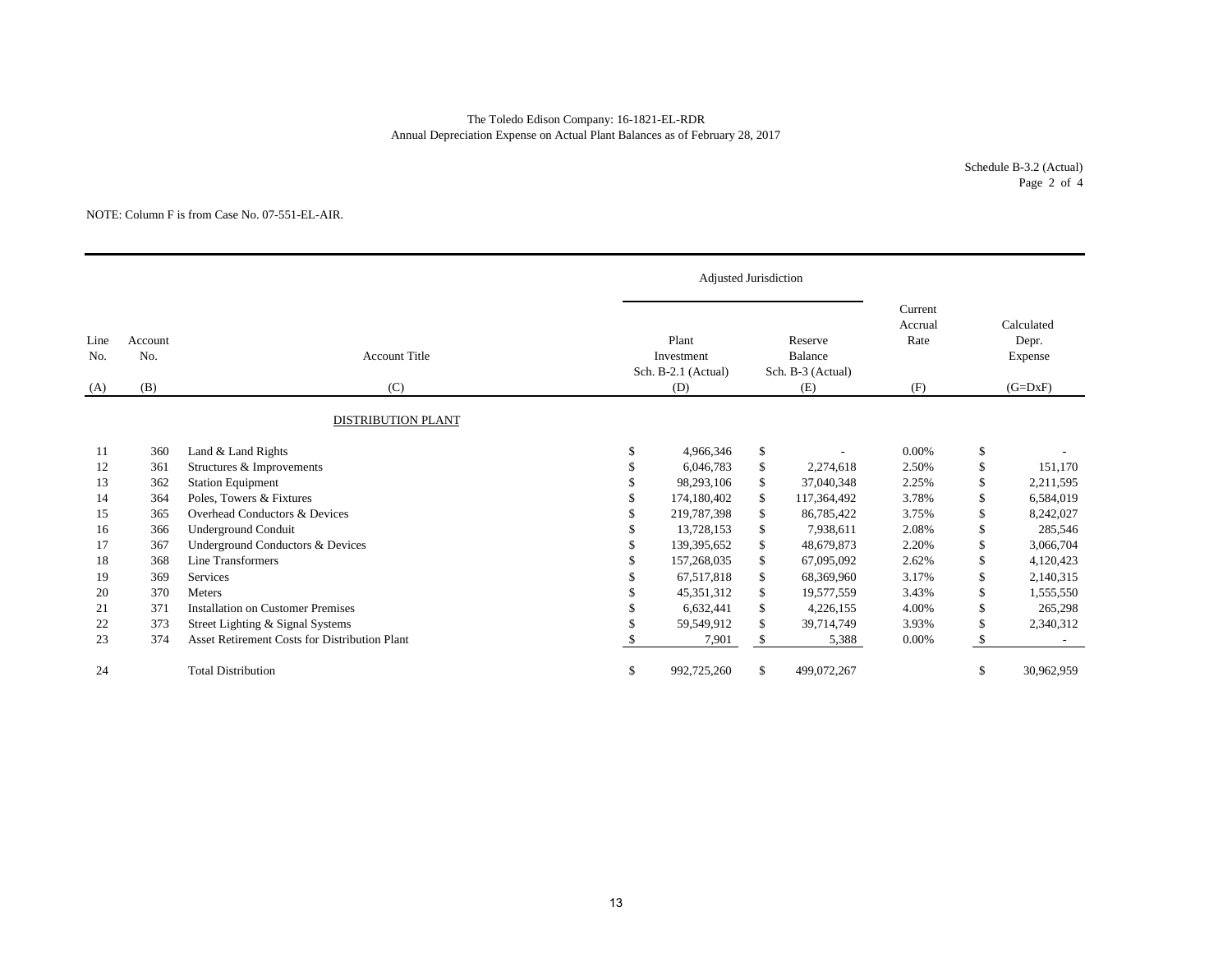The Toledo Edison Company: 16-1821-EL-RDR
Annual Depreciation Expense on Actual Plant Balances as of February 28, 2017

Schedule B-3.2 (Actual)
Page 2 of 4

NOTE: Column F is from Case No. 07-551-EL-AIR.

| Line No. | Account No. | Account Title | Adjusted Jurisdiction: Plant Investment Sch. B-2.1 (Actual) | Adjusted Jurisdiction: Reserve Balance Sch. B-3 (Actual) | Current Accrual Rate | Calculated Depr. Expense |
|---|---|---|---|---|---|---|
| (A) | (B) | (C) | (D) | (E) | (F) | (G=DxF) |
| | | DISTRIBUTION PLANT | | | | |
| 11 | 360 | Land & Land Rights | $ 4,966,346 | $ - | 0.00% | $ - |
| 12 | 361 | Structures & Improvements | $ 6,046,783 | $ 2,274,618 | 2.50% | $ 151,170 |
| 13 | 362 | Station Equipment | $ 98,293,106 | $ 37,040,348 | 2.25% | $ 2,211,595 |
| 14 | 364 | Poles, Towers & Fixtures | $ 174,180,402 | $ 117,364,492 | 3.78% | $ 6,584,019 |
| 15 | 365 | Overhead Conductors & Devices | $ 219,787,398 | $ 86,785,422 | 3.75% | $ 8,242,027 |
| 16 | 366 | Underground Conduit | $ 13,728,153 | $ 7,938,611 | 2.08% | $ 285,546 |
| 17 | 367 | Underground Conductors & Devices | $ 139,395,652 | $ 48,679,873 | 2.20% | $ 3,066,704 |
| 18 | 368 | Line Transformers | $ 157,268,035 | $ 67,095,092 | 2.62% | $ 4,120,423 |
| 19 | 369 | Services | $ 67,517,818 | $ 68,369,960 | 3.17% | $ 2,140,315 |
| 20 | 370 | Meters | $ 45,351,312 | $ 19,577,559 | 3.43% | $ 1,555,550 |
| 21 | 371 | Installation on Customer Premises | $ 6,632,441 | $ 4,226,155 | 4.00% | $ 265,298 |
| 22 | 373 | Street Lighting & Signal Systems | $ 59,549,912 | $ 39,714,749 | 3.93% | $ 2,340,312 |
| 23 | 374 | Asset Retirement Costs for Distribution Plant | $ 7,901 | $ 5,388 | 0.00% | $ - |
| 24 | | Total Distribution | $ 992,725,260 | $ 499,072,267 | | $ 30,962,959 |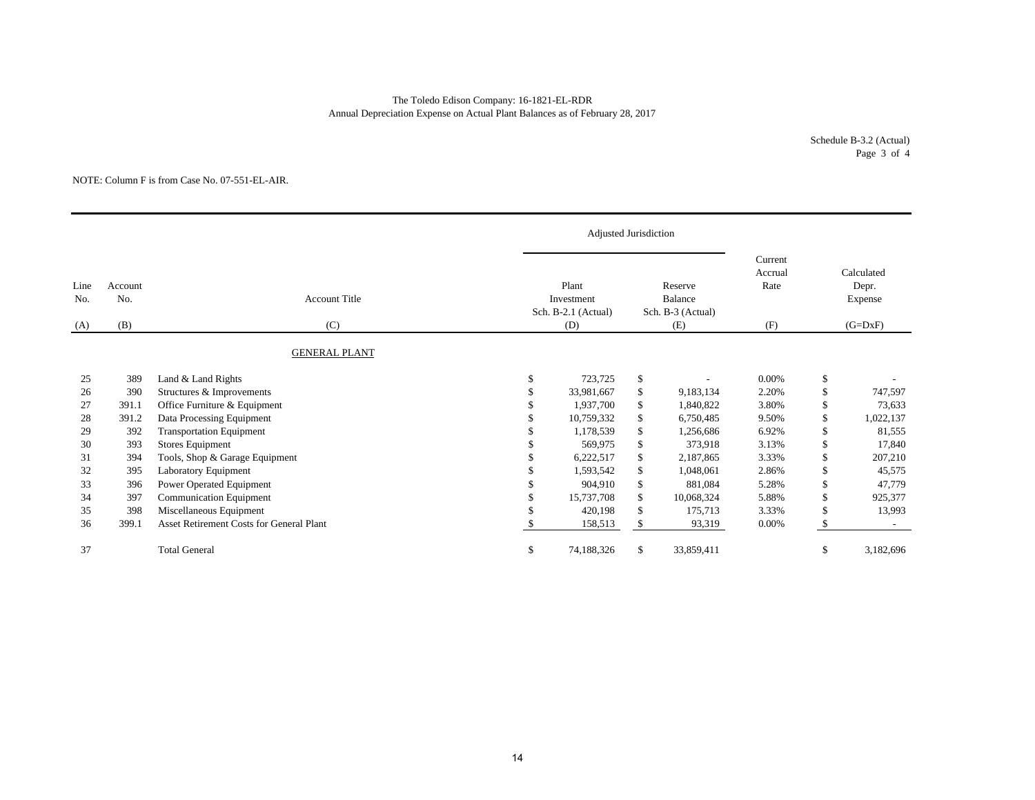The Toledo Edison Company: 16-1821-EL-RDR
Annual Depreciation Expense on Actual Plant Balances as of February 28, 2017

Schedule B-3.2 (Actual)
Page 3 of 4

NOTE: Column F is from Case No. 07-551-EL-AIR.

| | | | Adjusted Jurisdiction | | | |
|---|---|---|---|---|---|---|
| Line No. | Account No. | Account Title | Plant Investment Sch. B-2.1 (Actual) | Reserve Balance Sch. B-3 (Actual) | Current Accrual Rate | Calculated Depr. Expense |
| (A) | (B) | (C) | (D) | (E) | (F) | (G=DxF) |
| | | GENERAL PLANT | | | | |
| 25 | 389 | Land & Land Rights | $ 723,725 | $ - | 0.00% | $ - |
| 26 | 390 | Structures & Improvements | $ 33,981,667 | $ 9,183,134 | 2.20% | $ 747,597 |
| 27 | 391.1 | Office Furniture & Equipment | $ 1,937,700 | $ 1,840,822 | 3.80% | $ 73,633 |
| 28 | 391.2 | Data Processing Equipment | $ 10,759,332 | $ 6,750,485 | 9.50% | $ 1,022,137 |
| 29 | 392 | Transportation Equipment | $ 1,178,539 | $ 1,256,686 | 6.92% | $ 81,555 |
| 30 | 393 | Stores Equipment | $ 569,975 | $ 373,918 | 3.13% | $ 17,840 |
| 31 | 394 | Tools, Shop & Garage Equipment | $ 6,222,517 | $ 2,187,865 | 3.33% | $ 207,210 |
| 32 | 395 | Laboratory Equipment | $ 1,593,542 | $ 1,048,061 | 2.86% | $ 45,575 |
| 33 | 396 | Power Operated Equipment | $ 904,910 | $ 881,084 | 5.28% | $ 47,779 |
| 34 | 397 | Communication Equipment | $ 15,737,708 | $ 10,068,324 | 5.88% | $ 925,377 |
| 35 | 398 | Miscellaneous Equipment | $ 420,198 | $ 175,713 | 3.33% | $ 13,993 |
| 36 | 399.1 | Asset Retirement Costs for General Plant | $ 158,513 | $ 93,319 | 0.00% | $ - |
| 37 | | Total General | $ 74,188,326 | $ 33,859,411 | | $ 3,182,696 |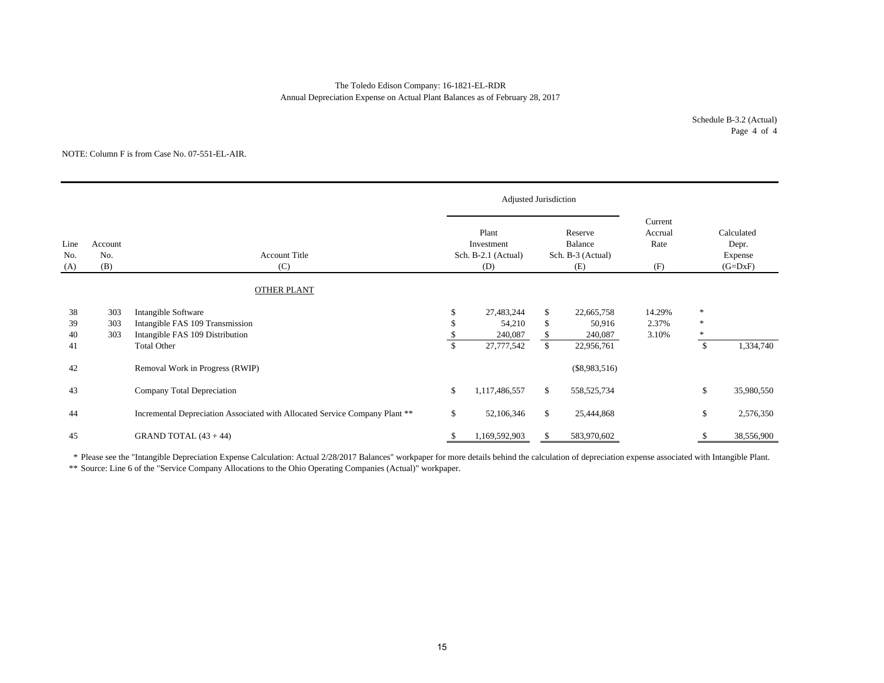The Toledo Edison Company: 16-1821-EL-RDR
Annual Depreciation Expense on Actual Plant Balances as of February 28, 2017

Schedule B-3.2 (Actual)
Page 4 of 4

NOTE: Column F is from Case No. 07-551-EL-AIR.

| | | | Adjusted Jurisdiction | | | |
|---|---|---|---|---|---|---|
| Line No. (A) | Account No. (B) | Account Title (C) | Plant Investment Sch. B-2.1 (Actual) (D) | Reserve Balance Sch. B-3 (Actual) (E) | Current Accrual Rate (F) | Calculated Depr. Expense (G=DxF) |
| | | OTHER PLANT | | | | |
| 38 | 303 | Intangible Software | $ 27,483,244 | $ 22,665,758 | 14.29% | * |
| 39 | 303 | Intangible FAS 109 Transmission | $ 54,210 | $ 50,916 | 2.37% | * |
| 40 | 303 | Intangible FAS 109 Distribution | $ 240,087 | $ 240,087 | 3.10% | * |
| 41 | | Total Other | $ 27,777,542 | $ 22,956,761 | | $ 1,334,740 |
| 42 | | Removal Work in Progress (RWIP) | | ($8,983,516) | | |
| 43 | | Company Total Depreciation | $ 1,117,486,557 | $ 558,525,734 | | $ 35,980,550 |
| 44 | | Incremental Depreciation Associated with Allocated Service Company Plant ** | $ 52,106,346 | $ 25,444,868 | | $ 2,576,350 |
| 45 | | GRAND TOTAL (43 + 44) | $ 1,169,592,903 | $ 583,970,602 | | $ 38,556,900 |

\* Please see the "Intangible Depreciation Expense Calculation: Actual 2/28/2017 Balances" workpaper for more details behind the calculation of depreciation expense associated with Intangible Plant.

** Source: Line 6 of the "Service Company Allocations to the Ohio Operating Companies (Actual)" workpaper.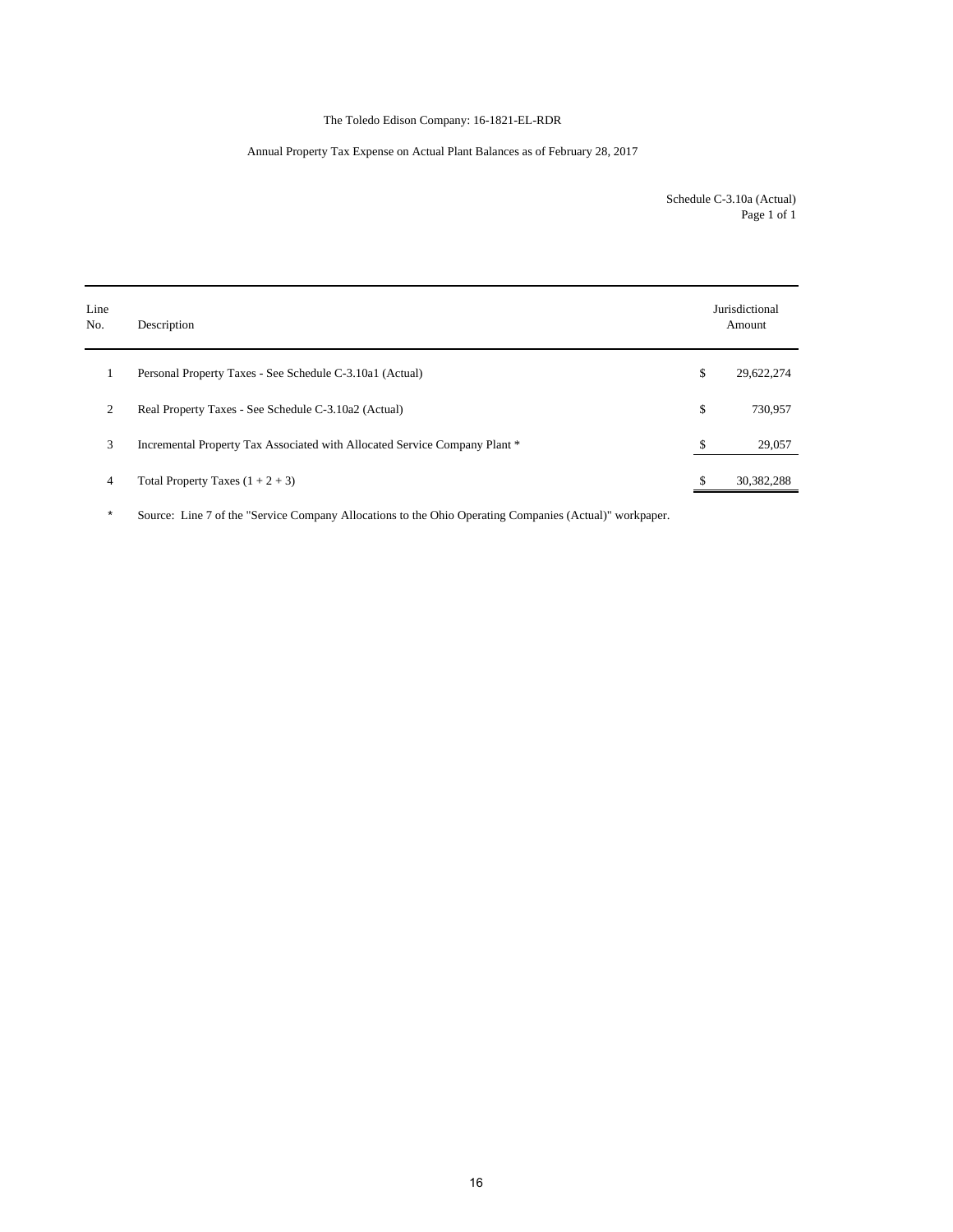The Toledo Edison Company: 16-1821-EL-RDR

Annual Property Tax Expense on Actual Plant Balances as of February 28, 2017

Schedule C-3.10a (Actual)
Page 1 of 1

| Line No. | Description | | Jurisdictional Amount |
|---|---|---|---|
| 1 | Personal Property Taxes - See Schedule C-3.10a1 (Actual) | $ | 29,622,274 |
| 2 | Real Property Taxes - See Schedule C-3.10a2 (Actual) | $ | 730,957 |
| 3 | Incremental Property Tax Associated with Allocated Service Company Plant * | $ | 29,057 |
| 4 | Total Property Taxes (1 + 2 + 3) | $ | 30,382,288 |

\* Source: Line 7 of the "Service Company Allocations to the Ohio Operating Companies (Actual)" workpaper.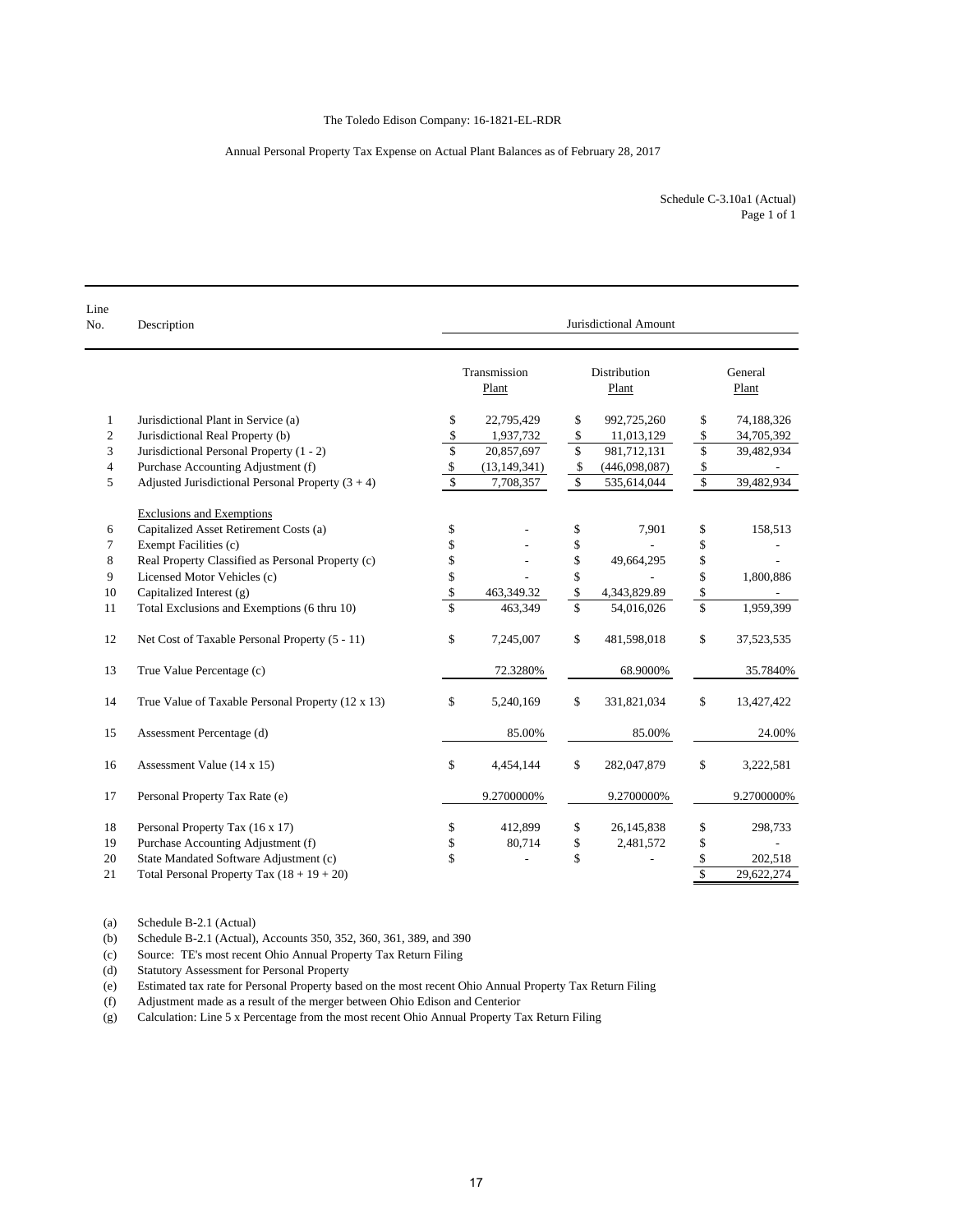The Toledo Edison Company: 16-1821-EL-RDR

Annual Personal Property Tax Expense on Actual Plant Balances as of February 28, 2017

Schedule C-3.10a1 (Actual)
Page 1 of 1

| Line No. | Description | Jurisdictional Amount | | |
|---|---|---|---|---|
| | | Transmission Plant | Distribution Plant | General Plant |
| 1 | Jurisdictional Plant in Service (a) | $ 22,795,429 | $ 992,725,260 | $ 74,188,326 |
| 2 | Jurisdictional Real Property (b) | $ 1,937,732 | $ 11,013,129 | $ 34,705,392 |
| 3 | Jurisdictional Personal Property (1 - 2) | $ 20,857,697 | $ 981,712,131 | $ 39,482,934 |
| 4 | Purchase Accounting Adjustment (f) | $ (13,149,341) | $ (446,098,087) | $ - |
| 5 | Adjusted Jurisdictional Personal Property (3 + 4) | $ 7,708,357 | $ 535,614,044 | $ 39,482,934 |
| | Exclusions and Exemptions | | | |
| 6 | Capitalized Asset Retirement Costs (a) | $ - | $ 7,901 | $ 158,513 |
| 7 | Exempt Facilities (c) | $ - | $ - | $ - |
| 8 | Real Property Classified as Personal Property (c) | $ - | $ 49,664,295 | $ - |
| 9 | Licensed Motor Vehicles (c) | $ - | $ - | $ 1,800,886 |
| 10 | Capitalized Interest (g) | $ 463,349.32 | $ 4,343,829.89 | $ - |
| 11 | Total Exclusions and Exemptions (6 thru 10) | $ 463,349 | $ 54,016,026 | $ 1,959,399 |
| 12 | Net Cost of Taxable Personal Property (5 - 11) | $ 7,245,007 | $ 481,598,018 | $ 37,523,535 |
| 13 | True Value Percentage (c) | 72.3280% | 68.9000% | 35.7840% |
| 14 | True Value of Taxable Personal Property (12 x 13) | $ 5,240,169 | $ 331,821,034 | $ 13,427,422 |
| 15 | Assessment Percentage (d) | 85.00% | 85.00% | 24.00% |
| 16 | Assessment Value (14 x 15) | $ 4,454,144 | $ 282,047,879 | $ 3,222,581 |
| 17 | Personal Property Tax Rate (e) | 9.2700000% | 9.2700000% | 9.2700000% |
| 18 | Personal Property Tax (16 x 17) | $ 412,899 | $ 26,145,838 | $ 298,733 |
| 19 | Purchase Accounting Adjustment (f) | $ 80,714 | $ 2,481,572 | $ - |
| 20 | State Mandated Software Adjustment (c) | $ - | $ - | $ 202,518 |
| 21 | Total Personal Property Tax (18 + 19 + 20) | | | $ 29,622,274 |

(a) Schedule B-2.1 (Actual)
(b) Schedule B-2.1 (Actual), Accounts 350, 352, 360, 361, 389, and 390
(c) Source: TE's most recent Ohio Annual Property Tax Return Filing
(d) Statutory Assessment for Personal Property
(e) Estimated tax rate for Personal Property based on the most recent Ohio Annual Property Tax Return Filing
(f) Adjustment made as a result of the merger between Ohio Edison and Centerior
(g) Calculation: Line 5 x Percentage from the most recent Ohio Annual Property Tax Return Filing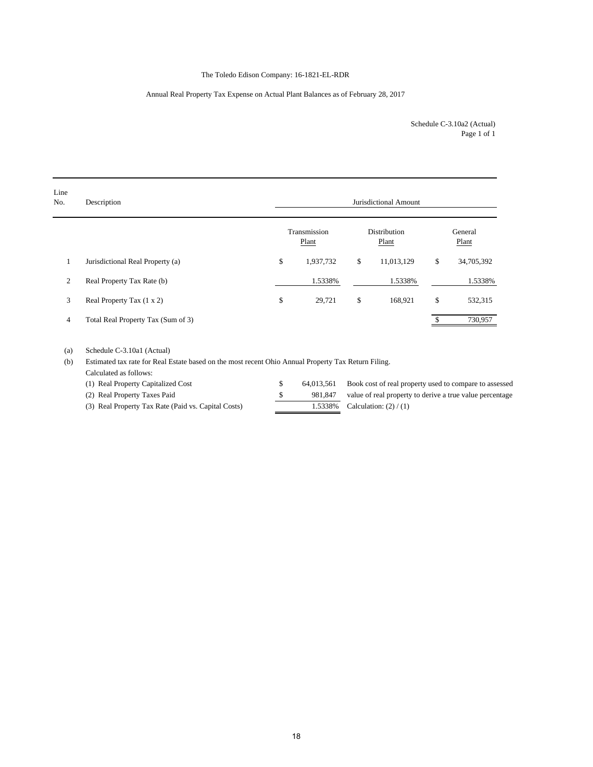The Toledo Edison Company: 16-1821-EL-RDR

Annual Real Property Tax Expense on Actual Plant Balances as of February 28, 2017

Schedule C-3.10a2 (Actual)
Page 1 of 1

| Line No. | Description | Jurisdictional Amount | | |
|---|---|---|---|---|
| | | Transmission Plant | Distribution Plant | General Plant |
| 1 | Jurisdictional Real Property (a) | $ 1,937,732 | $ 11,013,129 | $ 34,705,392 |
| 2 | Real Property Tax Rate (b) | 1.5338% | 1.5338% | 1.5338% |
| 3 | Real Property Tax (1 x 2) | $ 29,721 | $ 168,921 | $ 532,315 |
| 4 | Total Real Property Tax (Sum of 3) | | | $ 730,957 |

(a) Schedule C-3.10a1 (Actual)

(b) Estimated tax rate for Real Estate based on the most recent Ohio Annual Property Tax Return Filing.
Calculated as follows:

| | | |
|---|---|---|
| (1) Real Property Capitalized Cost | $ 64,013,561 | Book cost of real property used to compare to assessed |
| (2) Real Property Taxes Paid | $ 981,847 | value of real property to derive a true value percentage |
| (3) Real Property Tax Rate (Paid vs. Capital Costs) | 1.5338% | Calculation: (2) / (1) |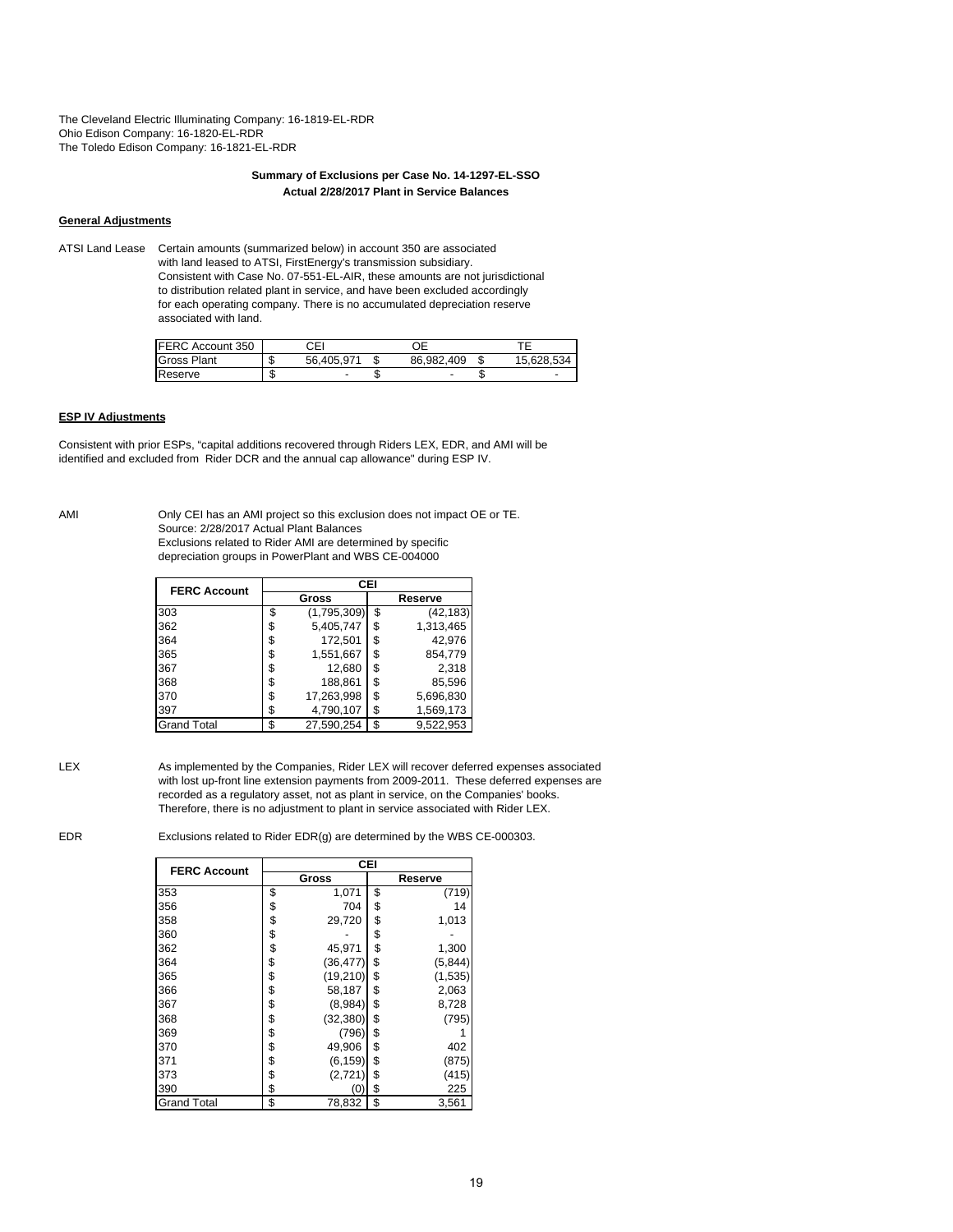The Cleveland Electric Illuminating Company: 16-1819-EL-RDR
Ohio Edison Company: 16-1820-EL-RDR
The Toledo Edison Company: 16-1821-EL-RDR

**Summary of Exclusions per Case No. 14-1297-EL-SSO**
**Actual 2/28/2017 Plant in Service Balances**

**General Adjustments**

ATSI Land Lease — Certain amounts (summarized below) in account 350 are associated with land leased to ATSI, FirstEnergy's transmission subsidiary. Consistent with Case No. 07-551-EL-AIR, these amounts are not jurisdictional to distribution related plant in service, and have been excluded accordingly for each operating company. There is no accumulated depreciation reserve associated with land.

| FERC Account 350 | CEI | OE | TE |
|---|---|---|---|
| Gross Plant | $ 56,405,971 | $ 86,982,409 | $ 15,628,534 |
| Reserve | $ - | $ - | $ - |

**ESP IV Adjustments**

Consistent with prior ESPs, "capital additions recovered through Riders LEX, EDR, and AMI will be identified and excluded from Rider DCR and the annual cap allowance" during ESP IV.

AMI — Only CEI has an AMI project so this exclusion does not impact OE or TE.
Source: 2/28/2017 Actual Plant Balances
Exclusions related to Rider AMI are determined by specific depreciation groups in PowerPlant and WBS CE-004000

| FERC Account | CEI | |
|---|---|---|
| | Gross | Reserve |
| 303 | $ (1,795,309) | $ (42,183) |
| 362 | $ 5,405,747 | $ 1,313,465 |
| 364 | $ 172,501 | $ 42,976 |
| 365 | $ 1,551,667 | $ 854,779 |
| 367 | $ 12,680 | $ 2,318 |
| 368 | $ 188,861 | $ 85,596 |
| 370 | $ 17,263,998 | $ 5,696,830 |
| 397 | $ 4,790,107 | $ 1,569,173 |
| Grand Total | $ 27,590,254 | $ 9,522,953 |

LEX — As implemented by the Companies, Rider LEX will recover deferred expenses associated with lost up-front line extension payments from 2009-2011. These deferred expenses are recorded as a regulatory asset, not as plant in service, on the Companies' books. Therefore, there is no adjustment to plant in service associated with Rider LEX.

EDR — Exclusions related to Rider EDR(g) are determined by the WBS CE-000303.

| FERC Account | CEI | |
|---|---|---|
| | Gross | Reserve |
| 353 | $ 1,071 | $ (719) |
| 356 | $ 704 | $ 14 |
| 358 | $ 29,720 | $ 1,013 |
| 360 | $ - | $ - |
| 362 | $ 45,971 | $ 1,300 |
| 364 | $ (36,477) | $ (5,844) |
| 365 | $ (19,210) | $ (1,535) |
| 366 | $ 58,187 | $ 2,063 |
| 367 | $ (8,984) | $ 8,728 |
| 368 | $ (32,380) | $ (795) |
| 369 | $ (796) | $ 1 |
| 370 | $ 49,906 | $ 402 |
| 371 | $ (6,159) | $ (875) |
| 373 | $ (2,721) | $ (415) |
| 390 | $ (0) | $ 225 |
| Grand Total | $ 78,832 | $ 3,561 |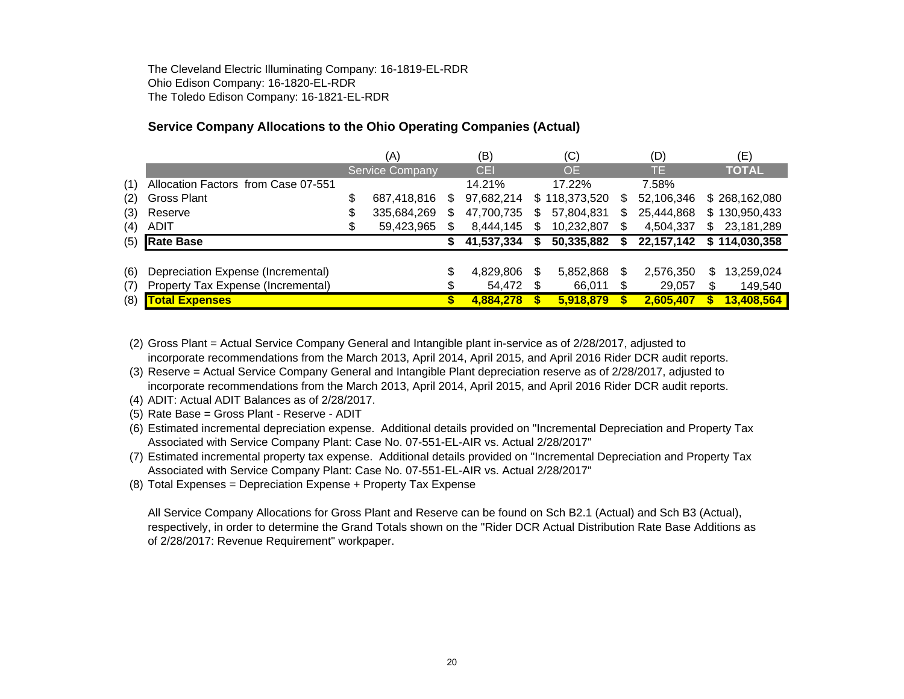The Cleveland Electric Illuminating Company: 16-1819-EL-RDR
Ohio Edison Company: 16-1820-EL-RDR
The Toledo Edison Company: 16-1821-EL-RDR

## Service Company Allocations to the Ohio Operating Companies (Actual)

| | | (A) | (B) | (C) | (D) | (E) |
|---|---|---|---|---|---|---|
| | | Service Company | CEI | OE | TE | **TOTAL** |
| (1) | Allocation Factors from Case 07-551 | | 14.21% | 17.22% | 7.58% | |
| (2) | Gross Plant | $ 687,418,816 | $ 97,682,214 | $ 118,373,520 | $ 52,106,346 | $ 268,162,080 |
| (3) | Reserve | $ 335,684,269 | $ 47,700,735 | $ 57,804,831 | $ 25,444,868 | $ 130,950,433 |
| (4) | ADIT | $ 59,423,965 | $ 8,444,145 | $ 10,232,807 | $ 4,504,337 | $ 23,181,289 |
| (5) | **Rate Base** | | **$ 41,537,334** | **$ 50,335,882** | **$ 22,157,142** | **$ 114,030,358** |
| | | | | | | |
| (6) | Depreciation Expense (Incremental) | | $ 4,829,806 | $ 5,852,868 | $ 2,576,350 | $ 13,259,024 |
| (7) | Property Tax Expense (Incremental) | | $ 54,472 | $ 66,011 | $ 29,057 | $ 149,540 |
| (8) | **Total Expenses** | | **$ 4,884,278** | **$ 5,918,879** | **$ 2,605,407** | **$ 13,408,564** |

(2) Gross Plant = Actual Service Company General and Intangible plant in-service as of 2/28/2017, adjusted to incorporate recommendations from the March 2013, April 2014, April 2015, and April 2016 Rider DCR audit reports.
(3) Reserve = Actual Service Company General and Intangible Plant depreciation reserve as of 2/28/2017, adjusted to incorporate recommendations from the March 2013, April 2014, April 2015, and April 2016 Rider DCR audit reports.
(4) ADIT: Actual ADIT Balances as of 2/28/2017.
(5) Rate Base = Gross Plant - Reserve - ADIT
(6) Estimated incremental depreciation expense. Additional details provided on "Incremental Depreciation and Property Tax Associated with Service Company Plant: Case No. 07-551-EL-AIR vs. Actual 2/28/2017"
(7) Estimated incremental property tax expense. Additional details provided on "Incremental Depreciation and Property Tax Associated with Service Company Plant: Case No. 07-551-EL-AIR vs. Actual 2/28/2017"
(8) Total Expenses = Depreciation Expense + Property Tax Expense

All Service Company Allocations for Gross Plant and Reserve can be found on Sch B2.1 (Actual) and Sch B3 (Actual), respectively, in order to determine the Grand Totals shown on the "Rider DCR Actual Distribution Rate Base Additions as of 2/28/2017: Revenue Requirement" workpaper.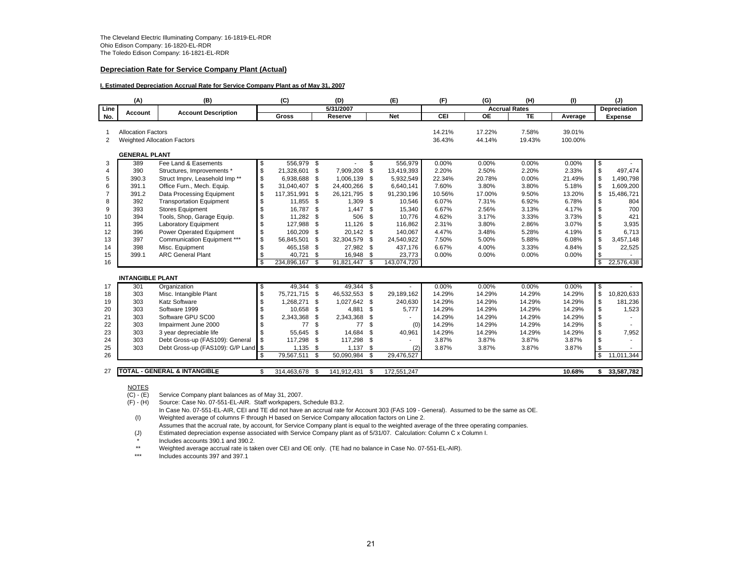The Cleveland Electric Illuminating Company: 16-1819-EL-RDR
Ohio Edison Company: 16-1820-EL-RDR
The Toledo Edison Company: 16-1821-EL-RDR

**Depreciation Rate for Service Company Plant (Actual)**

**I. Estimated Depreciation Accrual Rate for Service Company Plant as of May 31, 2007**

| | (A) | (B) | (C) | (D) | (E) | (F) | (G) | (H) | (I) | (J) |
|---|---|---|---|---|---|---|---|---|---|---|
| Line No. | Account | Account Description | 5/31/2007 Gross | Reserve | Net | Accrual Rates CEI | OE | TE | Average | Depreciation Expense |
| 1 | Allocation Factors | | | | | 14.21% | 17.22% | 7.58% | 39.01% | |
| 2 | Weighted Allocation Factors | | | | | 36.43% | 44.14% | 19.43% | 100.00% | |
| | **GENERAL PLANT** | | | | | | | | | |
| 3 | 389 | Fee Land & Easements | $ 556,979 | $ - | $ 556,979 | 0.00% | 0.00% | 0.00% | 0.00% | $ - |
| 4 | 390 | Structures, Improvements * | $ 21,328,601 | $ 7,909,208 | $ 13,419,393 | 2.20% | 2.50% | 2.20% | 2.33% | $ 497,474 |
| 5 | 390.3 | Struct Imprv, Leasehold Imp ** | $ 6,938,688 | $ 1,006,139 | $ 5,932,549 | 22.34% | 20.78% | 0.00% | 21.49% | $ 1,490,798 |
| 6 | 391.1 | Office Furn., Mech. Equip. | $ 31,040,407 | $ 24,400,266 | $ 6,640,141 | 7.60% | 3.80% | 3.80% | 5.18% | $ 1,609,200 |
| 7 | 391.2 | Data Processing Equipment | $ 117,351,991 | $ 26,121,795 | $ 91,230,196 | 10.56% | 17.00% | 9.50% | 13.20% | $ 15,486,721 |
| 8 | 392 | Transportation Equipment | $ 11,855 | $ 1,309 | $ 10,546 | 6.07% | 7.31% | 6.92% | 6.78% | $ 804 |
| 9 | 393 | Stores Equipment | $ 16,787 | $ 1,447 | $ 15,340 | 6.67% | 2.56% | 3.13% | 4.17% | $ 700 |
| 10 | 394 | Tools, Shop, Garage Equip. | $ 11,282 | $ 506 | $ 10,776 | 4.62% | 3.17% | 3.33% | 3.73% | $ 421 |
| 11 | 395 | Laboratory Equipment | $ 127,988 | $ 11,126 | $ 116,862 | 2.31% | 3.80% | 2.86% | 3.07% | $ 3,935 |
| 12 | 396 | Power Operated Equipment | $ 160,209 | $ 20,142 | $ 140,067 | 4.47% | 3.48% | 5.28% | 4.19% | $ 6,713 |
| 13 | 397 | Communication Equipment *** | $ 56,845,501 | $ 32,304,579 | $ 24,540,922 | 7.50% | 5.00% | 5.88% | 6.08% | $ 3,457,148 |
| 14 | 398 | Misc. Equipment | $ 465,158 | $ 27,982 | $ 437,176 | 6.67% | 4.00% | 3.33% | 4.84% | $ 22,525 |
| 15 | 399.1 | ARC General Plant | $ 40,721 | $ 16,948 | $ 23,773 | 0.00% | 0.00% | 0.00% | 0.00% | $ - |
| 16 | | | $ 234,896,167 | $ 91,821,447 | $ 143,074,720 | | | | | $ 22,576,438 |
| | **INTANGIBLE PLANT** | | | | | | | | | |
| 17 | 301 | Organization | $ 49,344 | $ 49,344 | $ - | 0.00% | 0.00% | 0.00% | 0.00% | $ - |
| 18 | 303 | Misc. Intangible Plant | $ 75,721,715 | $ 46,532,553 | $ 29,189,162 | 14.29% | 14.29% | 14.29% | 14.29% | $ 10,820,633 |
| 19 | 303 | Katz Software | $ 1,268,271 | $ 1,027,642 | $ 240,630 | 14.29% | 14.29% | 14.29% | 14.29% | $ 181,236 |
| 20 | 303 | Software 1999 | $ 10,658 | $ 4,881 | $ 5,777 | 14.29% | 14.29% | 14.29% | 14.29% | $ 1,523 |
| 21 | 303 | Software GPU SC00 | $ 2,343,368 | $ 2,343,368 | $ - | 14.29% | 14.29% | 14.29% | 14.29% | $ - |
| 22 | 303 | Impairment June 2000 | $ 77 | $ 77 | $ (0) | 14.29% | 14.29% | 14.29% | 14.29% | $ - |
| 23 | 303 | 3 year depreciable life | $ 55,645 | $ 14,684 | $ 40,961 | 14.29% | 14.29% | 14.29% | 14.29% | $ 7,952 |
| 24 | 303 | Debt Gross-up (FAS109): General | $ 117,298 | $ 117,298 | $ - | 3.87% | 3.87% | 3.87% | 3.87% | $ - |
| 25 | 303 | Debt Gross-up (FAS109): G/P Land | $ 1,135 | $ 1,137 | $ (2) | 3.87% | 3.87% | 3.87% | 3.87% | $ - |
| 26 | | | $ 79,567,511 | $ 50,090,984 | $ 29,476,527 | | | | | $ 11,011,344 |
| 27 | **TOTAL - GENERAL & INTANGIBLE** | | $ 314,463,678 | $ 141,912,431 | $ 172,551,247 | | | | **10.68%** | **$ 33,587,782** |

NOTES

(C) - (E) Service Company plant balances as of May 31, 2007.

(F) - (H) Source: Case No. 07-551-EL-AIR. Staff workpapers, Schedule B3.2.
In Case No. 07-551-EL-AIR, CEI and TE did not have an accrual rate for Account 303 (FAS 109 - General). Assumed to be the same as OE.

(I) Weighted average of columns F through H based on Service Company allocation factors on Line 2.
Assumes that the accrual rate, by account, for Service Company plant is equal to the weighted average of the three operating companies.

(J) Estimated depreciation expense associated with Service Company plant as of 5/31/07. Calculation: Column C x Column I.

\* Includes accounts 390.1 and 390.2.

\** Weighted average accrual rate is taken over CEI and OE only. (TE had no balance in Case No. 07-551-EL-AIR).

\*** Includes accounts 397 and 397.1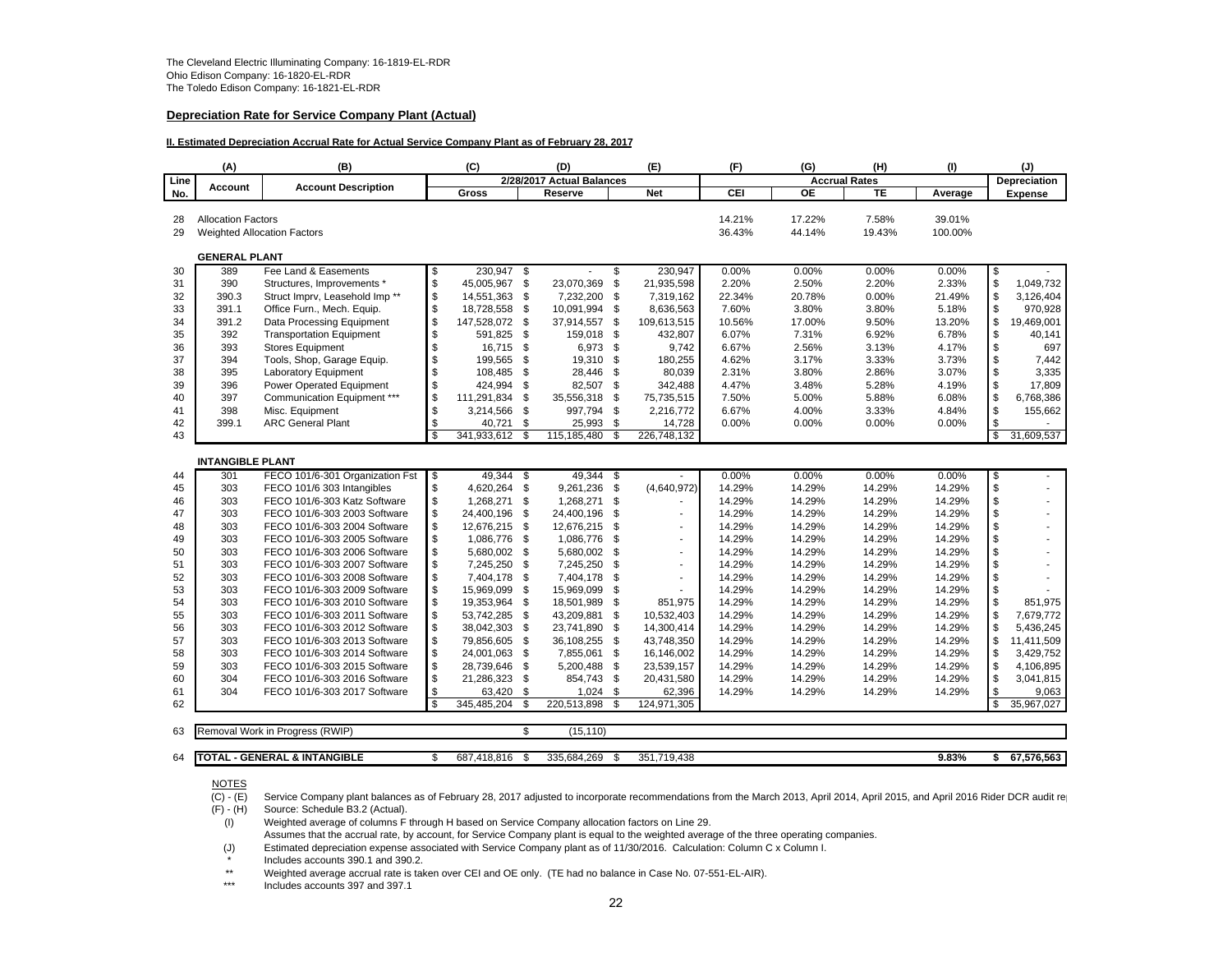The Cleveland Electric Illuminating Company: 16-1819-EL-RDR
Ohio Edison Company: 16-1820-EL-RDR
The Toledo Edison Company: 16-1821-EL-RDR

**Depreciation Rate for Service Company Plant (Actual)**

**II. Estimated Depreciation Accrual Rate for Actual Service Company Plant as of February 28, 2017**

| (A) | | (B) | (C) | (D) | (E) | (F) | (G) | (H) | (I) | (J) |
|---|---|---|---|---|---|---|---|---|---|---|
| Line No. | Account | Account Description | 2/28/2017 Actual Balances | | | Accrual Rates | | | | Depreciation |
| | | | Gross | Reserve | Net | CEI | OE | TE | Average | Expense |
| 28 | Allocation Factors | | | | | 14.21% | 17.22% | 7.58% | 39.01% | |
| 29 | Weighted Allocation Factors | | | | | 36.43% | 44.14% | 19.43% | 100.00% | |
| | **GENERAL PLANT** | | | | | | | | | |
| 30 | 389 | Fee Land & Easements | $ 230,947 | $ - | $ 230,947 | 0.00% | 0.00% | 0.00% | 0.00% | $ - |
| 31 | 390 | Structures, Improvements * | $ 45,005,967 | $ 23,070,369 | $ 21,935,598 | 2.20% | 2.50% | 2.20% | 2.33% | $ 1,049,732 |
| 32 | 390.3 | Struct Imprv, Leasehold Imp ** | $ 14,551,363 | $ 7,232,200 | $ 7,319,162 | 22.34% | 20.78% | 0.00% | 21.49% | $ 3,126,404 |
| 33 | 391.1 | Office Furn., Mech. Equip. | $ 18,728,558 | $ 10,091,994 | $ 8,636,563 | 7.60% | 3.80% | 3.80% | 5.18% | $ 970,928 |
| 34 | 391.2 | Data Processing Equipment | $ 147,528,072 | $ 37,914,557 | $ 109,613,515 | 10.56% | 17.00% | 9.50% | 13.20% | $ 19,469,001 |
| 35 | 392 | Transportation Equipment | $ 591,825 | $ 159,018 | $ 432,807 | 6.07% | 7.31% | 6.92% | 6.78% | $ 40,141 |
| 36 | 393 | Stores Equipment | $ 16,715 | $ 6,973 | $ 9,742 | 6.67% | 2.56% | 3.13% | 4.17% | $ 697 |
| 37 | 394 | Tools, Shop, Garage Equip. | $ 199,565 | $ 19,310 | $ 180,255 | 4.62% | 3.17% | 3.33% | 3.73% | $ 7,442 |
| 38 | 395 | Laboratory Equipment | $ 108,485 | $ 28,446 | $ 80,039 | 2.31% | 3.80% | 2.86% | 3.07% | $ 3,335 |
| 39 | 396 | Power Operated Equipment | $ 424,994 | $ 82,507 | $ 342,488 | 4.47% | 3.48% | 5.28% | 4.19% | $ 17,809 |
| 40 | 397 | Communication Equipment *** | $ 111,291,834 | $ 35,556,318 | $ 75,735,515 | 7.50% | 5.00% | 5.88% | 6.08% | $ 6,768,386 |
| 41 | 398 | Misc. Equipment | $ 3,214,566 | $ 997,794 | $ 2,216,772 | 6.67% | 4.00% | 3.33% | 4.84% | $ 155,662 |
| 42 | 399.1 | ARC General Plant | $ 40,721 | $ 25,993 | $ 14,728 | 0.00% | 0.00% | 0.00% | 0.00% | $ - |
| 43 | | | $ 341,933,612 | $ 115,185,480 | $ 226,748,132 | | | | | $ 31,609,537 |
| | **INTANGIBLE PLANT** | | | | | | | | | |
| 44 | 301 | FECO 101/6-301 Organization Fst | $ 49,344 | $ 49,344 | $ - | 0.00% | 0.00% | 0.00% | 0.00% | $ - |
| 45 | 303 | FECO 101/6 303 Intangibles | $ 4,620,264 | $ 9,261,236 | $ (4,640,972) | 14.29% | 14.29% | 14.29% | 14.29% | $ - |
| 46 | 303 | FECO 101/6-303 Katz Software | $ 1,268,271 | $ 1,268,271 | $ - | 14.29% | 14.29% | 14.29% | 14.29% | $ - |
| 47 | 303 | FECO 101/6-303 2003 Software | $ 24,400,196 | $ 24,400,196 | $ - | 14.29% | 14.29% | 14.29% | 14.29% | $ - |
| 48 | 303 | FECO 101/6-303 2004 Software | $ 12,676,215 | $ 12,676,215 | $ - | 14.29% | 14.29% | 14.29% | 14.29% | $ - |
| 49 | 303 | FECO 101/6-303 2005 Software | $ 1,086,776 | $ 1,086,776 | $ - | 14.29% | 14.29% | 14.29% | 14.29% | $ - |
| 50 | 303 | FECO 101/6-303 2006 Software | $ 5,680,002 | $ 5,680,002 | $ - | 14.29% | 14.29% | 14.29% | 14.29% | $ - |
| 51 | 303 | FECO 101/6-303 2007 Software | $ 7,245,250 | $ 7,245,250 | $ - | 14.29% | 14.29% | 14.29% | 14.29% | $ - |
| 52 | 303 | FECO 101/6-303 2008 Software | $ 7,404,178 | $ 7,404,178 | $ - | 14.29% | 14.29% | 14.29% | 14.29% | $ - |
| 53 | 303 | FECO 101/6-303 2009 Software | $ 15,969,099 | $ 15,969,099 | $ - | 14.29% | 14.29% | 14.29% | 14.29% | $ - |
| 54 | 303 | FECO 101/6-303 2010 Software | $ 19,353,964 | $ 18,501,989 | $ 851,975 | 14.29% | 14.29% | 14.29% | 14.29% | $ 851,975 |
| 55 | 303 | FECO 101/6-303 2011 Software | $ 53,742,285 | $ 43,209,881 | $ 10,532,403 | 14.29% | 14.29% | 14.29% | 14.29% | $ 7,679,772 |
| 56 | 303 | FECO 101/6-303 2012 Software | $ 38,042,303 | $ 23,741,890 | $ 14,300,414 | 14.29% | 14.29% | 14.29% | 14.29% | $ 5,436,245 |
| 57 | 303 | FECO 101/6-303 2013 Software | $ 79,856,605 | $ 36,108,255 | $ 43,748,350 | 14.29% | 14.29% | 14.29% | 14.29% | $ 11,411,509 |
| 58 | 303 | FECO 101/6-303 2014 Software | $ 24,001,063 | $ 7,855,061 | $ 16,146,002 | 14.29% | 14.29% | 14.29% | 14.29% | $ 3,429,752 |
| 59 | 303 | FECO 101/6-303 2015 Software | $ 28,739,646 | $ 5,200,488 | $ 23,539,157 | 14.29% | 14.29% | 14.29% | 14.29% | $ 4,106,895 |
| 60 | 304 | FECO 101/6-303 2016 Software | $ 21,286,323 | $ 854,743 | $ 20,431,580 | 14.29% | 14.29% | 14.29% | 14.29% | $ 3,041,815 |
| 61 | 304 | FECO 101/6-303 2017 Software | $ 63,420 | $ 1,024 | $ 62,396 | 14.29% | 14.29% | 14.29% | 14.29% | $ 9,063 |
| 62 | | | $ 345,485,204 | $ 220,513,898 | $ 124,971,305 | | | | | $ 35,967,027 |
| 63 | Removal Work in Progress (RWIP) | | | $ (15,110) | | | | | | |
| 64 | **TOTAL - GENERAL & INTANGIBLE** | | $ 687,418,816 | $ 335,684,269 | $ 351,719,438 | | | | **9.83%** | **$ 67,576,563** |

NOTES

(C) - (E) Service Company plant balances as of February 28, 2017 adjusted to incorporate recommendations from the March 2013, April 2014, April 2015, and April 2016 Rider DCR audit re

(F) - (H) Source: Schedule B3.2 (Actual).

(I) Weighted average of columns F through H based on Service Company allocation factors on Line 29.
Assumes that the accrual rate, by account, for Service Company plant is equal to the weighted average of the three operating companies.

(J) Estimated depreciation expense associated with Service Company plant as of 11/30/2016. Calculation: Column C x Column I.

\* Includes accounts 390.1 and 390.2.

\*\* Weighted average accrual rate is taken over CEI and OE only. (TE had no balance in Case No. 07-551-EL-AIR).

\*\*\* Includes accounts 397 and 397.1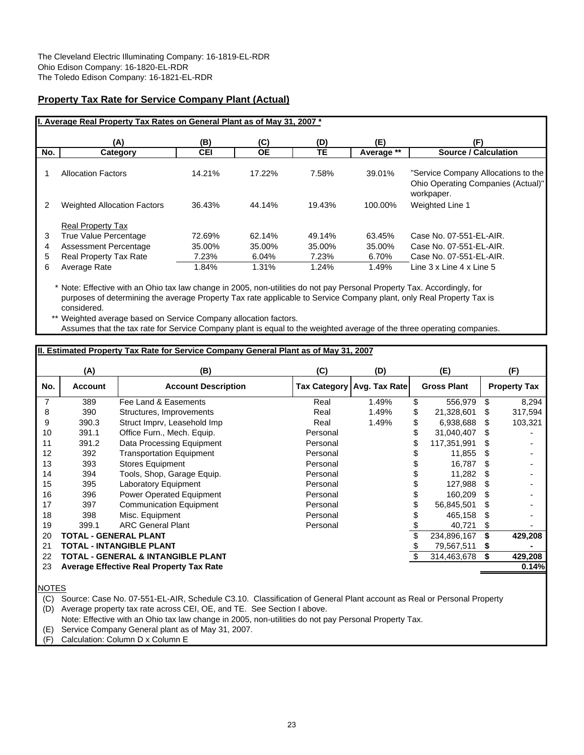The Cleveland Electric Illuminating Company: 16-1819-EL-RDR
Ohio Edison Company: 16-1820-EL-RDR
The Toledo Edison Company: 16-1821-EL-RDR

## Property Tax Rate for Service Company Plant (Actual)

**I. Average Real Property Tax Rates on General Plant as of May 31, 2007 ***

| No. | (A) Category | (B) CEI | (C) OE | (D) TE | (E) Average ** | (F) Source / Calculation |
|---|---|---|---|---|---|---|
| 1 | Allocation Factors | 14.21% | 17.22% | 7.58% | 39.01% | "Service Company Allocations to the Ohio Operating Companies (Actual)" workpaper. |
| 2 | Weighted Allocation Factors | 36.43% | 44.14% | 19.43% | 100.00% | Weighted Line 1 |
| | Real Property Tax | | | | | |
| 3 | True Value Percentage | 72.69% | 62.14% | 49.14% | 63.45% | Case No. 07-551-EL-AIR. |
| 4 | Assessment Percentage | 35.00% | 35.00% | 35.00% | 35.00% | Case No. 07-551-EL-AIR. |
| 5 | Real Property Tax Rate | 7.23% | 6.04% | 7.23% | 6.70% | Case No. 07-551-EL-AIR. |
| 6 | Average Rate | 1.84% | 1.31% | 1.24% | 1.49% | Line 3 x Line 4 x Line 5 |

\* Note: Effective with an Ohio tax law change in 2005, non-utilities do not pay Personal Property Tax. Accordingly, for purposes of determining the average Property Tax rate applicable to Service Company plant, only Real Property Tax is considered.

\*\* Weighted average based on Service Company allocation factors.
Assumes that the tax rate for Service Company plant is equal to the weighted average of the three operating companies.

**II. Estimated Property Tax Rate for Service Company General Plant as of May 31, 2007**

| No. | (A) Account | (B) Account Description | (C) Tax Category | (D) Avg. Tax Rate | (E) Gross Plant | (F) Property Tax |
|---|---|---|---|---|---|---|
| 7 | 389 | Fee Land & Easements | Real | 1.49% | $ 556,979 | $ 8,294 |
| 8 | 390 | Structures, Improvements | Real | 1.49% | $ 21,328,601 | $ 317,594 |
| 9 | 390.3 | Struct Imprv, Leasehold Imp | Real | 1.49% | $ 6,938,688 | $ 103,321 |
| 10 | 391.1 | Office Furn., Mech. Equip. | Personal | | $ 31,040,407 | $ - |
| 11 | 391.2 | Data Processing Equipment | Personal | | $ 117,351,991 | $ - |
| 12 | 392 | Transportation Equipment | Personal | | $ 11,855 | $ - |
| 13 | 393 | Stores Equipment | Personal | | $ 16,787 | $ - |
| 14 | 394 | Tools, Shop, Garage Equip. | Personal | | $ 11,282 | $ - |
| 15 | 395 | Laboratory Equipment | Personal | | $ 127,988 | $ - |
| 16 | 396 | Power Operated Equipment | Personal | | $ 160,209 | $ - |
| 17 | 397 | Communication Equipment | Personal | | $ 56,845,501 | $ - |
| 18 | 398 | Misc. Equipment | Personal | | $ 465,158 | $ - |
| 19 | 399.1 | ARC General Plant | Personal | | $ 40,721 | $ - |
| 20 | **TOTAL - GENERAL PLANT** | | | | $ 234,896,167 | **$ 429,208** |
| 21 | **TOTAL - INTANGIBLE PLANT** | | | | $ 79,567,511 | **$ -** |
| 22 | **TOTAL - GENERAL & INTANGIBLE PLANT** | | | | $ 314,463,678 | **$ 429,208** |
| 23 | **Average Effective Real Property Tax Rate** | | | | | **0.14%** |

NOTES

(C) Source: Case No. 07-551-EL-AIR, Schedule C3.10. Classification of General Plant account as Real or Personal Property
(D) Average property tax rate across CEI, OE, and TE. See Section I above.
Note: Effective with an Ohio tax law change in 2005, non-utilities do not pay Personal Property Tax.
(E) Service Company General plant as of May 31, 2007.
(F) Calculation: Column D x Column E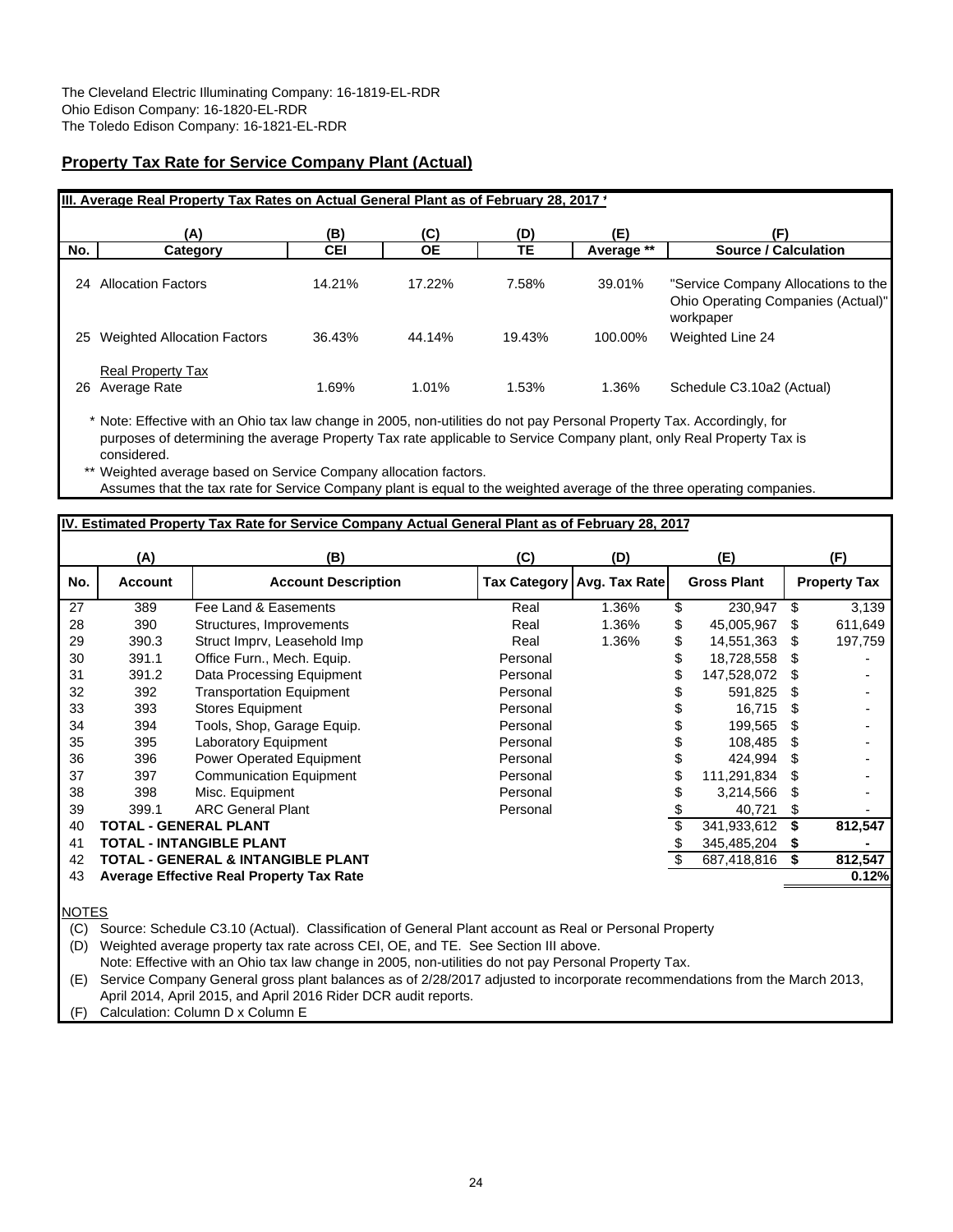The Cleveland Electric Illuminating Company: 16-1819-EL-RDR
Ohio Edison Company: 16-1820-EL-RDR
The Toledo Edison Company: 16-1821-EL-RDR

## Property Tax Rate for Service Company Plant (Actual)

**III. Average Real Property Tax Rates on Actual General Plant as of February 28, 2017 ***

| No. | (A) Category | (B) CEI | (C) OE | (D) TE | (E) Average ** | (F) Source / Calculation |
|---|---|---|---|---|---|---|
| 24 | Allocation Factors | 14.21% | 17.22% | 7.58% | 39.01% | "Service Company Allocations to the Ohio Operating Companies (Actual)" workpaper |
| 25 | Weighted Allocation Factors | 36.43% | 44.14% | 19.43% | 100.00% | Weighted Line 24 |
| 26 | Real Property Tax Average Rate | 1.69% | 1.01% | 1.53% | 1.36% | Schedule C3.10a2 (Actual) |

\* Note: Effective with an Ohio tax law change in 2005, non-utilities do not pay Personal Property Tax. Accordingly, for purposes of determining the average Property Tax rate applicable to Service Company plant, only Real Property Tax is considered.

\*\* Weighted average based on Service Company allocation factors. Assumes that the tax rate for Service Company plant is equal to the weighted average of the three operating companies.

**IV. Estimated Property Tax Rate for Service Company Actual General Plant as of February 28, 2017**

| No. | (A) Account | (B) Account Description | (C) Tax Category | (D) Avg. Tax Rate | (E) Gross Plant | (F) Property Tax |
|---|---|---|---|---|---|---|
| 27 | 389 | Fee Land & Easements | Real | 1.36% | $ 230,947 | $ 3,139 |
| 28 | 390 | Structures, Improvements | Real | 1.36% | $ 45,005,967 | $ 611,649 |
| 29 | 390.3 | Struct Imprv, Leasehold Imp | Real | 1.36% | $ 14,551,363 | $ 197,759 |
| 30 | 391.1 | Office Furn., Mech. Equip. | Personal | | $ 18,728,558 | $ - |
| 31 | 391.2 | Data Processing Equipment | Personal | | $ 147,528,072 | $ - |
| 32 | 392 | Transportation Equipment | Personal | | $ 591,825 | $ - |
| 33 | 393 | Stores Equipment | Personal | | $ 16,715 | $ - |
| 34 | 394 | Tools, Shop, Garage Equip. | Personal | | $ 199,565 | $ - |
| 35 | 395 | Laboratory Equipment | Personal | | $ 108,485 | $ - |
| 36 | 396 | Power Operated Equipment | Personal | | $ 424,994 | $ - |
| 37 | 397 | Communication Equipment | Personal | | $ 111,291,834 | $ - |
| 38 | 398 | Misc. Equipment | Personal | | $ 3,214,566 | $ - |
| 39 | 399.1 | ARC General Plant | Personal | | $ 40,721 | $ - |
| 40 | **TOTAL - GENERAL PLANT** | | | | $ 341,933,612 | **$ 812,547** |
| 41 | **TOTAL - INTANGIBLE PLANT** | | | | $ 345,485,204 | **$ -** |
| 42 | **TOTAL - GENERAL & INTANGIBLE PLANT** | | | | $ 687,418,816 | **$ 812,547** |
| 43 | **Average Effective Real Property Tax Rate** | | | | | **0.12%** |

NOTES

(C) Source: Schedule C3.10 (Actual). Classification of General Plant account as Real or Personal Property

(D) Weighted average property tax rate across CEI, OE, and TE. See Section III above.
Note: Effective with an Ohio tax law change in 2005, non-utilities do not pay Personal Property Tax.

(E) Service Company General gross plant balances as of 2/28/2017 adjusted to incorporate recommendations from the March 2013, April 2014, April 2015, and April 2016 Rider DCR audit reports.

(F) Calculation: Column D x Column E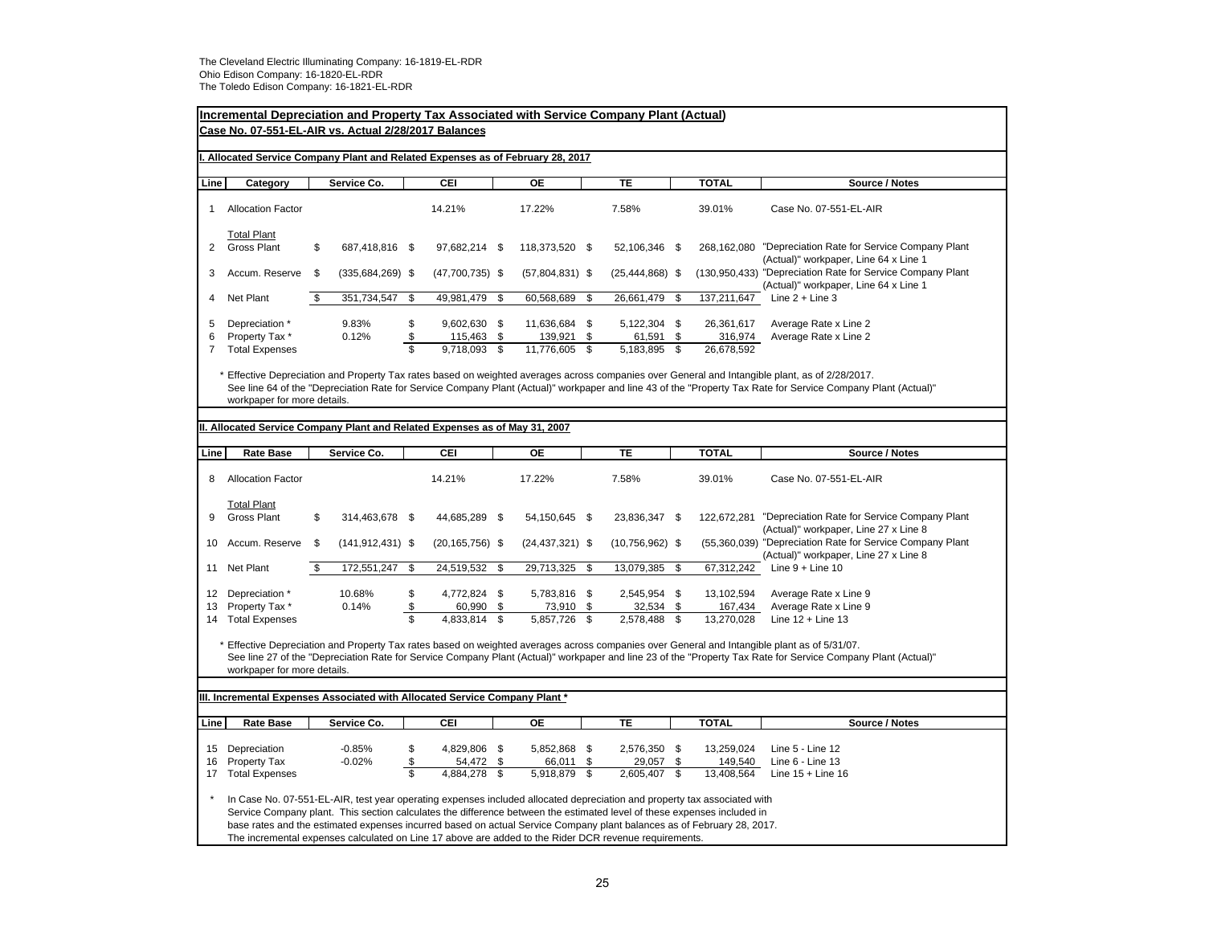The Cleveland Electric Illuminating Company: 16-1819-EL-RDR
Ohio Edison Company: 16-1820-EL-RDR
The Toledo Edison Company: 16-1821-EL-RDR

## Incremental Depreciation and Property Tax Associated with Service Company Plant (Actual)

### Case No. 07-551-EL-AIR vs. Actual 2/28/2017 Balances

#### I. Allocated Service Company Plant and Related Expenses as of February 28, 2017

| Line | Category | Service Co. | CEI | OE | TE | TOTAL | Source / Notes |
|---|---|---|---|---|---|---|---|
| 1 | Allocation Factor | | 14.21% | 17.22% | 7.58% | 39.01% | Case No. 07-551-EL-AIR |
| | Total Plant | | | | | | |
| 2 | Gross Plant | $ 687,418,816 | $ 97,682,214 | $ 118,373,520 | $ 52,106,346 | $ 268,162,080 | "Depreciation Rate for Service Company Plant (Actual)" workpaper, Line 64 x Line 1 |
| 3 | Accum. Reserve | $ (335,684,269) | $ (47,700,735) | $ (57,804,831) | $ (25,444,868) | $ (130,950,433) | "Depreciation Rate for Service Company Plant (Actual)" workpaper, Line 64 x Line 1 |
| 4 | Net Plant | $ 351,734,547 | $ 49,981,479 | $ 60,568,689 | $ 26,661,479 | $ 137,211,647 | Line 2 + Line 3 |
| 5 | Depreciation * | 9.83% | $ 9,602,630 | $ 11,636,684 | $ 5,122,304 | $ 26,361,617 | Average Rate x Line 2 |
| 6 | Property Tax * | 0.12% | $ 115,463 | $ 139,921 | $ 61,591 | $ 316,974 | Average Rate x Line 2 |
| 7 | Total Expenses | | $ 9,718,093 | $ 11,776,605 | $ 5,183,895 | $ 26,678,592 | |

* Effective Depreciation and Property Tax rates based on weighted averages across companies over General and Intangible plant, as of 2/28/2017. See line 64 of the "Depreciation Rate for Service Company Plant (Actual)" workpaper and line 43 of the "Property Tax Rate for Service Company Plant (Actual)" workpaper for more details.

#### II. Allocated Service Company Plant and Related Expenses as of May 31, 2007

| Line | Rate Base | Service Co. | CEI | OE | TE | TOTAL | Source / Notes |
|---|---|---|---|---|---|---|---|
| 8 | Allocation Factor | | 14.21% | 17.22% | 7.58% | 39.01% | Case No. 07-551-EL-AIR |
| | Total Plant | | | | | | |
| 9 | Gross Plant | $ 314,463,678 | $ 44,685,289 | $ 54,150,645 | $ 23,836,347 | $ 122,672,281 | "Depreciation Rate for Service Company Plant (Actual)" workpaper, Line 27 x Line 8 |
| 10 | Accum. Reserve | $ (141,912,431) | $ (20,165,756) | $ (24,437,321) | $ (10,756,962) | $ (55,360,039) | "Depreciation Rate for Service Company Plant (Actual)" workpaper, Line 27 x Line 8 |
| 11 | Net Plant | $ 172,551,247 | $ 24,519,532 | $ 29,713,325 | $ 13,079,385 | $ 67,312,242 | Line 9 + Line 10 |
| 12 | Depreciation * | 10.68% | $ 4,772,824 | $ 5,783,816 | $ 2,545,954 | $ 13,102,594 | Average Rate x Line 9 |
| 13 | Property Tax * | 0.14% | $ 60,990 | $ 73,910 | $ 32,534 | $ 167,434 | Average Rate x Line 9 |
| 14 | Total Expenses | | $ 4,833,814 | $ 5,857,726 | $ 2,578,488 | $ 13,270,028 | Line 12 + Line 13 |

* Effective Depreciation and Property Tax rates based on weighted averages across companies over General and Intangible plant as of 5/31/07. See line 27 of the "Depreciation Rate for Service Company Plant (Actual)" workpaper and line 23 of the "Property Tax Rate for Service Company Plant (Actual)" workpaper for more details.

#### III. Incremental Expenses Associated with Allocated Service Company Plant *

| Line | Rate Base | Service Co. | CEI | OE | TE | TOTAL | Source / Notes |
|---|---|---|---|---|---|---|---|
| 15 | Depreciation | -0.85% | $ 4,829,806 | $ 5,852,868 | $ 2,576,350 | $ 13,259,024 | Line 5 - Line 12 |
| 16 | Property Tax | -0.02% | $ 54,472 | $ 66,011 | $ 29,057 | $ 149,540 | Line 6 - Line 13 |
| 17 | Total Expenses | | $ 4,884,278 | $ 5,918,879 | $ 2,605,407 | $ 13,408,564 | Line 15 + Line 16 |

* In Case No. 07-551-EL-AIR, test year operating expenses included allocated depreciation and property tax associated with Service Company plant. This section calculates the difference between the estimated level of these expenses included in base rates and the estimated expenses incurred based on actual Service Company plant balances as of February 28, 2017. The incremental expenses calculated on Line 17 above are added to the Rider DCR revenue requirements.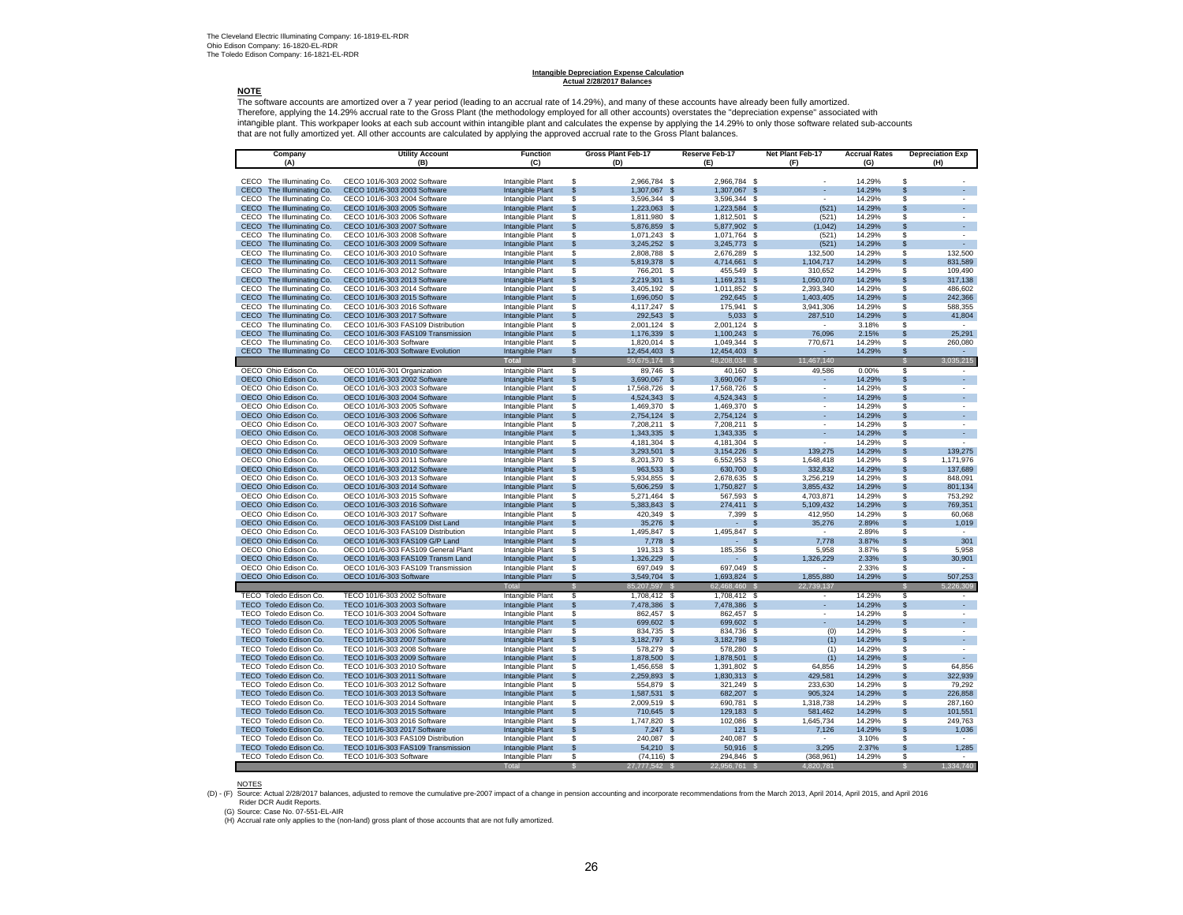The Cleveland Electric Illuminating Company: 16-1819-EL-RDR
Ohio Edison Company: 16-1820-EL-RDR
The Toledo Edison Company: 16-1821-EL-RDR

**Intangible Depreciation Expense Calculation**
**Actual 2/28/2017 Balances**

**NOTE**

The software accounts are amortized over a 7 year period (leading to an accrual rate of 14.29%), and many of these accounts have already been fully amortized. Therefore, applying the 14.29% accrual rate to the Gross Plant (the methodology employed for all other accounts) overstates the "depreciation expense" associated with intangible plant. This workpaper looks at each sub account within intangible plant and calculates the expense by applying the 14.29% to only those software related sub-accounts that are not fully amortized yet. All other accounts are calculated by applying the approved accrual rate to the Gross Plant balances.

| Company (A) | Utility Account (B) | Function (C) | Gross Plant Feb-17 (D) | Reserve Feb-17 (E) | Net Plant Feb-17 (F) | Accrual Rates (G) | Depreciation Exp (H) |
|---|---|---|---|---|---|---|---|
| CECO The Illuminating Co. | CECO 101/6-303 2002 Software | Intangible Plant | $ 2,966,784 | $ 2,966,784 | $ - | 14.29% | $ - |
| CECO The Illuminating Co. | CECO 101/6-303 2003 Software | Intangible Plant | $ 1,307,067 | $ 1,307,067 | $ - | 14.29% | $ - |
| CECO The Illuminating Co. | CECO 101/6-303 2004 Software | Intangible Plant | $ 3,596,344 | $ 3,596,344 | $ - | 14.29% | $ - |
| CECO The Illuminating Co. | CECO 101/6-303 2005 Software | Intangible Plant | $ 1,223,063 | $ 1,223,584 | $ (521) | 14.29% | $ - |
| CECO The Illuminating Co. | CECO 101/6-303 2006 Software | Intangible Plant | $ 1,811,980 | $ 1,812,501 | $ (521) | 14.29% | $ - |
| CECO The Illuminating Co. | CECO 101/6-303 2007 Software | Intangible Plant | $ 5,876,859 | $ 5,877,902 | $ (1,042) | 14.29% | $ - |
| CECO The Illuminating Co. | CECO 101/6-303 2008 Software | Intangible Plant | $ 1,071,243 | $ 1,071,764 | $ (521) | 14.29% | $ - |
| CECO The Illuminating Co. | CECO 101/6-303 2009 Software | Intangible Plant | $ 3,245,252 | $ 3,245,773 | $ (521) | 14.29% | $ - |
| CECO The Illuminating Co. | CECO 101/6-303 2010 Software | Intangible Plant | $ 2,808,788 | $ 2,676,289 | $ 132,500 | 14.29% | $ 132,500 |
| CECO The Illuminating Co. | CECO 101/6-303 2011 Software | Intangible Plant | $ 5,819,378 | $ 4,714,661 | $ 1,104,717 | 14.29% | $ 831,589 |
| CECO The Illuminating Co. | CECO 101/6-303 2012 Software | Intangible Plant | $ 766,201 | $ 455,549 | $ 310,652 | 14.29% | $ 109,490 |
| CECO The Illuminating Co. | CECO 101/6-303 2013 Software | Intangible Plant | $ 2,219,301 | $ 1,169,231 | $ 1,050,070 | 14.29% | $ 317,138 |
| CECO The Illuminating Co. | CECO 101/6-303 2014 Software | Intangible Plant | $ 3,405,192 | $ 1,011,852 | $ 2,393,340 | 14.29% | $ 486,602 |
| CECO The Illuminating Co. | CECO 101/6-303 2015 Software | Intangible Plant | $ 1,696,050 | $ 292,645 | $ 1,403,405 | 14.29% | $ 242,366 |
| CECO The Illuminating Co. | CECO 101/6-303 2016 Software | Intangible Plant | $ 4,117,247 | $ 175,941 | $ 3,941,306 | 14.29% | $ 588,355 |
| CECO The Illuminating Co. | CECO 101/6-303 2017 Software | Intangible Plant | $ 292,543 | $ 5,033 | $ 287,510 | 14.29% | $ 41,804 |
| CECO The Illuminating Co. | CECO 101/6-303 FAS109 Distribution | Intangible Plant | $ 2,001,124 | $ 2,001,124 | $ - | 3.18% | $ - |
| CECO The Illuminating Co. | CECO 101/6-303 FAS109 Transmission | Intangible Plant | $ 1,176,339 | $ 1,100,243 | $ 76,096 | 2.15% | $ 25,291 |
| CECO The Illuminating Co. | CECO 101/6-303 Software | Intangible Plant | $ 1,820,014 | $ 1,049,344 | $ 770,671 | 14.29% | $ 260,080 |
| CECO The Illuminating Co. | CECO 101/6-303 Software Evolution | Intangible Plant | $ 12,454,403 | $ 12,454,403 | $ - | 14.29% | $ - |
| | | **Total** | $ 59,675,174 | $ 48,208,034 | $ 11,467,140 | | $ 3,035,215 |
| OECO Ohio Edison Co. | OECO 101/6-301 Organization | Intangible Plant | $ 89,746 | $ 40,160 | $ 49,586 | 0.00% | $ - |
| OECO Ohio Edison Co. | OECO 101/6-303 2002 Software | Intangible Plant | $ 3,690,067 | $ 3,690,067 | $ - | 14.29% | $ - |
| OECO Ohio Edison Co. | OECO 101/6-303 2003 Software | Intangible Plant | $ 17,568,726 | $ 17,568,726 | $ - | 14.29% | $ - |
| OECO Ohio Edison Co. | OECO 101/6-303 2004 Software | Intangible Plant | $ 4,524,343 | $ 4,524,343 | $ - | 14.29% | $ - |
| OECO Ohio Edison Co. | OECO 101/6-303 2005 Software | Intangible Plant | $ 1,469,370 | $ 1,469,370 | $ - | 14.29% | $ - |
| OECO Ohio Edison Co. | OECO 101/6-303 2006 Software | Intangible Plant | $ 2,754,124 | $ 2,754,124 | $ - | 14.29% | $ - |
| OECO Ohio Edison Co. | OECO 101/6-303 2007 Software | Intangible Plant | $ 7,208,211 | $ 7,208,211 | $ - | 14.29% | $ - |
| OECO Ohio Edison Co. | OECO 101/6-303 2008 Software | Intangible Plant | $ 1,343,335 | $ 1,343,335 | $ - | 14.29% | $ - |
| OECO Ohio Edison Co. | OECO 101/6-303 2009 Software | Intangible Plant | $ 4,181,304 | $ 4,181,304 | $ - | 14.29% | $ - |
| OECO Ohio Edison Co. | OECO 101/6-303 2010 Software | Intangible Plant | $ 3,293,501 | $ 3,154,226 | $ 139,275 | 14.29% | $ 139,275 |
| OECO Ohio Edison Co. | OECO 101/6-303 2011 Software | Intangible Plant | $ 8,201,370 | $ 6,552,953 | $ 1,648,418 | 14.29% | $ 1,171,976 |
| OECO Ohio Edison Co. | OECO 101/6-303 2012 Software | Intangible Plant | $ 963,533 | $ 630,700 | $ 332,832 | 14.29% | $ 137,689 |
| OECO Ohio Edison Co. | OECO 101/6-303 2013 Software | Intangible Plant | $ 5,934,855 | $ 2,678,635 | $ 3,256,219 | 14.29% | $ 848,091 |
| OECO Ohio Edison Co. | OECO 101/6-303 2014 Software | Intangible Plant | $ 5,606,259 | $ 1,750,827 | $ 3,855,432 | 14.29% | $ 801,134 |
| OECO Ohio Edison Co. | OECO 101/6-303 2015 Software | Intangible Plant | $ 5,271,464 | $ 567,593 | $ 4,703,871 | 14.29% | $ 753,292 |
| OECO Ohio Edison Co. | OECO 101/6-303 2016 Software | Intangible Plant | $ 5,383,843 | $ 274,411 | $ 5,109,432 | 14.29% | $ 769,351 |
| OECO Ohio Edison Co. | OECO 101/6-303 2017 Software | Intangible Plant | $ 420,349 | $ 7,399 | $ 412,950 | 14.29% | $ 60,068 |
| OECO Ohio Edison Co. | OECO 101/6-303 FAS109 Dist Land | Intangible Plant | $ 35,276 | $ - | $ 35,276 | 2.89% | $ 1,019 |
| OECO Ohio Edison Co. | OECO 101/6-303 FAS109 Distribution | Intangible Plant | $ 1,495,847 | $ 1,495,847 | $ - | 2.89% | $ - |
| OECO Ohio Edison Co. | OECO 101/6-303 FAS109 G/P Land | Intangible Plant | $ 7,778 | $ - | $ 7,778 | 3.87% | $ 301 |
| OECO Ohio Edison Co. | OECO 101/6-303 FAS109 General Plant | Intangible Plant | $ 191,313 | $ 185,356 | $ 5,958 | 3.87% | $ 5,958 |
| OECO Ohio Edison Co. | OECO 101/6-303 FAS109 Transm Land | Intangible Plant | $ 1,326,229 | $ - | $ 1,326,229 | 2.33% | $ 30,901 |
| OECO Ohio Edison Co. | OECO 101/6-303 FAS109 Transmission | Intangible Plant | $ 697,049 | $ 697,049 | $ - | 2.33% | $ - |
| OECO Ohio Edison Co. | OECO 101/6-303 Software | Intangible Plant | $ 3,549,704 | $ 1,693,824 | $ 1,855,880 | 14.29% | $ 507,253 |
| | | Total | $ 85,207,597 | $ 62,468,460 | $ 22,739,137 | | $ 5,226,309 |
| TECO Toledo Edison Co. | TECO 101/6-303 2002 Software | Intangible Plant | $ 1,708,412 | $ 1,708,412 | $ - | 14.29% | $ - |
| TECO Toledo Edison Co. | TECO 101/6-303 2003 Software | Intangible Plant | $ 7,478,386 | $ 7,478,386 | $ - | 14.29% | $ - |
| TECO Toledo Edison Co. | TECO 101/6-303 2004 Software | Intangible Plant | $ 862,457 | $ 862,457 | $ - | 14.29% | $ - |
| TECO Toledo Edison Co. | TECO 101/6-303 2005 Software | Intangible Plant | $ 699,602 | $ 699,602 | $ - | 14.29% | $ - |
| TECO Toledo Edison Co. | TECO 101/6-303 2006 Software | Intangible Plant | $ 834,735 | $ 834,736 | $ (0) | 14.29% | $ - |
| TECO Toledo Edison Co. | TECO 101/6-303 2007 Software | Intangible Plant | $ 3,182,797 | $ 3,182,798 | $ (1) | 14.29% | $ - |
| TECO Toledo Edison Co. | TECO 101/6-303 2008 Software | Intangible Plant | $ 578,279 | $ 578,280 | $ (1) | 14.29% | $ - |
| TECO Toledo Edison Co. | TECO 101/6-303 2009 Software | Intangible Plant | $ 1,878,500 | $ 1,878,501 | $ (1) | 14.29% | $ - |
| TECO Toledo Edison Co. | TECO 101/6-303 2010 Software | Intangible Plant | $ 1,456,658 | $ 1,391,802 | $ 64,856 | 14.29% | $ 64,856 |
| TECO Toledo Edison Co. | TECO 101/6-303 2011 Software | Intangible Plant | $ 2,259,893 | $ 1,830,313 | $ 429,581 | 14.29% | $ 322,939 |
| TECO Toledo Edison Co. | TECO 101/6-303 2012 Software | Intangible Plant | $ 554,879 | $ 321,249 | $ 233,630 | 14.29% | $ 79,292 |
| TECO Toledo Edison Co. | TECO 101/6-303 2013 Software | Intangible Plant | $ 1,587,531 | $ 682,207 | $ 905,324 | 14.29% | $ 226,858 |
| TECO Toledo Edison Co. | TECO 101/6-303 2014 Software | Intangible Plant | $ 2,009,519 | $ 690,781 | $ 1,318,738 | 14.29% | $ 287,160 |
| TECO Toledo Edison Co. | TECO 101/6-303 2015 Software | Intangible Plant | $ 710,645 | $ 129,183 | $ 581,462 | 14.29% | $ 101,551 |
| TECO Toledo Edison Co. | TECO 101/6-303 2016 Software | Intangible Plant | $ 1,747,820 | $ 102,086 | $ 1,645,734 | 14.29% | $ 249,763 |
| TECO Toledo Edison Co. | TECO 101/6-303 2017 Software | Intangible Plant | $ 7,247 | $ 121 | $ 7,126 | 14.29% | $ 1,036 |
| TECO Toledo Edison Co. | TECO 101/6-303 FAS109 Distribution | Intangible Plant | $ 240,087 | $ 240,087 | $ - | 3.10% | $ - |
| TECO Toledo Edison Co. | TECO 101/6-303 FAS109 Transmission | Intangible Plant | $ 54,210 | $ 50,916 | $ 3,295 | 2.37% | $ 1,285 |
| TECO Toledo Edison Co. | TECO 101/6-303 Software | Intangible Plant | $ (74,116) | $ 294,846 | $ (368,961) | 14.29% | $ - |
| | | Total | $ 27,777,542 | $ 22,956,761 | $ 4,820,781 | | $ 1,334,740 |

NOTES

(D) - (F) Source: Actual 2/28/2017 balances, adjusted to remove the cumulative pre-2007 impact of a change in pension accounting and incorporate recommendations from the March 2013, April 2014, April 2015, and April 2016 Rider DCR Audit Reports.

(G) Source: Case No. 07-551-EL-AIR

(H) Accrual rate only applies to the (non-land) gross plant of those accounts that are not fully amortized.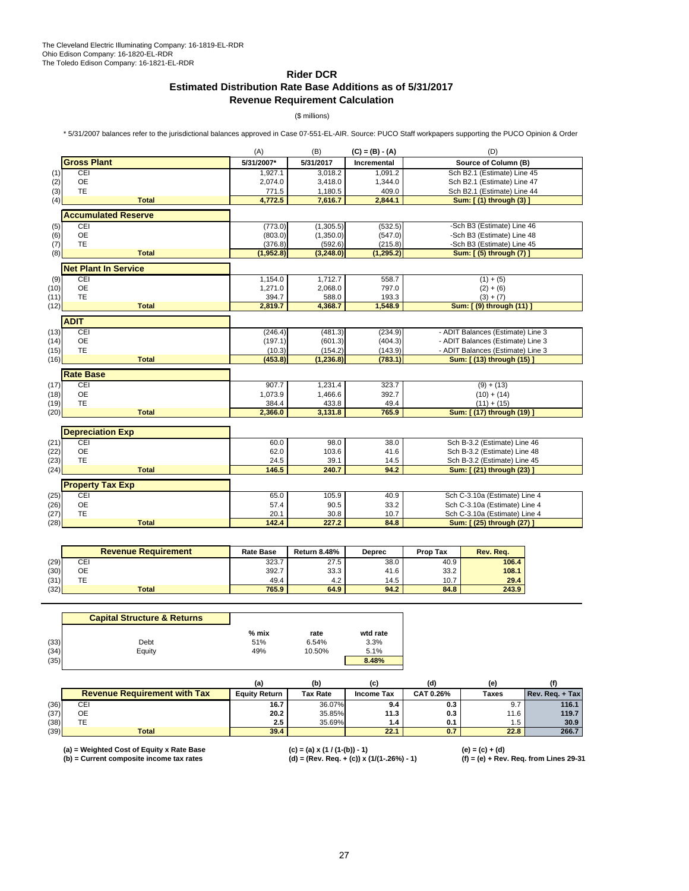The Cleveland Electric Illuminating Company: 16-1819-EL-RDR
Ohio Edison Company: 16-1820-EL-RDR
The Toledo Edison Company: 16-1821-EL-RDR

## Rider DCR
## Estimated Distribution Rate Base Additions as of 5/31/2017
## Revenue Requirement Calculation

($ millions)

* 5/31/2007 balances refer to the jurisdictional balances approved in Case 07-551-EL-AIR. Source: PUCO Staff workpapers supporting the PUCO Opinion & Order

| | | (A) | (B) | (C) = (B) - (A) | (D) |
|---|---|---|---|---|---|
| | **Gross Plant** | **5/31/2007*** | **5/31/2017** | **Incremental** | **Source of Column (B)** |
| (1) | CEI | 1,927.1 | 3,018.2 | 1,091.2 | Sch B2.1 (Estimate) Line 45 |
| (2) | OE | 2,074.0 | 3,418.0 | 1,344.0 | Sch B2.1 (Estimate) Line 47 |
| (3) | TE | 771.5 | 1,180.5 | 409.0 | Sch B2.1 (Estimate) Line 44 |
| (4) | **Total** | **4,772.5** | **7,616.7** | **2,844.1** | **Sum: [ (1) through (3) ]** |
| | **Accumulated Reserve** | | | | |
| (5) | CEI | (773.0) | (1,305.5) | (532.5) | -Sch B3 (Estimate) Line 46 |
| (6) | OE | (803.0) | (1,350.0) | (547.0) | -Sch B3 (Estimate) Line 48 |
| (7) | TE | (376.8) | (592.6) | (215.8) | -Sch B3 (Estimate) Line 45 |
| (8) | **Total** | **(1,952.8)** | **(3,248.0)** | **(1,295.2)** | **Sum: [ (5) through (7) ]** |
| | **Net Plant In Service** | | | | |
| (9) | CEI | 1,154.0 | 1,712.7 | 558.7 | (1) + (5) |
| (10) | OE | 1,271.0 | 2,068.0 | 797.0 | (2) + (6) |
| (11) | TE | 394.7 | 588.0 | 193.3 | (3) + (7) |
| (12) | **Total** | **2,819.7** | **4,368.7** | **1,548.9** | **Sum: [ (9) through (11) ]** |
| | **ADIT** | | | | |
| (13) | CEI | (246.4) | (481.3) | (234.9) | - ADIT Balances (Estimate) Line 3 |
| (14) | OE | (197.1) | (601.3) | (404.3) | - ADIT Balances (Estimate) Line 3 |
| (15) | TE | (10.3) | (154.2) | (143.9) | - ADIT Balances (Estimate) Line 3 |
| (16) | **Total** | **(453.8)** | **(1,236.8)** | **(783.1)** | **Sum: [ (13) through (15) ]** |
| | **Rate Base** | | | | |
| (17) | CEI | 907.7 | 1,231.4 | 323.7 | (9) + (13) |
| (18) | OE | 1,073.9 | 1,466.6 | 392.7 | (10) + (14) |
| (19) | TE | 384.4 | 433.8 | 49.4 | (11) + (15) |
| (20) | **Total** | **2,366.0** | **3,131.8** | **765.9** | **Sum: [ (17) through (19) ]** |
| | **Depreciation Exp** | | | | |
| (21) | CEI | 60.0 | 98.0 | 38.0 | Sch B-3.2 (Estimate) Line 46 |
| (22) | OE | 62.0 | 103.6 | 41.6 | Sch B-3.2 (Estimate) Line 48 |
| (23) | TE | 24.5 | 39.1 | 14.5 | Sch B-3.2 (Estimate) Line 45 |
| (24) | **Total** | **146.5** | **240.7** | **94.2** | **Sum: [ (21) through (23) ]** |
| | **Property Tax Exp** | | | | |
| (25) | CEI | 65.0 | 105.9 | 40.9 | Sch C-3.10a (Estimate) Line 4 |
| (26) | OE | 57.4 | 90.5 | 33.2 | Sch C-3.10a (Estimate) Line 4 |
| (27) | TE | 20.1 | 30.8 | 10.7 | Sch C-3.10a (Estimate) Line 4 |
| (28) | **Total** | **142.4** | **227.2** | **84.8** | **Sum: [ (25) through (27) ]** |

| | **Revenue Requirement** | **Rate Base** | **Return 8.48%** | **Deprec** | **Prop Tax** | **Rev. Req.** |
|---|---|---|---|---|---|---|
| (29) | CEI | 323.7 | 27.5 | 38.0 | 40.9 | **106.4** |
| (30) | OE | 392.7 | 33.3 | 41.6 | 33.2 | **108.1** |
| (31) | TE | 49.4 | 4.2 | 14.5 | 10.7 | **29.4** |
| (32) | **Total** | **765.9** | **64.9** | **94.2** | **84.8** | **243.9** |

| | **Capital Structure & Returns** | % mix | rate | wtd rate |
|---|---|---|---|---|
| (33) | Debt | 51% | 6.54% | 3.3% |
| (34) | Equity | 49% | 10.50% | 5.1% |
| (35) | | | | **8.48%** |

| | | (a) | (b) | (c) | (d) | (e) | (f) |
|---|---|---|---|---|---|---|---|
| | **Revenue Requirement with Tax** | **Equity Return** | **Tax Rate** | **Income Tax** | **CAT 0.26%** | **Taxes** | **Rev. Req. + Tax** |
| (36) | CEI | **16.7** | 36.07% | **9.4** | **0.3** | 9.7 | **116.1** |
| (37) | OE | **20.2** | 35.85% | **11.3** | **0.3** | 11.6 | **119.7** |
| (38) | TE | **2.5** | 35.69% | **1.4** | **0.1** | 1.5 | **30.9** |
| (39) | **Total** | **39.4** | | **22.1** | **0.7** | **22.8** | **266.7** |

**(a) = Weighted Cost of Equity x Rate Base**
**(b) = Current composite income tax rates**
**(c) = (a) x (1 / (1-(b)) - 1)**
**(d) = (Rev. Req. + (c)) x (1/(1-.26%) - 1)**
**(e) = (c) + (d)**
**(f) = (e) + Rev. Req. from Lines 29-31**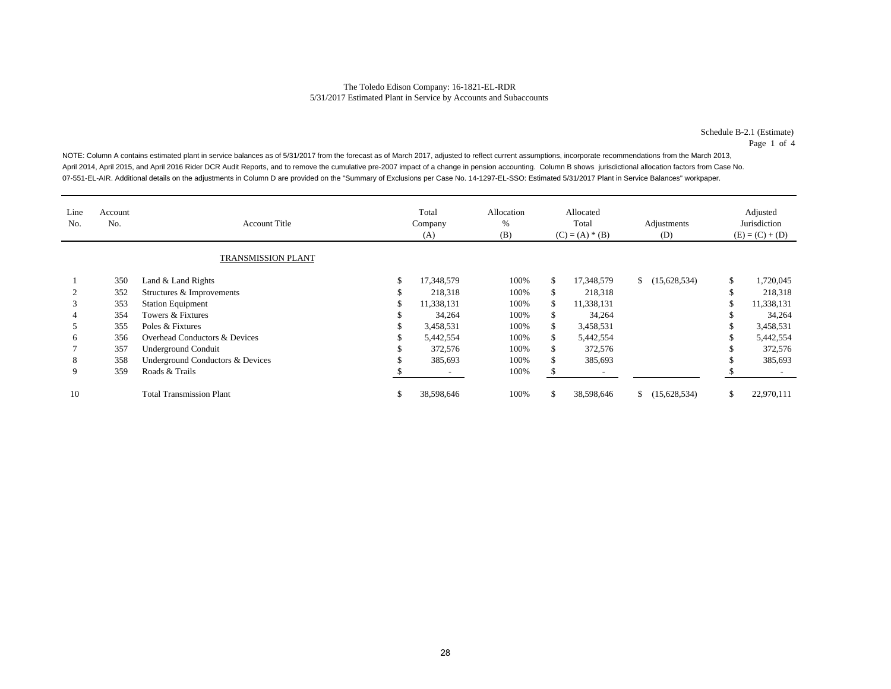The Toledo Edison Company: 16-1821-EL-RDR
5/31/2017 Estimated Plant in Service by Accounts and Subaccounts

Schedule B-2.1 (Estimate)
Page 1 of 4

NOTE: Column A contains estimated plant in service balances as of 5/31/2017 from the forecast as of March 2017, adjusted to reflect current assumptions, incorporate recommendations from the March 2013, April 2014, April 2015, and April 2016 Rider DCR Audit Reports, and to remove the cumulative pre-2007 impact of a change in pension accounting. Column B shows jurisdictional allocation factors from Case No. 07-551-EL-AIR. Additional details on the adjustments in Column D are provided on the "Summary of Exclusions per Case No. 14-1297-EL-SSO: Estimated 5/31/2017 Plant in Service Balances" workpaper.

| Line No. | Account No. | Account Title | Total Company (A) | Allocation % (B) | Allocated Total (C) = (A) * (B) | Adjustments (D) | Adjusted Jurisdiction (E) = (C) + (D) |
|---|---|---|---|---|---|---|---|
| | | TRANSMISSION PLANT | | | | | |
| 1 | 350 | Land & Land Rights | $ 17,348,579 | 100% | $ 17,348,579 | $ (15,628,534) | $ 1,720,045 |
| 2 | 352 | Structures & Improvements | $ 218,318 | 100% | $ 218,318 | | $ 218,318 |
| 3 | 353 | Station Equipment | $ 11,338,131 | 100% | $ 11,338,131 | | $ 11,338,131 |
| 4 | 354 | Towers & Fixtures | $ 34,264 | 100% | $ 34,264 | | $ 34,264 |
| 5 | 355 | Poles & Fixtures | $ 3,458,531 | 100% | $ 3,458,531 | | $ 3,458,531 |
| 6 | 356 | Overhead Conductors & Devices | $ 5,442,554 | 100% | $ 5,442,554 | | $ 5,442,554 |
| 7 | 357 | Underground Conduit | $ 372,576 | 100% | $ 372,576 | | $ 372,576 |
| 8 | 358 | Underground Conductors & Devices | $ 385,693 | 100% | $ 385,693 | | $ 385,693 |
| 9 | 359 | Roads & Trails | $ - | 100% | $ - | | $ - |
| 10 | | Total Transmission Plant | $ 38,598,646 | 100% | $ 38,598,646 | $ (15,628,534) | $ 22,970,111 |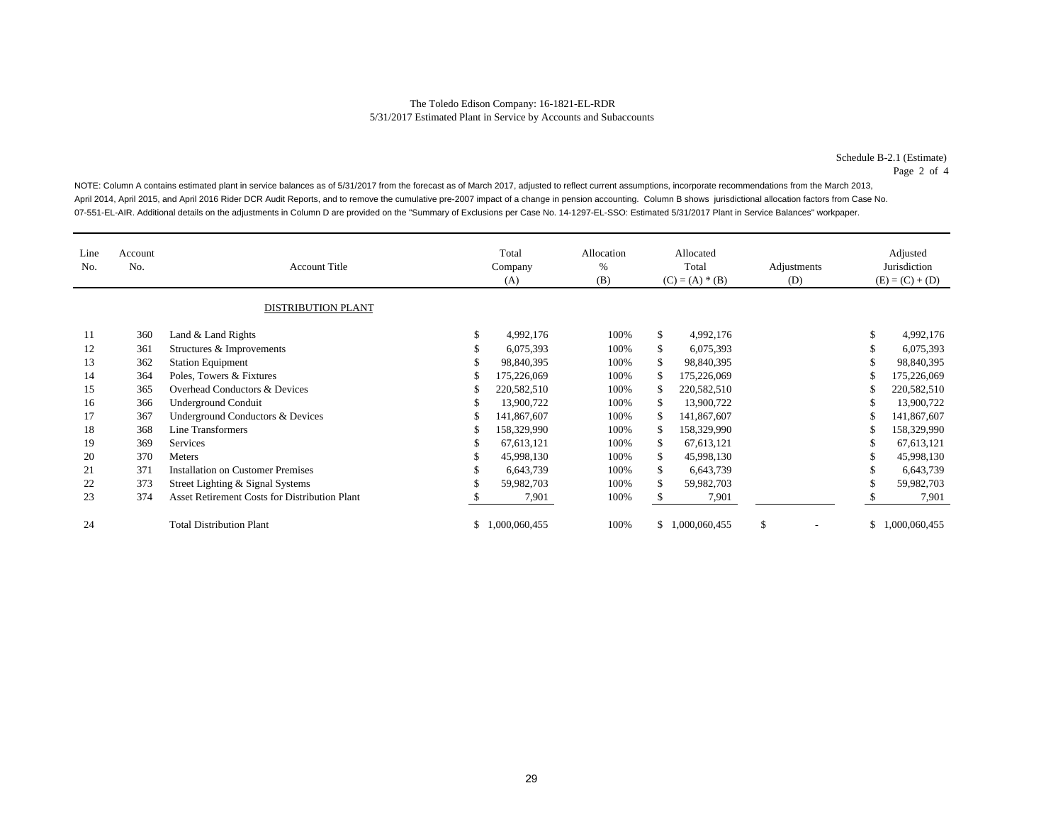The Toledo Edison Company: 16-1821-EL-RDR
5/31/2017 Estimated Plant in Service by Accounts and Subaccounts

Schedule B-2.1 (Estimate)
Page 2 of 4

NOTE: Column A contains estimated plant in service balances as of 5/31/2017 from the forecast as of March 2017, adjusted to reflect current assumptions, incorporate recommendations from the March 2013, April 2014, April 2015, and April 2016 Rider DCR Audit Reports, and to remove the cumulative pre-2007 impact of a change in pension accounting. Column B shows jurisdictional allocation factors from Case No. 07-551-EL-AIR. Additional details on the adjustments in Column D are provided on the "Summary of Exclusions per Case No. 14-1297-EL-SSO: Estimated 5/31/2017 Plant in Service Balances" workpaper.

| Line No. | Account No. | Account Title | Total Company (A) | Allocation % (B) | Allocated Total (C) = (A) * (B) | Adjustments (D) | Adjusted Jurisdiction (E) = (C) + (D) |
|---|---|---|---|---|---|---|---|
| | | DISTRIBUTION PLANT | | | | | |
| 11 | 360 | Land & Land Rights | $ 4,992,176 | 100% | $ 4,992,176 | | $ 4,992,176 |
| 12 | 361 | Structures & Improvements | $ 6,075,393 | 100% | $ 6,075,393 | | $ 6,075,393 |
| 13 | 362 | Station Equipment | $ 98,840,395 | 100% | $ 98,840,395 | | $ 98,840,395 |
| 14 | 364 | Poles, Towers & Fixtures | $ 175,226,069 | 100% | $ 175,226,069 | | $ 175,226,069 |
| 15 | 365 | Overhead Conductors & Devices | $ 220,582,510 | 100% | $ 220,582,510 | | $ 220,582,510 |
| 16 | 366 | Underground Conduit | $ 13,900,722 | 100% | $ 13,900,722 | | $ 13,900,722 |
| 17 | 367 | Underground Conductors & Devices | $ 141,867,607 | 100% | $ 141,867,607 | | $ 141,867,607 |
| 18 | 368 | Line Transformers | $ 158,329,990 | 100% | $ 158,329,990 | | $ 158,329,990 |
| 19 | 369 | Services | $ 67,613,121 | 100% | $ 67,613,121 | | $ 67,613,121 |
| 20 | 370 | Meters | $ 45,998,130 | 100% | $ 45,998,130 | | $ 45,998,130 |
| 21 | 371 | Installation on Customer Premises | $ 6,643,739 | 100% | $ 6,643,739 | | $ 6,643,739 |
| 22 | 373 | Street Lighting & Signal Systems | $ 59,982,703 | 100% | $ 59,982,703 | | $ 59,982,703 |
| 23 | 374 | Asset Retirement Costs for Distribution Plant | $ 7,901 | 100% | $ 7,901 | | $ 7,901 |
| 24 | | Total Distribution Plant | $ 1,000,060,455 | 100% | $ 1,000,060,455 | $ - | $ 1,000,060,455 |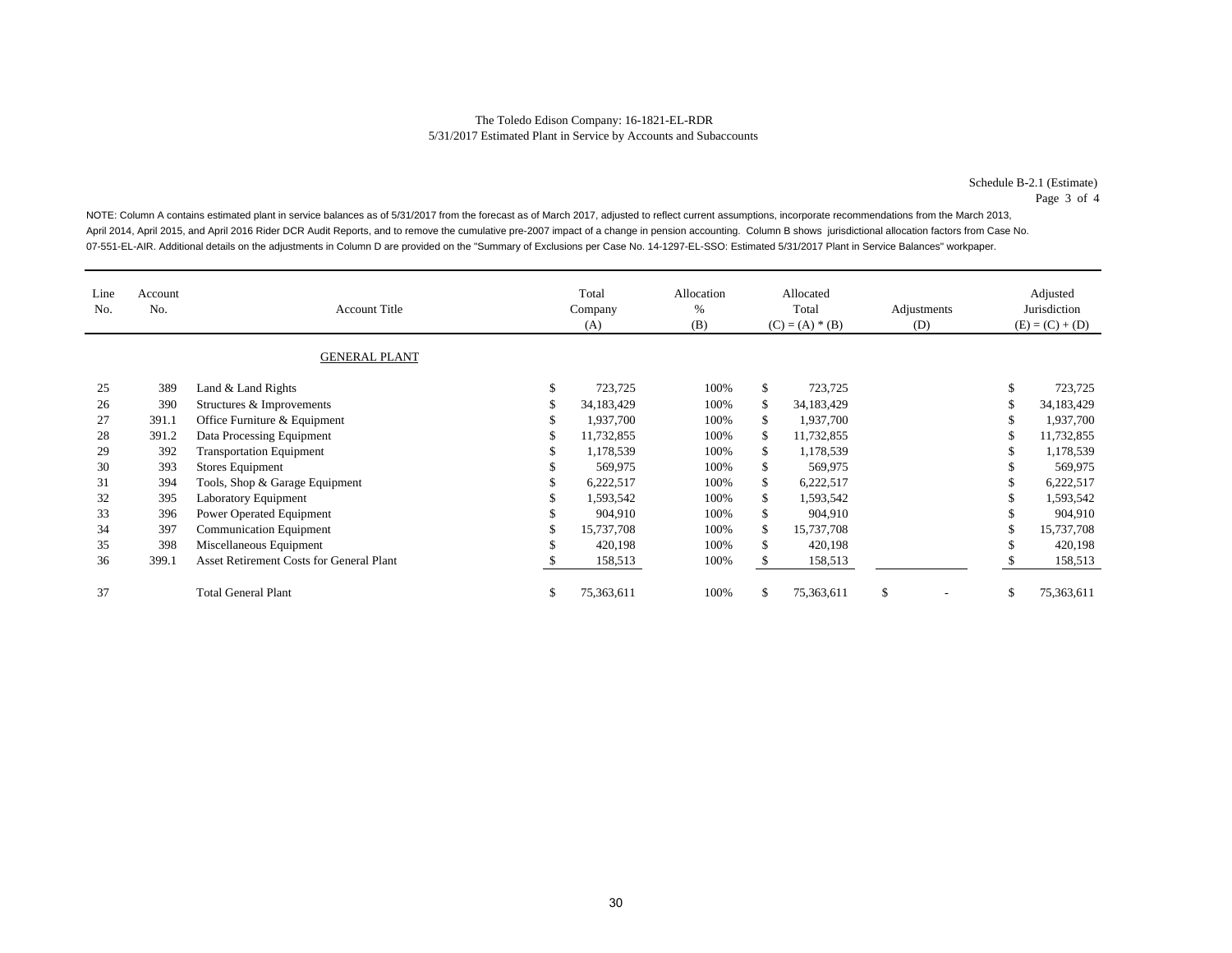The Toledo Edison Company: 16-1821-EL-RDR
5/31/2017 Estimated Plant in Service by Accounts and Subaccounts

Schedule B-2.1 (Estimate)
Page 3 of 4

NOTE: Column A contains estimated plant in service balances as of 5/31/2017 from the forecast as of March 2017, adjusted to reflect current assumptions, incorporate recommendations from the March 2013, April 2014, April 2015, and April 2016 Rider DCR Audit Reports, and to remove the cumulative pre-2007 impact of a change in pension accounting. Column B shows jurisdictional allocation factors from Case No. 07-551-EL-AIR. Additional details on the adjustments in Column D are provided on the "Summary of Exclusions per Case No. 14-1297-EL-SSO: Estimated 5/31/2017 Plant in Service Balances" workpaper.

| Line No. | Account No. | Account Title | Total Company (A) | Allocation % (B) | Allocated Total (C) = (A) * (B) | Adjustments (D) | Adjusted Jurisdiction (E) = (C) + (D) |
|---|---|---|---|---|---|---|---|
| | | GENERAL PLANT | | | | | |
| 25 | 389 | Land & Land Rights | $ 723,725 | 100% | $ 723,725 | | $ 723,725 |
| 26 | 390 | Structures & Improvements | $ 34,183,429 | 100% | $ 34,183,429 | | $ 34,183,429 |
| 27 | 391.1 | Office Furniture & Equipment | $ 1,937,700 | 100% | $ 1,937,700 | | $ 1,937,700 |
| 28 | 391.2 | Data Processing Equipment | $ 11,732,855 | 100% | $ 11,732,855 | | $ 11,732,855 |
| 29 | 392 | Transportation Equipment | $ 1,178,539 | 100% | $ 1,178,539 | | $ 1,178,539 |
| 30 | 393 | Stores Equipment | $ 569,975 | 100% | $ 569,975 | | $ 569,975 |
| 31 | 394 | Tools, Shop & Garage Equipment | $ 6,222,517 | 100% | $ 6,222,517 | | $ 6,222,517 |
| 32 | 395 | Laboratory Equipment | $ 1,593,542 | 100% | $ 1,593,542 | | $ 1,593,542 |
| 33 | 396 | Power Operated Equipment | $ 904,910 | 100% | $ 904,910 | | $ 904,910 |
| 34 | 397 | Communication Equipment | $ 15,737,708 | 100% | $ 15,737,708 | | $ 15,737,708 |
| 35 | 398 | Miscellaneous Equipment | $ 420,198 | 100% | $ 420,198 | | $ 420,198 |
| 36 | 399.1 | Asset Retirement Costs for General Plant | $ 158,513 | 100% | $ 158,513 | | $ 158,513 |
| 37 | | Total General Plant | $ 75,363,611 | 100% | $ 75,363,611 | $ - | $ 75,363,611 |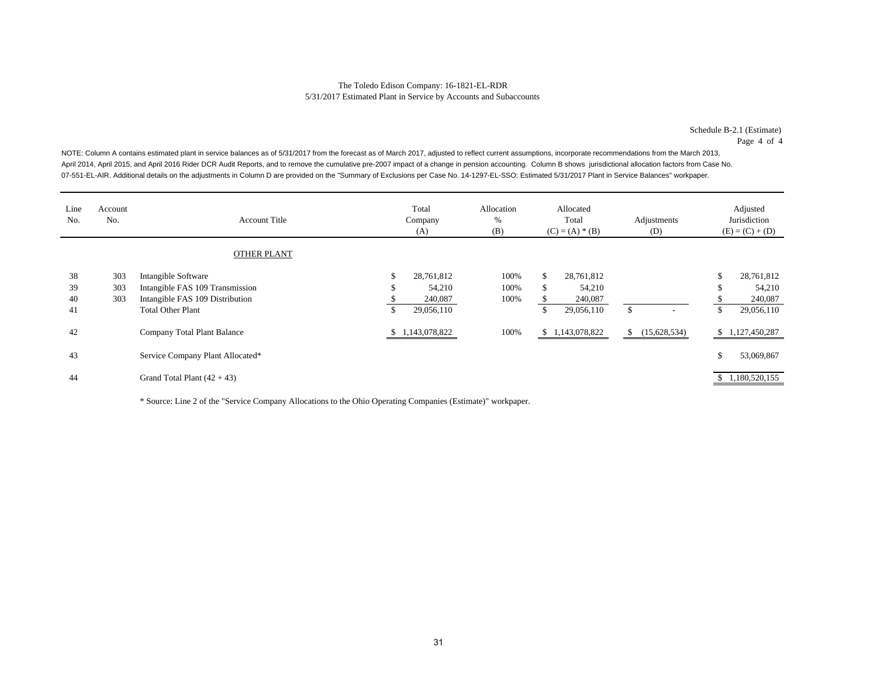The Toledo Edison Company: 16-1821-EL-RDR
5/31/2017 Estimated Plant in Service by Accounts and Subaccounts

Schedule B-2.1 (Estimate)
Page 4 of 4

NOTE: Column A contains estimated plant in service balances as of 5/31/2017 from the forecast as of March 2017, adjusted to reflect current assumptions, incorporate recommendations from the March 2013, April 2014, April 2015, and April 2016 Rider DCR Audit Reports, and to remove the cumulative pre-2007 impact of a change in pension accounting. Column B shows jurisdictional allocation factors from Case No. 07-551-EL-AIR. Additional details on the adjustments in Column D are provided on the "Summary of Exclusions per Case No. 14-1297-EL-SSO: Estimated 5/31/2017 Plant in Service Balances" workpaper.

| Line No. | Account No. | Account Title | Total Company (A) | Allocation % (B) | Allocated Total (C) = (A) * (B) | Adjustments (D) | Adjusted Jurisdiction (E) = (C) + (D) |
|---|---|---|---|---|---|---|---|
| | | OTHER PLANT | | | | | |
| 38 | 303 | Intangible Software | $ 28,761,812 | 100% | $ 28,761,812 | | $ 28,761,812 |
| 39 | 303 | Intangible FAS 109 Transmission | $ 54,210 | 100% | $ 54,210 | | $ 54,210 |
| 40 | 303 | Intangible FAS 109 Distribution | $ 240,087 | 100% | $ 240,087 | | $ 240,087 |
| 41 | | Total Other Plant | $ 29,056,110 | | $ 29,056,110 | $ - | $ 29,056,110 |
| 42 | | Company Total Plant Balance | $ 1,143,078,822 | 100% | $ 1,143,078,822 | $ (15,628,534) | $ 1,127,450,287 |
| 43 | | Service Company Plant Allocated* | | | | | $ 53,069,867 |
| 44 | | Grand Total Plant (42 + 43) | | | | | $ 1,180,520,155 |

* Source: Line 2 of the "Service Company Allocations to the Ohio Operating Companies (Estimate)" workpaper.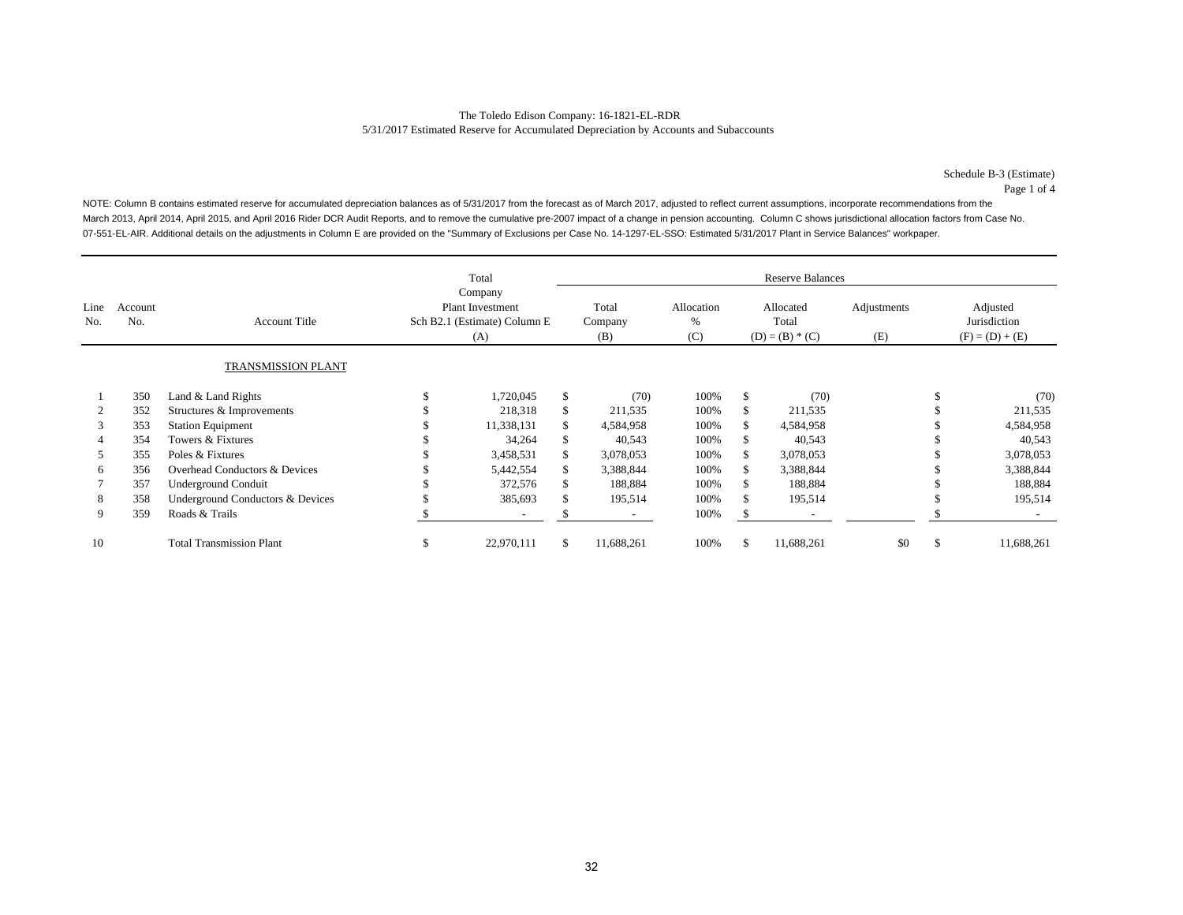The Toledo Edison Company: 16-1821-EL-RDR
5/31/2017 Estimated Reserve for Accumulated Depreciation by Accounts and Subaccounts

Schedule B-3 (Estimate)
Page 1 of 4

NOTE: Column B contains estimated reserve for accumulated depreciation balances as of 5/31/2017 from the forecast as of March 2017, adjusted to reflect current assumptions, incorporate recommendations from the March 2013, April 2014, April 2015, and April 2016 Rider DCR Audit Reports, and to remove the cumulative pre-2007 impact of a change in pension accounting. Column C shows jurisdictional allocation factors from Case No. 07-551-EL-AIR. Additional details on the adjustments in Column E are provided on the "Summary of Exclusions per Case No. 14-1297-EL-SSO: Estimated 5/31/2017 Plant in Service Balances" workpaper.

| Line No. | Account No. | Account Title | Total Company Plant Investment Sch B2.1 (Estimate) Column E (A) | Reserve Balances: Total Company (B) | Allocation % (C) | Allocated Total (D) = (B) * (C) | Adjustments (E) | Adjusted Jurisdiction (F) = (D) + (E) |
|---|---|---|---|---|---|---|---|---|
| | | TRANSMISSION PLANT | | | | | | |
| 1 | 350 | Land & Land Rights | $ 1,720,045 | $ (70) | 100% | $ (70) | | $ (70) |
| 2 | 352 | Structures & Improvements | $ 218,318 | $ 211,535 | 100% | $ 211,535 | | $ 211,535 |
| 3 | 353 | Station Equipment | $ 11,338,131 | $ 4,584,958 | 100% | $ 4,584,958 | | $ 4,584,958 |
| 4 | 354 | Towers & Fixtures | $ 34,264 | $ 40,543 | 100% | $ 40,543 | | $ 40,543 |
| 5 | 355 | Poles & Fixtures | $ 3,458,531 | $ 3,078,053 | 100% | $ 3,078,053 | | $ 3,078,053 |
| 6 | 356 | Overhead Conductors & Devices | $ 5,442,554 | $ 3,388,844 | 100% | $ 3,388,844 | | $ 3,388,844 |
| 7 | 357 | Underground Conduit | $ 372,576 | $ 188,884 | 100% | $ 188,884 | | $ 188,884 |
| 8 | 358 | Underground Conductors & Devices | $ 385,693 | $ 195,514 | 100% | $ 195,514 | | $ 195,514 |
| 9 | 359 | Roads & Trails | $ - | $ - | 100% | $ - | | $ - |
| 10 | | Total Transmission Plant | $ 22,970,111 | $ 11,688,261 | 100% | $ 11,688,261 | $0 | $ 11,688,261 |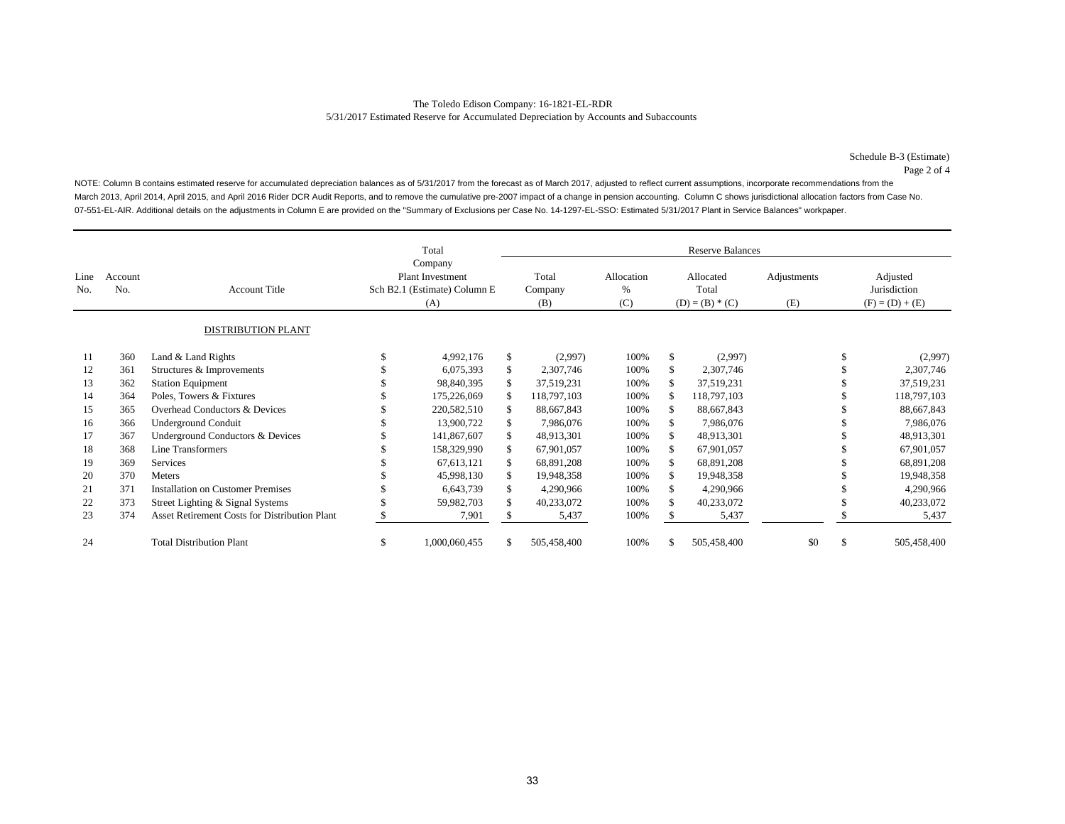The Toledo Edison Company: 16-1821-EL-RDR

5/31/2017 Estimated Reserve for Accumulated Depreciation by Accounts and Subaccounts

Schedule B-3 (Estimate)

Page 2 of 4

NOTE: Column B contains estimated reserve for accumulated depreciation balances as of 5/31/2017 from the forecast as of March 2017, adjusted to reflect current assumptions, incorporate recommendations from the March 2013, April 2014, April 2015, and April 2016 Rider DCR Audit Reports, and to remove the cumulative pre-2007 impact of a change in pension accounting. Column C shows jurisdictional allocation factors from Case No. 07-551-EL-AIR. Additional details on the adjustments in Column E are provided on the "Summary of Exclusions per Case No. 14-1297-EL-SSO: Estimated 5/31/2017 Plant in Service Balances" workpaper.

| Line No. | Account No. | Account Title | Total Company Plant Investment Sch B2.1 (Estimate) Column E (A) | Reserve Balances Total Company (B) | Allocation % (C) | Allocated Total (D) = (B) * (C) | Adjustments (E) | Adjusted Jurisdiction (F) = (D) + (E) |
|---|---|---|---|---|---|---|---|---|
| | | DISTRIBUTION PLANT | | | | | | |
| 11 | 360 | Land & Land Rights | $ 4,992,176 | $ (2,997) | 100% | $ (2,997) | | $ (2,997) |
| 12 | 361 | Structures & Improvements | $ 6,075,393 | $ 2,307,746 | 100% | $ 2,307,746 | | $ 2,307,746 |
| 13 | 362 | Station Equipment | $ 98,840,395 | $ 37,519,231 | 100% | $ 37,519,231 | | $ 37,519,231 |
| 14 | 364 | Poles, Towers & Fixtures | $ 175,226,069 | $ 118,797,103 | 100% | $ 118,797,103 | | $ 118,797,103 |
| 15 | 365 | Overhead Conductors & Devices | $ 220,582,510 | $ 88,667,843 | 100% | $ 88,667,843 | | $ 88,667,843 |
| 16 | 366 | Underground Conduit | $ 13,900,722 | $ 7,986,076 | 100% | $ 7,986,076 | | $ 7,986,076 |
| 17 | 367 | Underground Conductors & Devices | $ 141,867,607 | $ 48,913,301 | 100% | $ 48,913,301 | | $ 48,913,301 |
| 18 | 368 | Line Transformers | $ 158,329,990 | $ 67,901,057 | 100% | $ 67,901,057 | | $ 67,901,057 |
| 19 | 369 | Services | $ 67,613,121 | $ 68,891,208 | 100% | $ 68,891,208 | | $ 68,891,208 |
| 20 | 370 | Meters | $ 45,998,130 | $ 19,948,358 | 100% | $ 19,948,358 | | $ 19,948,358 |
| 21 | 371 | Installation on Customer Premises | $ 6,643,739 | $ 4,290,966 | 100% | $ 4,290,966 | | $ 4,290,966 |
| 22 | 373 | Street Lighting & Signal Systems | $ 59,982,703 | $ 40,233,072 | 100% | $ 40,233,072 | | $ 40,233,072 |
| 23 | 374 | Asset Retirement Costs for Distribution Plant | $ 7,901 | $ 5,437 | 100% | $ 5,437 | | $ 5,437 |
| 24 | | Total Distribution Plant | $ 1,000,060,455 | $ 505,458,400 | 100% | $ 505,458,400 | $0 | $ 505,458,400 |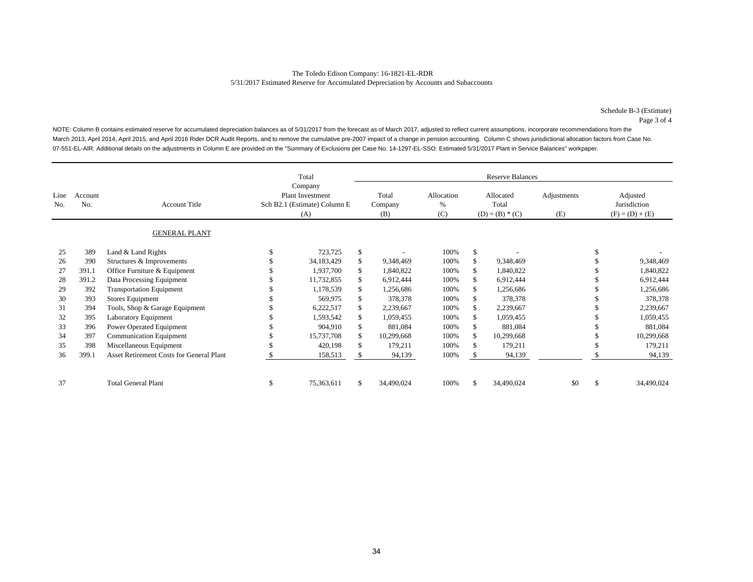The Toledo Edison Company: 16-1821-EL-RDR
5/31/2017 Estimated Reserve for Accumulated Depreciation by Accounts and Subaccounts

Schedule B-3 (Estimate)
Page 3 of 4

NOTE: Column B contains estimated reserve for accumulated depreciation balances as of 5/31/2017 from the forecast as of March 2017, adjusted to reflect current assumptions, incorporate recommendations from the March 2013, April 2014, April 2015, and April 2016 Rider DCR Audit Reports, and to remove the cumulative pre-2007 impact of a change in pension accounting. Column C shows jurisdictional allocation factors from Case No. 07-551-EL-AIR. Additional details on the adjustments in Column E are provided on the "Summary of Exclusions per Case No. 14-1297-EL-SSO: Estimated 5/31/2017 Plant in Service Balances" workpaper.

| Line No. | Account No. | Account Title | Total Company Plant Investment Sch B2.1 (Estimate) Column E (A) | Reserve Balances: Total Company (B) | Allocation % (C) | Allocated Total (D) = (B) * (C) | Adjustments (E) | Adjusted Jurisdiction (F) = (D) + (E) |
|---|---|---|---|---|---|---|---|---|
| | | GENERAL PLANT | | | | | | |
| 25 | 389 | Land & Land Rights | $ 723,725 | $ - | 100% | $ - | | $ - |
| 26 | 390 | Structures & Improvements | $ 34,183,429 | $ 9,348,469 | 100% | $ 9,348,469 | | $ 9,348,469 |
| 27 | 391.1 | Office Furniture & Equipment | $ 1,937,700 | $ 1,840,822 | 100% | $ 1,840,822 | | $ 1,840,822 |
| 28 | 391.2 | Data Processing Equipment | $ 11,732,855 | $ 6,912,444 | 100% | $ 6,912,444 | | $ 6,912,444 |
| 29 | 392 | Transportation Equipment | $ 1,178,539 | $ 1,256,686 | 100% | $ 1,256,686 | | $ 1,256,686 |
| 30 | 393 | Stores Equipment | $ 569,975 | $ 378,378 | 100% | $ 378,378 | | $ 378,378 |
| 31 | 394 | Tools, Shop & Garage Equipment | $ 6,222,517 | $ 2,239,667 | 100% | $ 2,239,667 | | $ 2,239,667 |
| 32 | 395 | Laboratory Equipment | $ 1,593,542 | $ 1,059,455 | 100% | $ 1,059,455 | | $ 1,059,455 |
| 33 | 396 | Power Operated Equipment | $ 904,910 | $ 881,084 | 100% | $ 881,084 | | $ 881,084 |
| 34 | 397 | Communication Equipment | $ 15,737,708 | $ 10,299,668 | 100% | $ 10,299,668 | | $ 10,299,668 |
| 35 | 398 | Miscellaneous Equipment | $ 420,198 | $ 179,211 | 100% | $ 179,211 | | $ 179,211 |
| 36 | 399.1 | Asset Retirement Costs for General Plant | $ 158,513 | $ 94,139 | 100% | $ 94,139 | | $ 94,139 |
| 37 | | Total General Plant | $ 75,363,611 | $ 34,490,024 | 100% | $ 34,490,024 | $0 | $ 34,490,024 |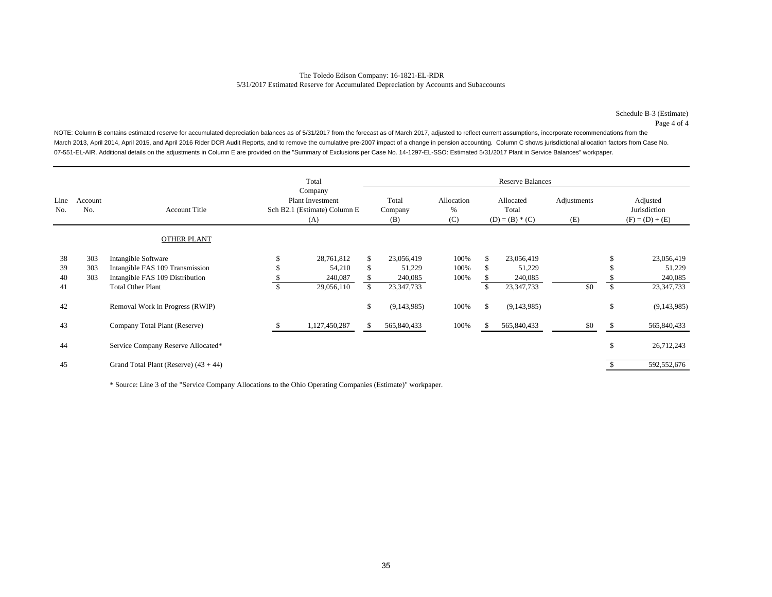The Toledo Edison Company: 16-1821-EL-RDR
5/31/2017 Estimated Reserve for Accumulated Depreciation by Accounts and Subaccounts

Schedule B-3 (Estimate)
Page 4 of 4

NOTE: Column B contains estimated reserve for accumulated depreciation balances as of 5/31/2017 from the forecast as of March 2017, adjusted to reflect current assumptions, incorporate recommendations from the March 2013, April 2014, April 2015, and April 2016 Rider DCR Audit Reports, and to remove the cumulative pre-2007 impact of a change in pension accounting. Column C shows jurisdictional allocation factors from Case No. 07-551-EL-AIR. Additional details on the adjustments in Column E are provided on the "Summary of Exclusions per Case No. 14-1297-EL-SSO: Estimated 5/31/2017 Plant in Service Balances" workpaper.

| Line No. | Account No. | Account Title | Total Company Plant Investment Sch B2.1 (Estimate) Column E (A) | Reserve Balances Total Company (B) | Allocation % (C) | Allocated Total (D) = (B) * (C) | Adjustments (E) | Adjusted Jurisdiction (F) = (D) + (E) |
|---|---|---|---|---|---|---|---|---|
| | | OTHER PLANT | | | | | | |
| 38 | 303 | Intangible Software | $ 28,761,812 | $ 23,056,419 | 100% | $ 23,056,419 | | $ 23,056,419 |
| 39 | 303 | Intangible FAS 109 Transmission | $ 54,210 | $ 51,229 | 100% | $ 51,229 | | $ 51,229 |
| 40 | 303 | Intangible FAS 109 Distribution | $ 240,087 | $ 240,085 | 100% | $ 240,085 | | $ 240,085 |
| 41 | | Total Other Plant | $ 29,056,110 | $ 23,347,733 | | $ 23,347,733 | $0 | $ 23,347,733 |
| 42 | | Removal Work in Progress (RWIP) | | $ (9,143,985) | 100% | $ (9,143,985) | | $ (9,143,985) |
| 43 | | Company Total Plant (Reserve) | $ 1,127,450,287 | $ 565,840,433 | 100% | $ 565,840,433 | $0 | $ 565,840,433 |
| 44 | | Service Company Reserve Allocated* | | | | | | $ 26,712,243 |
| 45 | | Grand Total Plant (Reserve) (43 + 44) | | | | | | $ 592,552,676 |

* Source: Line 3 of the "Service Company Allocations to the Ohio Operating Companies (Estimate)" workpaper.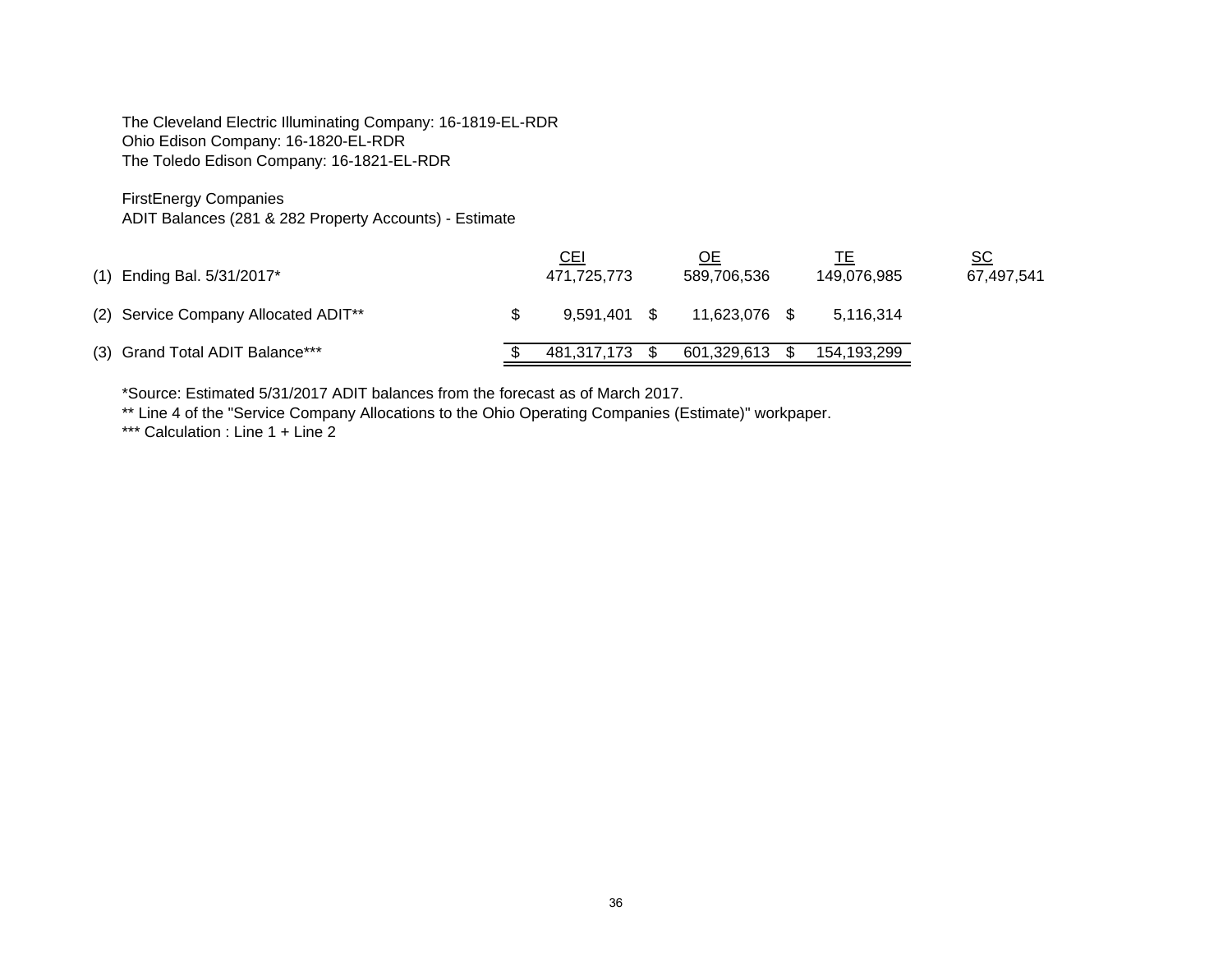The Cleveland Electric Illuminating Company: 16-1819-EL-RDR
Ohio Edison Company: 16-1820-EL-RDR
The Toledo Edison Company: 16-1821-EL-RDR

FirstEnergy Companies
ADIT Balances (281 & 282 Property Accounts) - Estimate

| | | CEI | OE | TE | SC |
|---|---|---|---|---|---|
| (1) | Ending Bal. 5/31/2017* | 471,725,773 | 589,706,536 | 149,076,985 | 67,497,541 |
| (2) | Service Company Allocated ADIT** | $ 9,591,401 | $ 11,623,076 | $ 5,116,314 | |
| (3) | Grand Total ADIT Balance*** | $ 481,317,173 | $ 601,329,613 | $ 154,193,299 | |

*Source: Estimated 5/31/2017 ADIT balances from the forecast as of March 2017.
** Line 4 of the "Service Company Allocations to the Ohio Operating Companies (Estimate)" workpaper.
*** Calculation : Line 1 + Line 2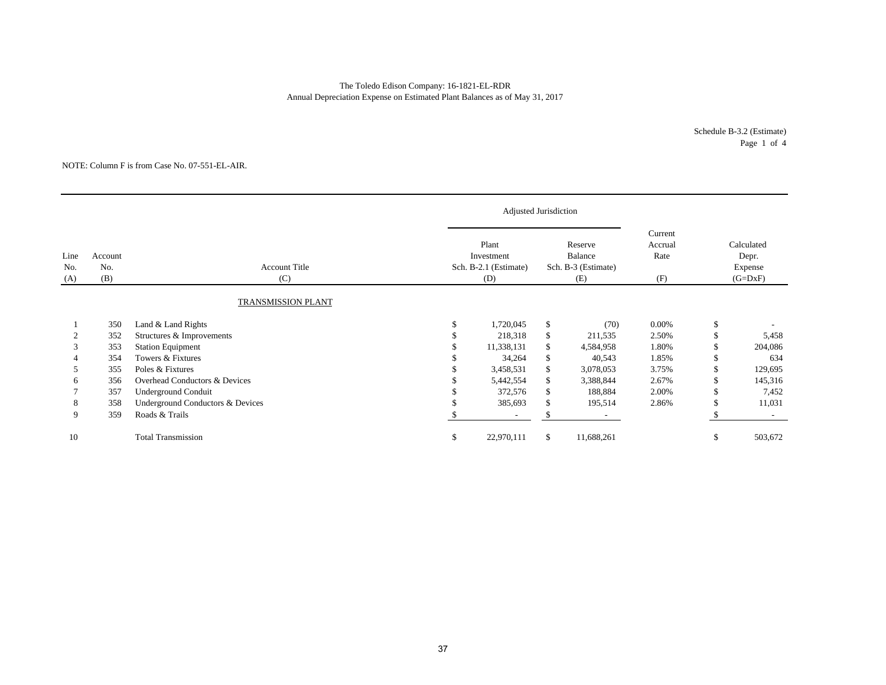The Toledo Edison Company: 16-1821-EL-RDR
Annual Depreciation Expense on Estimated Plant Balances as of May 31, 2017

Schedule B-3.2 (Estimate)
Page 1 of 4

NOTE: Column F is from Case No. 07-551-EL-AIR.

| | | | Adjusted Jurisdiction | | | |
|---|---|---|---|---|---|---|
| Line No. (A) | Account No. (B) | Account Title (C) | Plant Investment Sch. B-2.1 (Estimate) (D) | Reserve Balance Sch. B-3 (Estimate) (E) | Current Accrual Rate (F) | Calculated Depr. Expense (G=DxF) |
| | | TRANSMISSION PLANT | | | | |
| 1 | 350 | Land & Land Rights | $ 1,720,045 | $ (70) | 0.00% | $ - |
| 2 | 352 | Structures & Improvements | $ 218,318 | $ 211,535 | 2.50% | $ 5,458 |
| 3 | 353 | Station Equipment | $ 11,338,131 | $ 4,584,958 | 1.80% | $ 204,086 |
| 4 | 354 | Towers & Fixtures | $ 34,264 | $ 40,543 | 1.85% | $ 634 |
| 5 | 355 | Poles & Fixtures | $ 3,458,531 | $ 3,078,053 | 3.75% | $ 129,695 |
| 6 | 356 | Overhead Conductors & Devices | $ 5,442,554 | $ 3,388,844 | 2.67% | $ 145,316 |
| 7 | 357 | Underground Conduit | $ 372,576 | $ 188,884 | 2.00% | $ 7,452 |
| 8 | 358 | Underground Conductors & Devices | $ 385,693 | $ 195,514 | 2.86% | $ 11,031 |
| 9 | 359 | Roads & Trails | $ - | $ - | | $ - |
| 10 | | Total Transmission | $ 22,970,111 | $ 11,688,261 | | $ 503,672 |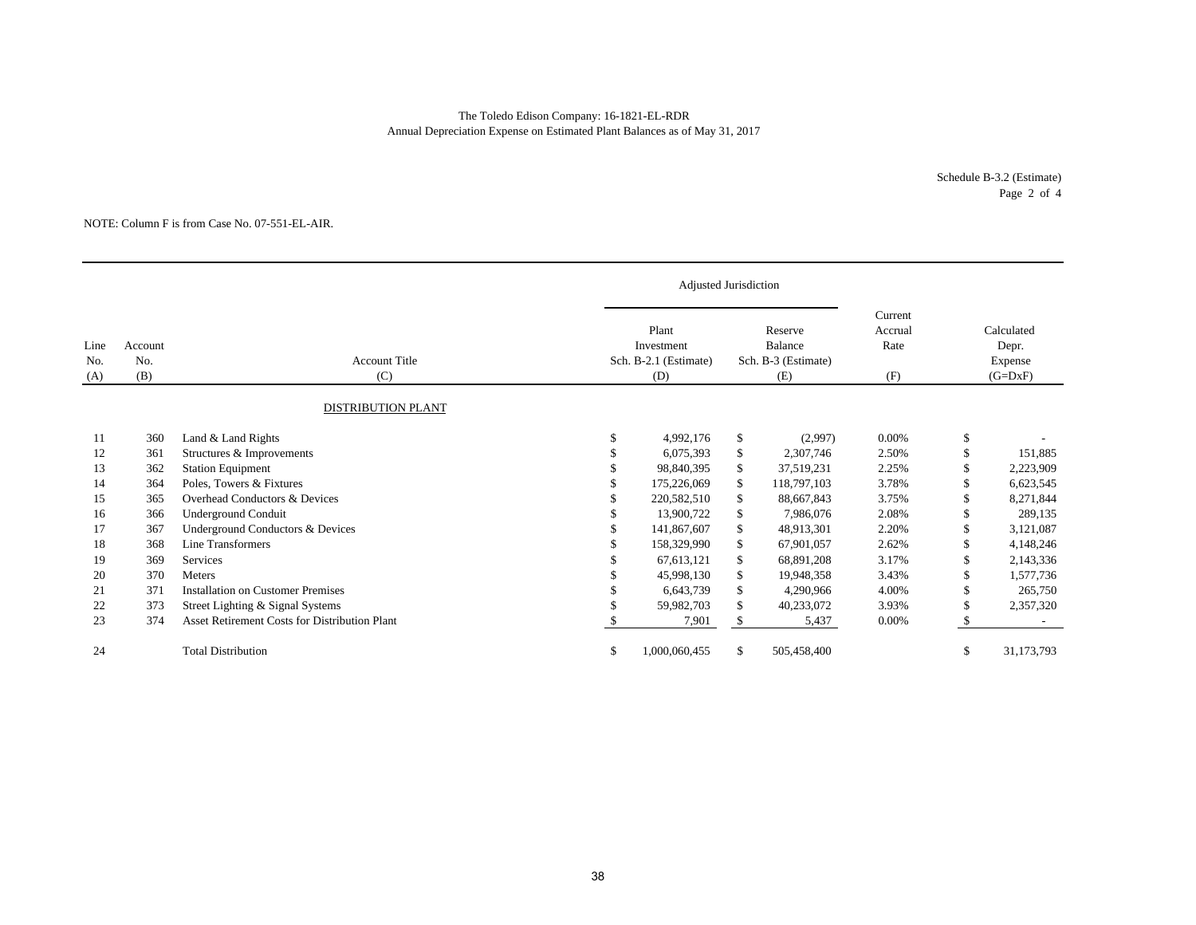The Toledo Edison Company: 16-1821-EL-RDR
Annual Depreciation Expense on Estimated Plant Balances as of May 31, 2017

Schedule B-3.2 (Estimate)
Page 2 of 4

NOTE: Column F is from Case No. 07-551-EL-AIR.

| | | | Adjusted Jurisdiction | | | |
|---|---|---|---|---|---|---|
| Line No. (A) | Account No. (B) | Account Title (C) | Plant Investment Sch. B-2.1 (Estimate) (D) | Reserve Balance Sch. B-3 (Estimate) (E) | Current Accrual Rate (F) | Calculated Depr. Expense (G=DxF) |
| | | DISTRIBUTION PLANT | | | | |
| 11 | 360 | Land & Land Rights | $ 4,992,176 | $ (2,997) | 0.00% | $ - |
| 12 | 361 | Structures & Improvements | $ 6,075,393 | $ 2,307,746 | 2.50% | $ 151,885 |
| 13 | 362 | Station Equipment | $ 98,840,395 | $ 37,519,231 | 2.25% | $ 2,223,909 |
| 14 | 364 | Poles, Towers & Fixtures | $ 175,226,069 | $ 118,797,103 | 3.78% | $ 6,623,545 |
| 15 | 365 | Overhead Conductors & Devices | $ 220,582,510 | $ 88,667,843 | 3.75% | $ 8,271,844 |
| 16 | 366 | Underground Conduit | $ 13,900,722 | $ 7,986,076 | 2.08% | $ 289,135 |
| 17 | 367 | Underground Conductors & Devices | $ 141,867,607 | $ 48,913,301 | 2.20% | $ 3,121,087 |
| 18 | 368 | Line Transformers | $ 158,329,990 | $ 67,901,057 | 2.62% | $ 4,148,246 |
| 19 | 369 | Services | $ 67,613,121 | $ 68,891,208 | 3.17% | $ 2,143,336 |
| 20 | 370 | Meters | $ 45,998,130 | $ 19,948,358 | 3.43% | $ 1,577,736 |
| 21 | 371 | Installation on Customer Premises | $ 6,643,739 | $ 4,290,966 | 4.00% | $ 265,750 |
| 22 | 373 | Street Lighting & Signal Systems | $ 59,982,703 | $ 40,233,072 | 3.93% | $ 2,357,320 |
| 23 | 374 | Asset Retirement Costs for Distribution Plant | $ 7,901 | $ 5,437 | 0.00% | $ - |
| 24 | | Total Distribution | $ 1,000,060,455 | $ 505,458,400 | | $ 31,173,793 |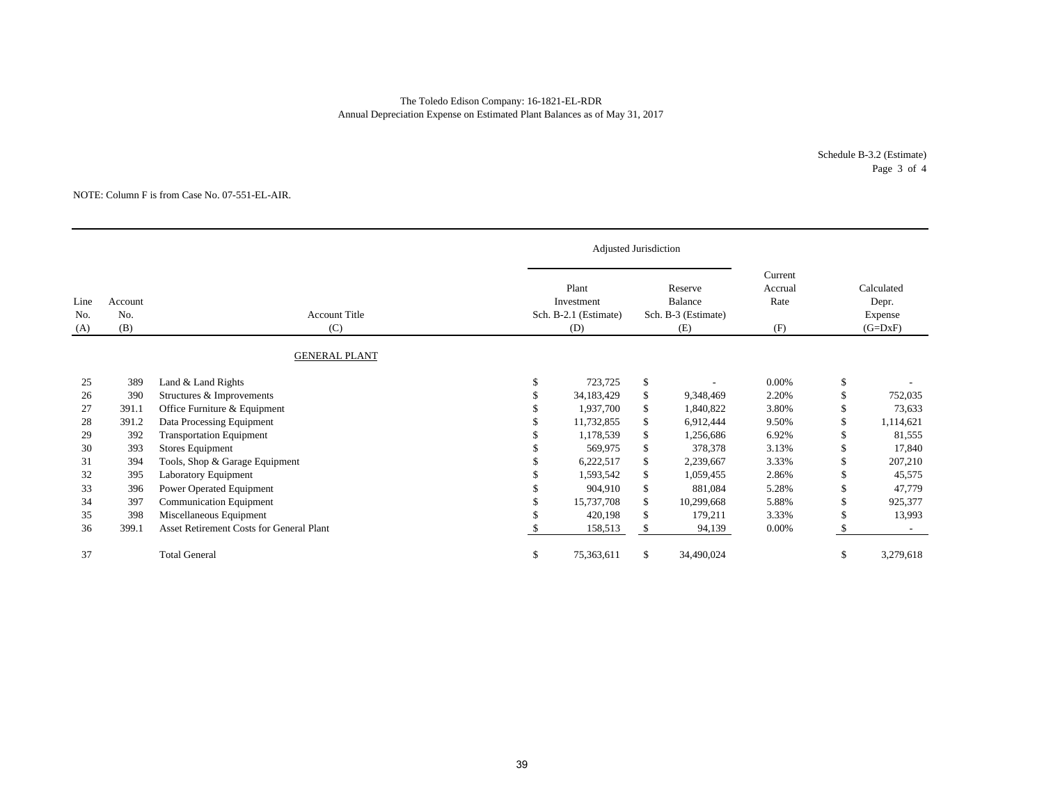The Toledo Edison Company: 16-1821-EL-RDR
Annual Depreciation Expense on Estimated Plant Balances as of May 31, 2017

Schedule B-3.2 (Estimate)

NOTE: Column F is from Case No. 07-551-EL-AIR.

| | | | Adjusted Jurisdiction | | | |
|---|---|---|---|---|---|---|
| Line No. (A) | Account No. (B) | Account Title (C) | Plant Investment Sch. B-2.1 (Estimate) (D) | Reserve Balance Sch. B-3 (Estimate) (E) | Current Accrual Rate (F) | Calculated Depr. Expense (G=DxF) |
| | | GENERAL PLANT | | | | |
| 25 | 389 | Land & Land Rights | $ 723,725 | $ - | 0.00% | $ - |
| 26 | 390 | Structures & Improvements | $ 34,183,429 | $ 9,348,469 | 2.20% | $ 752,035 |
| 27 | 391.1 | Office Furniture & Equipment | $ 1,937,700 | $ 1,840,822 | 3.80% | $ 73,633 |
| 28 | 391.2 | Data Processing Equipment | $ 11,732,855 | $ 6,912,444 | 9.50% | $ 1,114,621 |
| 29 | 392 | Transportation Equipment | $ 1,178,539 | $ 1,256,686 | 6.92% | $ 81,555 |
| 30 | 393 | Stores Equipment | $ 569,975 | $ 378,378 | 3.13% | $ 17,840 |
| 31 | 394 | Tools, Shop & Garage Equipment | $ 6,222,517 | $ 2,239,667 | 3.33% | $ 207,210 |
| 32 | 395 | Laboratory Equipment | $ 1,593,542 | $ 1,059,455 | 2.86% | $ 45,575 |
| 33 | 396 | Power Operated Equipment | $ 904,910 | $ 881,084 | 5.28% | $ 47,779 |
| 34 | 397 | Communication Equipment | $ 15,737,708 | $ 10,299,668 | 5.88% | $ 925,377 |
| 35 | 398 | Miscellaneous Equipment | $ 420,198 | $ 179,211 | 3.33% | $ 13,993 |
| 36 | 399.1 | Asset Retirement Costs for General Plant | $ 158,513 | $ 94,139 | 0.00% | $ - |
| 37 | | Total General | $ 75,363,611 | $ 34,490,024 | | $ 3,279,618 |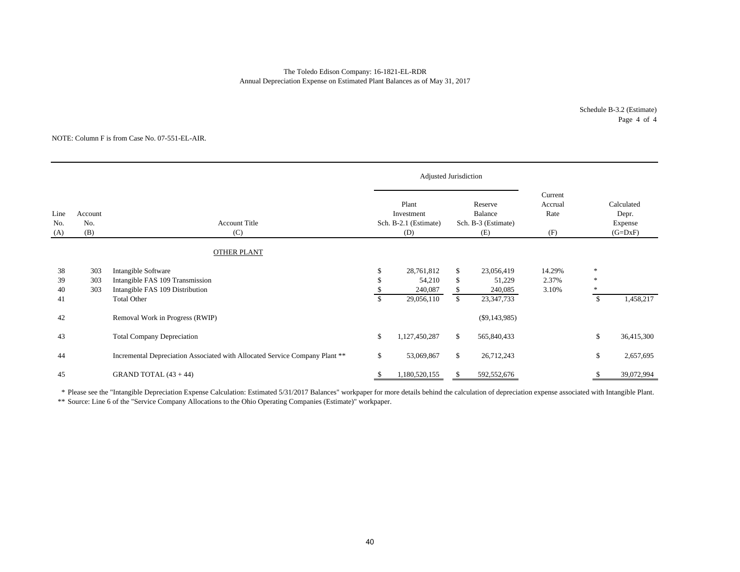The Toledo Edison Company: 16-1821-EL-RDR
Annual Depreciation Expense on Estimated Plant Balances as of May 31, 2017

Schedule B-3.2 (Estimate)
Page 4 of 4

NOTE: Column F is from Case No. 07-551-EL-AIR.

| | | | Adjusted Jurisdiction | | | |
|---|---|---|---|---|---|---|
| Line No. (A) | Account No. (B) | Account Title (C) | Plant Investment Sch. B-2.1 (Estimate) (D) | Reserve Balance Sch. B-3 (Estimate) (E) | Current Accrual Rate (F) | Calculated Depr. Expense (G=DxF) |
| | | OTHER PLANT | | | | |
| 38 | 303 | Intangible Software | $ 28,761,812 | $ 23,056,419 | 14.29% | * |
| 39 | 303 | Intangible FAS 109 Transmission | $ 54,210 | $ 51,229 | 2.37% | * |
| 40 | 303 | Intangible FAS 109 Distribution | $ 240,087 | $ 240,085 | 3.10% | * |
| 41 | | Total Other | $ 29,056,110 | $ 23,347,733 | | $ 1,458,217 |
| 42 | | Removal Work in Progress (RWIP) | | ($9,143,985) | | |
| 43 | | Total Company Depreciation | $ 1,127,450,287 | $ 565,840,433 | | $ 36,415,300 |
| 44 | | Incremental Depreciation Associated with Allocated Service Company Plant ** | $ 53,069,867 | $ 26,712,243 | | $ 2,657,695 |
| 45 | | GRAND TOTAL (43 + 44) | $ 1,180,520,155 | $ 592,552,676 | | $ 39,072,994 |

\* Please see the "Intangible Depreciation Expense Calculation: Estimated 5/31/2017 Balances" workpaper for more details behind the calculation of depreciation expense associated with Intangible Plant.

** Source: Line 6 of the "Service Company Allocations to the Ohio Operating Companies (Estimate)" workpaper.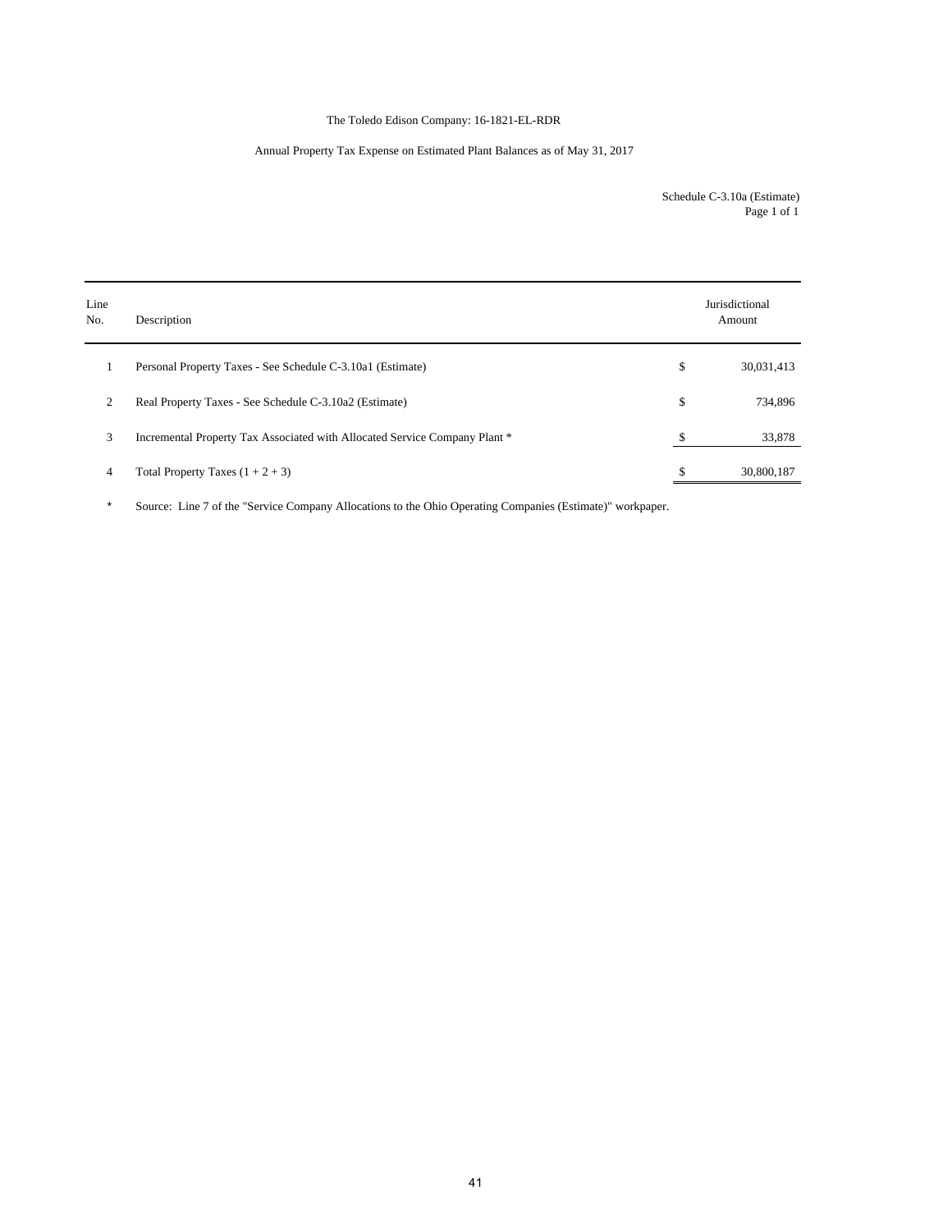The Toledo Edison Company: 16-1821-EL-RDR

Annual Property Tax Expense on Estimated Plant Balances as of May 31, 2017

Schedule C-3.10a (Estimate)
Page 1 of 1

| Line No. | Description | | Jurisdictional Amount |
|---|---|---|---|
| 1 | Personal Property Taxes - See Schedule C-3.10a1 (Estimate) | $ | 30,031,413 |
| 2 | Real Property Taxes - See Schedule C-3.10a2 (Estimate) | $ | 734,896 |
| 3 | Incremental Property Tax Associated with Allocated Service Company Plant * | $ | 33,878 |
| 4 | Total Property Taxes (1 + 2 + 3) | $ | 30,800,187 |

\* Source: Line 7 of the "Service Company Allocations to the Ohio Operating Companies (Estimate)" workpaper.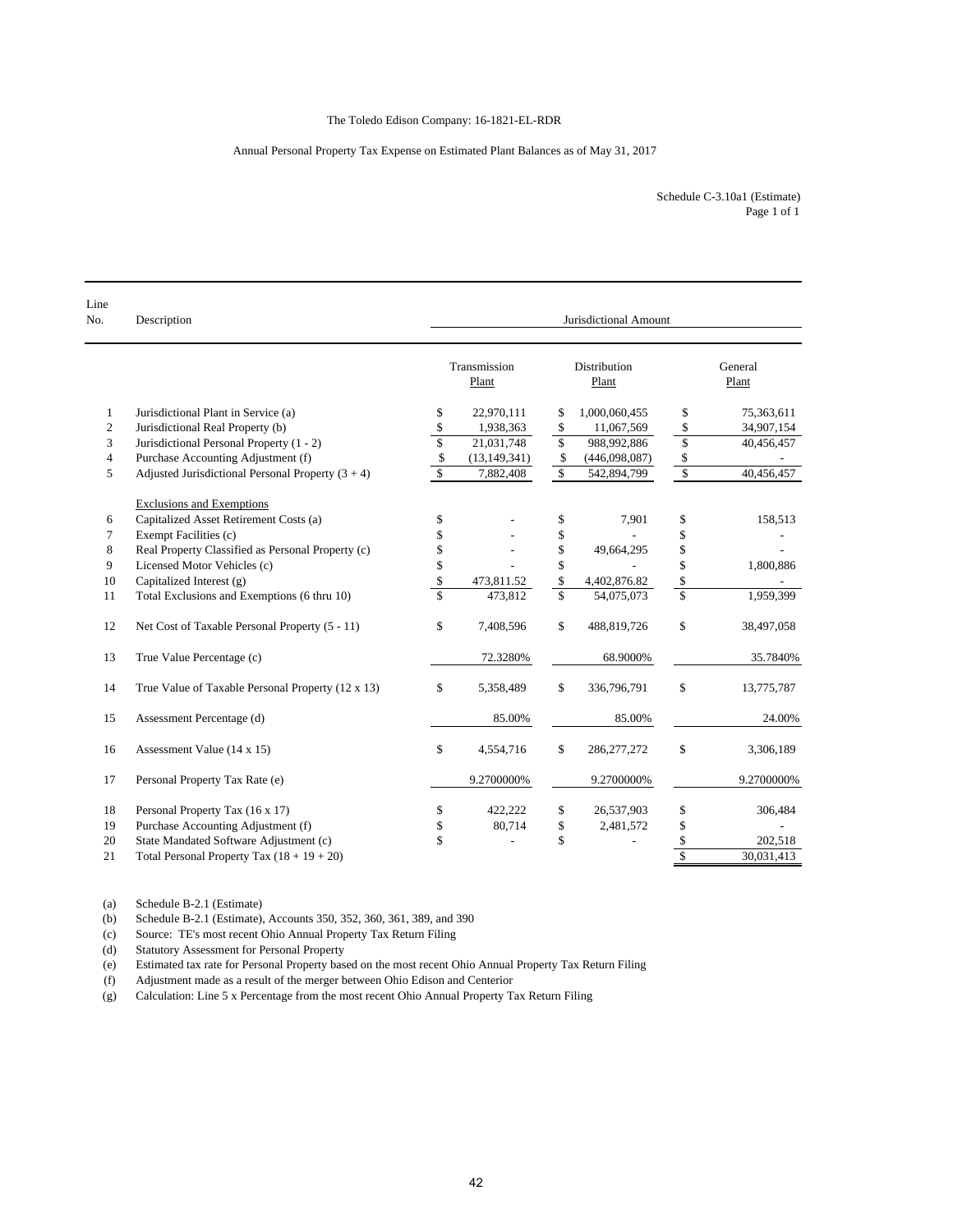The Toledo Edison Company: 16-1821-EL-RDR

Annual Personal Property Tax Expense on Estimated Plant Balances as of May 31, 2017

Schedule C-3.10a1 (Estimate)
Page 1 of 1

| Line No. | Description | Jurisdictional Amount | | |
|---|---|---|---|---|
| | | Transmission Plant | Distribution Plant | General Plant |
| 1 | Jurisdictional Plant in Service (a) | $ 22,970,111 | $ 1,000,060,455 | $ 75,363,611 |
| 2 | Jurisdictional Real Property (b) | $ 1,938,363 | $ 11,067,569 | $ 34,907,154 |
| 3 | Jurisdictional Personal Property (1 - 2) | $ 21,031,748 | $ 988,992,886 | $ 40,456,457 |
| 4 | Purchase Accounting Adjustment (f) | $ (13,149,341) | $ (446,098,087) | $ - |
| 5 | Adjusted Jurisdictional Personal Property (3 + 4) | $ 7,882,408 | $ 542,894,799 | $ 40,456,457 |
| | Exclusions and Exemptions | | | |
| 6 | Capitalized Asset Retirement Costs (a) | $ - | $ 7,901 | $ 158,513 |
| 7 | Exempt Facilities (c) | $ - | $ - | $ - |
| 8 | Real Property Classified as Personal Property (c) | $ - | $ 49,664,295 | $ - |
| 9 | Licensed Motor Vehicles (c) | $ - | $ - | $ 1,800,886 |
| 10 | Capitalized Interest (g) | $ 473,811.52 | $ 4,402,876.82 | $ - |
| 11 | Total Exclusions and Exemptions (6 thru 10) | $ 473,812 | $ 54,075,073 | $ 1,959,399 |
| 12 | Net Cost of Taxable Personal Property (5 - 11) | $ 7,408,596 | $ 488,819,726 | $ 38,497,058 |
| 13 | True Value Percentage (c) | 72.3280% | 68.9000% | 35.7840% |
| 14 | True Value of Taxable Personal Property (12 x 13) | $ 5,358,489 | $ 336,796,791 | $ 13,775,787 |
| 15 | Assessment Percentage (d) | 85.00% | 85.00% | 24.00% |
| 16 | Assessment Value (14 x 15) | $ 4,554,716 | $ 286,277,272 | $ 3,306,189 |
| 17 | Personal Property Tax Rate (e) | 9.2700000% | 9.2700000% | 9.2700000% |
| 18 | Personal Property Tax (16 x 17) | $ 422,222 | $ 26,537,903 | $ 306,484 |
| 19 | Purchase Accounting Adjustment (f) | $ 80,714 | $ 2,481,572 | $ - |
| 20 | State Mandated Software Adjustment (c) | $ - | $ - | $ 202,518 |
| 21 | Total Personal Property Tax (18 + 19 + 20) | | | $ 30,031,413 |

(a) Schedule B-2.1 (Estimate)
(b) Schedule B-2.1 (Estimate), Accounts 350, 352, 360, 361, 389, and 390
(c) Source: TE's most recent Ohio Annual Property Tax Return Filing
(d) Statutory Assessment for Personal Property
(e) Estimated tax rate for Personal Property based on the most recent Ohio Annual Property Tax Return Filing
(f) Adjustment made as a result of the merger between Ohio Edison and Centerior
(g) Calculation: Line 5 x Percentage from the most recent Ohio Annual Property Tax Return Filing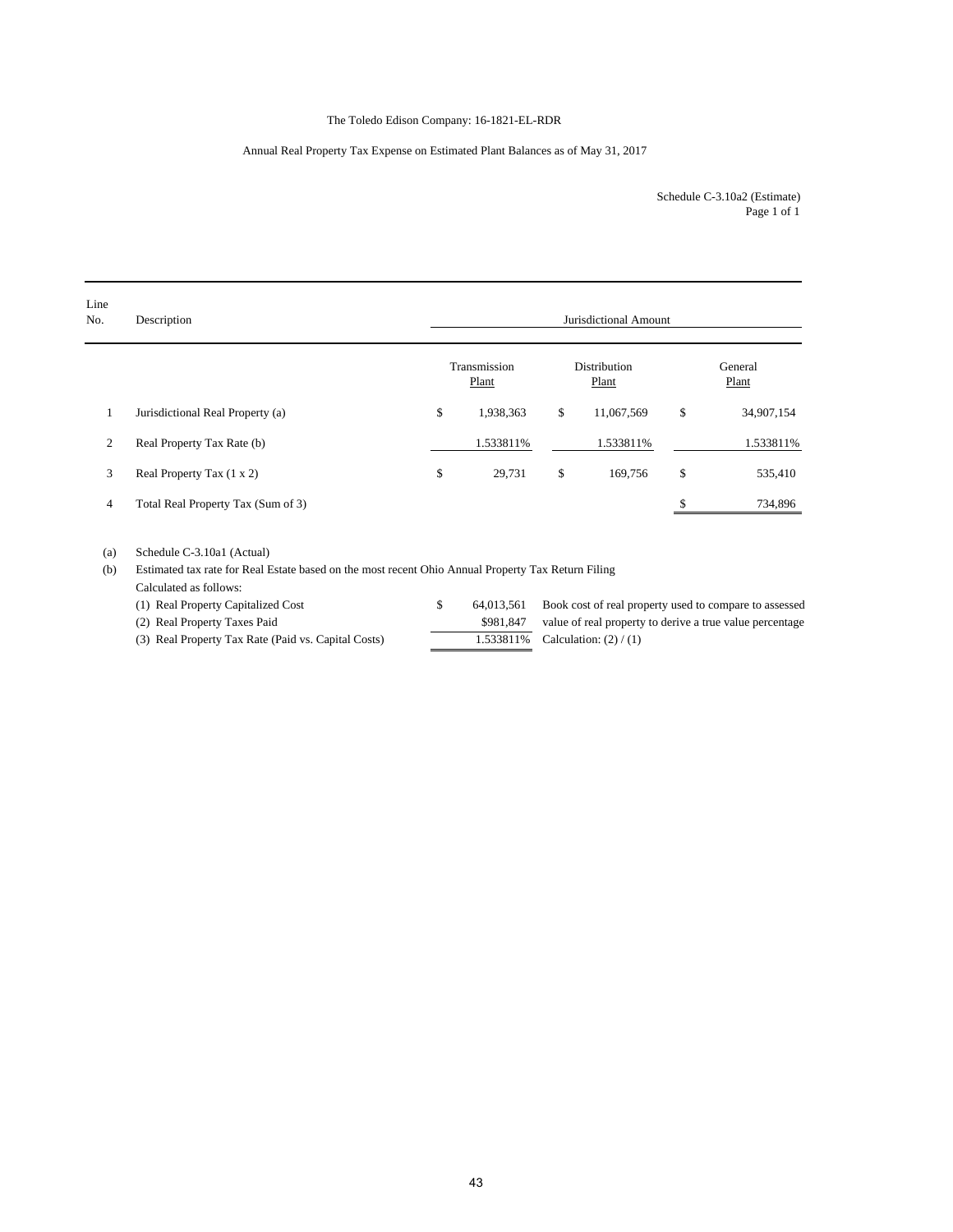The Toledo Edison Company: 16-1821-EL-RDR

Annual Real Property Tax Expense on Estimated Plant Balances as of May 31, 2017

Schedule C-3.10a2 (Estimate)
Page 1 of 1

| Line No. | Description | Jurisdictional Amount | | |
|---|---|---|---|---|
| | | Transmission Plant | Distribution Plant | General Plant |
| 1 | Jurisdictional Real Property (a) | $ 1,938,363 | $ 11,067,569 | $ 34,907,154 |
| 2 | Real Property Tax Rate (b) | 1.533811% | 1.533811% | 1.533811% |
| 3 | Real Property Tax (1 x 2) | $ 29,731 | $ 169,756 | $ 535,410 |
| 4 | Total Real Property Tax (Sum of 3) | | | $ 734,896 |

(a) Schedule C-3.10a1 (Actual)

(b) Estimated tax rate for Real Estate based on the most recent Ohio Annual Property Tax Return Filing
Calculated as follows:

| | | |
|---|---|---|
| (1) Real Property Capitalized Cost | $ 64,013,561 | Book cost of real property used to compare to assessed |
| (2) Real Property Taxes Paid | $981,847 | value of real property to derive a true value percentage |
| (3) Real Property Tax Rate (Paid vs. Capital Costs) | 1.533811% | Calculation: (2) / (1) |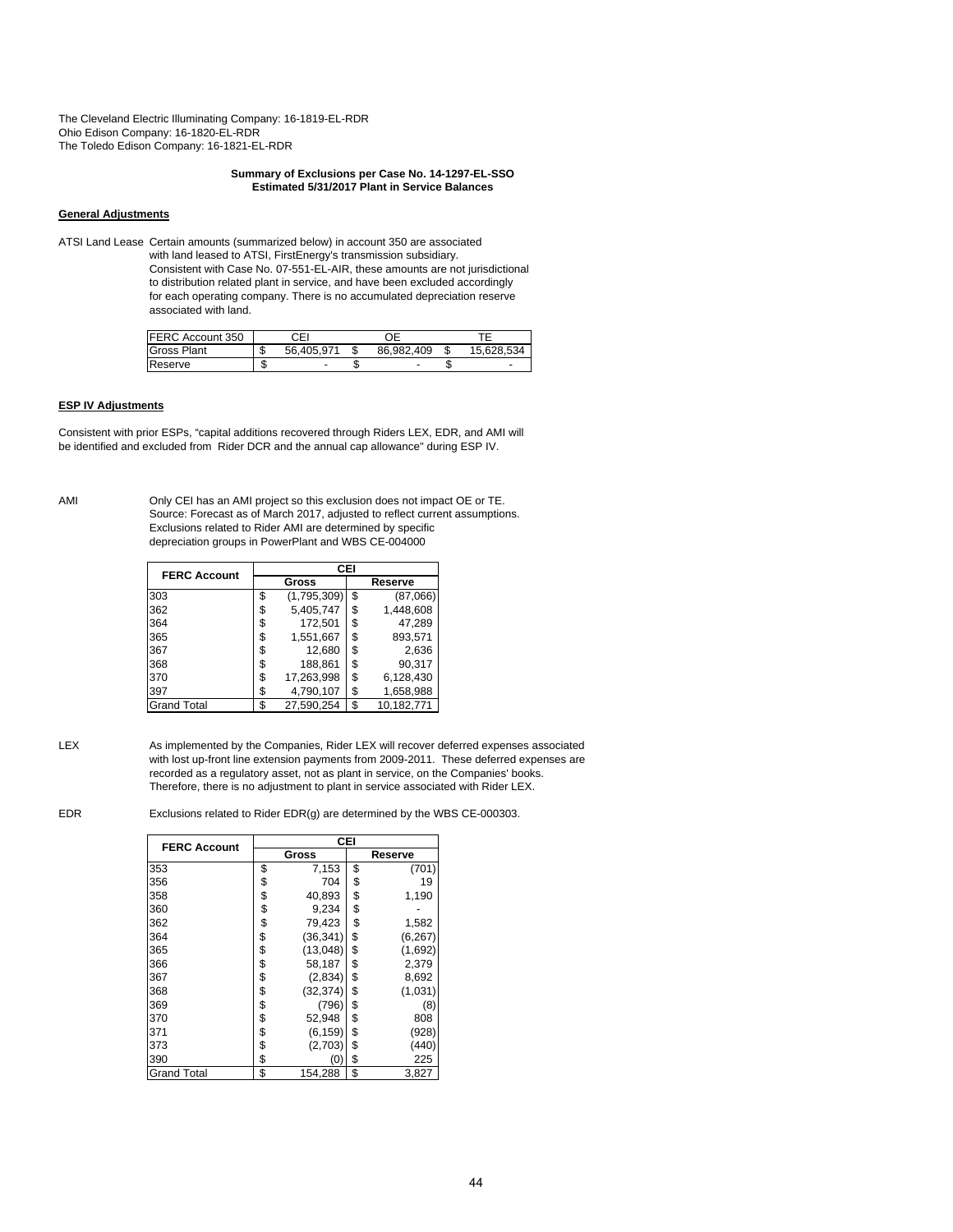The Cleveland Electric Illuminating Company: 16-1819-EL-RDR
Ohio Edison Company: 16-1820-EL-RDR
The Toledo Edison Company: 16-1821-EL-RDR

**Summary of Exclusions per Case No. 14-1297-EL-SSO**
**Estimated 5/31/2017 Plant in Service Balances**

**General Adjustments**

ATSI Land Lease Certain amounts (summarized below) in account 350 are associated with land leased to ATSI, FirstEnergy's transmission subsidiary. Consistent with Case No. 07-551-EL-AIR, these amounts are not jurisdictional to distribution related plant in service, and have been excluded accordingly for each operating company. There is no accumulated depreciation reserve associated with land.

| FERC Account 350 | CEI | OE | TE |
|---|---|---|---|
| Gross Plant | $ 56,405,971 | $ 86,982,409 | $ 15,628,534 |
| Reserve | $ - | $ - | $ - |

**ESP IV Adjustments**

Consistent with prior ESPs, "capital additions recovered through Riders LEX, EDR, and AMI will be identified and excluded from Rider DCR and the annual cap allowance" during ESP IV.

AMI Only CEI has an AMI project so this exclusion does not impact OE or TE. Source: Forecast as of March 2017, adjusted to reflect current assumptions. Exclusions related to Rider AMI are determined by specific depreciation groups in PowerPlant and WBS CE-004000

| FERC Account | CEI | |
|---|---|---|
| | Gross | Reserve |
| 303 | $ (1,795,309) | $ (87,066) |
| 362 | $ 5,405,747 | $ 1,448,608 |
| 364 | $ 172,501 | $ 47,289 |
| 365 | $ 1,551,667 | $ 893,571 |
| 367 | $ 12,680 | $ 2,636 |
| 368 | $ 188,861 | $ 90,317 |
| 370 | $ 17,263,998 | $ 6,128,430 |
| 397 | $ 4,790,107 | $ 1,658,988 |
| Grand Total | $ 27,590,254 | $ 10,182,771 |

LEX As implemented by the Companies, Rider LEX will recover deferred expenses associated with lost up-front line extension payments from 2009-2011. These deferred expenses are recorded as a regulatory asset, not as plant in service, on the Companies' books. Therefore, there is no adjustment to plant in service associated with Rider LEX.

EDR Exclusions related to Rider EDR(g) are determined by the WBS CE-000303.

| FERC Account | CEI | |
|---|---|---|
| | Gross | Reserve |
| 353 | $ 7,153 | $ (701) |
| 356 | $ 704 | $ 19 |
| 358 | $ 40,893 | $ 1,190 |
| 360 | $ 9,234 | $ - |
| 362 | $ 79,423 | $ 1,582 |
| 364 | $ (36,341) | $ (6,267) |
| 365 | $ (13,048) | $ (1,692) |
| 366 | $ 58,187 | $ 2,379 |
| 367 | $ (2,834) | $ 8,692 |
| 368 | $ (32,374) | $ (1,031) |
| 369 | $ (796) | $ (8) |
| 370 | $ 52,948 | $ 808 |
| 371 | $ (6,159) | $ (928) |
| 373 | $ (2,703) | $ (440) |
| 390 | $ (0) | $ 225 |
| Grand Total | $ 154,288 | $ 3,827 |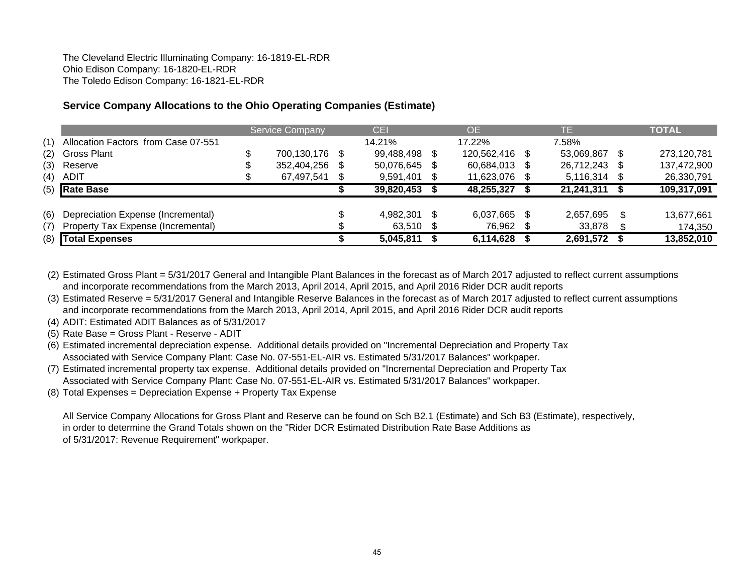The Cleveland Electric Illuminating Company: 16-1819-EL-RDR
Ohio Edison Company: 16-1820-EL-RDR
The Toledo Edison Company: 16-1821-EL-RDR

**Service Company Allocations to the Ohio Operating Companies (Estimate)**

| | | Service Company | CEI | OE | TE | TOTAL |
|---|---|---|---|---|---|---|
| (1) | Allocation Factors from Case 07-551 | | 14.21% | 17.22% | 7.58% | |
| (2) | Gross Plant | $ 700,130,176 | $ 99,488,498 | $ 120,562,416 | $ 53,069,867 | $ 273,120,781 |
| (3) | Reserve | $ 352,404,256 | $ 50,076,645 | $ 60,684,013 | $ 26,712,243 | $ 137,472,900 |
| (4) | ADIT | $ 67,497,541 | $ 9,591,401 | $ 11,623,076 | $ 5,116,314 | $ 26,330,791 |
| (5) | **Rate Base** | | **$ 39,820,453** | **$ 48,255,327** | **$ 21,241,311** | **$ 109,317,091** |
| | | | | | | |
| (6) | Depreciation Expense (Incremental) | | $ 4,982,301 | $ 6,037,665 | $ 2,657,695 | $ 13,677,661 |
| (7) | Property Tax Expense (Incremental) | | $ 63,510 | $ 76,962 | $ 33,878 | $ 174,350 |
| (8) | **Total Expenses** | | **$ 5,045,811** | **$ 6,114,628** | **$ 2,691,572** | **$ 13,852,010** |

(2) Estimated Gross Plant = 5/31/2017 General and Intangible Plant Balances in the forecast as of March 2017 adjusted to reflect current assumptions and incorporate recommendations from the March 2013, April 2014, April 2015, and April 2016 Rider DCR audit reports

(3) Estimated Reserve = 5/31/2017 General and Intangible Reserve Balances in the forecast as of March 2017 adjusted to reflect current assumptions and incorporate recommendations from the March 2013, April 2014, April 2015, and April 2016 Rider DCR audit reports

(4) ADIT: Estimated ADIT Balances as of 5/31/2017

(5) Rate Base = Gross Plant - Reserve - ADIT

(6) Estimated incremental depreciation expense. Additional details provided on "Incremental Depreciation and Property Tax Associated with Service Company Plant: Case No. 07-551-EL-AIR vs. Estimated 5/31/2017 Balances" workpaper.

(7) Estimated incremental property tax expense. Additional details provided on "Incremental Depreciation and Property Tax Associated with Service Company Plant: Case No. 07-551-EL-AIR vs. Estimated 5/31/2017 Balances" workpaper.

(8) Total Expenses = Depreciation Expense + Property Tax Expense

All Service Company Allocations for Gross Plant and Reserve can be found on Sch B2.1 (Estimate) and Sch B3 (Estimate), respectively, in order to determine the Grand Totals shown on the "Rider DCR Estimated Distribution Rate Base Additions as of 5/31/2017: Revenue Requirement" workpaper.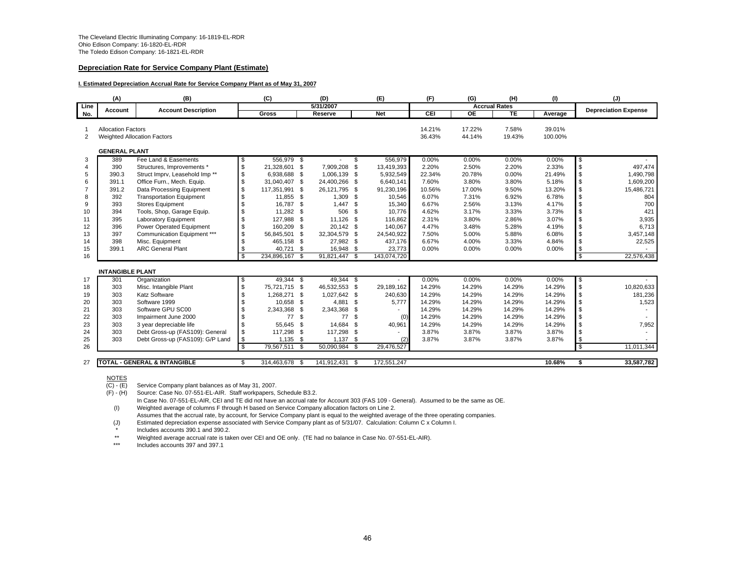The Cleveland Electric Illuminating Company: 16-1819-EL-RDR
Ohio Edison Company: 16-1820-EL-RDR
The Toledo Edison Company: 16-1821-EL-RDR

**Depreciation Rate for Service Company Plant (Estimate)**

**I. Estimated Depreciation Accrual Rate for Service Company Plant as of May 31, 2007**

| (A) | (A) | (B) | (C) | (D) | (E) | (F) | (G) | (H) | (I) | (J) |
|---|---|---|---|---|---|---|---|---|---|---|
| Line No. | Account | Account Description | 5/31/2007 | | | Accrual Rates | | | | Depreciation Expense |
| | | | Gross | Reserve | Net | CEI | OE | TE | Average | |
| 1 | Allocation Factors | | | | | 14.21% | 17.22% | 7.58% | 39.01% | |
| 2 | Weighted Allocation Factors | | | | | 36.43% | 44.14% | 19.43% | 100.00% | |
| | **GENERAL PLANT** | | | | | | | | | |
| 3 | 389 | Fee Land & Easements | $ 556,979 | $ - | $ 556,979 | 0.00% | 0.00% | 0.00% | 0.00% | $ - |
| 4 | 390 | Structures, Improvements * | $ 21,328,601 | $ 7,909,208 | $ 13,419,393 | 2.20% | 2.50% | 2.20% | 2.33% | $ 497,474 |
| 5 | 390.3 | Struct Imprv, Leasehold Imp ** | $ 6,938,688 | $ 1,006,139 | $ 5,932,549 | 22.34% | 20.78% | 0.00% | 21.49% | $ 1,490,798 |
| 6 | 391.1 | Office Furn., Mech. Equip. | $ 31,040,407 | $ 24,400,266 | $ 6,640,141 | 7.60% | 3.80% | 3.80% | 5.18% | $ 1,609,200 |
| 7 | 391.2 | Data Processing Equipment | $ 117,351,991 | $ 26,121,795 | $ 91,230,196 | 10.56% | 17.00% | 9.50% | 13.20% | $ 15,486,721 |
| 8 | 392 | Transportation Equipment | $ 11,855 | $ 1,309 | $ 10,546 | 6.07% | 7.31% | 6.92% | 6.78% | $ 804 |
| 9 | 393 | Stores Equipment | $ 16,787 | $ 1,447 | $ 15,340 | 6.67% | 2.56% | 3.13% | 4.17% | $ 700 |
| 10 | 394 | Tools, Shop, Garage Equip. | $ 11,282 | $ 506 | $ 10,776 | 4.62% | 3.17% | 3.33% | 3.73% | $ 421 |
| 11 | 395 | Laboratory Equipment | $ 127,988 | $ 11,126 | $ 116,862 | 2.31% | 3.80% | 2.86% | 3.07% | $ 3,935 |
| 12 | 396 | Power Operated Equipment | $ 160,209 | $ 20,142 | $ 140,067 | 4.47% | 3.48% | 5.28% | 4.19% | $ 6,713 |
| 13 | 397 | Communication Equipment *** | $ 56,845,501 | $ 32,304,579 | $ 24,540,922 | 7.50% | 5.00% | 5.88% | 6.08% | $ 3,457,148 |
| 14 | 398 | Misc. Equipment | $ 465,158 | $ 27,982 | $ 437,176 | 6.67% | 4.00% | 3.33% | 4.84% | $ 22,525 |
| 15 | 399.1 | ARC General Plant | $ 40,721 | $ 16,948 | $ 23,773 | 0.00% | 0.00% | 0.00% | 0.00% | $ - |
| 16 | | | $ 234,896,167 | $ 91,821,447 | $ 143,074,720 | | | | | $ 22,576,438 |
| | **INTANGIBLE PLANT** | | | | | | | | | |
| 17 | 301 | Organization | $ 49,344 | $ 49,344 | $ - | 0.00% | 0.00% | 0.00% | 0.00% | $ - |
| 18 | 303 | Misc. Intangible Plant | $ 75,721,715 | $ 46,532,553 | $ 29,189,162 | 14.29% | 14.29% | 14.29% | 14.29% | $ 10,820,633 |
| 19 | 303 | Katz Software | $ 1,268,271 | $ 1,027,642 | $ 240,630 | 14.29% | 14.29% | 14.29% | 14.29% | $ 181,236 |
| 20 | 303 | Software 1999 | $ 10,658 | $ 4,881 | $ 5,777 | 14.29% | 14.29% | 14.29% | 14.29% | $ 1,523 |
| 21 | 303 | Software GPU SC00 | $ 2,343,368 | $ 2,343,368 | $ - | 14.29% | 14.29% | 14.29% | 14.29% | $ - |
| 22 | 303 | Impairment June 2000 | $ 77 | $ 77 | $ (0) | 14.29% | 14.29% | 14.29% | 14.29% | $ - |
| 23 | 303 | 3 year depreciable life | $ 55,645 | $ 14,684 | $ 40,961 | 14.29% | 14.29% | 14.29% | 14.29% | $ 7,952 |
| 24 | 303 | Debt Gross-up (FAS109): General | $ 117,298 | $ 117,298 | $ - | 3.87% | 3.87% | 3.87% | 3.87% | $ - |
| 25 | 303 | Debt Gross-up (FAS109): G/P Land | $ 1,135 | $ 1,137 | $ (2) | 3.87% | 3.87% | 3.87% | 3.87% | $ - |
| 26 | | | $ 79,567,511 | $ 50,090,984 | $ 29,476,527 | | | | | $ 11,011,344 |
| 27 | **TOTAL - GENERAL & INTANGIBLE** | | $ 314,463,678 | $ 141,912,431 | $ 172,551,247 | | | | **10.68%** | **$ 33,587,782** |

NOTES

(C) - (E) Service Company plant balances as of May 31, 2007.

(F) - (H) Source: Case No. 07-551-EL-AIR. Staff workpapers, Schedule B3.2.
In Case No. 07-551-EL-AIR, CEI and TE did not have an accrual rate for Account 303 (FAS 109 - General). Assumed to be the same as OE.

(I) Weighted average of columns F through H based on Service Company allocation factors on Line 2.
Assumes that the accrual rate, by account, for Service Company plant is equal to the weighted average of the three operating companies.

(J) Estimated depreciation expense associated with Service Company plant as of 5/31/07. Calculation: Column C x Column I.

\* Includes accounts 390.1 and 390.2.

\*\* Weighted average accrual rate is taken over CEI and OE only. (TE had no balance in Case No. 07-551-EL-AIR).

\*\*\* Includes accounts 397 and 397.1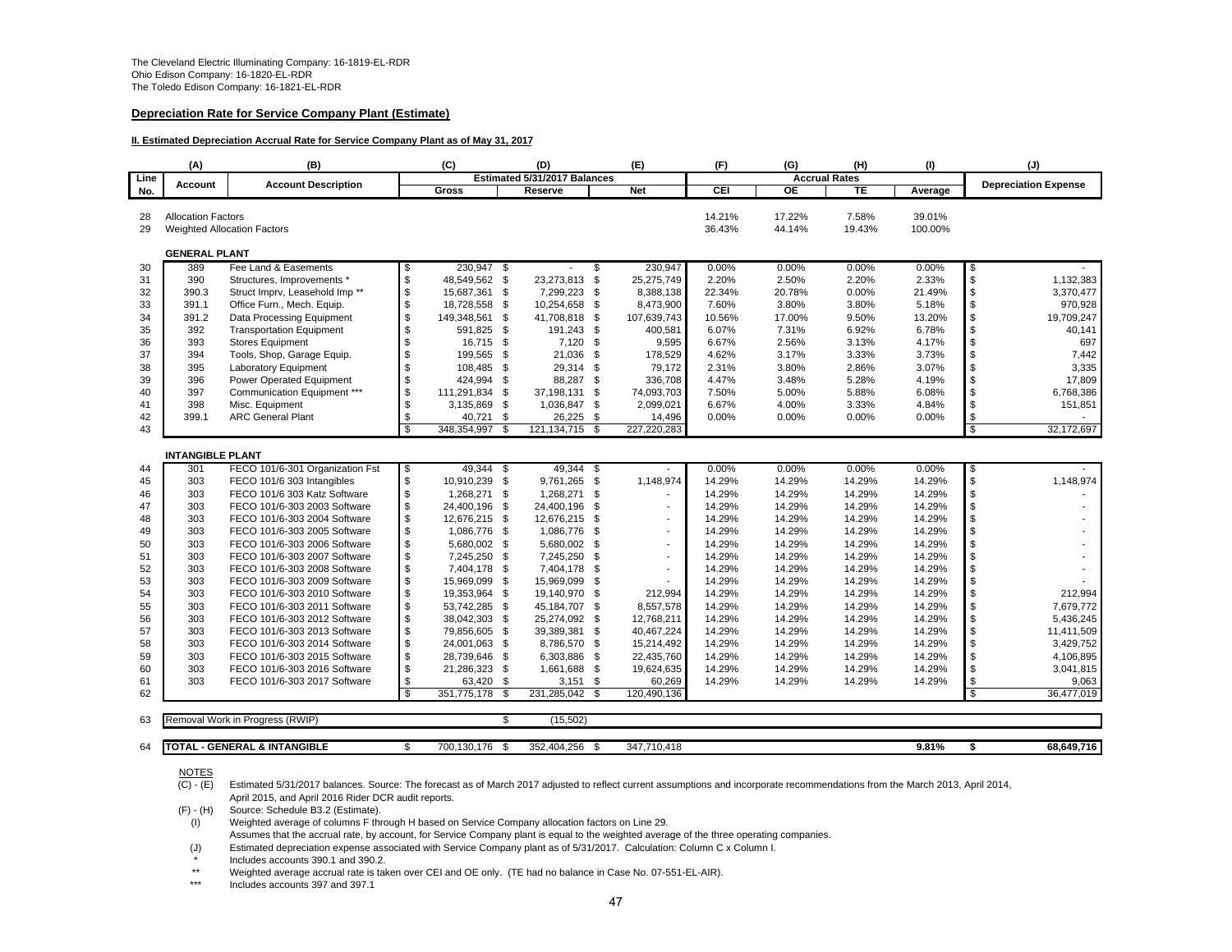The Cleveland Electric Illuminating Company: 16-1819-EL-RDR
Ohio Edison Company: 16-1820-EL-RDR
The Toledo Edison Company: 16-1821-EL-RDR

**Depreciation Rate for Service Company Plant (Estimate)**

**II. Estimated Depreciation Accrual Rate for Service Company Plant as of May 31, 2017**

| | (A) | (B) | (C) | (D) | (E) | (F) | (G) | (H) | (I) | (J) |
|---|---|---|---|---|---|---|---|---|---|---|
| Line No. | Account | Account Description | Estimated 5/31/2017 Balances | | | Accrual Rates | | | | Depreciation Expense |
| | | | Gross | Reserve | Net | CEI | OE | TE | Average | |
| 28 | Allocation Factors | | | | | 14.21% | 17.22% | 7.58% | 39.01% | |
| 29 | Weighted Allocation Factors | | | | | 36.43% | 44.14% | 19.43% | 100.00% | |
| | **GENERAL PLANT** | | | | | | | | | |
| 30 | 389 | Fee Land & Easements | $ 230,947 | $ - | $ 230,947 | 0.00% | 0.00% | 0.00% | 0.00% | $ - |
| 31 | 390 | Structures, Improvements * | $ 48,549,562 | $ 23,273,813 | $ 25,275,749 | 2.20% | 2.50% | 2.20% | 2.33% | $ 1,132,383 |
| 32 | 390.3 | Struct Imprv, Leasehold Imp ** | $ 15,687,361 | $ 7,299,223 | $ 8,388,138 | 22.34% | 20.78% | 0.00% | 21.49% | $ 3,370,477 |
| 33 | 391.1 | Office Furn., Mech. Equip. | $ 18,728,558 | $ 10,254,658 | $ 8,473,900 | 7.60% | 3.80% | 3.80% | 5.18% | $ 970,928 |
| 34 | 391.2 | Data Processing Equipment | $ 149,348,561 | $ 41,708,818 | $ 107,639,743 | 10.56% | 17.00% | 9.50% | 13.20% | $ 19,709,247 |
| 35 | 392 | Transportation Equipment | $ 591,825 | $ 191,243 | $ 400,581 | 6.07% | 7.31% | 6.92% | 6.78% | $ 40,141 |
| 36 | 393 | Stores Equipment | $ 16,715 | $ 7,120 | $ 9,595 | 6.67% | 2.56% | 3.13% | 4.17% | $ 697 |
| 37 | 394 | Tools, Shop, Garage Equip. | $ 199,565 | $ 21,036 | $ 178,529 | 4.62% | 3.17% | 3.33% | 3.73% | $ 7,442 |
| 38 | 395 | Laboratory Equipment | $ 108,485 | $ 29,314 | $ 79,172 | 2.31% | 3.80% | 2.86% | 3.07% | $ 3,335 |
| 39 | 396 | Power Operated Equipment | $ 424,994 | $ 88,287 | $ 336,708 | 4.47% | 3.48% | 5.28% | 4.19% | $ 17,809 |
| 40 | 397 | Communication Equipment *** | $ 111,291,834 | $ 37,198,131 | $ 74,093,703 | 7.50% | 5.00% | 5.88% | 6.08% | $ 6,768,386 |
| 41 | 398 | Misc. Equipment | $ 3,135,869 | $ 1,036,847 | $ 2,099,021 | 6.67% | 4.00% | 3.33% | 4.84% | $ 151,851 |
| 42 | 399.1 | ARC General Plant | $ 40,721 | $ 26,225 | $ 14,496 | 0.00% | 0.00% | 0.00% | 0.00% | $ - |
| 43 | | | $ 348,354,997 | $ 121,134,715 | $ 227,220,283 | | | | | $ 32,172,697 |
| | **INTANGIBLE PLANT** | | | | | | | | | |
| 44 | 301 | FECO 101/6-301 Organization Fst | $ 49,344 | $ 49,344 | $ - | 0.00% | 0.00% | 0.00% | 0.00% | $ - |
| 45 | 303 | FECO 101/6 303 Intangibles | $ 10,910,239 | $ 9,761,265 | $ 1,148,974 | 14.29% | 14.29% | 14.29% | 14.29% | $ 1,148,974 |
| 46 | 303 | FECO 101/6 303 Katz Software | $ 1,268,271 | $ 1,268,271 | $ - | 14.29% | 14.29% | 14.29% | 14.29% | $ - |
| 47 | 303 | FECO 101/6-303 2003 Software | $ 24,400,196 | $ 24,400,196 | $ - | 14.29% | 14.29% | 14.29% | 14.29% | $ - |
| 48 | 303 | FECO 101/6-303 2004 Software | $ 12,676,215 | $ 12,676,215 | $ - | 14.29% | 14.29% | 14.29% | 14.29% | $ - |
| 49 | 303 | FECO 101/6-303 2005 Software | $ 1,086,776 | $ 1,086,776 | $ - | 14.29% | 14.29% | 14.29% | 14.29% | $ - |
| 50 | 303 | FECO 101/6-303 2006 Software | $ 5,680,002 | $ 5,680,002 | $ - | 14.29% | 14.29% | 14.29% | 14.29% | $ - |
| 51 | 303 | FECO 101/6-303 2007 Software | $ 7,245,250 | $ 7,245,250 | $ - | 14.29% | 14.29% | 14.29% | 14.29% | $ - |
| 52 | 303 | FECO 101/6-303 2008 Software | $ 7,404,178 | $ 7,404,178 | $ - | 14.29% | 14.29% | 14.29% | 14.29% | $ - |
| 53 | 303 | FECO 101/6-303 2009 Software | $ 15,969,099 | $ 15,969,099 | $ - | 14.29% | 14.29% | 14.29% | 14.29% | $ - |
| 54 | 303 | FECO 101/6-303 2010 Software | $ 19,353,964 | $ 19,140,970 | $ 212,994 | 14.29% | 14.29% | 14.29% | 14.29% | $ 212,994 |
| 55 | 303 | FECO 101/6-303 2011 Software | $ 53,742,285 | $ 45,184,707 | $ 8,557,578 | 14.29% | 14.29% | 14.29% | 14.29% | $ 7,679,772 |
| 56 | 303 | FECO 101/6-303 2012 Software | $ 38,042,303 | $ 25,274,092 | $ 12,768,211 | 14.29% | 14.29% | 14.29% | 14.29% | $ 5,436,245 |
| 57 | 303 | FECO 101/6-303 2013 Software | $ 79,856,605 | $ 39,389,381 | $ 40,467,224 | 14.29% | 14.29% | 14.29% | 14.29% | $ 11,411,509 |
| 58 | 303 | FECO 101/6-303 2014 Software | $ 24,001,063 | $ 8,786,570 | $ 15,214,492 | 14.29% | 14.29% | 14.29% | 14.29% | $ 3,429,752 |
| 59 | 303 | FECO 101/6-303 2015 Software | $ 28,739,646 | $ 6,303,886 | $ 22,435,760 | 14.29% | 14.29% | 14.29% | 14.29% | $ 4,106,895 |
| 60 | 303 | FECO 101/6-303 2016 Software | $ 21,286,323 | $ 1,661,688 | $ 19,624,635 | 14.29% | 14.29% | 14.29% | 14.29% | $ 3,041,815 |
| 61 | 303 | FECO 101/6-303 2017 Software | $ 63,420 | $ 3,151 | $ 60,269 | 14.29% | 14.29% | 14.29% | 14.29% | $ 9,063 |
| 62 | | | $ 351,775,178 | $ 231,285,042 | $ 120,490,136 | | | | | $ 36,477,019 |
| 63 | Removal Work in Progress (RWIP) | | | $ (15,502) | | | | | | |
| 64 | **TOTAL - GENERAL & INTANGIBLE** | | $ 700,130,176 | $ 352,404,256 | $ 347,710,418 | | | | **9.81%** | **$ 68,649,716** |

NOTES

(C) - (E) Estimated 5/31/2017 balances. Source: The forecast as of March 2017 adjusted to reflect current assumptions and incorporate recommendations from the March 2013, April 2014, April 2015, and April 2016 Rider DCR audit reports.

(F) - (H) Source: Schedule B3.2 (Estimate).

(I) Weighted average of columns F through H based on Service Company allocation factors on Line 29.
Assumes that the accrual rate, by account, for Service Company plant is equal to the weighted average of the three operating companies.

(J) Estimated depreciation expense associated with Service Company plant as of 5/31/2017. Calculation: Column C x Column I.

\* Includes accounts 390.1 and 390.2.

\** Weighted average accrual rate is taken over CEI and OE only. (TE had no balance in Case No. 07-551-EL-AIR).

\*** Includes accounts 397 and 397.1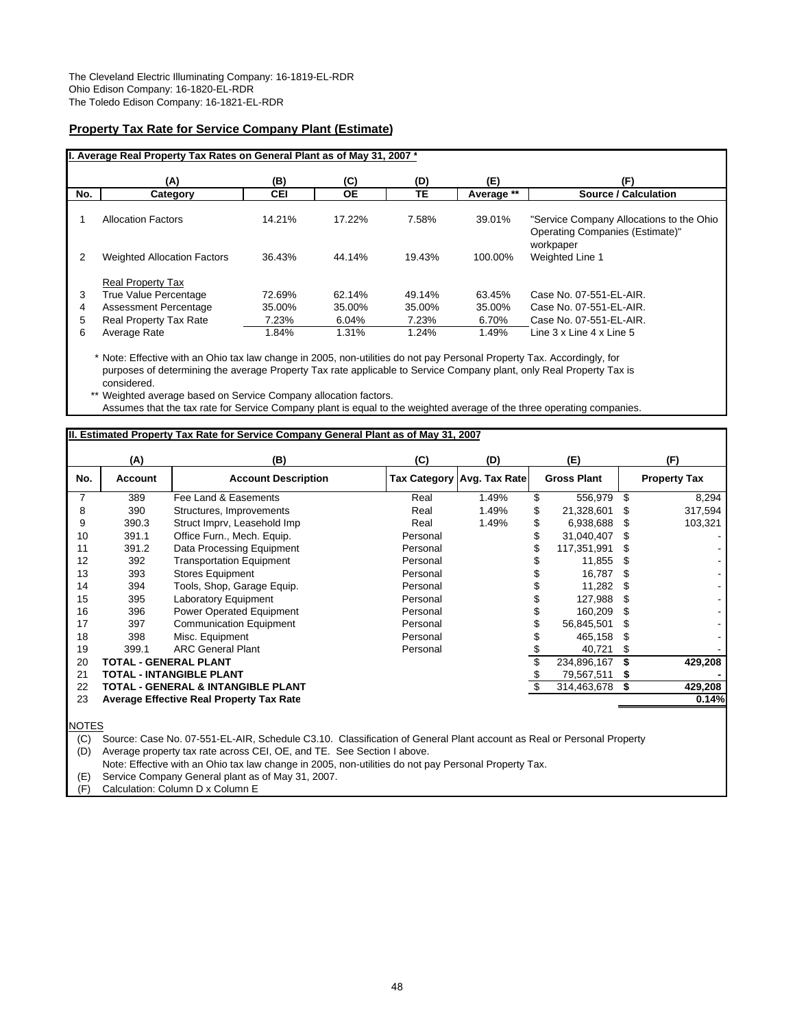The Cleveland Electric Illuminating Company: 16-1819-EL-RDR
Ohio Edison Company: 16-1820-EL-RDR
The Toledo Edison Company: 16-1821-EL-RDR

## Property Tax Rate for Service Company Plant (Estimate)

**I. Average Real Property Tax Rates on General Plant as of May 31, 2007 ***

| | (A) | (B) | (C) | (D) | (E) | (F) |
|---|---|---|---|---|---|---|
| No. | Category | CEI | OE | TE | Average ** | Source / Calculation |
| 1 | Allocation Factors | 14.21% | 17.22% | 7.58% | 39.01% | "Service Company Allocations to the Ohio Operating Companies (Estimate)" workpaper |
| 2 | Weighted Allocation Factors | 36.43% | 44.14% | 19.43% | 100.00% | Weighted Line 1 |
| | Real Property Tax | | | | | |
| 3 | True Value Percentage | 72.69% | 62.14% | 49.14% | 63.45% | Case No. 07-551-EL-AIR. |
| 4 | Assessment Percentage | 35.00% | 35.00% | 35.00% | 35.00% | Case No. 07-551-EL-AIR. |
| 5 | Real Property Tax Rate | 7.23% | 6.04% | 7.23% | 6.70% | Case No. 07-551-EL-AIR. |
| 6 | Average Rate | 1.84% | 1.31% | 1.24% | 1.49% | Line 3 x Line 4 x Line 5 |

\* Note: Effective with an Ohio tax law change in 2005, non-utilities do not pay Personal Property Tax. Accordingly, for purposes of determining the average Property Tax rate applicable to Service Company plant, only Real Property Tax is considered.

\*\* Weighted average based on Service Company allocation factors.
Assumes that the tax rate for Service Company plant is equal to the weighted average of the three operating companies.

**II. Estimated Property Tax Rate for Service Company General Plant as of May 31, 2007**

| | (A) | (B) | (C) | (D) | (E) | (F) |
|---|---|---|---|---|---|---|
| No. | Account | Account Description | Tax Category | Avg. Tax Rate | Gross Plant | Property Tax |
| 7 | 389 | Fee Land & Easements | Real | 1.49% | $ 556,979 | $ 8,294 |
| 8 | 390 | Structures, Improvements | Real | 1.49% | $ 21,328,601 | $ 317,594 |
| 9 | 390.3 | Struct Imprv, Leasehold Imp | Real | 1.49% | $ 6,938,688 | $ 103,321 |
| 10 | 391.1 | Office Furn., Mech. Equip. | Personal | | $ 31,040,407 | $ - |
| 11 | 391.2 | Data Processing Equipment | Personal | | $ 117,351,991 | $ - |
| 12 | 392 | Transportation Equipment | Personal | | $ 11,855 | $ - |
| 13 | 393 | Stores Equipment | Personal | | $ 16,787 | $ - |
| 14 | 394 | Tools, Shop, Garage Equip. | Personal | | $ 11,282 | $ - |
| 15 | 395 | Laboratory Equipment | Personal | | $ 127,988 | $ - |
| 16 | 396 | Power Operated Equipment | Personal | | $ 160,209 | $ - |
| 17 | 397 | Communication Equipment | Personal | | $ 56,845,501 | $ - |
| 18 | 398 | Misc. Equipment | Personal | | $ 465,158 | $ - |
| 19 | 399.1 | ARC General Plant | Personal | | $ 40,721 | $ - |
| 20 | **TOTAL - GENERAL PLANT** | | | | $ 234,896,167 | **$ 429,208** |
| 21 | **TOTAL - INTANGIBLE PLANT** | | | | $ 79,567,511 | **$ -** |
| 22 | **TOTAL - GENERAL & INTANGIBLE PLANT** | | | | $ 314,463,678 | **$ 429,208** |
| 23 | **Average Effective Real Property Tax Rate** | | | | | **0.14%** |

NOTES

(C) Source: Case No. 07-551-EL-AIR, Schedule C3.10. Classification of General Plant account as Real or Personal Property
(D) Average property tax rate across CEI, OE, and TE. See Section I above.
Note: Effective with an Ohio tax law change in 2005, non-utilities do not pay Personal Property Tax.
(E) Service Company General plant as of May 31, 2007.
(F) Calculation: Column D x Column E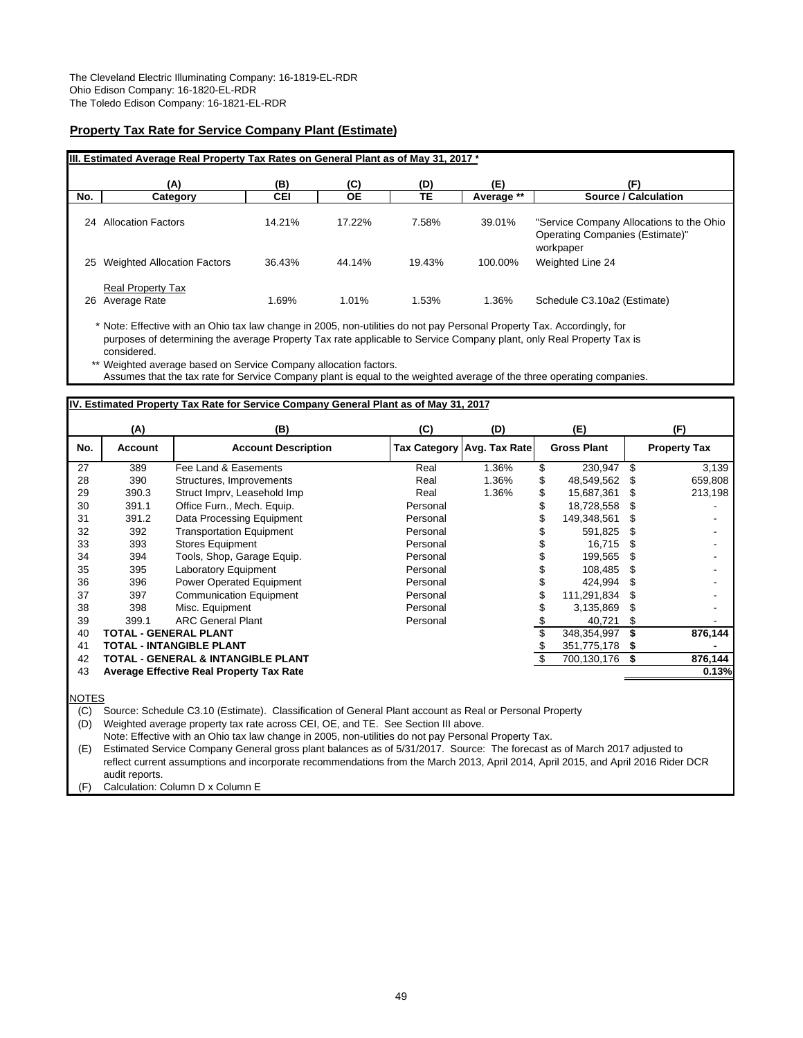The Cleveland Electric Illuminating Company: 16-1819-EL-RDR
Ohio Edison Company: 16-1820-EL-RDR
The Toledo Edison Company: 16-1821-EL-RDR

## Property Tax Rate for Service Company Plant (Estimate)

**III. Estimated Average Real Property Tax Rates on General Plant as of May 31, 2017 ***

| | (A) | (B) | (C) | (D) | (E) | (F) |
|---|---|---|---|---|---|---|
| No. | Category | CEI | OE | TE | Average ** | Source / Calculation |
| 24 | Allocation Factors | 14.21% | 17.22% | 7.58% | 39.01% | "Service Company Allocations to the Ohio Operating Companies (Estimate)" workpaper |
| 25 | Weighted Allocation Factors | 36.43% | 44.14% | 19.43% | 100.00% | Weighted Line 24 |
| 26 | Real Property Tax Average Rate | 1.69% | 1.01% | 1.53% | 1.36% | Schedule C3.10a2 (Estimate) |

\* Note: Effective with an Ohio tax law change in 2005, non-utilities do not pay Personal Property Tax. Accordingly, for purposes of determining the average Property Tax rate applicable to Service Company plant, only Real Property Tax is considered.

\** Weighted average based on Service Company allocation factors. Assumes that the tax rate for Service Company plant is equal to the weighted average of the three operating companies.

**IV. Estimated Property Tax Rate for Service Company General Plant as of May 31, 2017**

| | (A) | (B) | (C) | (D) | (E) | (F) |
|---|---|---|---|---|---|---|
| No. | Account | Account Description | Tax Category | Avg. Tax Rate | Gross Plant | Property Tax |
| 27 | 389 | Fee Land & Easements | Real | 1.36% | $ 230,947 | $ 3,139 |
| 28 | 390 | Structures, Improvements | Real | 1.36% | $ 48,549,562 | $ 659,808 |
| 29 | 390.3 | Struct Imprv, Leasehold Imp | Real | 1.36% | $ 15,687,361 | $ 213,198 |
| 30 | 391.1 | Office Furn., Mech. Equip. | Personal | | $ 18,728,558 | $ - |
| 31 | 391.2 | Data Processing Equipment | Personal | | $ 149,348,561 | $ - |
| 32 | 392 | Transportation Equipment | Personal | | $ 591,825 | $ - |
| 33 | 393 | Stores Equipment | Personal | | $ 16,715 | $ - |
| 34 | 394 | Tools, Shop, Garage Equip. | Personal | | $ 199,565 | $ - |
| 35 | 395 | Laboratory Equipment | Personal | | $ 108,485 | $ - |
| 36 | 396 | Power Operated Equipment | Personal | | $ 424,994 | $ - |
| 37 | 397 | Communication Equipment | Personal | | $ 111,291,834 | $ - |
| 38 | 398 | Misc. Equipment | Personal | | $ 3,135,869 | $ - |
| 39 | 399.1 | ARC General Plant | Personal | | $ 40,721 | $ - |
| 40 | **TOTAL - GENERAL PLANT** | | | | $ 348,354,997 | **$ 876,144** |
| 41 | **TOTAL - INTANGIBLE PLANT** | | | | $ 351,775,178 | **$ -** |
| 42 | **TOTAL - GENERAL & INTANGIBLE PLANT** | | | | $ 700,130,176 | **$ 876,144** |
| 43 | **Average Effective Real Property Tax Rate** | | | | | **0.13%** |

NOTES

(C) Source: Schedule C3.10 (Estimate). Classification of General Plant account as Real or Personal Property

(D) Weighted average property tax rate across CEI, OE, and TE. See Section III above.
Note: Effective with an Ohio tax law change in 2005, non-utilities do not pay Personal Property Tax.

(E) Estimated Service Company General gross plant balances as of 5/31/2017. Source: The forecast as of March 2017 adjusted to reflect current assumptions and incorporate recommendations from the March 2013, April 2014, April 2015, and April 2016 Rider DCR audit reports.

(F) Calculation: Column D x Column E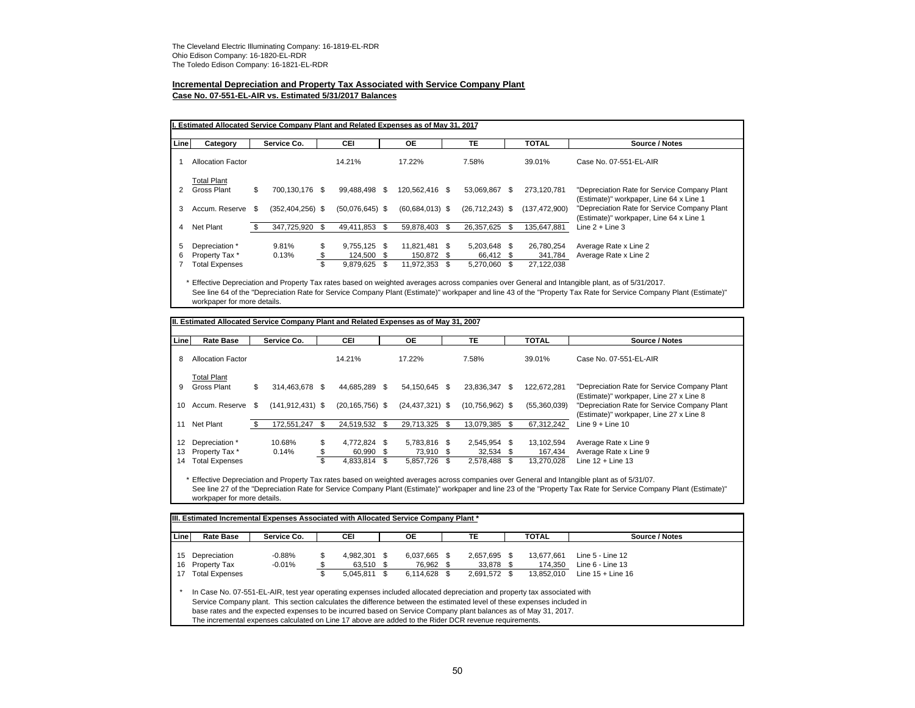The Cleveland Electric Illuminating Company: 16-1819-EL-RDR
Ohio Edison Company: 16-1820-EL-RDR
The Toledo Edison Company: 16-1821-EL-RDR

**Incremental Depreciation and Property Tax Associated with Service Company Plant**
**Case No. 07-551-EL-AIR vs. Estimated 5/31/2017 Balances**

**I. Estimated Allocated Service Company Plant and Related Expenses as of May 31, 2017**

| Line | Category | Service Co. | CEI | OE | TE | TOTAL | Source / Notes |
|---|---|---|---|---|---|---|---|
| 1 | Allocation Factor | | 14.21% | 17.22% | 7.58% | 39.01% | Case No. 07-551-EL-AIR |
| | Total Plant | | | | | | |
| 2 | Gross Plant | $ 700,130,176 | $ 99,488,498 | $ 120,562,416 | $ 53,069,867 | $ 273,120,781 | "Depreciation Rate for Service Company Plant (Estimate)" workpaper, Line 64 x Line 1 |
| 3 | Accum. Reserve | $ (352,404,256) | $ (50,076,645) | $ (60,684,013) | $ (26,712,243) | $ (137,472,900) | "Depreciation Rate for Service Company Plant (Estimate)" workpaper, Line 64 x Line 1 |
| 4 | Net Plant | $ 347,725,920 | $ 49,411,853 | $ 59,878,403 | $ 26,357,625 | $ 135,647,881 | Line 2 + Line 3 |
| 5 | Depreciation * | 9.81% | $ 9,755,125 | $ 11,821,481 | $ 5,203,648 | $ 26,780,254 | Average Rate x Line 2 |
| 6 | Property Tax * | 0.13% | $ 124,500 | $ 150,872 | $ 66,412 | $ 341,784 | Average Rate x Line 2 |
| 7 | Total Expenses | | $ 9,879,625 | $ 11,972,353 | $ 5,270,060 | $ 27,122,038 | |

\* Effective Depreciation and Property Tax rates based on weighted averages across companies over General and Intangible plant, as of 5/31/2017. See line 64 of the "Depreciation Rate for Service Company Plant (Estimate)" workpaper and line 43 of the "Property Tax Rate for Service Company Plant (Estimate)" workpaper for more details.

**II. Estimated Allocated Service Company Plant and Related Expenses as of May 31, 2007**

| Line | Rate Base | Service Co. | CEI | OE | TE | TOTAL | Source / Notes |
|---|---|---|---|---|---|---|---|
| 8 | Allocation Factor | | 14.21% | 17.22% | 7.58% | 39.01% | Case No. 07-551-EL-AIR |
| | Total Plant | | | | | | |
| 9 | Gross Plant | $ 314,463,678 | $ 44,685,289 | $ 54,150,645 | $ 23,836,347 | $ 122,672,281 | "Depreciation Rate for Service Company Plant (Estimate)" workpaper, Line 27 x Line 8 |
| 10 | Accum. Reserve | $ (141,912,431) | $ (20,165,756) | $ (24,437,321) | $ (10,756,962) | $ (55,360,039) | "Depreciation Rate for Service Company Plant (Estimate)" workpaper, Line 27 x Line 8 |
| 11 | Net Plant | $ 172,551,247 | $ 24,519,532 | $ 29,713,325 | $ 13,079,385 | $ 67,312,242 | Line 9 + Line 10 |
| 12 | Depreciation * | 10.68% | $ 4,772,824 | $ 5,783,816 | $ 2,545,954 | $ 13,102,594 | Average Rate x Line 9 |
| 13 | Property Tax * | 0.14% | $ 60,990 | $ 73,910 | $ 32,534 | $ 167,434 | Average Rate x Line 9 |
| 14 | Total Expenses | | $ 4,833,814 | $ 5,857,726 | $ 2,578,488 | $ 13,270,028 | Line 12 + Line 13 |

\* Effective Depreciation and Property Tax rates based on weighted averages across companies over General and Intangible plant as of 5/31/07. See line 27 of the "Depreciation Rate for Service Company Plant (Estimate)" workpaper and line 23 of the "Property Tax Rate for Service Company Plant (Estimate)" workpaper for more details.

**III. Estimated Incremental Expenses Associated with Allocated Service Company Plant \***

| Line | Rate Base | Service Co. | CEI | OE | TE | TOTAL | Source / Notes |
|---|---|---|---|---|---|---|---|
| 15 | Depreciation | -0.88% | $ 4,982,301 | $ 6,037,665 | $ 2,657,695 | $ 13,677,661 | Line 5 - Line 12 |
| 16 | Property Tax | -0.01% | $ 63,510 | $ 76,962 | $ 33,878 | $ 174,350 | Line 6 - Line 13 |
| 17 | Total Expenses | | $ 5,045,811 | $ 6,114,628 | $ 2,691,572 | $ 13,852,010 | Line 15 + Line 16 |

\* In Case No. 07-551-EL-AIR, test year operating expenses included allocated depreciation and property tax associated with Service Company plant. This section calculates the difference between the estimated level of these expenses included in base rates and the expected expenses to be incurred based on Service Company plant balances as of May 31, 2017. The incremental expenses calculated on Line 17 above are added to the Rider DCR revenue requirements.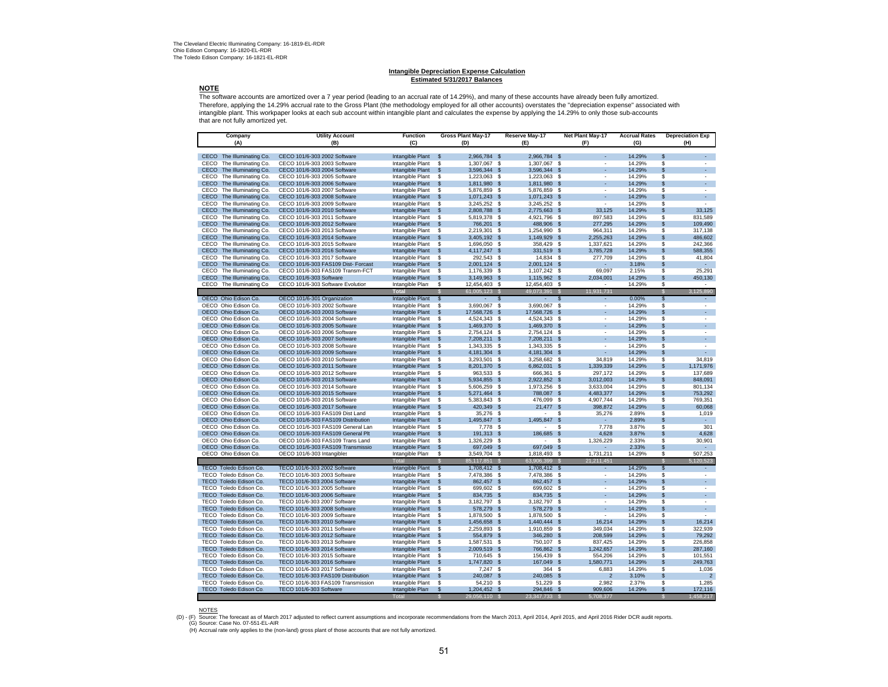The Cleveland Electric Illuminating Company: 16-1819-EL-RDR
Ohio Edison Company: 16-1820-EL-RDR
The Toledo Edison Company: 16-1821-EL-RDR

**Intangible Depreciation Expense Calculation**
**Estimated 5/31/2017 Balances**

**NOTE**

The software accounts are amortized over a 7 year period (leading to an accrual rate of 14.29%), and many of these accounts have already been fully amortized. Therefore, applying the 14.29% accrual rate to the Gross Plant (the methodology employed for all other accounts) overstates the "depreciation expense" associated with intangible plant. This workpaper looks at each sub account within intangible plant and calculates the expense by applying the 14.29% to only those sub-accounts that are not fully amortized yet.

| Company (A) | Utility Account (B) | Function (C) | Gross Plant May-17 (D) | Reserve May-17 (E) | Net Plant May-17 (F) | Accrual Rates (G) | Depreciation Exp (H) |
|---|---|---|---|---|---|---|---|
| CECO The Illuminating Co. | CECO 101/6-303 2002 Software | Intangible Plant | $ 2,966,784 | $ 2,966,784 | $ - | 14.29% | $ - |
| CECO The Illuminating Co. | CECO 101/6-303 2003 Software | Intangible Plant | $ 1,307,067 | $ 1,307,067 | $ - | 14.29% | $ - |
| CECO The Illuminating Co. | CECO 101/6-303 2004 Software | Intangible Plant | $ 3,596,344 | $ 3,596,344 | $ - | 14.29% | $ - |
| CECO The Illuminating Co. | CECO 101/6-303 2005 Software | Intangible Plant | $ 1,223,063 | $ 1,223,063 | $ - | 14.29% | $ - |
| CECO The Illuminating Co. | CECO 101/6-303 2006 Software | Intangible Plant | $ 1,811,980 | $ 1,811,980 | $ - | 14.29% | $ - |
| CECO The Illuminating Co. | CECO 101/6-303 2007 Software | Intangible Plant | $ 5,876,859 | $ 5,876,859 | $ - | 14.29% | $ - |
| CECO The Illuminating Co. | CECO 101/6-303 2008 Software | Intangible Plant | $ 1,071,243 | $ 1,071,243 | $ - | 14.29% | $ - |
| CECO The Illuminating Co. | CECO 101/6-303 2009 Software | Intangible Plant | $ 3,245,252 | $ 3,245,252 | $ - | 14.29% | $ - |
| CECO The Illuminating Co. | CECO 101/6-303 2010 Software | Intangible Plant | $ 2,808,788 | $ 2,775,663 | $ 33,125 | 14.29% | $ 33,125 |
| CECO The Illuminating Co. | CECO 101/6-303 2011 Software | Intangible Plant | $ 5,819,378 | $ 4,921,796 | $ 897,583 | 14.29% | $ 831,589 |
| CECO The Illuminating Co. | CECO 101/6-303 2012 Software | Intangible Plant | $ 766,201 | $ 488,906 | $ 277,295 | 14.29% | $ 109,490 |
| CECO The Illuminating Co. | CECO 101/6-303 2013 Software | Intangible Plant | $ 2,219,301 | $ 1,254,990 | $ 964,311 | 14.29% | $ 317,138 |
| CECO The Illuminating Co. | CECO 101/6-303 2014 Software | Intangible Plant | $ 3,405,192 | $ 1,149,929 | $ 2,255,263 | 14.29% | $ 486,602 |
| CECO The Illuminating Co. | CECO 101/6-303 2015 Software | Intangible Plant | $ 1,696,050 | $ 358,429 | $ 1,337,621 | 14.29% | $ 242,366 |
| CECO The Illuminating Co. | CECO 101/6-303 2016 Software | Intangible Plant | $ 4,117,247 | $ 331,519 | $ 3,785,728 | 14.29% | $ 588,355 |
| CECO The Illuminating Co. | CECO 101/6-303 2017 Software | Intangible Plant | $ 292,543 | $ 14,834 | $ 277,709 | 14.29% | $ 41,804 |
| CECO The Illuminating Co. | CECO 101/6-303 FAS109 Dist- Forcast | Intangible Plant | $ 2,001,124 | $ 2,001,124 | $ - | 3.18% | $ - |
| CECO The Illuminating Co. | CECO 101/6-303 FAS109 Transm-FCT | Intangible Plant | $ 1,176,339 | $ 1,107,242 | $ 69,097 | 2.15% | $ 25,291 |
| CECO The Illuminating Co. | CECO 101/6-303 Software | Intangible Plant | $ 3,149,963 | $ 1,115,962 | $ 2,034,001 | 14.29% | $ 450,130 |
| CECO The Illuminating Co | CECO 101/6-303 Software Evolution | Intangible Plan | $ 12,454,403 | $ 12,454,403 | $ - | 14.29% | $ - |
| | | Total | $ 61,005,123 | $ 49,073,391 | $ 11,931,731 | | $ 3,125,890 |
| OECO Ohio Edison Co. | OECO 101/6-301 Organization | Intangible Plant | $ - | $ - | $ - | 0.00% | $ - |
| OECO Ohio Edison Co. | OECO 101/6-303 2002 Software | Intangible Plant | $ 3,690,067 | $ 3,690,067 | $ - | 14.29% | $ - |
| OECO Ohio Edison Co. | OECO 101/6-303 2003 Software | Intangible Plant | $ 17,568,726 | $ 17,568,726 | $ - | 14.29% | $ - |
| OECO Ohio Edison Co. | OECO 101/6-303 2004 Software | Intangible Plant | $ 4,524,343 | $ 4,524,343 | $ - | 14.29% | $ - |
| OECO Ohio Edison Co. | OECO 101/6-303 2005 Software | Intangible Plant | $ 1,469,370 | $ 1,469,370 | $ - | 14.29% | $ - |
| OECO Ohio Edison Co. | OECO 101/6-303 2006 Software | Intangible Plant | $ 2,754,124 | $ 2,754,124 | $ - | 14.29% | $ - |
| OECO Ohio Edison Co. | OECO 101/6-303 2007 Software | Intangible Plant | $ 7,208,211 | $ 7,208,211 | $ - | 14.29% | $ - |
| OECO Ohio Edison Co. | OECO 101/6-303 2008 Software | Intangible Plant | $ 1,343,335 | $ 1,343,335 | $ - | 14.29% | $ - |
| OECO Ohio Edison Co. | OECO 101/6-303 2009 Software | Intangible Plant | $ 4,181,304 | $ 4,181,304 | $ - | 14.29% | $ - |
| OECO Ohio Edison Co. | OECO 101/6-303 2010 Software | Intangible Plant | $ 3,293,501 | $ 3,258,682 | $ 34,819 | 14.29% | $ 34,819 |
| OECO Ohio Edison Co. | OECO 101/6-303 2011 Software | Intangible Plant | $ 8,201,370 | $ 6,862,031 | $ 1,339,339 | 14.29% | $ 1,171,976 |
| OECO Ohio Edison Co. | OECO 101/6-303 2012 Software | Intangible Plant | $ 963,533 | $ 666,361 | $ 297,172 | 14.29% | $ 137,689 |
| OECO Ohio Edison Co. | OECO 101/6-303 2013 Software | Intangible Plant | $ 5,934,855 | $ 2,922,852 | $ 3,012,003 | 14.29% | $ 848,091 |
| OECO Ohio Edison Co. | OECO 101/6-303 2014 Software | Intangible Plant | $ 5,606,259 | $ 1,973,256 | $ 3,633,004 | 14.29% | $ 801,134 |
| OECO Ohio Edison Co. | OECO 101/6-303 2015 Software | Intangible Plant | $ 5,271,464 | $ 788,087 | $ 4,483,377 | 14.29% | $ 753,292 |
| OECO Ohio Edison Co. | OECO 101/6-303 2016 Software | Intangible Plant | $ 5,383,843 | $ 476,099 | $ 4,907,744 | 14.29% | $ 769,351 |
| OECO Ohio Edison Co. | OECO 101/6-303 2017 Software | Intangible Plant | $ 420,349 | $ 21,477 | $ 398,872 | 14.29% | $ 60,068 |
| OECO Ohio Edison Co. | OECO 101/6-303 FAS109 Dist Land | Intangible Plant | $ 35,276 | $ - | $ 35,276 | 2.89% | $ 1,019 |
| OECO Ohio Edison Co. | OECO 101/6-303 FAS109 Distribution | Intangible Plant | $ 1,495,847 | $ 1,495,847 | $ - | 2.89% | $ - |
| OECO Ohio Edison Co. | OECO 101/6-303 FAS109 General Lan | Intangible Plant | $ 7,778 | $ - | $ 7,778 | 3.87% | $ 301 |
| OECO Ohio Edison Co. | OECO 101/6-303 FAS109 General Plt | Intangible Plant | $ 191,313 | $ 186,685 | $ 4,628 | 3.87% | $ 4,628 |
| OECO Ohio Edison Co. | OECO 101/6-303 FAS109 Trans Land | Intangible Plant | $ 1,326,229 | $ - | $ 1,326,229 | 2.33% | $ 30,901 |
| OECO Ohio Edison Co. | OECO 101/6-303 FAS109 Transmissio | Intangible Plant | $ 697,049 | $ 697,049 | $ - | 2.33% | $ - |
| OECO Ohio Edison Co. | OECO 101/6-303 Intangibles | Intangible Plan | $ 3,549,704 | $ 1,818,493 | $ 1,731,211 | 14.29% | $ 507,253 |
| | | Total | $ 85,117,851 | $ 63,906,399 | $ 21,211,451 | | $ 5,120,523 |
| TECO Toledo Edison Co. | TECO 101/6-303 2002 Software | Intangible Plant | $ 1,708,412 | $ 1,708,412 | $ - | 14.29% | $ - |
| TECO Toledo Edison Co. | TECO 101/6-303 2003 Software | Intangible Plant | $ 7,478,386 | $ 7,478,386 | $ - | 14.29% | $ - |
| TECO Toledo Edison Co. | TECO 101/6-303 2004 Software | Intangible Plant | $ 862,457 | $ 862,457 | $ - | 14.29% | $ - |
| TECO Toledo Edison Co. | TECO 101/6-303 2005 Software | Intangible Plant | $ 699,602 | $ 699,602 | $ - | 14.29% | $ - |
| TECO Toledo Edison Co. | TECO 101/6-303 2006 Software | Intangible Plant | $ 834,735 | $ 834,735 | $ - | 14.29% | $ - |
| TECO Toledo Edison Co. | TECO 101/6-303 2007 Software | Intangible Plant | $ 3,182,797 | $ 3,182,797 | $ - | 14.29% | $ - |
| TECO Toledo Edison Co. | TECO 101/6-303 2008 Software | Intangible Plant | $ 578,279 | $ 578,279 | $ - | 14.29% | $ - |
| TECO Toledo Edison Co. | TECO 101/6-303 2009 Software | Intangible Plant | $ 1,878,500 | $ 1,878,500 | $ - | 14.29% | $ - |
| TECO Toledo Edison Co. | TECO 101/6-303 2010 Software | Intangible Plant | $ 1,456,658 | $ 1,440,444 | $ 16,214 | 14.29% | $ 16,214 |
| TECO Toledo Edison Co. | TECO 101/6-303 2011 Software | Intangible Plant | $ 2,259,893 | $ 1,910,859 | $ 349,034 | 14.29% | $ 322,939 |
| TECO Toledo Edison Co. | TECO 101/6-303 2012 Software | Intangible Plant | $ 554,879 | $ 346,280 | $ 208,599 | 14.29% | $ 79,292 |
| TECO Toledo Edison Co. | TECO 101/6-303 2013 Software | Intangible Plant | $ 1,587,531 | $ 750,107 | $ 837,425 | 14.29% | $ 226,858 |
| TECO Toledo Edison Co. | TECO 101/6-303 2014 Software | Intangible Plant | $ 2,009,519 | $ 766,862 | $ 1,242,657 | 14.29% | $ 287,160 |
| TECO Toledo Edison Co. | TECO 101/6-303 2015 Software | Intangible Plant | $ 710,645 | $ 156,439 | $ 554,206 | 14.29% | $ 101,551 |
| TECO Toledo Edison Co. | TECO 101/6-303 2016 Software | Intangible Plant | $ 1,747,820 | $ 167,049 | $ 1,580,771 | 14.29% | $ 249,763 |
| TECO Toledo Edison Co. | TECO 101/6-303 2017 Software | Intangible Plant | $ 7,247 | $ 364 | $ 6,883 | 14.29% | $ 1,036 |
| TECO Toledo Edison Co. | TECO 101/6-303 FAS109 Distribution | Intangible Plant | $ 240,087 | $ 240,085 | $ 2 | 3.10% | $ 2 |
| TECO Toledo Edison Co. | TECO 101/6-303 FAS109 Transmission | Intangible Plant | $ 54,210 | $ 51,229 | $ 2,982 | 2.37% | $ 1,285 |
| TECO Toledo Edison Co. | TECO 101/6-303 Software | Intangible Plan | $ 1,204,452 | $ 294,846 | $ 909,606 | 14.29% | $ 172,116 |
| | | Total | $ 29,056,110 | $ 23,347,733 | $ 5,708,377 | | $ 1,458,217 |

NOTES

(D) - (F) Source: The forecast as of March 2017 adjusted to reflect current assumptions and incorporate recommendations from the March 2013, April 2014, April 2015, and April 2016 Rider DCR audit reports.
(G) Source: Case No. 07-551-EL-AIR
(H) Accrual rate only applies to the (non-land) gross plant of those accounts that are not fully amortized.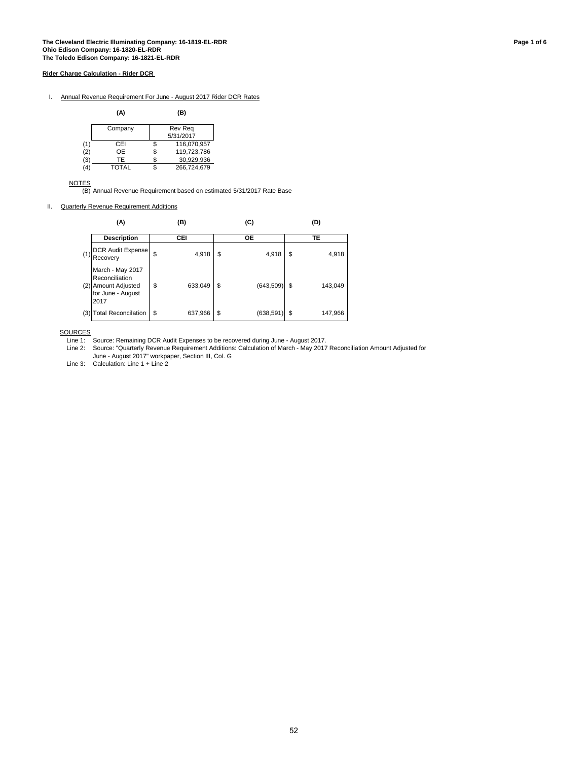**The Cleveland Electric Illuminating Company: 16-1819-EL-RDR**
**Ohio Edison Company: 16-1820-EL-RDR**
**The Toledo Edison Company: 16-1821-EL-RDR**

**Rider Charge Calculation - Rider DCR**

I. Annual Revenue Requirement For June - August 2017 Rider DCR Rates

| | (A) | (B) |
|---|---|---|
| | Company | Rev Req 5/31/2017 |
| (1) | CEI | $ 116,070,957 |
| (2) | OE | $ 119,723,786 |
| (3) | TE | $ 30,929,936 |
| (4) | TOTAL | $ 266,724,679 |

NOTES

(B) Annual Revenue Requirement based on estimated 5/31/2017 Rate Base

II. Quarterly Revenue Requirement Additions

| | (A) | (B) | (C) | (D) |
|---|---|---|---|---|
| | Description | CEI | OE | TE |
| (1) | DCR Audit Expense Recovery | $ 4,918 | $ 4,918 | $ 4,918 |
| (2) | March - May 2017 Reconciliation Amount Adjusted for June - August 2017 | $ 633,049 | $ (643,509) | $ 143,049 |
| (3) | Total Reconcilation | $ 637,966 | $ (638,591) | $ 147,966 |

SOURCES

Line 1: Source: Remaining DCR Audit Expenses to be recovered during June - August 2017.

Line 2: Source: "Quarterly Revenue Requirement Additions: Calculation of March - May 2017 Reconciliation Amount Adjusted for June - August 2017" workpaper, Section III, Col. G

Line 3: Calculation: Line 1 + Line 2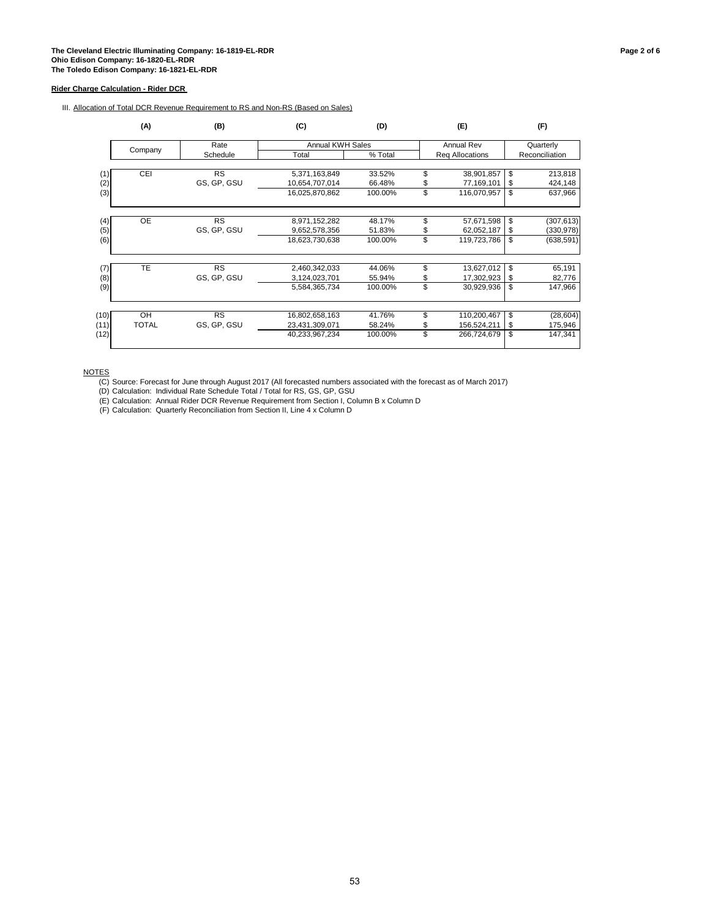**The Cleveland Electric Illuminating Company: 16-1819-EL-RDR**
**Ohio Edison Company: 16-1820-EL-RDR**
**The Toledo Edison Company: 16-1821-EL-RDR**

**Rider Charge Calculation - Rider DCR**

III. Allocation of Total DCR Revenue Requirement to RS and Non-RS (Based on Sales)

| | (A) | (B) | (C) | (D) | (E) | (F) |
|---|---|---|---|---|---|---|
| | Company | Rate Schedule | Annual KWH Sales Total | Annual KWH Sales % Total | Annual Rev Req Allocations | Quarterly Reconciliation |
| (1) | CEI | RS | 5,371,163,849 | 33.52% | $ 38,901,857 | $ 213,818 |
| (2) | | GS, GP, GSU | 10,654,707,014 | 66.48% | $ 77,169,101 | $ 424,148 |
| (3) | | | 16,025,870,862 | 100.00% | $ 116,070,957 | $ 637,966 |
| (4) | OE | RS | 8,971,152,282 | 48.17% | $ 57,671,598 | $ (307,613) |
| (5) | | GS, GP, GSU | 9,652,578,356 | 51.83% | $ 62,052,187 | $ (330,978) |
| (6) | | | 18,623,730,638 | 100.00% | $ 119,723,786 | $ (638,591) |
| (7) | TE | RS | 2,460,342,033 | 44.06% | $ 13,627,012 | $ 65,191 |
| (8) | | GS, GP, GSU | 3,124,023,701 | 55.94% | $ 17,302,923 | $ 82,776 |
| (9) | | | 5,584,365,734 | 100.00% | $ 30,929,936 | $ 147,966 |
| (10) | OH | RS | 16,802,658,163 | 41.76% | $ 110,200,467 | $ (28,604) |
| (11) | TOTAL | GS, GP, GSU | 23,431,309,071 | 58.24% | $ 156,524,211 | $ 175,946 |
| (12) | | | 40,233,967,234 | 100.00% | $ 266,724,679 | $ 147,341 |

NOTES

(C) Source: Forecast for June through August 2017 (All forecasted numbers associated with the forecast as of March 2017)

(D) Calculation: Individual Rate Schedule Total / Total for RS, GS, GP, GSU

(E) Calculation: Annual Rider DCR Revenue Requirement from Section I, Column B x Column D

(F) Calculation: Quarterly Reconciliation from Section II, Line 4 x Column D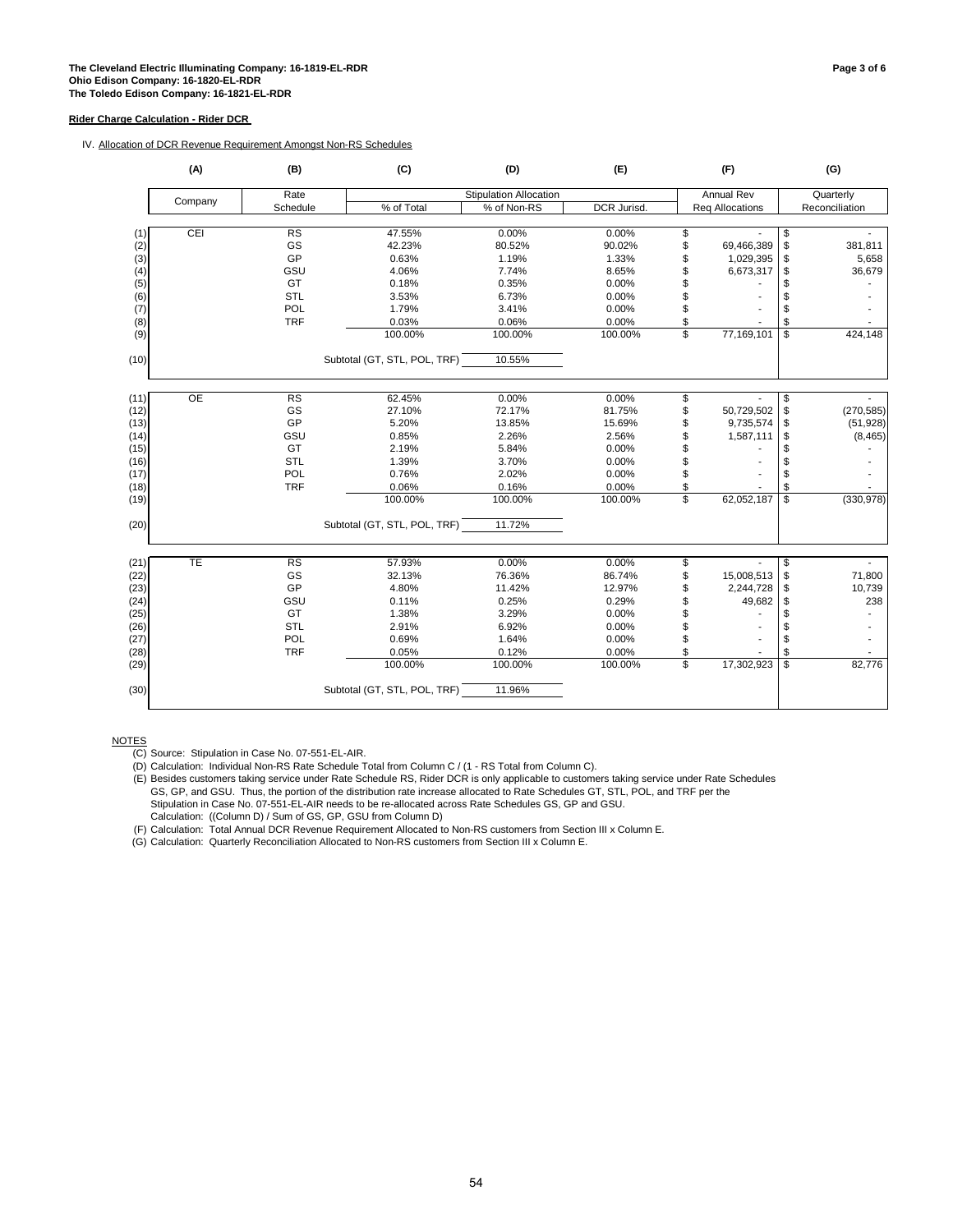**The Cleveland Electric Illuminating Company: 16-1819-EL-RDR**
**Ohio Edison Company: 16-1820-EL-RDR**
**The Toledo Edison Company: 16-1821-EL-RDR**

**Rider Charge Calculation - Rider DCR**

IV. Allocation of DCR Revenue Requirement Amongst Non-RS Schedules

| | (A) | (B) | (C) | (D) | (E) | (F) | (G) |
|---|---|---|---|---|---|---|---|
| | Company | Rate | Stipulation Allocation | | | Annual Rev | Quarterly |
| | | Schedule | % of Total | % of Non-RS | DCR Jurisd. | Req Allocations | Reconciliation |
| (1) | CEI | RS | 47.55% | 0.00% | 0.00% | $ - | $ - |
| (2) | | GS | 42.23% | 80.52% | 90.02% | $ 69,466,389 | $ 381,811 |
| (3) | | GP | 0.63% | 1.19% | 1.33% | $ 1,029,395 | $ 5,658 |
| (4) | | GSU | 4.06% | 7.74% | 8.65% | $ 6,673,317 | $ 36,679 |
| (5) | | GT | 0.18% | 0.35% | 0.00% | $ - | $ - |
| (6) | | STL | 3.53% | 6.73% | 0.00% | $ - | $ - |
| (7) | | POL | 1.79% | 3.41% | 0.00% | $ - | $ - |
| (8) | | TRF | 0.03% | 0.06% | 0.00% | $ - | $ - |
| (9) | | | 100.00% | 100.00% | 100.00% | $ 77,169,101 | $ 424,148 |
| (10) | | | Subtotal (GT, STL, POL, TRF) | 10.55% | | | |
| (11) | OE | RS | 62.45% | 0.00% | 0.00% | $ - | $ - |
| (12) | | GS | 27.10% | 72.17% | 81.75% | $ 50,729,502 | $ (270,585) |
| (13) | | GP | 5.20% | 13.85% | 15.69% | $ 9,735,574 | $ (51,928) |
| (14) | | GSU | 0.85% | 2.26% | 2.56% | $ 1,587,111 | $ (8,465) |
| (15) | | GT | 2.19% | 5.84% | 0.00% | $ - | $ - |
| (16) | | STL | 1.39% | 3.70% | 0.00% | $ - | $ - |
| (17) | | POL | 0.76% | 2.02% | 0.00% | $ - | $ - |
| (18) | | TRF | 0.06% | 0.16% | 0.00% | $ - | $ - |
| (19) | | | 100.00% | 100.00% | 100.00% | $ 62,052,187 | $ (330,978) |
| (20) | | | Subtotal (GT, STL, POL, TRF) | 11.72% | | | |
| (21) | TE | RS | 57.93% | 0.00% | 0.00% | $ - | $ - |
| (22) | | GS | 32.13% | 76.36% | 86.74% | $ 15,008,513 | $ 71,800 |
| (23) | | GP | 4.80% | 11.42% | 12.97% | $ 2,244,728 | $ 10,739 |
| (24) | | GSU | 0.11% | 0.25% | 0.29% | $ 49,682 | $ 238 |
| (25) | | GT | 1.38% | 3.29% | 0.00% | $ - | $ - |
| (26) | | STL | 2.91% | 6.92% | 0.00% | $ - | $ - |
| (27) | | POL | 0.69% | 1.64% | 0.00% | $ - | $ - |
| (28) | | TRF | 0.05% | 0.12% | 0.00% | $ - | $ - |
| (29) | | | 100.00% | 100.00% | 100.00% | $ 17,302,923 | $ 82,776 |
| (30) | | | Subtotal (GT, STL, POL, TRF) | 11.96% | | | |

NOTES

(C) Source: Stipulation in Case No. 07-551-EL-AIR.

(D) Calculation: Individual Non-RS Rate Schedule Total from Column C / (1 - RS Total from Column C).

(E) Besides customers taking service under Rate Schedule RS, Rider DCR is only applicable to customers taking service under Rate Schedules GS, GP, and GSU. Thus, the portion of the distribution rate increase allocated to Rate Schedules GT, STL, POL, and TRF per the Stipulation in Case No. 07-551-EL-AIR needs to be re-allocated across Rate Schedules GS, GP and GSU.
Calculation: ((Column D) / Sum of GS, GP, GSU from Column D)

(F) Calculation: Total Annual DCR Revenue Requirement Allocated to Non-RS customers from Section III x Column E.

(G) Calculation: Quarterly Reconciliation Allocated to Non-RS customers from Section III x Column E.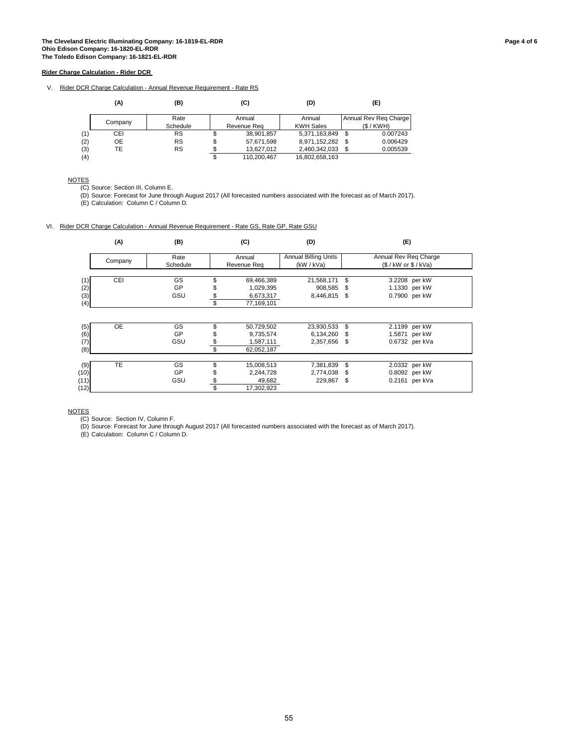**The Cleveland Electric Illuminating Company: 16-1819-EL-RDR**
**Ohio Edison Company: 16-1820-EL-RDR**
**The Toledo Edison Company: 16-1821-EL-RDR**

**Rider Charge Calculation - Rider DCR**

V. Rider DCR Charge Calculation - Annual Revenue Requirement - Rate RS

| | (A) | (B) | (C) | (D) | (E) |
|---|---|---|---|---|---|
| | Company | Rate Schedule | Annual Revenue Req | Annual KWH Sales | Annual Rev Req Charge ($ / KWH) |
| (1) | CEI | RS | $ 38,901,857 | 5,371,163,849 | $ 0.007243 |
| (2) | OE | RS | $ 57,671,598 | 8,971,152,282 | $ 0.006429 |
| (3) | TE | RS | $ 13,627,012 | 2,460,342,033 | $ 0.005539 |
| (4) | | | $ 110,200,467 | 16,802,658,163 | |

NOTES
(C) Source: Section III, Column E.
(D) Source: Forecast for June through August 2017 (All forecasted numbers associated with the forecast as of March 2017).
(E) Calculation: Column C / Column D.

VI. Rider DCR Charge Calculation - Annual Revenue Requirement - Rate GS, Rate GP, Rate GSU

| | (A) | (B) | (C) | (D) | (E) |
|---|---|---|---|---|---|
| | Company | Rate Schedule | Annual Revenue Req | Annual Billing Units (kW / kVa) | Annual Rev Req Charge ($ / kW or $ / kVa) |
| (1) | CEI | GS | $ 69,466,389 | 21,568,171 | $ 3.2208 per kW |
| (2) | | GP | $ 1,029,395 | 908,585 | $ 1.1330 per kW |
| (3) | | GSU | $ 6,673,317 | 8,446,815 | $ 0.7900 per kW |
| (4) | | | $ 77,169,101 | | |
| (5) | OE | GS | $ 50,729,502 | 23,930,533 | $ 2.1199 per kW |
| (6) | | GP | $ 9,735,574 | 6,134,260 | $ 1.5871 per kW |
| (7) | | GSU | $ 1,587,111 | 2,357,656 | $ 0.6732 per kVa |
| (8) | | | $ 62,052,187 | | |
| (9) | TE | GS | $ 15,008,513 | 7,381,839 | $ 2.0332 per kW |
| (10) | | GP | $ 2,244,728 | 2,774,038 | $ 0.8092 per kW |
| (11) | | GSU | $ 49,682 | 229,867 | $ 0.2161 per kVa |
| (12) | | | $ 17,302,923 | | |

NOTES
(C) Source: Section IV, Column F.
(D) Source: Forecast for June through August 2017 (All forecasted numbers associated with the forecast as of March 2017).
(E) Calculation: Column C / Column D.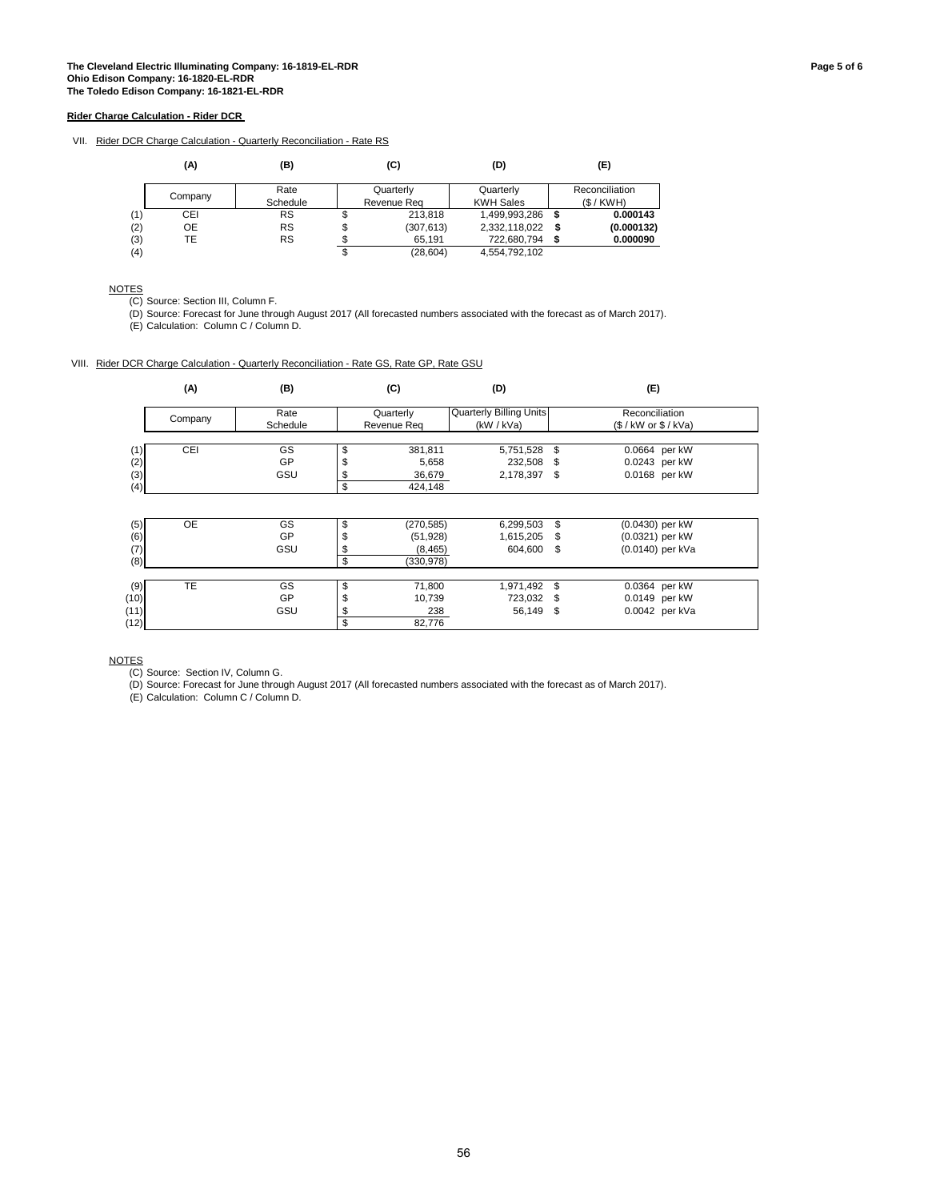**The Cleveland Electric Illuminating Company: 16-1819-EL-RDR**
**Ohio Edison Company: 16-1820-EL-RDR**
**The Toledo Edison Company: 16-1821-EL-RDR**

**Rider Charge Calculation - Rider DCR**

VII. Rider DCR Charge Calculation - Quarterly Reconciliation - Rate RS

| | (A) | (B) | (C) | (D) | (E) |
|---|---|---|---|---|---|
| | Company | Rate Schedule | Quarterly Revenue Req | Quarterly KWH Sales | Reconciliation ($ / KWH) |
| (1) | CEI | RS | $ 213,818 | 1,499,993,286 | **$ 0.000143** |
| (2) | OE | RS | $ (307,613) | 2,332,118,022 | **$ (0.000132)** |
| (3) | TE | RS | $ 65,191 | 722,680,794 | **$ 0.000090** |
| (4) | | | $ (28,604) | 4,554,792,102 | |

NOTES
(C) Source: Section III, Column F.
(D) Source: Forecast for June through August 2017 (All forecasted numbers associated with the forecast as of March 2017).
(E) Calculation: Column C / Column D.

VIII. Rider DCR Charge Calculation - Quarterly Reconciliation - Rate GS, Rate GP, Rate GSU

| | (A) | (B) | (C) | (D) | (E) |
|---|---|---|---|---|---|
| | Company | Rate Schedule | Quarterly Revenue Req | Quarterly Billing Units (kW / kVa) | Reconciliation ($ / kW or $ / kVa) |
| (1) | CEI | GS | $ 381,811 | 5,751,528 | $ 0.0664 per kW |
| (2) | | GP | $ 5,658 | 232,508 | $ 0.0243 per kW |
| (3) | | GSU | $ 36,679 | 2,178,397 | $ 0.0168 per kW |
| (4) | | | $ 424,148 | | |
| (5) | OE | GS | $ (270,585) | 6,299,503 | $ (0.0430) per kW |
| (6) | | GP | $ (51,928) | 1,615,205 | $ (0.0321) per kW |
| (7) | | GSU | $ (8,465) | 604,600 | $ (0.0140) per kVa |
| (8) | | | $ (330,978) | | |
| (9) | TE | GS | $ 71,800 | 1,971,492 | $ 0.0364 per kW |
| (10) | | GP | $ 10,739 | 723,032 | $ 0.0149 per kW |
| (11) | | GSU | $ 238 | 56,149 | $ 0.0042 per kVa |
| (12) | | | $ 82,776 | | |

NOTES
(C) Source: Section IV, Column G.
(D) Source: Forecast for June through August 2017 (All forecasted numbers associated with the forecast as of March 2017).
(E) Calculation: Column C / Column D.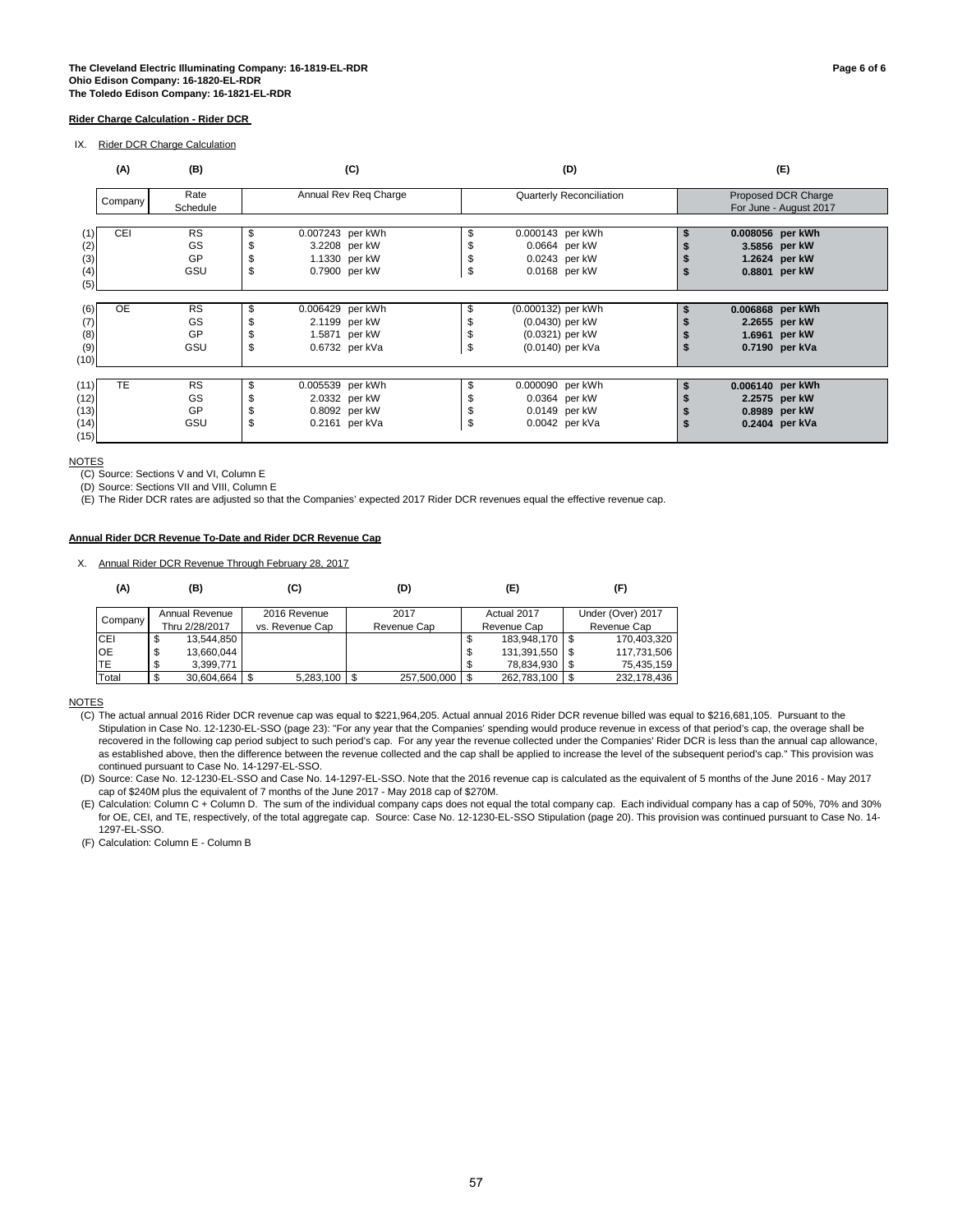**The Cleveland Electric Illuminating Company: 16-1819-EL-RDR**
**Ohio Edison Company: 16-1820-EL-RDR**
**The Toledo Edison Company: 16-1821-EL-RDR**

**Rider Charge Calculation - Rider DCR**

IX. Rider DCR Charge Calculation

| | (A) | (B) | (C) | (D) | (E) |
|---|---|---|---|---|---|
| | Company | Rate Schedule | Annual Rev Req Charge | Quarterly Reconciliation | Proposed DCR Charge For June - August 2017 |
| (1) | CEI | RS | $ 0.007243 per kWh | $ 0.000143 per kWh | **$ 0.008056 per kWh** |
| (2) | | GS | $ 3.2208 per kW | $ 0.0664 per kW | **$ 3.5856 per kW** |
| (3) | | GP | $ 1.1330 per kW | $ 0.0243 per kW | **$ 1.2624 per kW** |
| (4) | | GSU | $ 0.7900 per kW | $ 0.0168 per kW | **$ 0.8801 per kW** |
| (5) | | | | | |
| (6) | OE | RS | $ 0.006429 per kWh | $ (0.000132) per kWh | **$ 0.006868 per kWh** |
| (7) | | GS | $ 2.1199 per kW | $ (0.0430) per kW | **$ 2.2655 per kW** |
| (8) | | GP | $ 1.5871 per kW | $ (0.0321) per kW | **$ 1.6961 per kW** |
| (9) | | GSU | $ 0.6732 per kVa | $ (0.0140) per kVa | **$ 0.7190 per kVa** |
| (10) | | | | | |
| (11) | TE | RS | $ 0.005539 per kWh | $ 0.000090 per kWh | **$ 0.006140 per kWh** |
| (12) | | GS | $ 2.0332 per kW | $ 0.0364 per kW | **$ 2.2575 per kW** |
| (13) | | GP | $ 0.8092 per kW | $ 0.0149 per kW | **$ 0.8989 per kW** |
| (14) | | GSU | $ 0.2161 per kVa | $ 0.0042 per kVa | **$ 0.2404 per kVa** |
| (15) | | | | | |

NOTES
(C) Source: Sections V and VI, Column E
(D) Source: Sections VII and VIII, Column E
(E) The Rider DCR rates are adjusted so that the Companies' expected 2017 Rider DCR revenues equal the effective revenue cap.

**Annual Rider DCR Revenue To-Date and Rider DCR Revenue Cap**

X. Annual Rider DCR Revenue Through February 28, 2017

| (A) | (B) | (C) | (D) | (E) | (F) |
|---|---|---|---|---|---|
| Company | Annual Revenue Thru 2/28/2017 | 2016 Revenue vs. Revenue Cap | 2017 Revenue Cap | Actual 2017 Revenue Cap | Under (Over) 2017 Revenue Cap |
| CEI | $ 13,544,850 | | | $ 183,948,170 | $ 170,403,320 |
| OE | $ 13,660,044 | | | $ 131,391,550 | $ 117,731,506 |
| TE | $ 3,399,771 | | | $ 78,834,930 | $ 75,435,159 |
| Total | $ 30,604,664 | $ 5,283,100 | $ 257,500,000 | $ 262,783,100 | $ 232,178,436 |

NOTES
(C) The actual annual 2016 Rider DCR revenue cap was equal to $221,964,205. Actual annual 2016 Rider DCR revenue billed was equal to $216,681,105. Pursuant to the Stipulation in Case No. 12-1230-EL-SSO (page 23): "For any year that the Companies' spending would produce revenue in excess of that period's cap, the overage shall be recovered in the following cap period subject to such period's cap. For any year the revenue collected under the Companies' Rider DCR is less than the annual cap allowance, as established above, then the difference between the revenue collected and the cap shall be applied to increase the level of the subsequent period's cap." This provision was continued pursuant to Case No. 14-1297-EL-SSO.
(D) Source: Case No. 12-1230-EL-SSO and Case No. 14-1297-EL-SSO. Note that the 2016 revenue cap is calculated as the equivalent of 5 months of the June 2016 - May 2017 cap of $240M plus the equivalent of 7 months of the June 2017 - May 2018 cap of $270M.
(E) Calculation: Column C + Column D. The sum of the individual company caps does not equal the total company cap. Each individual company has a cap of 50%, 70% and 30% for OE, CEI, and TE, respectively, of the total aggregate cap. Source: Case No. 12-1230-EL-SSO Stipulation (page 20). This provision was continued pursuant to Case No. 14-1297-EL-SSO.
(F) Calculation: Column E - Column B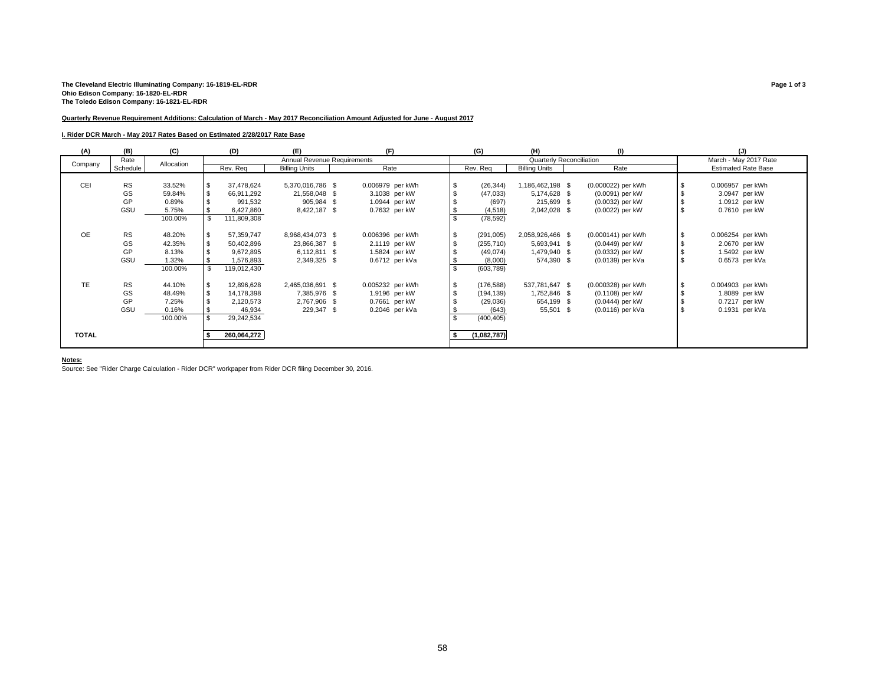**The Cleveland Electric Illuminating Company: 16-1819-EL-RDR**
**Ohio Edison Company: 16-1820-EL-RDR**
**The Toledo Edison Company: 16-1821-EL-RDR**

**Quarterly Revenue Requirement Additions: Calculation of March - May 2017 Reconciliation Amount Adjusted for June - August 2017**

**I. Rider DCR March - May 2017 Rates Based on Estimated 2/28/2017 Rate Base**

| (A) | (B) | (C) | (D) | (E) | (F) | (G) | (H) | (I) | (J) |
|---|---|---|---|---|---|---|---|---|---|
| Company | Rate Schedule | Allocation | Annual Revenue Requirements | | | Quarterly Reconciliation | | | March - May 2017 Rate |
| | | | Rev. Req | Billing Units | Rate | Rev. Req | Billing Units | Rate | Estimated Rate Base |
| CEI | RS | 33.52% | $ 37,478,624 | 5,370,016,786 | $ 0.006979 per kWh | $ (26,344) | 1,186,462,198 | $ (0.000022) per kWh | $ 0.006957 per kWh |
| | GS | 59.84% | $ 66,911,292 | 21,558,048 | $ 3.1038 per kW | $ (47,033) | 5,174,628 | $ (0.0091) per kW | $ 3.0947 per kW |
| | GP | 0.89% | $ 991,532 | 905,984 | $ 1.0944 per kW | $ (697) | 215,699 | $ (0.0032) per kW | $ 1.0912 per kW |
| | GSU | 5.75% | $ 6,427,860 | 8,422,187 | $ 0.7632 per kW | $ (4,518) | 2,042,028 | $ (0.0022) per kW | $ 0.7610 per kW |
| | | 100.00% | $ 111,809,308 | | | $ (78,592) | | | |
| OE | RS | 48.20% | $ 57,359,747 | 8,968,434,073 | $ 0.006396 per kWh | $ (291,005) | 2,058,926,466 | $ (0.000141) per kWh | $ 0.006254 per kWh |
| | GS | 42.35% | $ 50,402,896 | 23,866,387 | $ 2.1119 per kW | $ (255,710) | 5,693,941 | $ (0.0449) per kW | $ 2.0670 per kW |
| | GP | 8.13% | $ 9,672,895 | 6,112,811 | $ 1.5824 per kW | $ (49,074) | 1,479,940 | $ (0.0332) per kW | $ 1.5492 per kW |
| | GSU | 1.32% | $ 1,576,893 | 2,349,325 | $ 0.6712 per kVa | $ (8,000) | 574,390 | $ (0.0139) per kVa | $ 0.6573 per kVa |
| | | 100.00% | $ 119,012,430 | | | $ (603,789) | | | |
| TE | RS | 44.10% | $ 12,896,628 | 2,465,036,691 | $ 0.005232 per kWh | $ (176,588) | 537,781,647 | $ (0.000328) per kWh | $ 0.004903 per kWh |
| | GS | 48.49% | $ 14,178,398 | 7,385,976 | $ 1.9196 per kW | $ (194,139) | 1,752,846 | $ (0.1108) per kW | $ 1.8089 per kW |
| | GP | 7.25% | $ 2,120,573 | 2,767,906 | $ 0.7661 per kW | $ (29,036) | 654,199 | $ (0.0444) per kW | $ 0.7217 per kW |
| | GSU | 0.16% | $ 46,934 | 229,347 | $ 0.2046 per kVa | $ (643) | 55,501 | $ (0.0116) per kVa | $ 0.1931 per kVa |
| | | 100.00% | $ 29,242,534 | | | $ (400,405) | | | |
| **TOTAL** | | | **$ 260,064,272** | | | **$ (1,082,787)** | | | |

**Notes:**
Source: See "Rider Charge Calculation - Rider DCR" workpaper from Rider DCR filing December 30, 2016.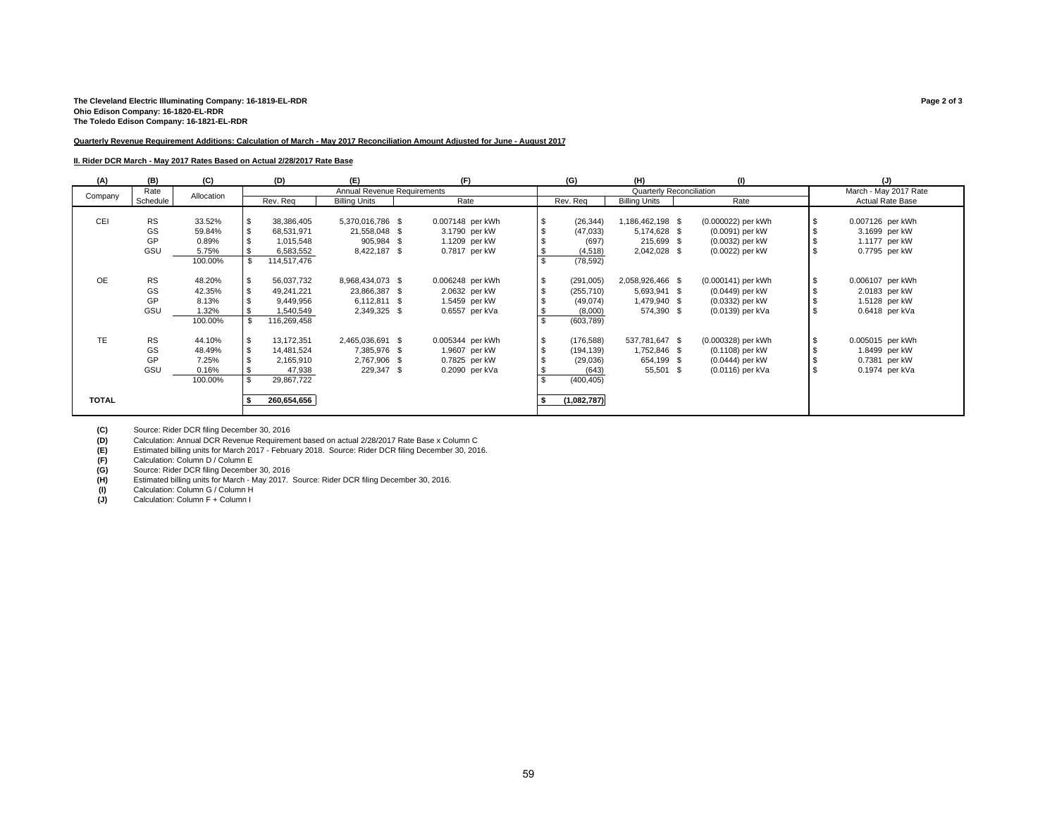**The Cleveland Electric Illuminating Company: 16-1819-EL-RDR**
**Ohio Edison Company: 16-1820-EL-RDR**
**The Toledo Edison Company: 16-1821-EL-RDR**

**Quarterly Revenue Requirement Additions: Calculation of March - May 2017 Reconciliation Amount Adjusted for June - August 2017**

**II. Rider DCR March - May 2017 Rates Based on Actual 2/28/2017 Rate Base**

| (A) | (B) | (C) | (D) | (E) | (F) | (G) | (H) | (I) | (J) |
|---|---|---|---|---|---|---|---|---|---|
| | | | Annual Revenue Requirements | | | Quarterly Reconciliation | | | March - May 2017 Rate |
| Company | Rate Schedule | Allocation | Rev. Req | Billing Units | Rate | Rev. Req | Billing Units | Rate | Actual Rate Base |
| CEI | RS | 33.52% | $ 38,386,405 | 5,370,016,786 | $ 0.007148 per kWh | $ (26,344) | 1,186,462,198 | $ (0.000022) per kWh | $ 0.007126 per kWh |
| | GS | 59.84% | $ 68,531,971 | 21,558,048 | $ 3.1790 per kW | $ (47,033) | 5,174,628 | $ (0.0091) per kW | $ 3.1699 per kW |
| | GP | 0.89% | $ 1,015,548 | 905,984 | $ 1.1209 per kW | $ (697) | 215,699 | $ (0.0032) per kW | $ 1.1177 per kW |
| | GSU | 5.75% | $ 6,583,552 | 8,422,187 | $ 0.7817 per kW | $ (4,518) | 2,042,028 | $ (0.0022) per kW | $ 0.7795 per kW |
| | | 100.00% | $ 114,517,476 | | | $ (78,592) | | | |
| OE | RS | 48.20% | $ 56,037,732 | 8,968,434,073 | $ 0.006248 per kWh | $ (291,005) | 2,058,926,466 | $ (0.000141) per kWh | $ 0.006107 per kWh |
| | GS | 42.35% | $ 49,241,221 | 23,866,387 | $ 2.0632 per kW | $ (255,710) | 5,693,941 | $ (0.0449) per kW | $ 2.0183 per kW |
| | GP | 8.13% | $ 9,449,956 | 6,112,811 | $ 1.5459 per kW | $ (49,074) | 1,479,940 | $ (0.0332) per kW | $ 1.5128 per kW |
| | GSU | 1.32% | $ 1,540,549 | 2,349,325 | $ 0.6557 per kVa | $ (8,000) | 574,390 | $ (0.0139) per kVa | $ 0.6418 per kVa |
| | | 100.00% | $ 116,269,458 | | | $ (603,789) | | | |
| TE | RS | 44.10% | $ 13,172,351 | 2,465,036,691 | $ 0.005344 per kWh | $ (176,588) | 537,781,647 | $ (0.000328) per kWh | $ 0.005015 per kWh |
| | GS | 48.49% | $ 14,481,524 | 7,385,976 | $ 1.9607 per kW | $ (194,139) | 1,752,846 | $ (0.1108) per kW | $ 1.8499 per kW |
| | GP | 7.25% | $ 2,165,910 | 2,767,906 | $ 0.7825 per kW | $ (29,036) | 654,199 | $ (0.0444) per kW | $ 0.7381 per kW |
| | GSU | 0.16% | $ 47,938 | 229,347 | $ 0.2090 per kVa | $ (643) | 55,501 | $ (0.0116) per kVa | $ 0.1974 per kVa |
| | | 100.00% | $ 29,867,722 | | | $ (400,405) | | | |
| **TOTAL** | | | **$ 260,654,656** | | | **$ (1,082,787)** | | | |

**(C)** Source: Rider DCR filing December 30, 2016
**(D)** Calculation: Annual DCR Revenue Requirement based on actual 2/28/2017 Rate Base x Column C
**(E)** Estimated billing units for March 2017 - February 2018. Source: Rider DCR filing December 30, 2016.
**(F)** Calculation: Column D / Column E
**(G)** Source: Rider DCR filing December 30, 2016
**(H)** Estimated billing units for March - May 2017. Source: Rider DCR filing December 30, 2016.
**(I)** Calculation: Column G / Column H
**(J)** Calculation: Column F + Column I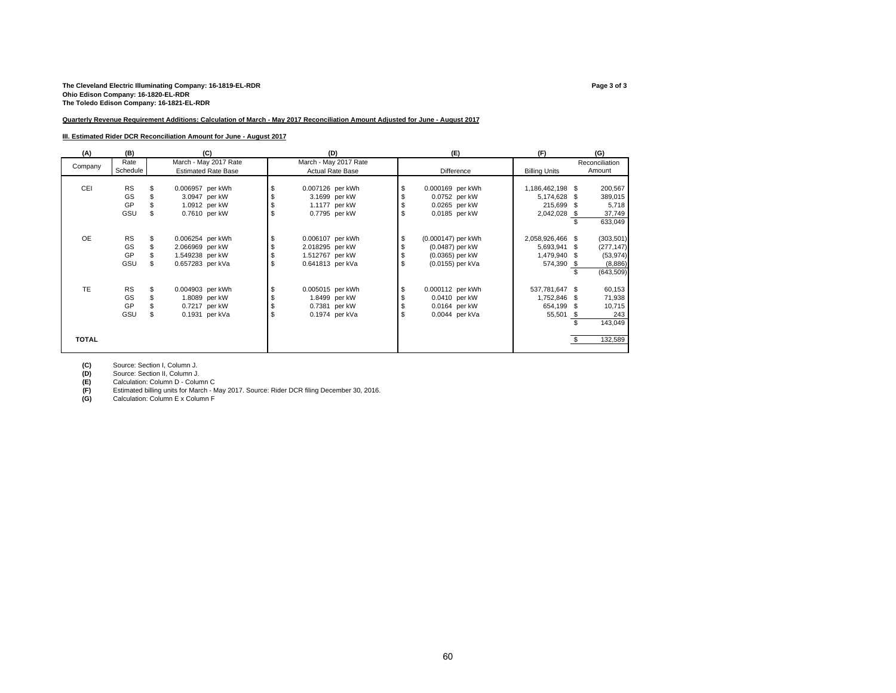**The Cleveland Electric Illuminating Company: 16-1819-EL-RDR**
**Ohio Edison Company: 16-1820-EL-RDR**
**The Toledo Edison Company: 16-1821-EL-RDR**

**Quarterly Revenue Requirement Additions: Calculation of March - May 2017 Reconciliation Amount Adjusted for June - August 2017**

**III. Estimated Rider DCR Reconciliation Amount for June - August 2017**

| (A) | (B) | (C) | (D) | (E) | (F) | (G) |
|---|---|---|---|---|---|---|
| Company | Rate Schedule | March - May 2017 Rate Estimated Rate Base | March - May 2017 Rate Actual Rate Base | Difference | Billing Units | Reconciliation Amount |
| CEI | RS | $ 0.006957 per kWh | $ 0.007126 per kWh | $ 0.000169 per kWh | 1,186,462,198 | $ 200,567 |
| | GS | $ 3.0947 per kW | $ 3.1699 per kW | $ 0.0752 per kW | 5,174,628 | $ 389,015 |
| | GP | $ 1.0912 per kW | $ 1.1177 per kW | $ 0.0265 per kW | 215,699 | $ 5,718 |
| | GSU | $ 0.7610 per kW | $ 0.7795 per kW | $ 0.0185 per kW | 2,042,028 | $ 37,749 |
| | | | | | | $ 633,049 |
| OE | RS | $ 0.006254 per kWh | $ 0.006107 per kWh | $ (0.000147) per kWh | 2,058,926,466 | $ (303,501) |
| | GS | $ 2.066969 per kW | $ 2.018295 per kW | $ (0.0487) per kW | 5,693,941 | $ (277,147) |
| | GP | $ 1.549238 per kW | $ 1.512767 per kW | $ (0.0365) per kW | 1,479,940 | $ (53,974) |
| | GSU | $ 0.657283 per kVa | $ 0.641813 per kVa | $ (0.0155) per kVa | 574,390 | $ (8,886) |
| | | | | | | $ (643,509) |
| TE | RS | $ 0.004903 per kWh | $ 0.005015 per kWh | $ 0.000112 per kWh | 537,781,647 | $ 60,153 |
| | GS | $ 1.8089 per kW | $ 1.8499 per kW | $ 0.0410 per kW | 1,752,846 | $ 71,938 |
| | GP | $ 0.7217 per kW | $ 0.7381 per kW | $ 0.0164 per kW | 654,199 | $ 10,715 |
| | GSU | $ 0.1931 per kVa | $ 0.1974 per kVa | $ 0.0044 per kVa | 55,501 | $ 243 |
| | | | | | | $ 143,049 |
| **TOTAL** | | | | | | $ 132,589 |

**(C)** Source: Section I, Column J.
**(D)** Source: Section II, Column J.
**(E)** Calculation: Column D - Column C
**(F)** Estimated billing units for March - May 2017. Source: Rider DCR filing December 30, 2016.
**(G)** Calculation: Column E x Column F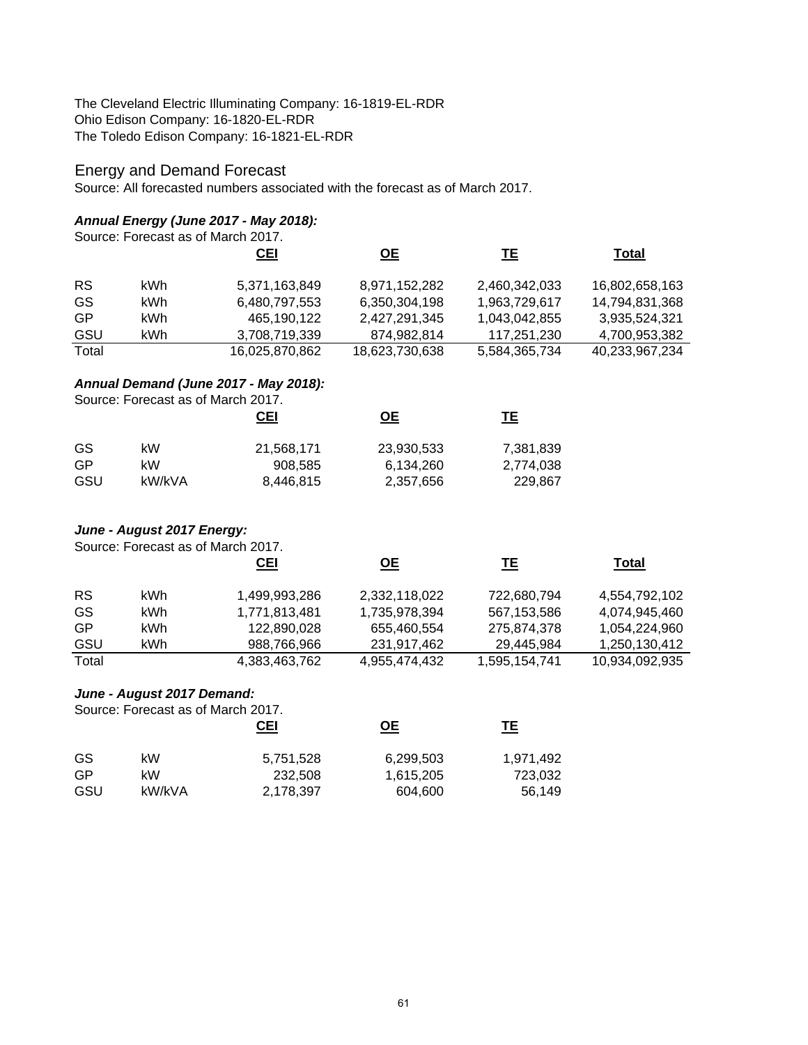The Cleveland Electric Illuminating Company: 16-1819-EL-RDR
Ohio Edison Company: 16-1820-EL-RDR
The Toledo Edison Company: 16-1821-EL-RDR

## Energy and Demand Forecast

Source: All forecasted numbers associated with the forecast as of March 2017.

### *Annual Energy (June 2017 - May 2018):*

Source: Forecast as of March 2017.

| | | CEI | OE | TE | Total |
|---|---|---|---|---|---|
| RS | kWh | 5,371,163,849 | 8,971,152,282 | 2,460,342,033 | 16,802,658,163 |
| GS | kWh | 6,480,797,553 | 6,350,304,198 | 1,963,729,617 | 14,794,831,368 |
| GP | kWh | 465,190,122 | 2,427,291,345 | 1,043,042,855 | 3,935,524,321 |
| GSU | kWh | 3,708,719,339 | 874,982,814 | 117,251,230 | 4,700,953,382 |
| Total | | 16,025,870,862 | 18,623,730,638 | 5,584,365,734 | 40,233,967,234 |

### *Annual Demand (June 2017 - May 2018):*

Source: Forecast as of March 2017.

| | | CEI | OE | TE |
|---|---|---|---|---|
| GS | kW | 21,568,171 | 23,930,533 | 7,381,839 |
| GP | kW | 908,585 | 6,134,260 | 2,774,038 |
| GSU | kW/kVA | 8,446,815 | 2,357,656 | 229,867 |

### *June - August 2017 Energy:*

Source: Forecast as of March 2017.

| | | CEI | OE | TE | Total |
|---|---|---|---|---|---|
| RS | kWh | 1,499,993,286 | 2,332,118,022 | 722,680,794 | 4,554,792,102 |
| GS | kWh | 1,771,813,481 | 1,735,978,394 | 567,153,586 | 4,074,945,460 |
| GP | kWh | 122,890,028 | 655,460,554 | 275,874,378 | 1,054,224,960 |
| GSU | kWh | 988,766,966 | 231,917,462 | 29,445,984 | 1,250,130,412 |
| Total | | 4,383,463,762 | 4,955,474,432 | 1,595,154,741 | 10,934,092,935 |

### *June - August 2017 Demand:*

Source: Forecast as of March 2017.

| | | CEI | OE | TE |
|---|---|---|---|---|
| GS | kW | 5,751,528 | 6,299,503 | 1,971,492 |
| GP | kW | 232,508 | 1,615,205 | 723,032 |
| GSU | kW/kVA | 2,178,397 | 604,600 | 56,149 |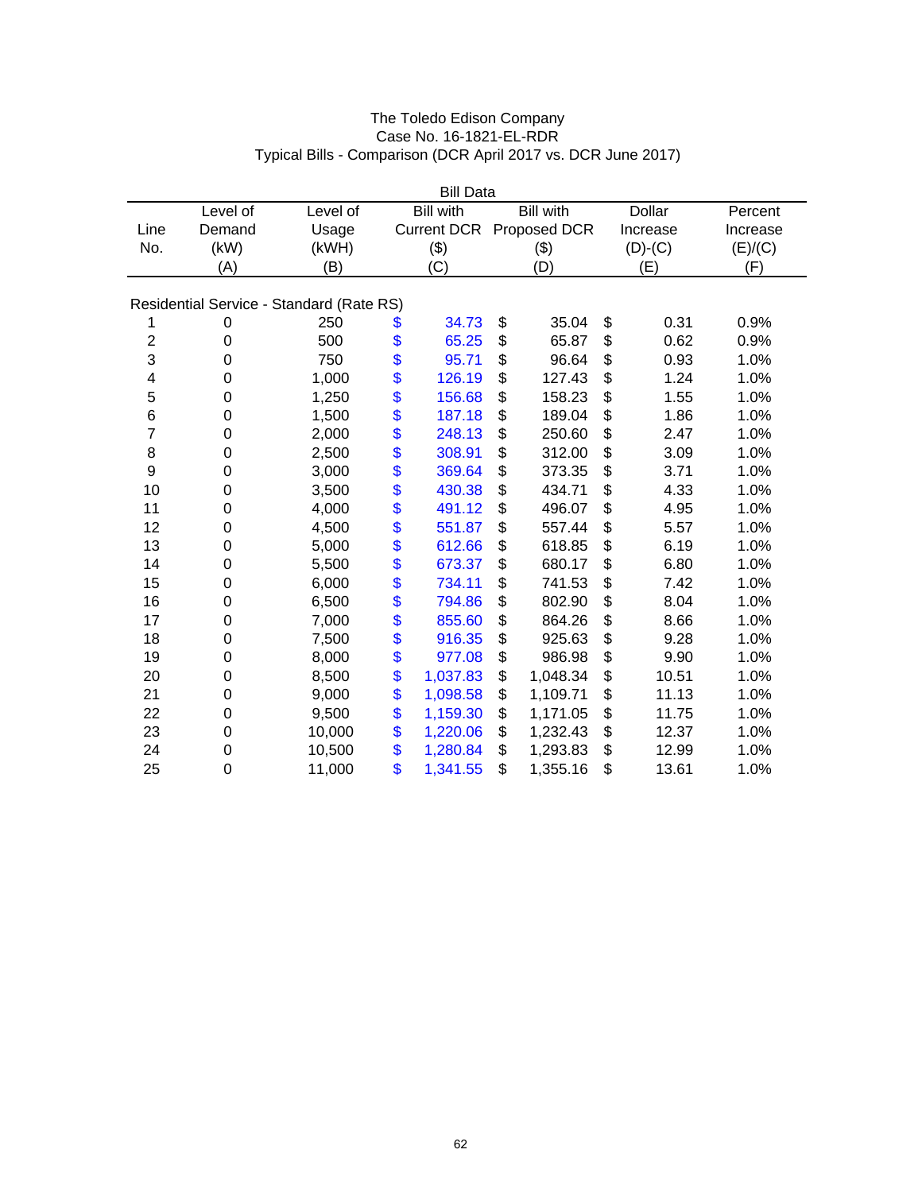The Toledo Edison Company
Case No. 16-1821-EL-RDR
Typical Bills - Comparison (DCR April 2017 vs. DCR June 2017)

| | | | Bill Data | | | |
|---|---|---|---|---|---|---|
| Line No. | Level of Demand (kW) (A) | Level of Usage (kWH) (B) | Bill with Current DCR ($) (C) | Bill with Proposed DCR ($) (D) | Dollar Increase (D)-(C) (E) | Percent Increase (E)/(C) (F) |
| **Residential Service - Standard (Rate RS)** | | | | | | |
| 1 | 0 | 250 | $ 34.73 | $ 35.04 | $ 0.31 | 0.9% |
| 2 | 0 | 500 | $ 65.25 | $ 65.87 | $ 0.62 | 0.9% |
| 3 | 0 | 750 | $ 95.71 | $ 96.64 | $ 0.93 | 1.0% |
| 4 | 0 | 1,000 | $ 126.19 | $ 127.43 | $ 1.24 | 1.0% |
| 5 | 0 | 1,250 | $ 156.68 | $ 158.23 | $ 1.55 | 1.0% |
| 6 | 0 | 1,500 | $ 187.18 | $ 189.04 | $ 1.86 | 1.0% |
| 7 | 0 | 2,000 | $ 248.13 | $ 250.60 | $ 2.47 | 1.0% |
| 8 | 0 | 2,500 | $ 308.91 | $ 312.00 | $ 3.09 | 1.0% |
| 9 | 0 | 3,000 | $ 369.64 | $ 373.35 | $ 3.71 | 1.0% |
| 10 | 0 | 3,500 | $ 430.38 | $ 434.71 | $ 4.33 | 1.0% |
| 11 | 0 | 4,000 | $ 491.12 | $ 496.07 | $ 4.95 | 1.0% |
| 12 | 0 | 4,500 | $ 551.87 | $ 557.44 | $ 5.57 | 1.0% |
| 13 | 0 | 5,000 | $ 612.66 | $ 618.85 | $ 6.19 | 1.0% |
| 14 | 0 | 5,500 | $ 673.37 | $ 680.17 | $ 6.80 | 1.0% |
| 15 | 0 | 6,000 | $ 734.11 | $ 741.53 | $ 7.42 | 1.0% |
| 16 | 0 | 6,500 | $ 794.86 | $ 802.90 | $ 8.04 | 1.0% |
| 17 | 0 | 7,000 | $ 855.60 | $ 864.26 | $ 8.66 | 1.0% |
| 18 | 0 | 7,500 | $ 916.35 | $ 925.63 | $ 9.28 | 1.0% |
| 19 | 0 | 8,000 | $ 977.08 | $ 986.98 | $ 9.90 | 1.0% |
| 20 | 0 | 8,500 | $ 1,037.83 | $ 1,048.34 | $ 10.51 | 1.0% |
| 21 | 0 | 9,000 | $ 1,098.58 | $ 1,109.71 | $ 11.13 | 1.0% |
| 22 | 0 | 9,500 | $ 1,159.30 | $ 1,171.05 | $ 11.75 | 1.0% |
| 23 | 0 | 10,000 | $ 1,220.06 | $ 1,232.43 | $ 12.37 | 1.0% |
| 24 | 0 | 10,500 | $ 1,280.84 | $ 1,293.83 | $ 12.99 | 1.0% |
| 25 | 0 | 11,000 | $ 1,341.55 | $ 1,355.16 | $ 13.61 | 1.0% |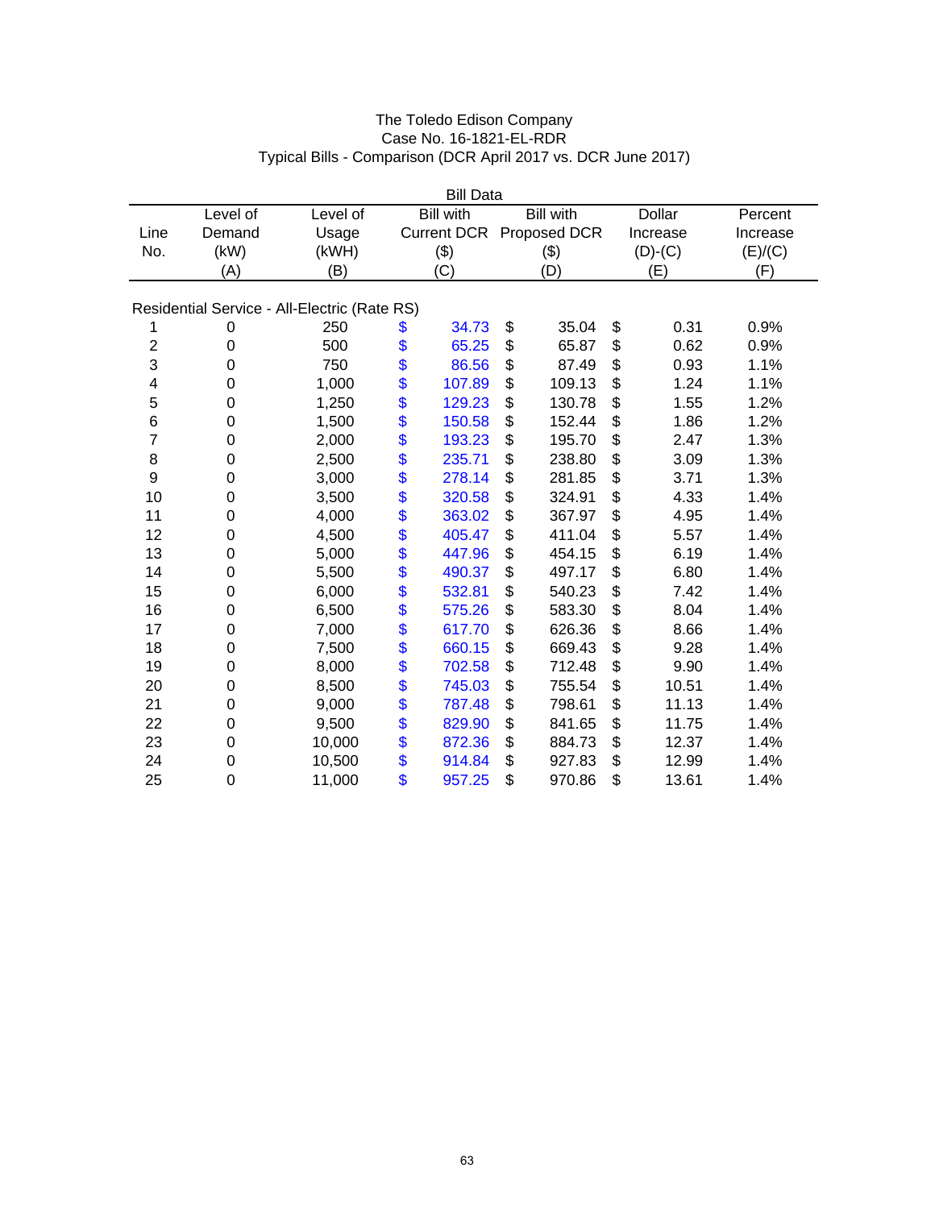The Toledo Edison Company
Case No. 16-1821-EL-RDR
Typical Bills - Comparison (DCR April 2017 vs. DCR June 2017)

| | | Bill Data | | | | |
|---|---|---|---|---|---|---|
| Line No. | Level of Demand (kW) (A) | Level of Usage (kWH) (B) | Bill with Current DCR ($) (C) | Bill with Proposed DCR ($) (D) | Dollar Increase (D)-(C) (E) | Percent Increase (E)/(C) (F) |
| **Residential Service - All-Electric (Rate RS)** | | | | | | |
| 1 | 0 | 250 | $ 34.73 | $ 35.04 | $ 0.31 | 0.9% |
| 2 | 0 | 500 | $ 65.25 | $ 65.87 | $ 0.62 | 0.9% |
| 3 | 0 | 750 | $ 86.56 | $ 87.49 | $ 0.93 | 1.1% |
| 4 | 0 | 1,000 | $ 107.89 | $ 109.13 | $ 1.24 | 1.1% |
| 5 | 0 | 1,250 | $ 129.23 | $ 130.78 | $ 1.55 | 1.2% |
| 6 | 0 | 1,500 | $ 150.58 | $ 152.44 | $ 1.86 | 1.2% |
| 7 | 0 | 2,000 | $ 193.23 | $ 195.70 | $ 2.47 | 1.3% |
| 8 | 0 | 2,500 | $ 235.71 | $ 238.80 | $ 3.09 | 1.3% |
| 9 | 0 | 3,000 | $ 278.14 | $ 281.85 | $ 3.71 | 1.3% |
| 10 | 0 | 3,500 | $ 320.58 | $ 324.91 | $ 4.33 | 1.4% |
| 11 | 0 | 4,000 | $ 363.02 | $ 367.97 | $ 4.95 | 1.4% |
| 12 | 0 | 4,500 | $ 405.47 | $ 411.04 | $ 5.57 | 1.4% |
| 13 | 0 | 5,000 | $ 447.96 | $ 454.15 | $ 6.19 | 1.4% |
| 14 | 0 | 5,500 | $ 490.37 | $ 497.17 | $ 6.80 | 1.4% |
| 15 | 0 | 6,000 | $ 532.81 | $ 540.23 | $ 7.42 | 1.4% |
| 16 | 0 | 6,500 | $ 575.26 | $ 583.30 | $ 8.04 | 1.4% |
| 17 | 0 | 7,000 | $ 617.70 | $ 626.36 | $ 8.66 | 1.4% |
| 18 | 0 | 7,500 | $ 660.15 | $ 669.43 | $ 9.28 | 1.4% |
| 19 | 0 | 8,000 | $ 702.58 | $ 712.48 | $ 9.90 | 1.4% |
| 20 | 0 | 8,500 | $ 745.03 | $ 755.54 | $ 10.51 | 1.4% |
| 21 | 0 | 9,000 | $ 787.48 | $ 798.61 | $ 11.13 | 1.4% |
| 22 | 0 | 9,500 | $ 829.90 | $ 841.65 | $ 11.75 | 1.4% |
| 23 | 0 | 10,000 | $ 872.36 | $ 884.73 | $ 12.37 | 1.4% |
| 24 | 0 | 10,500 | $ 914.84 | $ 927.83 | $ 12.99 | 1.4% |
| 25 | 0 | 11,000 | $ 957.25 | $ 970.86 | $ 13.61 | 1.4% |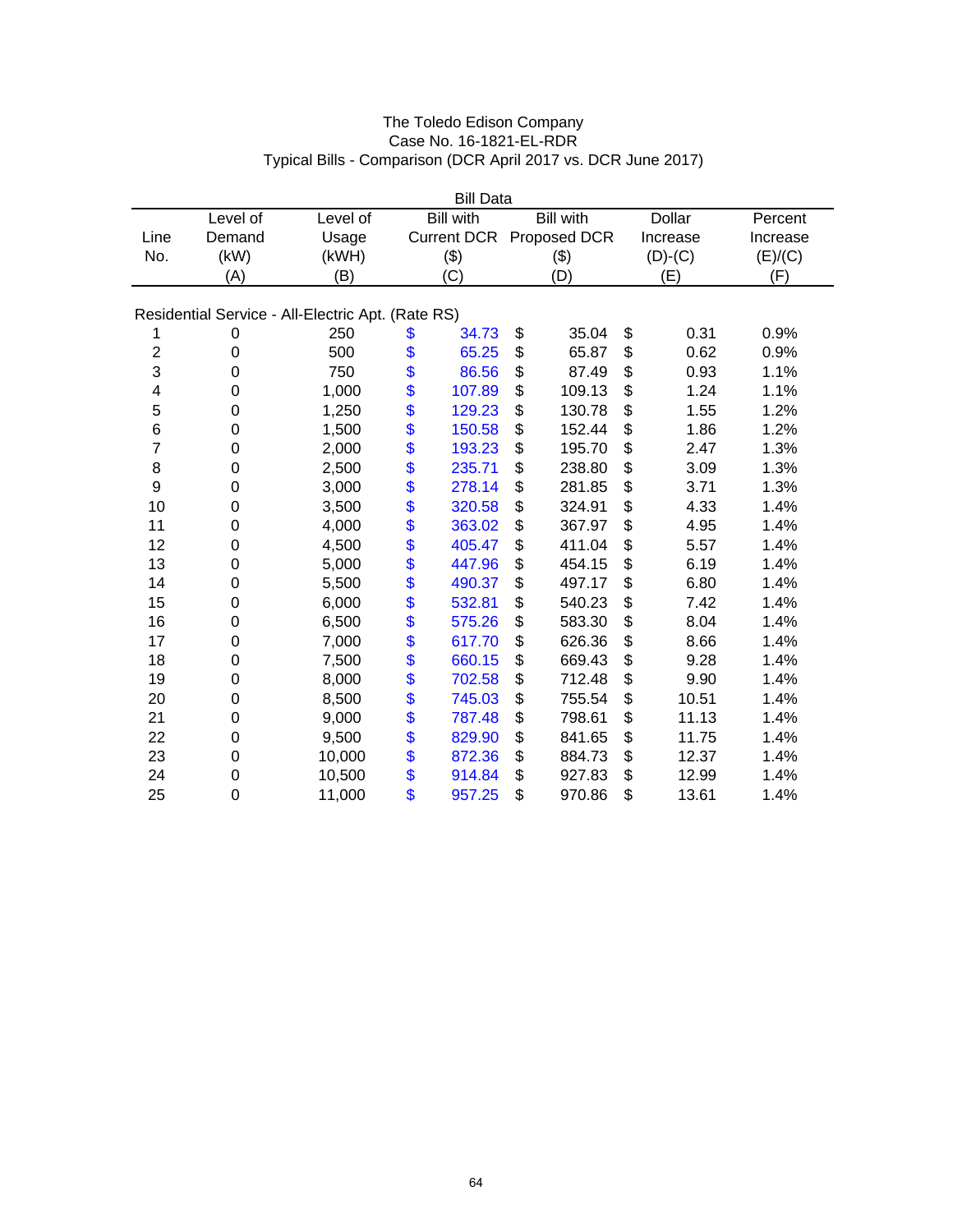The Toledo Edison Company
Case No. 16-1821-EL-RDR
Typical Bills - Comparison (DCR April 2017 vs. DCR June 2017)

| | | | Bill Data | | | |
|---|---|---|---|---|---|---|
| Line No. | Level of Demand (kW) (A) | Level of Usage (kWH) (B) | Bill with Current DCR ($) (C) | Bill with Proposed DCR ($) (D) | Dollar Increase (D)-(C) (E) | Percent Increase (E)/(C) (F) |
| Residential Service - All-Electric Apt. (Rate RS) | | | | | | |
| 1 | 0 | 250 | $ 34.73 | $ 35.04 | $ 0.31 | 0.9% |
| 2 | 0 | 500 | $ 65.25 | $ 65.87 | $ 0.62 | 0.9% |
| 3 | 0 | 750 | $ 86.56 | $ 87.49 | $ 0.93 | 1.1% |
| 4 | 0 | 1,000 | $ 107.89 | $ 109.13 | $ 1.24 | 1.1% |
| 5 | 0 | 1,250 | $ 129.23 | $ 130.78 | $ 1.55 | 1.2% |
| 6 | 0 | 1,500 | $ 150.58 | $ 152.44 | $ 1.86 | 1.2% |
| 7 | 0 | 2,000 | $ 193.23 | $ 195.70 | $ 2.47 | 1.3% |
| 8 | 0 | 2,500 | $ 235.71 | $ 238.80 | $ 3.09 | 1.3% |
| 9 | 0 | 3,000 | $ 278.14 | $ 281.85 | $ 3.71 | 1.3% |
| 10 | 0 | 3,500 | $ 320.58 | $ 324.91 | $ 4.33 | 1.4% |
| 11 | 0 | 4,000 | $ 363.02 | $ 367.97 | $ 4.95 | 1.4% |
| 12 | 0 | 4,500 | $ 405.47 | $ 411.04 | $ 5.57 | 1.4% |
| 13 | 0 | 5,000 | $ 447.96 | $ 454.15 | $ 6.19 | 1.4% |
| 14 | 0 | 5,500 | $ 490.37 | $ 497.17 | $ 6.80 | 1.4% |
| 15 | 0 | 6,000 | $ 532.81 | $ 540.23 | $ 7.42 | 1.4% |
| 16 | 0 | 6,500 | $ 575.26 | $ 583.30 | $ 8.04 | 1.4% |
| 17 | 0 | 7,000 | $ 617.70 | $ 626.36 | $ 8.66 | 1.4% |
| 18 | 0 | 7,500 | $ 660.15 | $ 669.43 | $ 9.28 | 1.4% |
| 19 | 0 | 8,000 | $ 702.58 | $ 712.48 | $ 9.90 | 1.4% |
| 20 | 0 | 8,500 | $ 745.03 | $ 755.54 | $ 10.51 | 1.4% |
| 21 | 0 | 9,000 | $ 787.48 | $ 798.61 | $ 11.13 | 1.4% |
| 22 | 0 | 9,500 | $ 829.90 | $ 841.65 | $ 11.75 | 1.4% |
| 23 | 0 | 10,000 | $ 872.36 | $ 884.73 | $ 12.37 | 1.4% |
| 24 | 0 | 10,500 | $ 914.84 | $ 927.83 | $ 12.99 | 1.4% |
| 25 | 0 | 11,000 | $ 957.25 | $ 970.86 | $ 13.61 | 1.4% |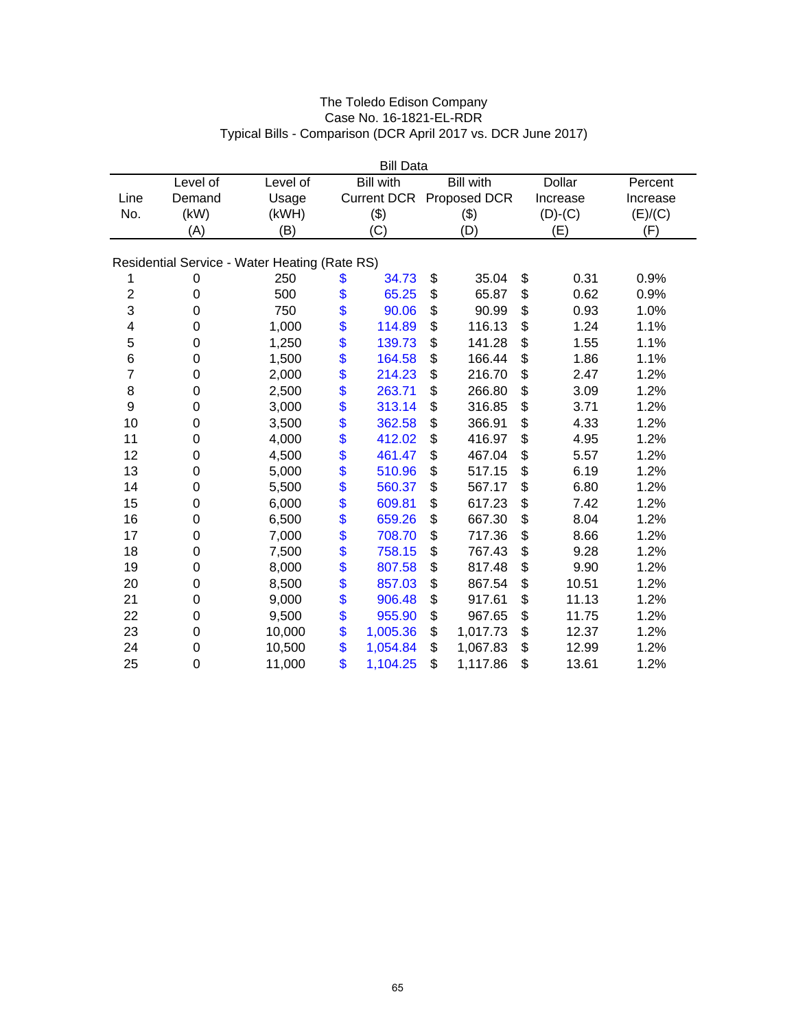# The Toledo Edison Company
## Case No. 16-1821-EL-RDR
## Typical Bills - Comparison (DCR April 2017 vs. DCR June 2017)

| | | Bill Data | | | | |
|---|---|---|---|---|---|---|
| Line No. | Level of Demand (kW) (A) | Level of Usage (kWH) (B) | Bill with Current DCR ($) (C) | Bill with Proposed DCR ($) (D) | Dollar Increase (D)-(C) (E) | Percent Increase (E)/(C) (F) |
| **Residential Service - Water Heating (Rate RS)** | | | | | | |
| 1 | 0 | 250 | $ 34.73 | $ 35.04 | $ 0.31 | 0.9% |
| 2 | 0 | 500 | $ 65.25 | $ 65.87 | $ 0.62 | 0.9% |
| 3 | 0 | 750 | $ 90.06 | $ 90.99 | $ 0.93 | 1.0% |
| 4 | 0 | 1,000 | $ 114.89 | $ 116.13 | $ 1.24 | 1.1% |
| 5 | 0 | 1,250 | $ 139.73 | $ 141.28 | $ 1.55 | 1.1% |
| 6 | 0 | 1,500 | $ 164.58 | $ 166.44 | $ 1.86 | 1.1% |
| 7 | 0 | 2,000 | $ 214.23 | $ 216.70 | $ 2.47 | 1.2% |
| 8 | 0 | 2,500 | $ 263.71 | $ 266.80 | $ 3.09 | 1.2% |
| 9 | 0 | 3,000 | $ 313.14 | $ 316.85 | $ 3.71 | 1.2% |
| 10 | 0 | 3,500 | $ 362.58 | $ 366.91 | $ 4.33 | 1.2% |
| 11 | 0 | 4,000 | $ 412.02 | $ 416.97 | $ 4.95 | 1.2% |
| 12 | 0 | 4,500 | $ 461.47 | $ 467.04 | $ 5.57 | 1.2% |
| 13 | 0 | 5,000 | $ 510.96 | $ 517.15 | $ 6.19 | 1.2% |
| 14 | 0 | 5,500 | $ 560.37 | $ 567.17 | $ 6.80 | 1.2% |
| 15 | 0 | 6,000 | $ 609.81 | $ 617.23 | $ 7.42 | 1.2% |
| 16 | 0 | 6,500 | $ 659.26 | $ 667.30 | $ 8.04 | 1.2% |
| 17 | 0 | 7,000 | $ 708.70 | $ 717.36 | $ 8.66 | 1.2% |
| 18 | 0 | 7,500 | $ 758.15 | $ 767.43 | $ 9.28 | 1.2% |
| 19 | 0 | 8,000 | $ 807.58 | $ 817.48 | $ 9.90 | 1.2% |
| 20 | 0 | 8,500 | $ 857.03 | $ 867.54 | $ 10.51 | 1.2% |
| 21 | 0 | 9,000 | $ 906.48 | $ 917.61 | $ 11.13 | 1.2% |
| 22 | 0 | 9,500 | $ 955.90 | $ 967.65 | $ 11.75 | 1.2% |
| 23 | 0 | 10,000 | $ 1,005.36 | $ 1,017.73 | $ 12.37 | 1.2% |
| 24 | 0 | 10,500 | $ 1,054.84 | $ 1,067.83 | $ 12.99 | 1.2% |
| 25 | 0 | 11,000 | $ 1,104.25 | $ 1,117.86 | $ 13.61 | 1.2% |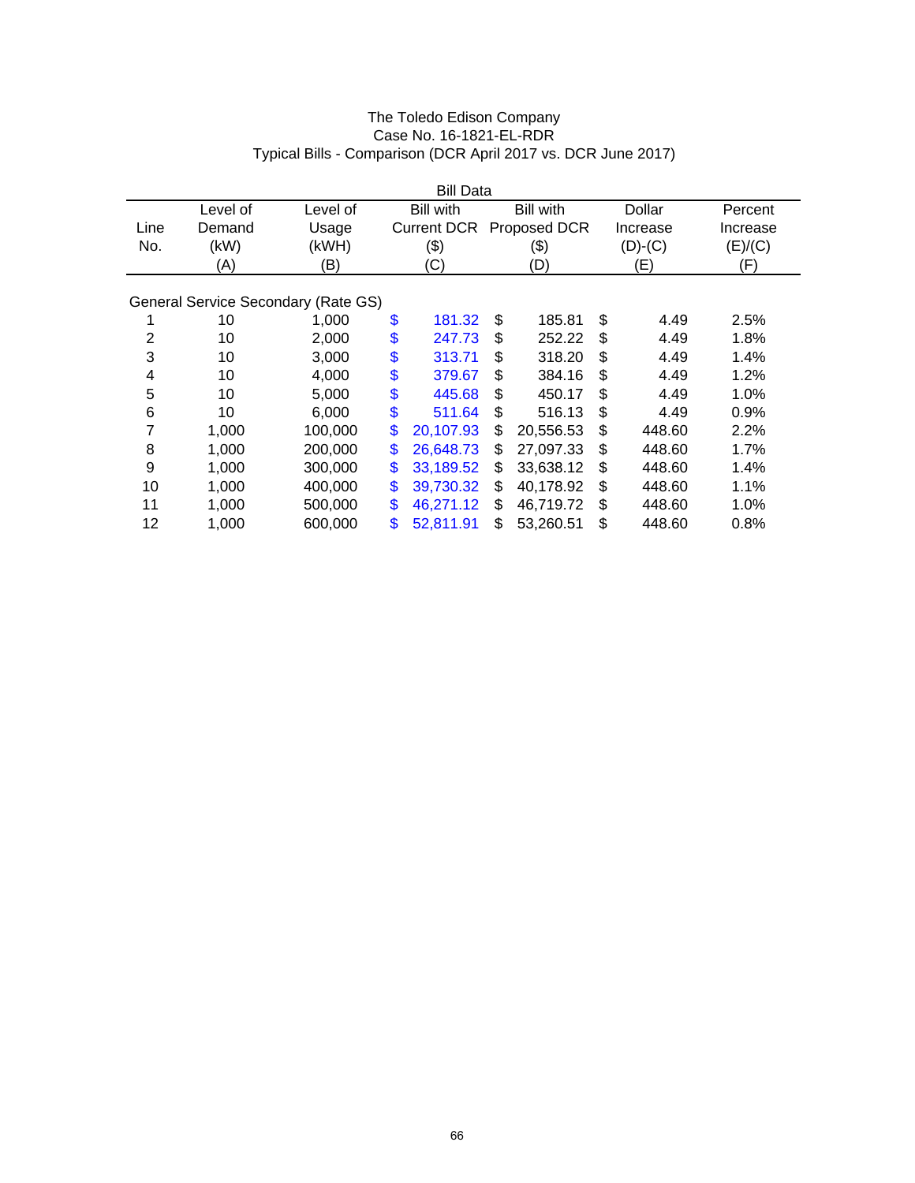The Toledo Edison Company
Case No. 16-1821-EL-RDR
Typical Bills - Comparison (DCR April 2017 vs. DCR June 2017)

| | | | Bill Data | | | |
|---|---|---|---|---|---|---|
| Line No. | Level of Demand (kW) (A) | Level of Usage (kWH) (B) | Bill with Current DCR ($) (C) | Bill with Proposed DCR ($) (D) | Dollar Increase (D)-(C) (E) | Percent Increase (E)/(C) (F) |
| General Service Secondary (Rate GS) | | | | | | |
| 1 | 10 | 1,000 | $ 181.32 | $ 185.81 | $ 4.49 | 2.5% |
| 2 | 10 | 2,000 | $ 247.73 | $ 252.22 | $ 4.49 | 1.8% |
| 3 | 10 | 3,000 | $ 313.71 | $ 318.20 | $ 4.49 | 1.4% |
| 4 | 10 | 4,000 | $ 379.67 | $ 384.16 | $ 4.49 | 1.2% |
| 5 | 10 | 5,000 | $ 445.68 | $ 450.17 | $ 4.49 | 1.0% |
| 6 | 10 | 6,000 | $ 511.64 | $ 516.13 | $ 4.49 | 0.9% |
| 7 | 1,000 | 100,000 | $ 20,107.93 | $ 20,556.53 | $ 448.60 | 2.2% |
| 8 | 1,000 | 200,000 | $ 26,648.73 | $ 27,097.33 | $ 448.60 | 1.7% |
| 9 | 1,000 | 300,000 | $ 33,189.52 | $ 33,638.12 | $ 448.60 | 1.4% |
| 10 | 1,000 | 400,000 | $ 39,730.32 | $ 40,178.92 | $ 448.60 | 1.1% |
| 11 | 1,000 | 500,000 | $ 46,271.12 | $ 46,719.72 | $ 448.60 | 1.0% |
| 12 | 1,000 | 600,000 | $ 52,811.91 | $ 53,260.51 | $ 448.60 | 0.8% |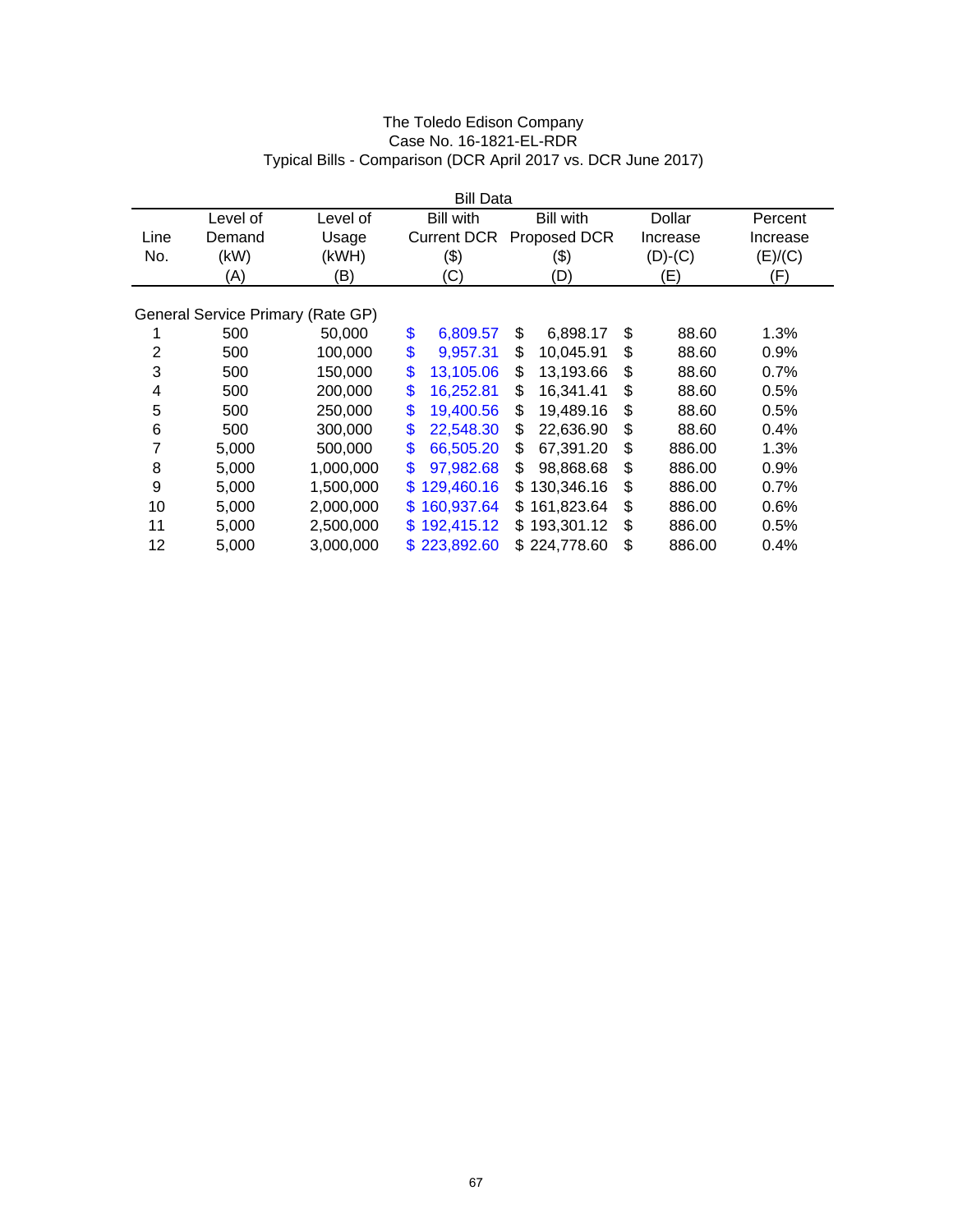The Toledo Edison Company
Case No. 16-1821-EL-RDR
Typical Bills - Comparison (DCR April 2017 vs. DCR June 2017)

| | Bill Data | | | | | |
|---|---|---|---|---|---|---|
| Line No. | Level of Demand (kW) (A) | Level of Usage (kWH) (B) | Bill with Current DCR ($) (C) | Bill with Proposed DCR ($) (D) | Dollar Increase (D)-(C) (E) | Percent Increase (E)/(C) (F) |
| General Service Primary (Rate GP) | | | | | | |
| 1 | 500 | 50,000 | $ 6,809.57 | $ 6,898.17 | $ 88.60 | 1.3% |
| 2 | 500 | 100,000 | $ 9,957.31 | $ 10,045.91 | $ 88.60 | 0.9% |
| 3 | 500 | 150,000 | $ 13,105.06 | $ 13,193.66 | $ 88.60 | 0.7% |
| 4 | 500 | 200,000 | $ 16,252.81 | $ 16,341.41 | $ 88.60 | 0.5% |
| 5 | 500 | 250,000 | $ 19,400.56 | $ 19,489.16 | $ 88.60 | 0.5% |
| 6 | 500 | 300,000 | $ 22,548.30 | $ 22,636.90 | $ 88.60 | 0.4% |
| 7 | 5,000 | 500,000 | $ 66,505.20 | $ 67,391.20 | $ 886.00 | 1.3% |
| 8 | 5,000 | 1,000,000 | $ 97,982.68 | $ 98,868.68 | $ 886.00 | 0.9% |
| 9 | 5,000 | 1,500,000 | $ 129,460.16 | $ 130,346.16 | $ 886.00 | 0.7% |
| 10 | 5,000 | 2,000,000 | $ 160,937.64 | $ 161,823.64 | $ 886.00 | 0.6% |
| 11 | 5,000 | 2,500,000 | $ 192,415.12 | $ 193,301.12 | $ 886.00 | 0.5% |
| 12 | 5,000 | 3,000,000 | $ 223,892.60 | $ 224,778.60 | $ 886.00 | 0.4% |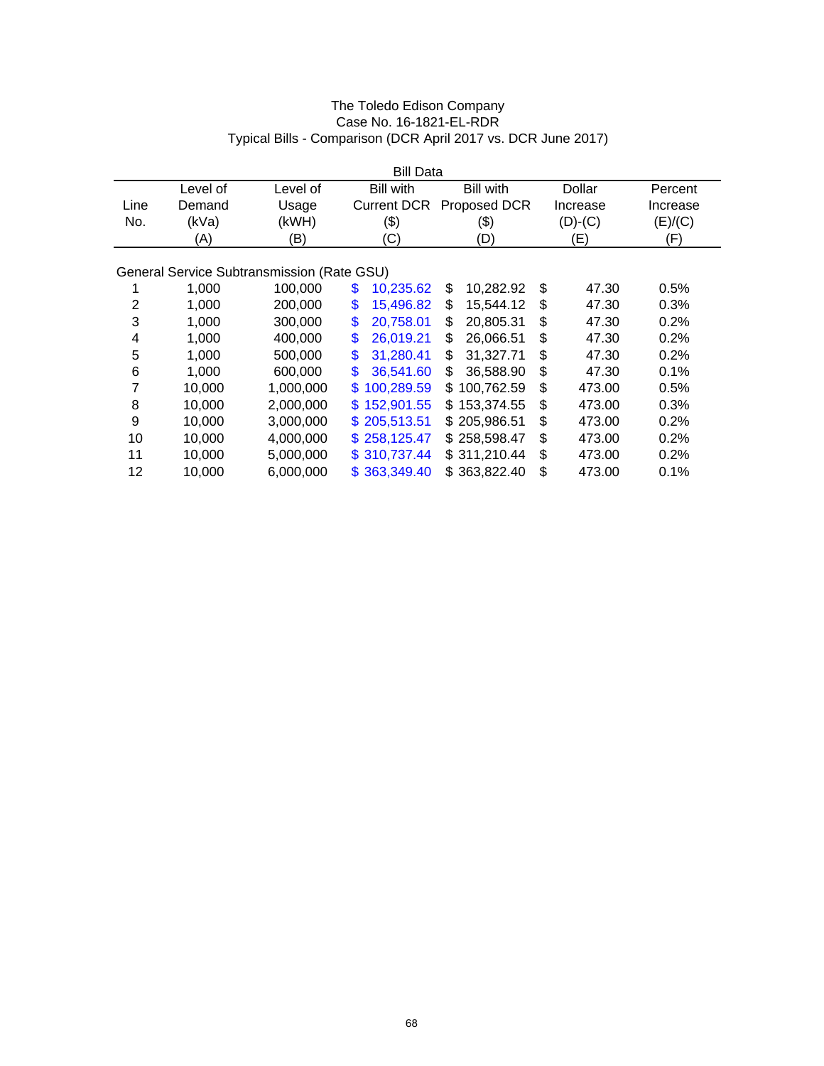The Toledo Edison Company
Case No. 16-1821-EL-RDR
Typical Bills - Comparison (DCR April 2017 vs. DCR June 2017)

| | | | Bill Data | | | |
|---|---|---|---|---|---|---|
| Line No. | Level of Demand (kVa) (A) | Level of Usage (kWH) (B) | Bill with Current DCR ($) (C) | Bill with Proposed DCR ($) (D) | Dollar Increase (D)-(C) (E) | Percent Increase (E)/(C) (F) |
| General Service Subtransmission (Rate GSU) | | | | | | |
| 1 | 1,000 | 100,000 | $ 10,235.62 | $ 10,282.92 | $ 47.30 | 0.5% |
| 2 | 1,000 | 200,000 | $ 15,496.82 | $ 15,544.12 | $ 47.30 | 0.3% |
| 3 | 1,000 | 300,000 | $ 20,758.01 | $ 20,805.31 | $ 47.30 | 0.2% |
| 4 | 1,000 | 400,000 | $ 26,019.21 | $ 26,066.51 | $ 47.30 | 0.2% |
| 5 | 1,000 | 500,000 | $ 31,280.41 | $ 31,327.71 | $ 47.30 | 0.2% |
| 6 | 1,000 | 600,000 | $ 36,541.60 | $ 36,588.90 | $ 47.30 | 0.1% |
| 7 | 10,000 | 1,000,000 | $ 100,289.59 | $ 100,762.59 | $ 473.00 | 0.5% |
| 8 | 10,000 | 2,000,000 | $ 152,901.55 | $ 153,374.55 | $ 473.00 | 0.3% |
| 9 | 10,000 | 3,000,000 | $ 205,513.51 | $ 205,986.51 | $ 473.00 | 0.2% |
| 10 | 10,000 | 4,000,000 | $ 258,125.47 | $ 258,598.47 | $ 473.00 | 0.2% |
| 11 | 10,000 | 5,000,000 | $ 310,737.44 | $ 311,210.44 | $ 473.00 | 0.2% |
| 12 | 10,000 | 6,000,000 | $ 363,349.40 | $ 363,822.40 | $ 473.00 | 0.1% |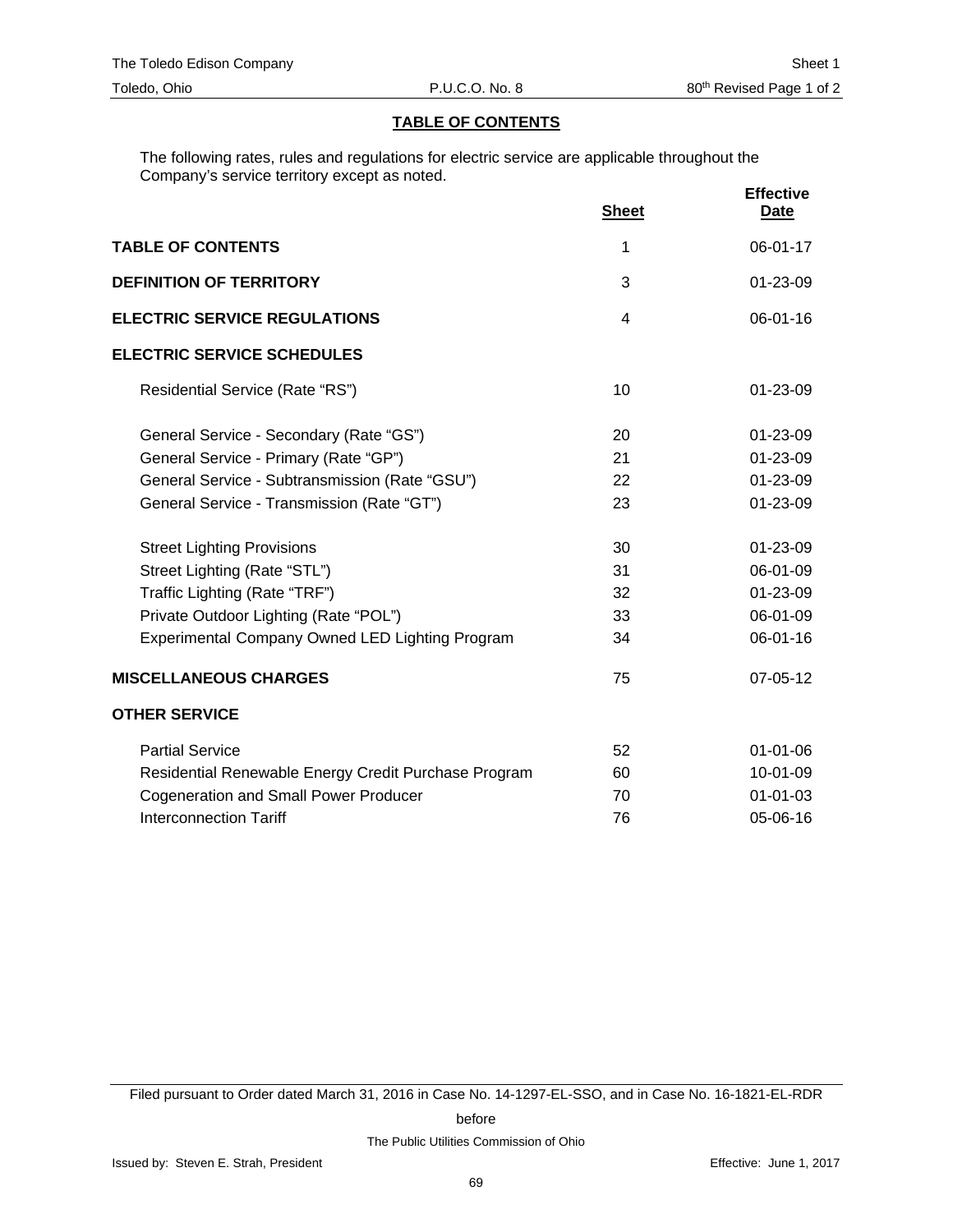The Toledo Edison Company | Sheet 1
Toledo, Ohio | P.U.C.O. No. 8 | 80th Revised Page 1 of 2

## TABLE OF CONTENTS

The following rates, rules and regulations for electric service are applicable throughout the Company's service territory except as noted.

| | Sheet | Effective Date |
|---|---|---|
| **TABLE OF CONTENTS** | 1 | 06-01-17 |
| **DEFINITION OF TERRITORY** | 3 | 01-23-09 |
| **ELECTRIC SERVICE REGULATIONS** | 4 | 06-01-16 |
| **ELECTRIC SERVICE SCHEDULES** | | |
| Residential Service (Rate "RS") | 10 | 01-23-09 |
| General Service - Secondary (Rate "GS") | 20 | 01-23-09 |
| General Service - Primary (Rate "GP") | 21 | 01-23-09 |
| General Service - Subtransmission (Rate "GSU") | 22 | 01-23-09 |
| General Service - Transmission (Rate "GT") | 23 | 01-23-09 |
| Street Lighting Provisions | 30 | 01-23-09 |
| Street Lighting (Rate "STL") | 31 | 06-01-09 |
| Traffic Lighting (Rate "TRF") | 32 | 01-23-09 |
| Private Outdoor Lighting (Rate "POL") | 33 | 06-01-09 |
| Experimental Company Owned LED Lighting Program | 34 | 06-01-16 |
| **MISCELLANEOUS CHARGES** | 75 | 07-05-12 |
| **OTHER SERVICE** | | |
| Partial Service | 52 | 01-01-06 |
| Residential Renewable Energy Credit Purchase Program | 60 | 10-01-09 |
| Cogeneration and Small Power Producer | 70 | 01-01-03 |
| Interconnection Tariff | 76 | 05-06-16 |

Filed pursuant to Order dated March 31, 2016 in Case No. 14-1297-EL-SSO, and in Case No. 16-1821-EL-RDR

before

The Public Utilities Commission of Ohio

Issued by: Steven E. Strah, President | Effective: June 1, 2017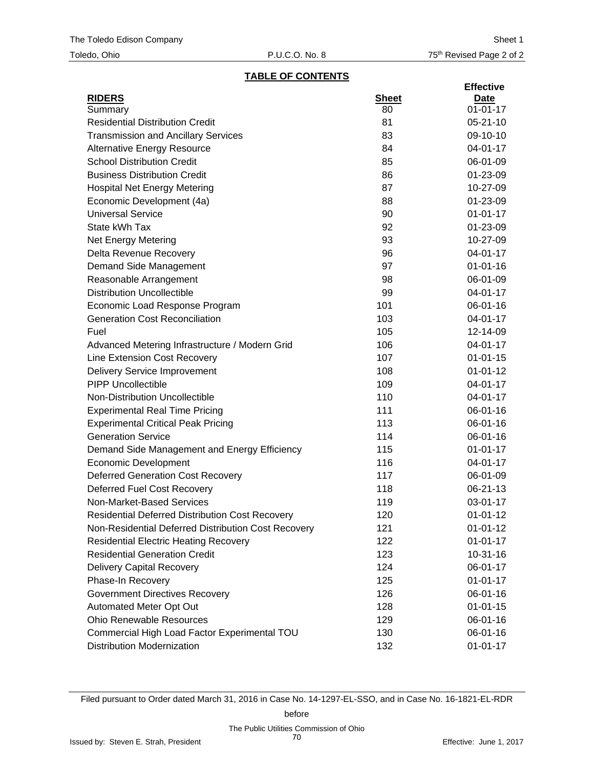The Toledo Edison Company Sheet 1
Toledo, Ohio P.U.C.O. No. 8 75th Revised Page 2 of 2

## TABLE OF CONTENTS

| **RIDERS** | **Sheet** | **Effective Date** |
|---|---|---|
| Summary | 80 | 01-01-17 |
| Residential Distribution Credit | 81 | 05-21-10 |
| Transmission and Ancillary Services | 83 | 09-10-10 |
| Alternative Energy Resource | 84 | 04-01-17 |
| School Distribution Credit | 85 | 06-01-09 |
| Business Distribution Credit | 86 | 01-23-09 |
| Hospital Net Energy Metering | 87 | 10-27-09 |
| Economic Development (4a) | 88 | 01-23-09 |
| Universal Service | 90 | 01-01-17 |
| State kWh Tax | 92 | 01-23-09 |
| Net Energy Metering | 93 | 10-27-09 |
| Delta Revenue Recovery | 96 | 04-01-17 |
| Demand Side Management | 97 | 01-01-16 |
| Reasonable Arrangement | 98 | 06-01-09 |
| Distribution Uncollectible | 99 | 04-01-17 |
| Economic Load Response Program | 101 | 06-01-16 |
| Generation Cost Reconciliation | 103 | 04-01-17 |
| Fuel | 105 | 12-14-09 |
| Advanced Metering Infrastructure / Modern Grid | 106 | 04-01-17 |
| Line Extension Cost Recovery | 107 | 01-01-15 |
| Delivery Service Improvement | 108 | 01-01-12 |
| PIPP Uncollectible | 109 | 04-01-17 |
| Non-Distribution Uncollectible | 110 | 04-01-17 |
| Experimental Real Time Pricing | 111 | 06-01-16 |
| Experimental Critical Peak Pricing | 113 | 06-01-16 |
| Generation Service | 114 | 06-01-16 |
| Demand Side Management and Energy Efficiency | 115 | 01-01-17 |
| Economic Development | 116 | 04-01-17 |
| Deferred Generation Cost Recovery | 117 | 06-01-09 |
| Deferred Fuel Cost Recovery | 118 | 06-21-13 |
| Non-Market-Based Services | 119 | 03-01-17 |
| Residential Deferred Distribution Cost Recovery | 120 | 01-01-12 |
| Non-Residential Deferred Distribution Cost Recovery | 121 | 01-01-12 |
| Residential Electric Heating Recovery | 122 | 01-01-17 |
| Residential Generation Credit | 123 | 10-31-16 |
| Delivery Capital Recovery | 124 | 06-01-17 |
| Phase-In Recovery | 125 | 01-01-17 |
| Government Directives Recovery | 126 | 06-01-16 |
| Automated Meter Opt Out | 128 | 01-01-15 |
| Ohio Renewable Resources | 129 | 06-01-16 |
| Commercial High Load Factor Experimental TOU | 130 | 06-01-16 |
| Distribution Modernization | 132 | 01-01-17 |

Filed pursuant to Order dated March 31, 2016 in Case No. 14-1297-EL-SSO, and in Case No. 16-1821-EL-RDR

before

The Public Utilities Commission of Ohio

Issued by: Steven E. Strah, President Effective: June 1, 2017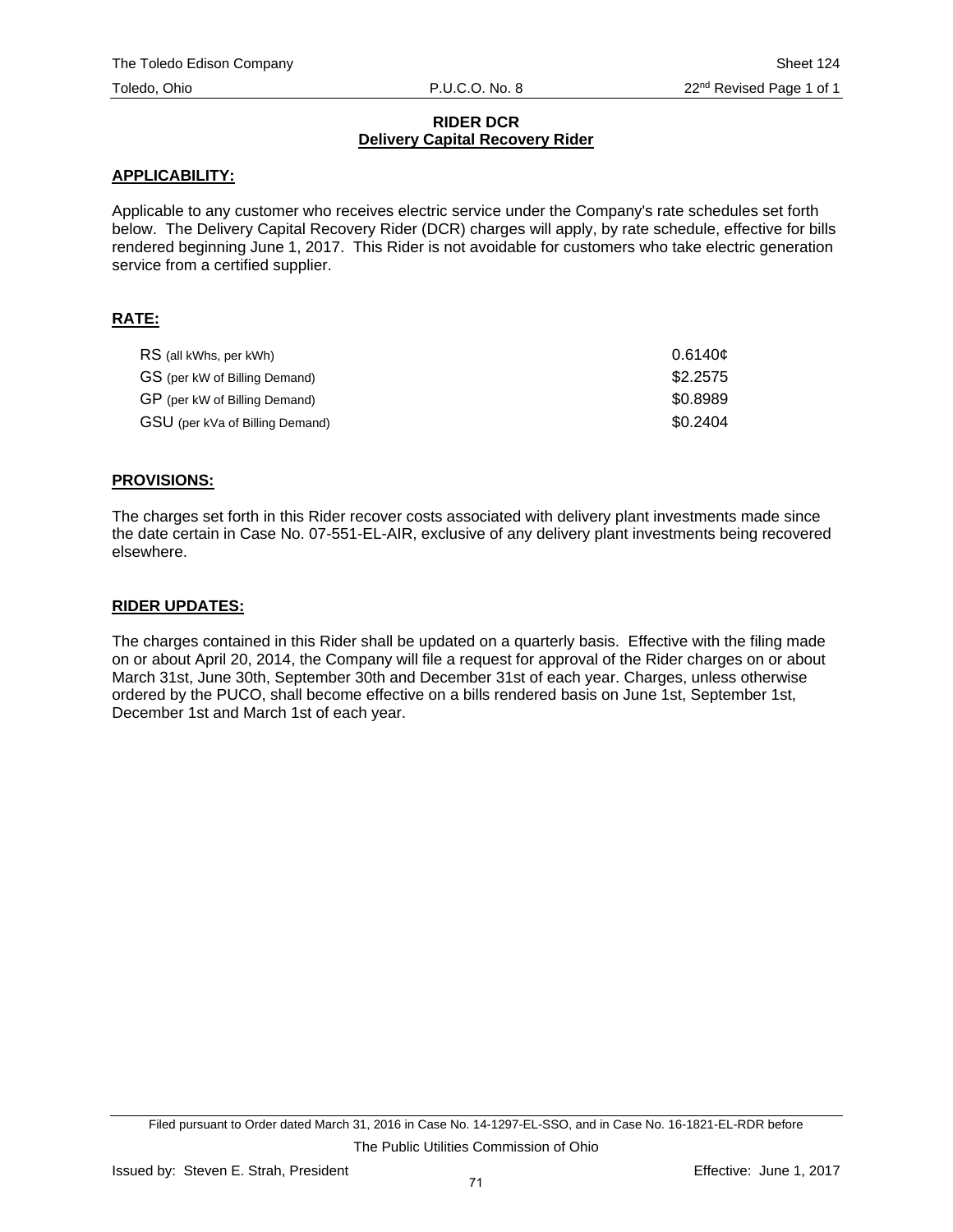The Toledo Edison Company | Sheet 124
Toledo, Ohio | P.U.C.O. No. 8 | 22nd Revised Page 1 of 1

## RIDER DCR
### Delivery Capital Recovery Rider

**APPLICABILITY:**

Applicable to any customer who receives electric service under the Company's rate schedules set forth below. The Delivery Capital Recovery Rider (DCR) charges will apply, by rate schedule, effective for bills rendered beginning June 1, 2017. This Rider is not avoidable for customers who take electric generation service from a certified supplier.

**RATE:**

| | |
|---|---|
| RS (all kWhs, per kWh) | 0.6140¢ |
| GS (per kW of Billing Demand) | $2.2575 |
| GP (per kW of Billing Demand) | $0.8989 |
| GSU (per kVa of Billing Demand) | $0.2404 |

**PROVISIONS:**

The charges set forth in this Rider recover costs associated with delivery plant investments made since the date certain in Case No. 07-551-EL-AIR, exclusive of any delivery plant investments being recovered elsewhere.

**RIDER UPDATES:**

The charges contained in this Rider shall be updated on a quarterly basis. Effective with the filing made on or about April 20, 2014, the Company will file a request for approval of the Rider charges on or about March 31st, June 30th, September 30th and December 31st of each year. Charges, unless otherwise ordered by the PUCO, shall become effective on a bills rendered basis on June 1st, September 1st, December 1st and March 1st of each year.

Filed pursuant to Order dated March 31, 2016 in Case No. 14-1297-EL-SSO, and in Case No. 16-1821-EL-RDR before The Public Utilities Commission of Ohio

Issued by: Steven E. Strah, President | Effective: June 1, 2017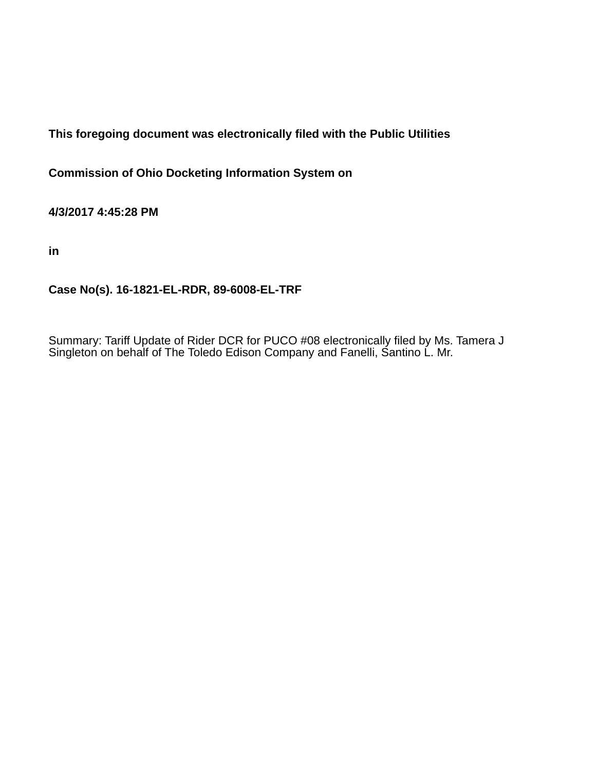**This foregoing document was electronically filed with the Public Utilities**

**Commission of Ohio Docketing Information System on**

**4/3/2017 4:45:28 PM**

**in**

**Case No(s). 16-1821-EL-RDR, 89-6008-EL-TRF**

Summary: Tariff Update of Rider DCR for PUCO #08 electronically filed by Ms. Tamera J Singleton on behalf of The Toledo Edison Company and Fanelli, Santino L. Mr.